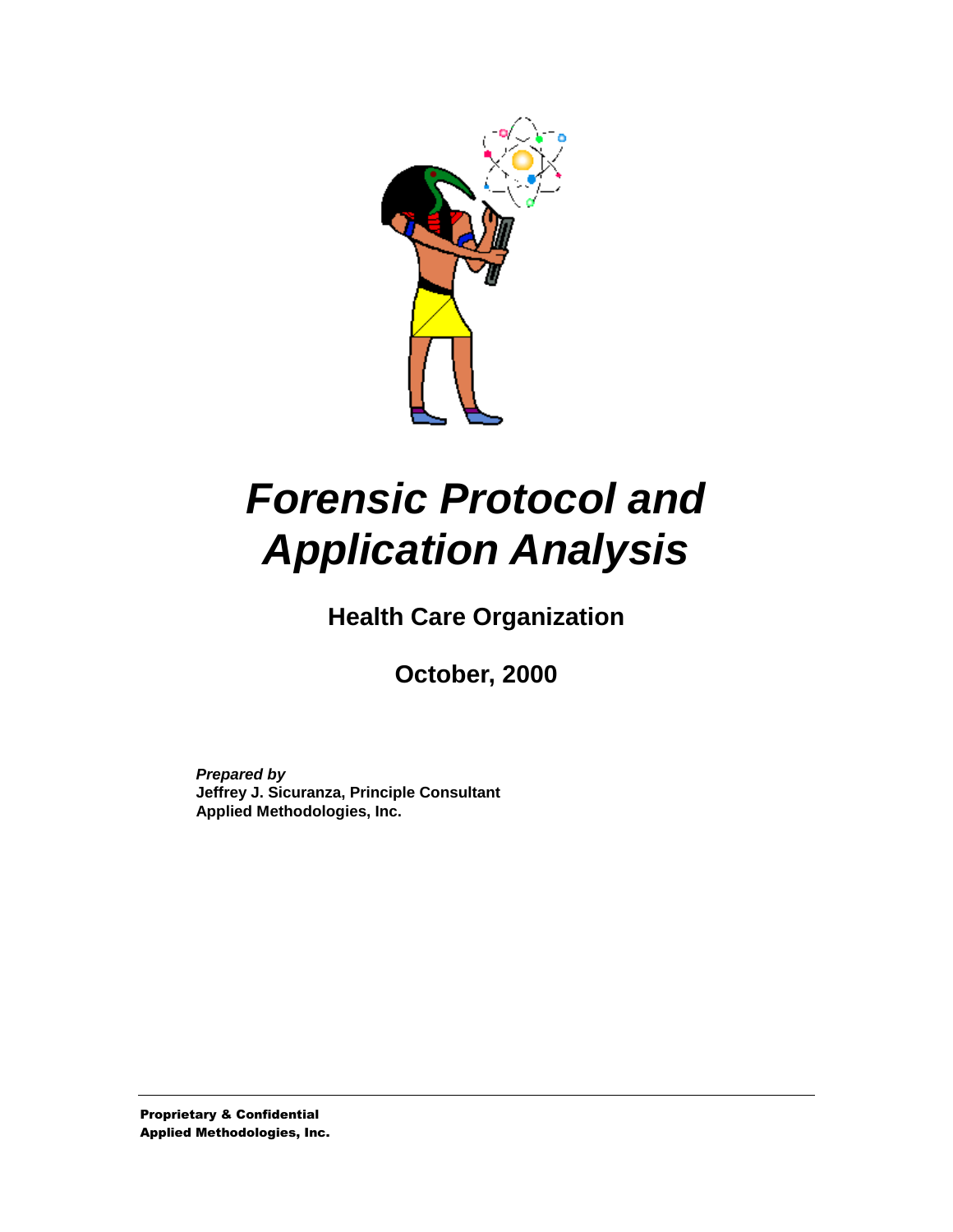# *Forensic Protocol and Application Analysis*

**Health Care Organization**

**October, 2000**

***Prepared by***
**Jeffrey J. Sicuranza, Principle Consultant**
**Applied Methodologies, Inc.**

**Proprietary & Confidential**
**Applied Methodologies, Inc.**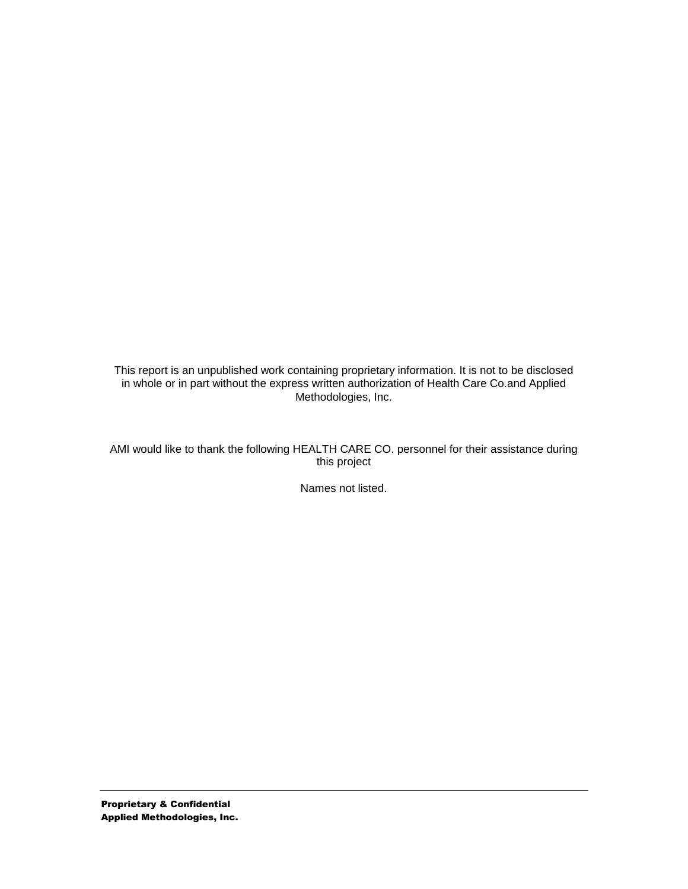This report is an unpublished work containing proprietary information. It is not to be disclosed in whole or in part without the express written authorization of Health Care Co.and Applied Methodologies, Inc.

AMI would like to thank the following HEALTH CARE CO. personnel for their assistance during this project

Names not listed.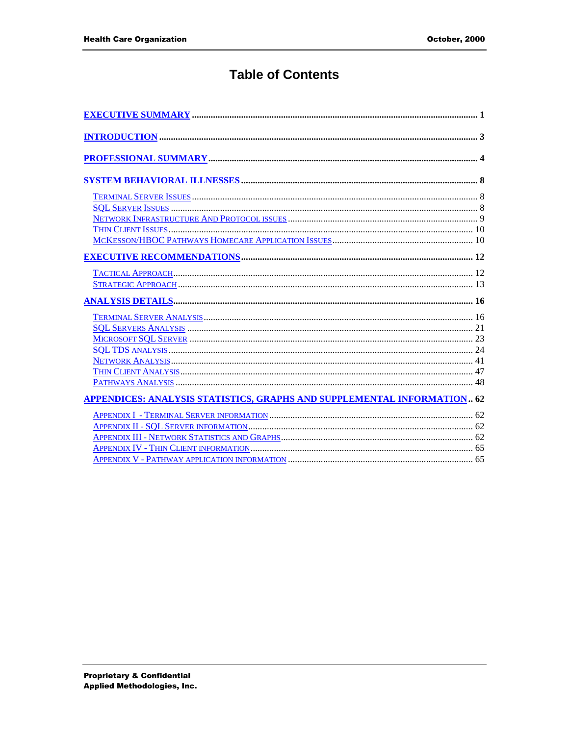# Table of Contents

- EXECUTIVE SUMMARY ........ 1
- INTRODUCTION ........ 3
- PROFESSIONAL SUMMARY ........ 4
- SYSTEM BEHAVIORAL ILLNESSES ........ 8
  - Terminal Server Issues ........ 8
  - SQL Server Issues ........ 8
  - Network Infrastructure And Protocol issues ........ 9
  - Thin Client Issues ........ 10
  - McKesson/HBOC Pathways Homecare Application Issues ........ 10
- EXECUTIVE RECOMMENDATIONS ........ 12
  - Tactical Approach ........ 12
  - Strategic Approach ........ 13
- ANALYSIS DETAILS ........ 16
  - Terminal Server Analysis ........ 16
  - SQL Servers Analysis ........ 21
  - Microsoft SQL Server ........ 23
  - SQL TDS analysis ........ 24
  - Network Analysis ........ 41
  - Thin Client Analysis ........ 47
  - Pathways Analysis ........ 48
- APPENDICES: ANALYSIS STATISTICS, GRAPHS AND SUPPLEMENTAL INFORMATION ........ 62
  - Appendix I - Terminal Server information ........ 62
  - Appendix II - SQL Server information ........ 62
  - Appendix III - Network Statistics and Graphs ........ 62
  - Appendix IV - Thin Client information ........ 65
  - Appendix V - Pathway application information ........ 65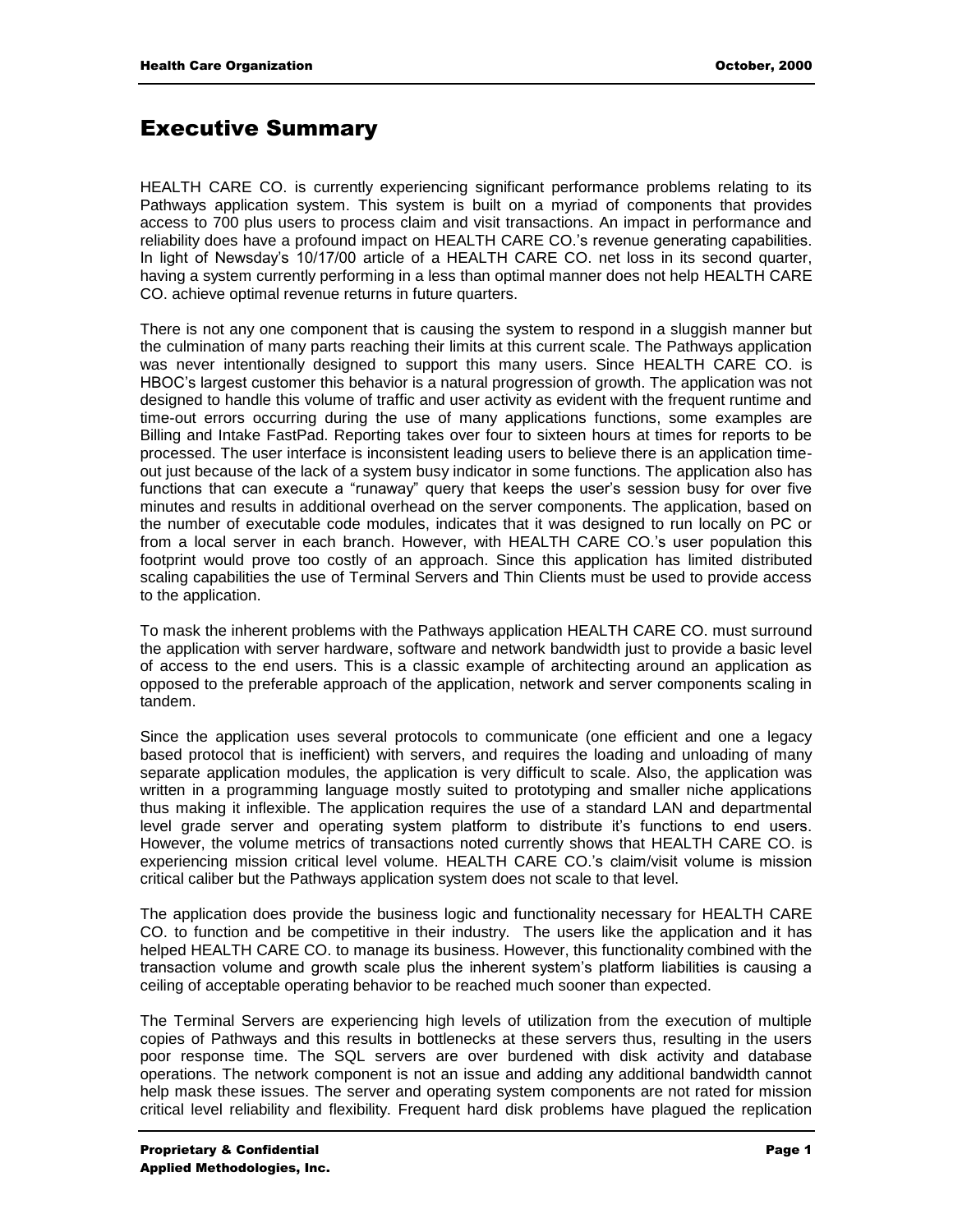# Executive Summary

HEALTH CARE CO. is currently experiencing significant performance problems relating to its Pathways application system. This system is built on a myriad of components that provides access to 700 plus users to process claim and visit transactions. An impact in performance and reliability does have a profound impact on HEALTH CARE CO.'s revenue generating capabilities. In light of Newsday's 10/17/00 article of a HEALTH CARE CO. net loss in its second quarter, having a system currently performing in a less than optimal manner does not help HEALTH CARE CO. achieve optimal revenue returns in future quarters.

There is not any one component that is causing the system to respond in a sluggish manner but the culmination of many parts reaching their limits at this current scale. The Pathways application was never intentionally designed to support this many users. Since HEALTH CARE CO. is HBOC's largest customer this behavior is a natural progression of growth. The application was not designed to handle this volume of traffic and user activity as evident with the frequent runtime and time-out errors occurring during the use of many applications functions, some examples are Billing and Intake FastPad. Reporting takes over four to sixteen hours at times for reports to be processed. The user interface is inconsistent leading users to believe there is an application time-out just because of the lack of a system busy indicator in some functions. The application also has functions that can execute a "runaway" query that keeps the user's session busy for over five minutes and results in additional overhead on the server components. The application, based on the number of executable code modules, indicates that it was designed to run locally on PC or from a local server in each branch. However, with HEALTH CARE CO.'s user population this footprint would prove too costly of an approach. Since this application has limited distributed scaling capabilities the use of Terminal Servers and Thin Clients must be used to provide access to the application.

To mask the inherent problems with the Pathways application HEALTH CARE CO. must surround the application with server hardware, software and network bandwidth just to provide a basic level of access to the end users. This is a classic example of architecting around an application as opposed to the preferable approach of the application, network and server components scaling in tandem.

Since the application uses several protocols to communicate (one efficient and one a legacy based protocol that is inefficient) with servers, and requires the loading and unloading of many separate application modules, the application is very difficult to scale. Also, the application was written in a programming language mostly suited to prototyping and smaller niche applications thus making it inflexible. The application requires the use of a standard LAN and departmental level grade server and operating system platform to distribute it's functions to end users. However, the volume metrics of transactions noted currently shows that HEALTH CARE CO. is experiencing mission critical level volume. HEALTH CARE CO.'s claim/visit volume is mission critical caliber but the Pathways application system does not scale to that level.

The application does provide the business logic and functionality necessary for HEALTH CARE CO. to function and be competitive in their industry. The users like the application and it has helped HEALTH CARE CO. to manage its business. However, this functionality combined with the transaction volume and growth scale plus the inherent system's platform liabilities is causing a ceiling of acceptable operating behavior to be reached much sooner than expected.

The Terminal Servers are experiencing high levels of utilization from the execution of multiple copies of Pathways and this results in bottlenecks at these servers thus, resulting in the users poor response time. The SQL servers are over burdened with disk activity and database operations. The network component is not an issue and adding any additional bandwidth cannot help mask these issues. The server and operating system components are not rated for mission critical level reliability and flexibility. Frequent hard disk problems have plagued the replication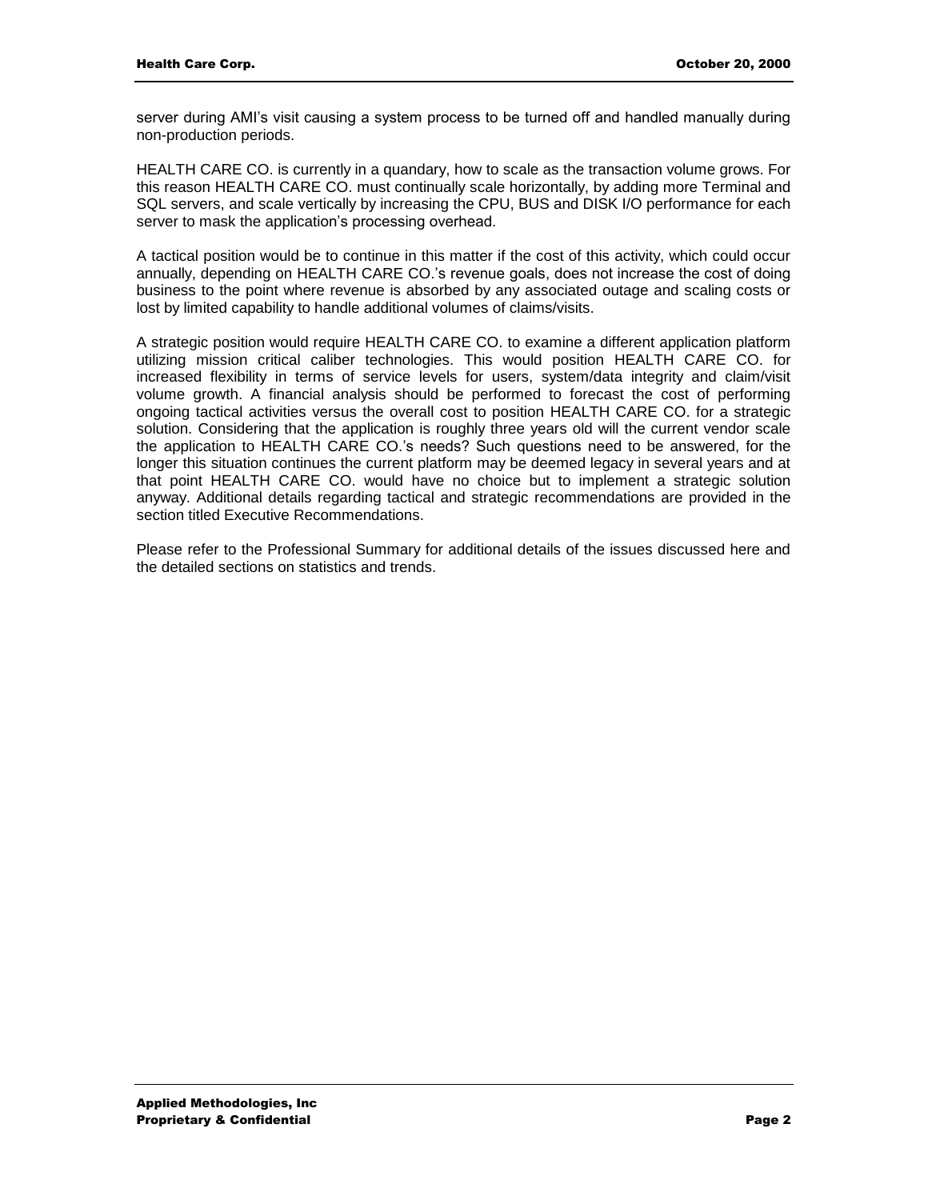server during AMI's visit causing a system process to be turned off and handled manually during non-production periods.

HEALTH CARE CO. is currently in a quandary, how to scale as the transaction volume grows. For this reason HEALTH CARE CO. must continually scale horizontally, by adding more Terminal and SQL servers, and scale vertically by increasing the CPU, BUS and DISK I/O performance for each server to mask the application's processing overhead.

A tactical position would be to continue in this matter if the cost of this activity, which could occur annually, depending on HEALTH CARE CO.'s revenue goals, does not increase the cost of doing business to the point where revenue is absorbed by any associated outage and scaling costs or lost by limited capability to handle additional volumes of claims/visits.

A strategic position would require HEALTH CARE CO. to examine a different application platform utilizing mission critical caliber technologies. This would position HEALTH CARE CO. for increased flexibility in terms of service levels for users, system/data integrity and claim/visit volume growth. A financial analysis should be performed to forecast the cost of performing ongoing tactical activities versus the overall cost to position HEALTH CARE CO. for a strategic solution. Considering that the application is roughly three years old will the current vendor scale the application to HEALTH CARE CO.'s needs? Such questions need to be answered, for the longer this situation continues the current platform may be deemed legacy in several years and at that point HEALTH CARE CO. would have no choice but to implement a strategic solution anyway. Additional details regarding tactical and strategic recommendations are provided in the section titled Executive Recommendations.

Please refer to the Professional Summary for additional details of the issues discussed here and the detailed sections on statistics and trends.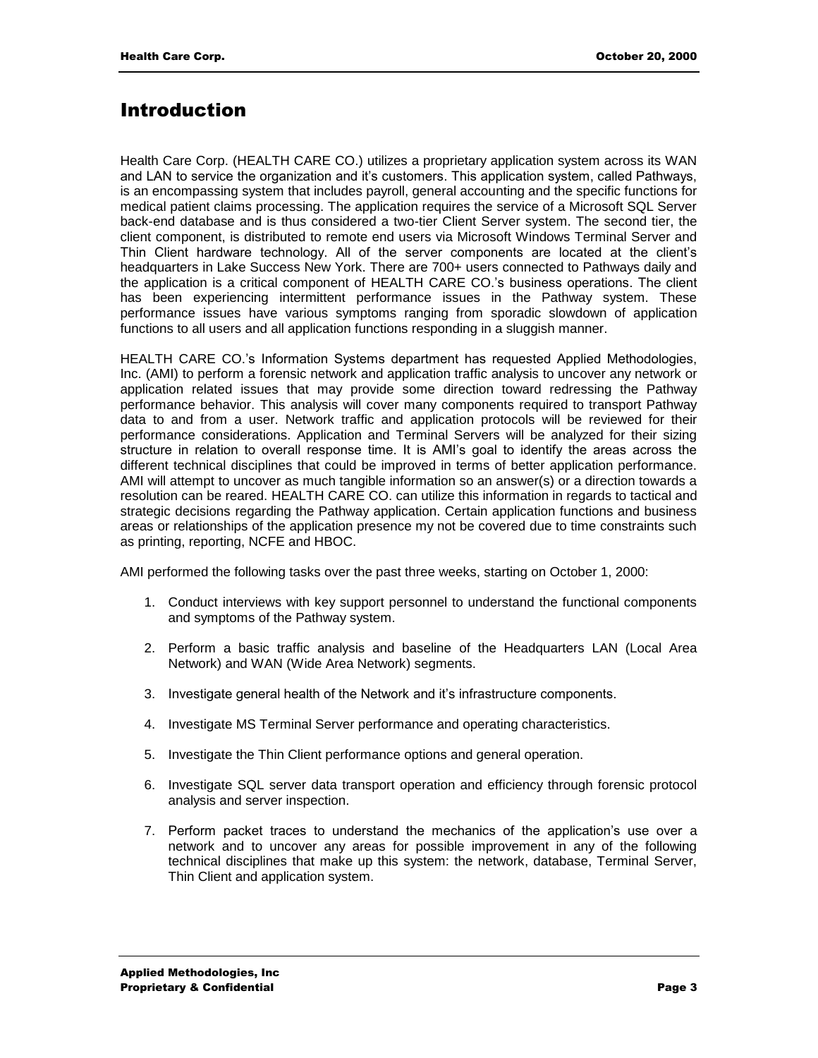# Introduction

Health Care Corp. (HEALTH CARE CO.) utilizes a proprietary application system across its WAN and LAN to service the organization and it's customers. This application system, called Pathways, is an encompassing system that includes payroll, general accounting and the specific functions for medical patient claims processing. The application requires the service of a Microsoft SQL Server back-end database and is thus considered a two-tier Client Server system. The second tier, the client component, is distributed to remote end users via Microsoft Windows Terminal Server and Thin Client hardware technology. All of the server components are located at the client's headquarters in Lake Success New York. There are 700+ users connected to Pathways daily and the application is a critical component of HEALTH CARE CO.'s business operations. The client has been experiencing intermittent performance issues in the Pathway system. These performance issues have various symptoms ranging from sporadic slowdown of application functions to all users and all application functions responding in a sluggish manner.

HEALTH CARE CO.'s Information Systems department has requested Applied Methodologies, Inc. (AMI) to perform a forensic network and application traffic analysis to uncover any network or application related issues that may provide some direction toward redressing the Pathway performance behavior. This analysis will cover many components required to transport Pathway data to and from a user. Network traffic and application protocols will be reviewed for their performance considerations. Application and Terminal Servers will be analyzed for their sizing structure in relation to overall response time. It is AMI's goal to identify the areas across the different technical disciplines that could be improved in terms of better application performance. AMI will attempt to uncover as much tangible information so an answer(s) or a direction towards a resolution can be reared. HEALTH CARE CO. can utilize this information in regards to tactical and strategic decisions regarding the Pathway application. Certain application functions and business areas or relationships of the application presence my not be covered due to time constraints such as printing, reporting, NCFE and HBOC.

AMI performed the following tasks over the past three weeks, starting on October 1, 2000:

1. Conduct interviews with key support personnel to understand the functional components and symptoms of the Pathway system.

2. Perform a basic traffic analysis and baseline of the Headquarters LAN (Local Area Network) and WAN (Wide Area Network) segments.

3. Investigate general health of the Network and it's infrastructure components.

4. Investigate MS Terminal Server performance and operating characteristics.

5. Investigate the Thin Client performance options and general operation.

6. Investigate SQL server data transport operation and efficiency through forensic protocol analysis and server inspection.

7. Perform packet traces to understand the mechanics of the application's use over a network and to uncover any areas for possible improvement in any of the following technical disciplines that make up this system: the network, database, Terminal Server, Thin Client and application system.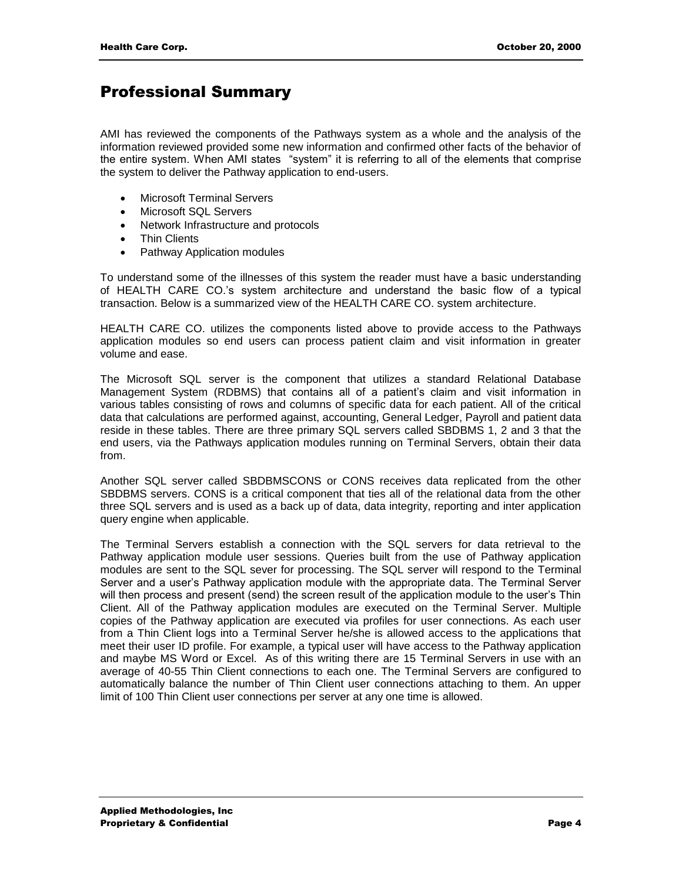# Professional Summary

AMI has reviewed the components of the Pathways system as a whole and the analysis of the information reviewed provided some new information and confirmed other facts of the behavior of the entire system. When AMI states "system" it is referring to all of the elements that comprise the system to deliver the Pathway application to end-users.

- Microsoft Terminal Servers
- Microsoft SQL Servers
- Network Infrastructure and protocols
- Thin Clients
- Pathway Application modules

To understand some of the illnesses of this system the reader must have a basic understanding of HEALTH CARE CO.'s system architecture and understand the basic flow of a typical transaction. Below is a summarized view of the HEALTH CARE CO. system architecture.

HEALTH CARE CO. utilizes the components listed above to provide access to the Pathways application modules so end users can process patient claim and visit information in greater volume and ease.

The Microsoft SQL server is the component that utilizes a standard Relational Database Management System (RDBMS) that contains all of a patient's claim and visit information in various tables consisting of rows and columns of specific data for each patient. All of the critical data that calculations are performed against, accounting, General Ledger, Payroll and patient data reside in these tables. There are three primary SQL servers called SBDBMS 1, 2 and 3 that the end users, via the Pathways application modules running on Terminal Servers, obtain their data from.

Another SQL server called SBDBMSCONS or CONS receives data replicated from the other SBDBMS servers. CONS is a critical component that ties all of the relational data from the other three SQL servers and is used as a back up of data, data integrity, reporting and inter application query engine when applicable.

The Terminal Servers establish a connection with the SQL servers for data retrieval to the Pathway application module user sessions. Queries built from the use of Pathway application modules are sent to the SQL sever for processing. The SQL server will respond to the Terminal Server and a user's Pathway application module with the appropriate data. The Terminal Server will then process and present (send) the screen result of the application module to the user's Thin Client. All of the Pathway application modules are executed on the Terminal Server. Multiple copies of the Pathway application are executed via profiles for user connections. As each user from a Thin Client logs into a Terminal Server he/she is allowed access to the applications that meet their user ID profile. For example, a typical user will have access to the Pathway application and maybe MS Word or Excel. As of this writing there are 15 Terminal Servers in use with an average of 40-55 Thin Client connections to each one. The Terminal Servers are configured to automatically balance the number of Thin Client user connections attaching to them. An upper limit of 100 Thin Client user connections per server at any one time is allowed.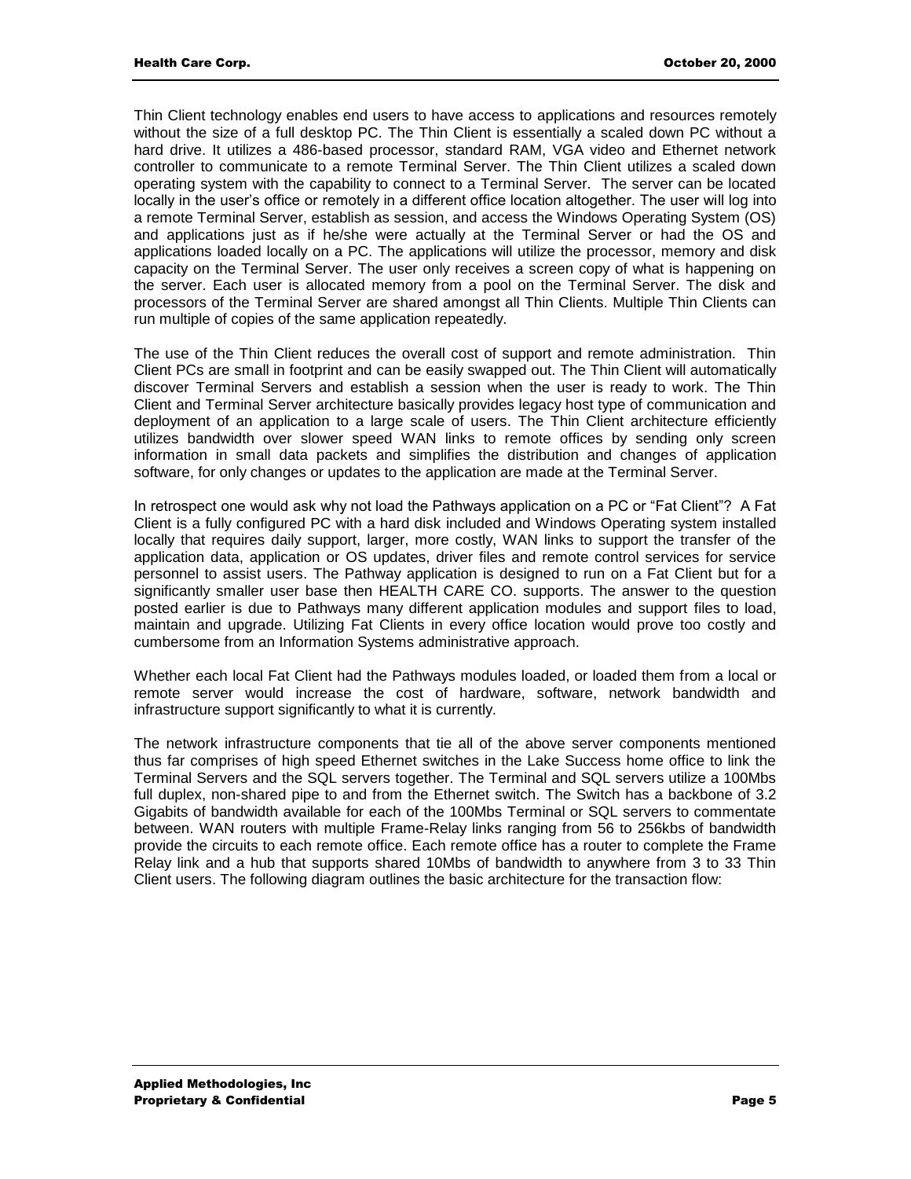Thin Client technology enables end users to have access to applications and resources remotely without the size of a full desktop PC. The Thin Client is essentially a scaled down PC without a hard drive. It utilizes a 486-based processor, standard RAM, VGA video and Ethernet network controller to communicate to a remote Terminal Server. The Thin Client utilizes a scaled down operating system with the capability to connect to a Terminal Server. The server can be located locally in the user's office or remotely in a different office location altogether. The user will log into a remote Terminal Server, establish as session, and access the Windows Operating System (OS) and applications just as if he/she were actually at the Terminal Server or had the OS and applications loaded locally on a PC. The applications will utilize the processor, memory and disk capacity on the Terminal Server. The user only receives a screen copy of what is happening on the server. Each user is allocated memory from a pool on the Terminal Server. The disk and processors of the Terminal Server are shared amongst all Thin Clients. Multiple Thin Clients can run multiple of copies of the same application repeatedly.

The use of the Thin Client reduces the overall cost of support and remote administration. Thin Client PCs are small in footprint and can be easily swapped out. The Thin Client will automatically discover Terminal Servers and establish a session when the user is ready to work. The Thin Client and Terminal Server architecture basically provides legacy host type of communication and deployment of an application to a large scale of users. The Thin Client architecture efficiently utilizes bandwidth over slower speed WAN links to remote offices by sending only screen information in small data packets and simplifies the distribution and changes of application software, for only changes or updates to the application are made at the Terminal Server.

In retrospect one would ask why not load the Pathways application on a PC or "Fat Client"? A Fat Client is a fully configured PC with a hard disk included and Windows Operating system installed locally that requires daily support, larger, more costly, WAN links to support the transfer of the application data, application or OS updates, driver files and remote control services for service personnel to assist users. The Pathway application is designed to run on a Fat Client but for a significantly smaller user base then HEALTH CARE CO. supports. The answer to the question posted earlier is due to Pathways many different application modules and support files to load, maintain and upgrade. Utilizing Fat Clients in every office location would prove too costly and cumbersome from an Information Systems administrative approach.

Whether each local Fat Client had the Pathways modules loaded, or loaded them from a local or remote server would increase the cost of hardware, software, network bandwidth and infrastructure support significantly to what it is currently.

The network infrastructure components that tie all of the above server components mentioned thus far comprises of high speed Ethernet switches in the Lake Success home office to link the Terminal Servers and the SQL servers together. The Terminal and SQL servers utilize a 100Mbs full duplex, non-shared pipe to and from the Ethernet switch. The Switch has a backbone of 3.2 Gigabits of bandwidth available for each of the 100Mbs Terminal or SQL servers to commentate between. WAN routers with multiple Frame-Relay links ranging from 56 to 256kbs of bandwidth provide the circuits to each remote office. Each remote office has a router to complete the Frame Relay link and a hub that supports shared 10Mbs of bandwidth to anywhere from 3 to 33 Thin Client users. The following diagram outlines the basic architecture for the transaction flow: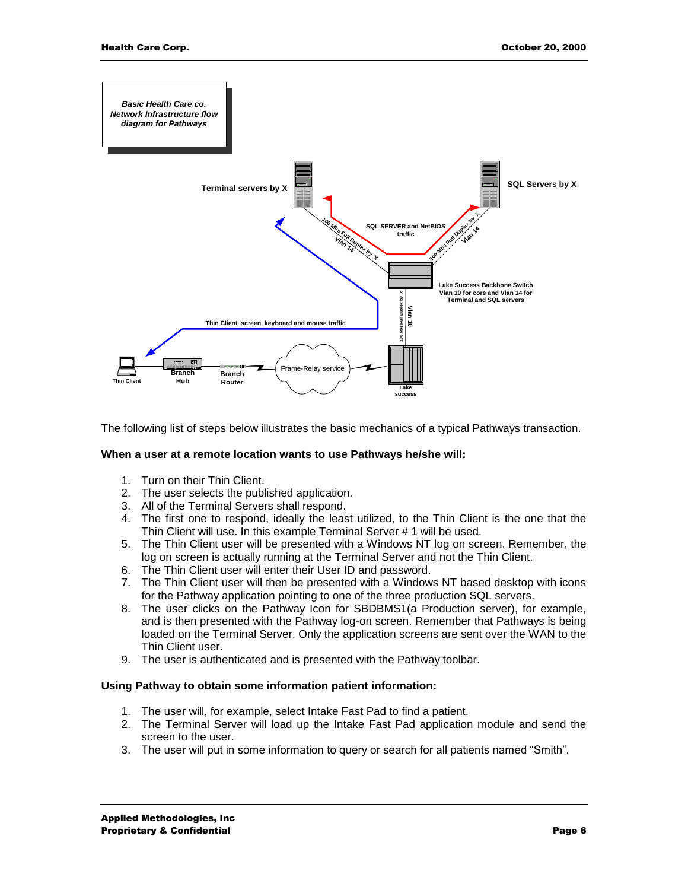*Basic Health Care co. Network Infrastructure flow diagram for Pathways*

The following list of steps below illustrates the basic mechanics of a typical Pathways transaction.

**When a user at a remote location wants to use Pathways he/she will:**

1. Turn on their Thin Client.
2. The user selects the published application.
3. All of the Terminal Servers shall respond.
4. The first one to respond, ideally the least utilized, to the Thin Client is the one that the Thin Client will use. In this example Terminal Server # 1 will be used.
5. The Thin Client user will be presented with a Windows NT log on screen. Remember, the log on screen is actually running at the Terminal Server and not the Thin Client.
6. The Thin Client user will enter their User ID and password.
7. The Thin Client user will then be presented with a Windows NT based desktop with icons for the Pathway application pointing to one of the three production SQL servers.
8. The user clicks on the Pathway Icon for SBDBMS1(a Production server), for example, and is then presented with the Pathway log-on screen. Remember that Pathways is being loaded on the Terminal Server. Only the application screens are sent over the WAN to the Thin Client user.
9. The user is authenticated and is presented with the Pathway toolbar.

**Using Pathway to obtain some information patient information:**

1. The user will, for example, select Intake Fast Pad to find a patient.
2. The Terminal Server will load up the Intake Fast Pad application module and send the screen to the user.
3. The user will put in some information to query or search for all patients named “Smith”.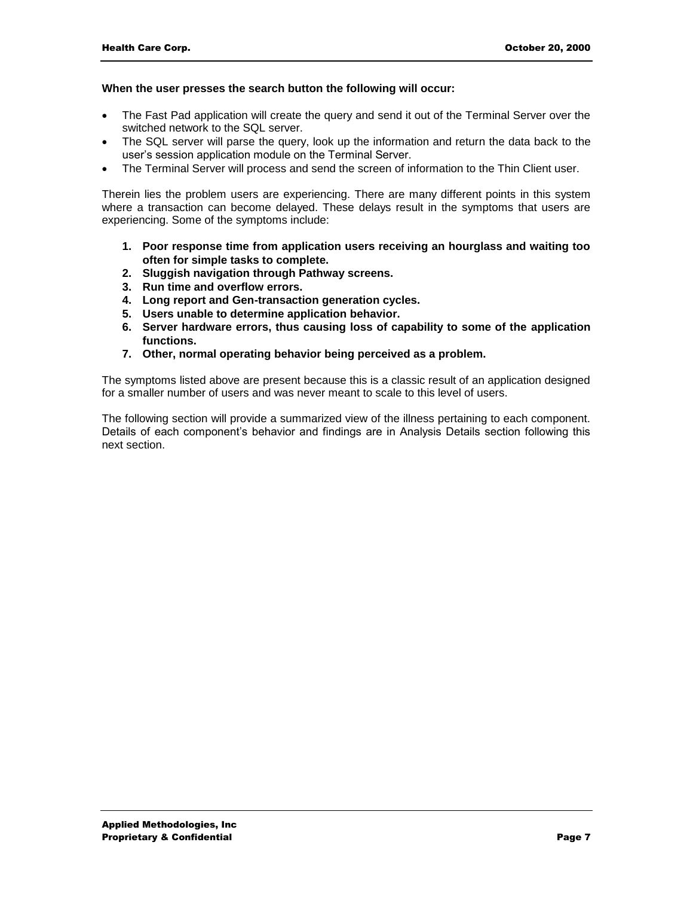**When the user presses the search button the following will occur:**

- The Fast Pad application will create the query and send it out of the Terminal Server over the switched network to the SQL server.
- The SQL server will parse the query, look up the information and return the data back to the user's session application module on the Terminal Server.
- The Terminal Server will process and send the screen of information to the Thin Client user.

Therein lies the problem users are experiencing. There are many different points in this system where a transaction can become delayed. These delays result in the symptoms that users are experiencing. Some of the symptoms include:

1. **Poor response time from application users receiving an hourglass and waiting too often for simple tasks to complete.**
2. **Sluggish navigation through Pathway screens.**
3. **Run time and overflow errors.**
4. **Long report and Gen-transaction generation cycles.**
5. **Users unable to determine application behavior.**
6. **Server hardware errors, thus causing loss of capability to some of the application functions.**
7. **Other, normal operating behavior being perceived as a problem.**

The symptoms listed above are present because this is a classic result of an application designed for a smaller number of users and was never meant to scale to this level of users.

The following section will provide a summarized view of the illness pertaining to each component. Details of each component's behavior and findings are in Analysis Details section following this next section.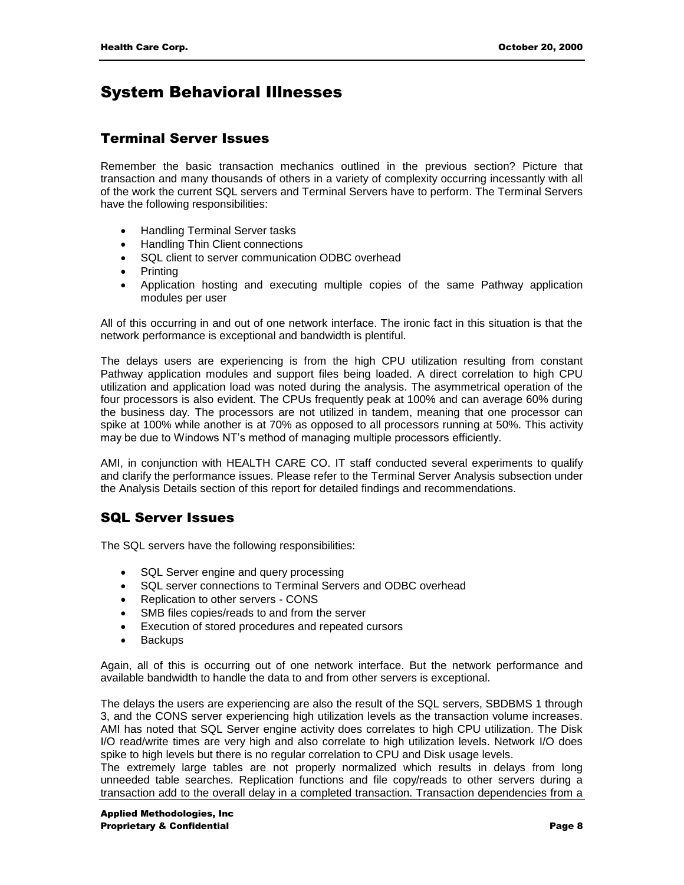# System Behavioral Illnesses

## Terminal Server Issues

Remember the basic transaction mechanics outlined in the previous section? Picture that transaction and many thousands of others in a variety of complexity occurring incessantly with all of the work the current SQL servers and Terminal Servers have to perform. The Terminal Servers have the following responsibilities:

- Handling Terminal Server tasks
- Handling Thin Client connections
- SQL client to server communication ODBC overhead
- Printing
- Application hosting and executing multiple copies of the same Pathway application modules per user

All of this occurring in and out of one network interface. The ironic fact in this situation is that the network performance is exceptional and bandwidth is plentiful.

The delays users are experiencing is from the high CPU utilization resulting from constant Pathway application modules and support files being loaded. A direct correlation to high CPU utilization and application load was noted during the analysis. The asymmetrical operation of the four processors is also evident. The CPUs frequently peak at 100% and can average 60% during the business day. The processors are not utilized in tandem, meaning that one processor can spike at 100% while another is at 70% as opposed to all processors running at 50%. This activity may be due to Windows NT's method of managing multiple processors efficiently.

AMI, in conjunction with HEALTH CARE CO. IT staff conducted several experiments to qualify and clarify the performance issues. Please refer to the Terminal Server Analysis subsection under the Analysis Details section of this report for detailed findings and recommendations.

## SQL Server Issues

The SQL servers have the following responsibilities:

- SQL Server engine and query processing
- SQL server connections to Terminal Servers and ODBC overhead
- Replication to other servers - CONS
- SMB files copies/reads to and from the server
- Execution of stored procedures and repeated cursors
- Backups

Again, all of this is occurring out of one network interface. But the network performance and available bandwidth to handle the data to and from other servers is exceptional.

The delays the users are experiencing are also the result of the SQL servers, SBDBMS 1 through 3, and the CONS server experiencing high utilization levels as the transaction volume increases. AMI has noted that SQL Server engine activity does correlates to high CPU utilization. The Disk I/O read/write times are very high and also correlate to high utilization levels. Network I/O does spike to high levels but there is no regular correlation to CPU and Disk usage levels.

The extremely large tables are not properly normalized which results in delays from long unneeded table searches. Replication functions and file copy/reads to other servers during a transaction add to the overall delay in a completed transaction. Transaction dependencies from a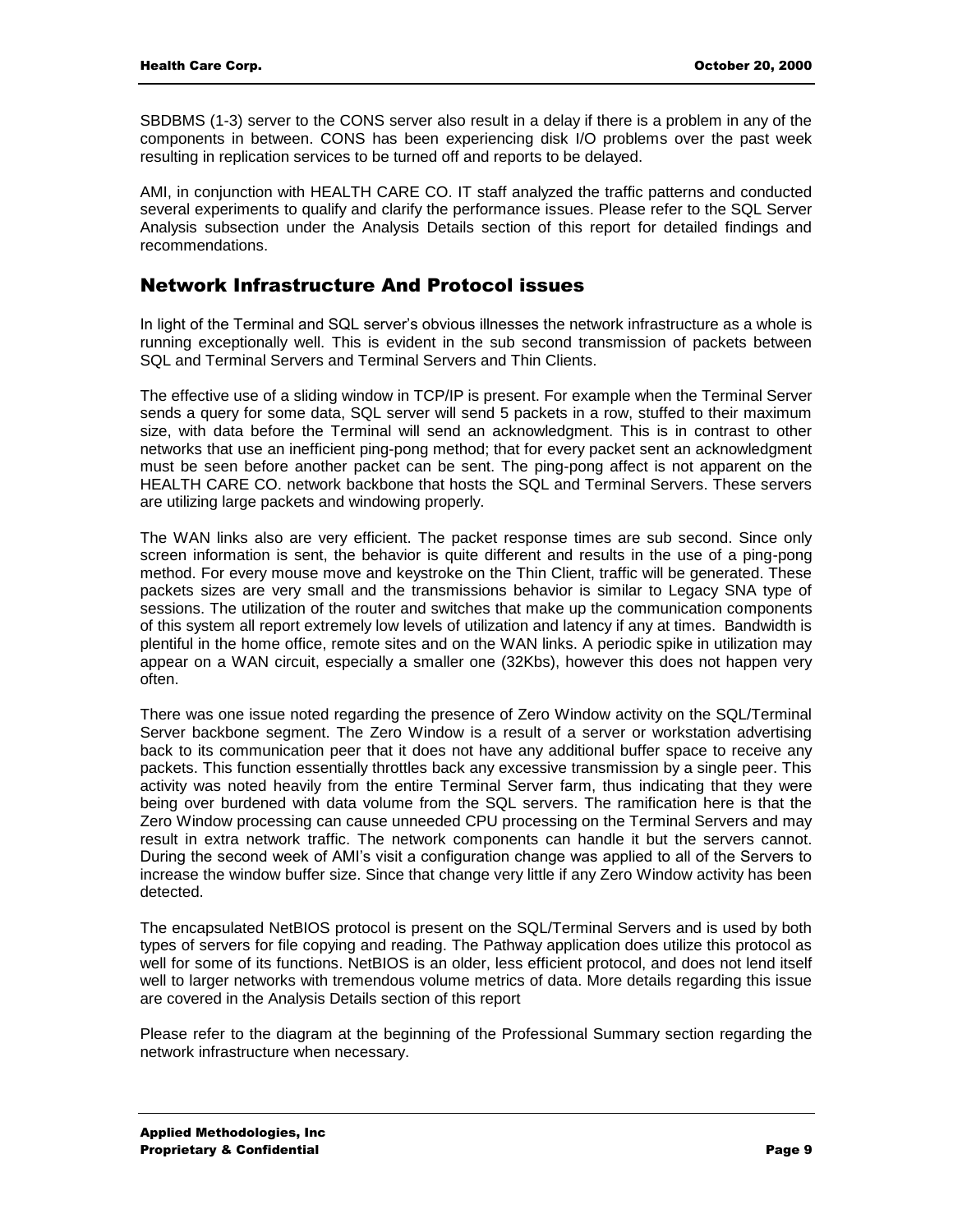SBDBMS (1-3) server to the CONS server also result in a delay if there is a problem in any of the components in between. CONS has been experiencing disk I/O problems over the past week resulting in replication services to be turned off and reports to be delayed.

AMI, in conjunction with HEALTH CARE CO. IT staff analyzed the traffic patterns and conducted several experiments to qualify and clarify the performance issues. Please refer to the SQL Server Analysis subsection under the Analysis Details section of this report for detailed findings and recommendations.

## Network Infrastructure And Protocol issues

In light of the Terminal and SQL server's obvious illnesses the network infrastructure as a whole is running exceptionally well. This is evident in the sub second transmission of packets between SQL and Terminal Servers and Terminal Servers and Thin Clients.

The effective use of a sliding window in TCP/IP is present. For example when the Terminal Server sends a query for some data, SQL server will send 5 packets in a row, stuffed to their maximum size, with data before the Terminal will send an acknowledgment. This is in contrast to other networks that use an inefficient ping-pong method; that for every packet sent an acknowledgment must be seen before another packet can be sent. The ping-pong affect is not apparent on the HEALTH CARE CO. network backbone that hosts the SQL and Terminal Servers. These servers are utilizing large packets and windowing properly.

The WAN links also are very efficient. The packet response times are sub second. Since only screen information is sent, the behavior is quite different and results in the use of a ping-pong method. For every mouse move and keystroke on the Thin Client, traffic will be generated. These packets sizes are very small and the transmissions behavior is similar to Legacy SNA type of sessions. The utilization of the router and switches that make up the communication components of this system all report extremely low levels of utilization and latency if any at times. Bandwidth is plentiful in the home office, remote sites and on the WAN links. A periodic spike in utilization may appear on a WAN circuit, especially a smaller one (32Kbs), however this does not happen very often.

There was one issue noted regarding the presence of Zero Window activity on the SQL/Terminal Server backbone segment. The Zero Window is a result of a server or workstation advertising back to its communication peer that it does not have any additional buffer space to receive any packets. This function essentially throttles back any excessive transmission by a single peer. This activity was noted heavily from the entire Terminal Server farm, thus indicating that they were being over burdened with data volume from the SQL servers. The ramification here is that the Zero Window processing can cause unneeded CPU processing on the Terminal Servers and may result in extra network traffic. The network components can handle it but the servers cannot. During the second week of AMI's visit a configuration change was applied to all of the Servers to increase the window buffer size. Since that change very little if any Zero Window activity has been detected.

The encapsulated NetBIOS protocol is present on the SQL/Terminal Servers and is used by both types of servers for file copying and reading. The Pathway application does utilize this protocol as well for some of its functions. NetBIOS is an older, less efficient protocol, and does not lend itself well to larger networks with tremendous volume metrics of data. More details regarding this issue are covered in the Analysis Details section of this report

Please refer to the diagram at the beginning of the Professional Summary section regarding the network infrastructure when necessary.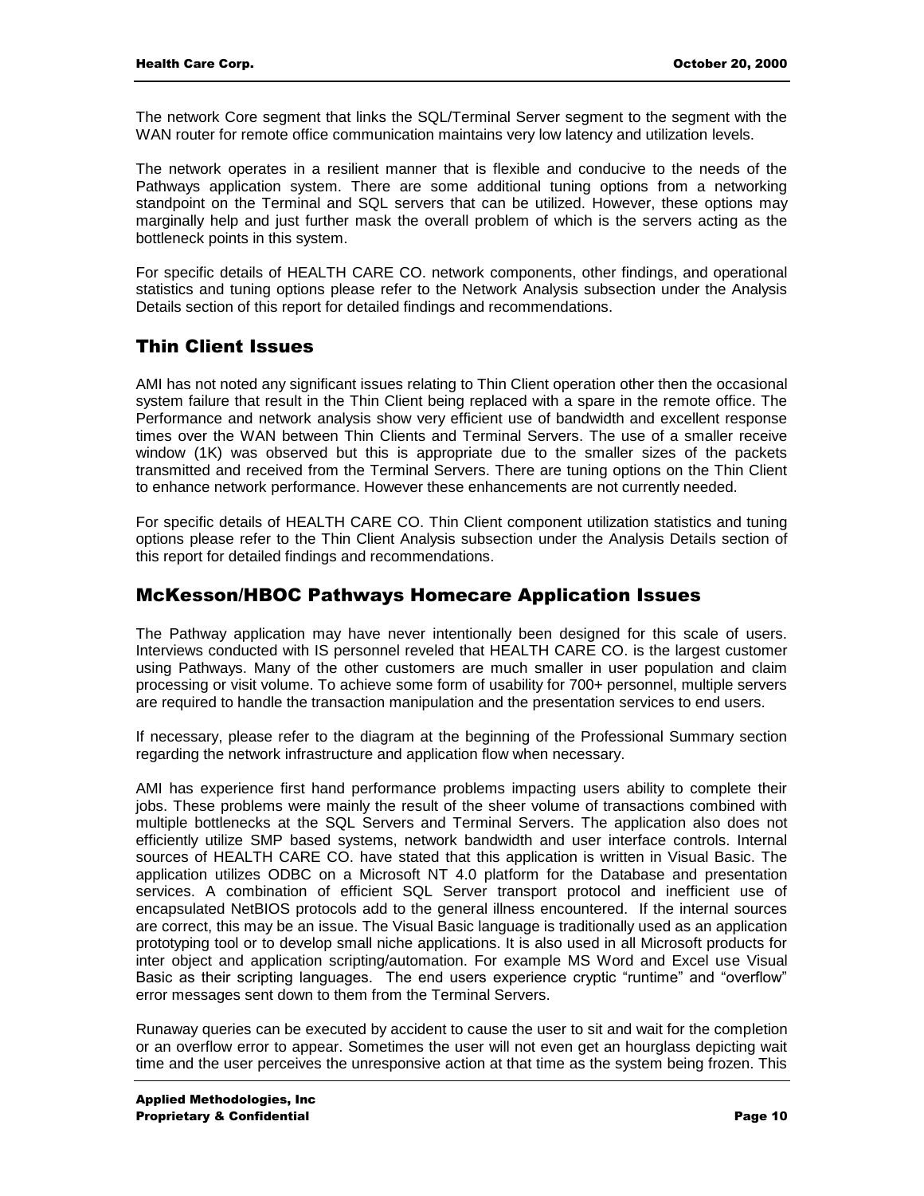The network Core segment that links the SQL/Terminal Server segment to the segment with the WAN router for remote office communication maintains very low latency and utilization levels.

The network operates in a resilient manner that is flexible and conducive to the needs of the Pathways application system. There are some additional tuning options from a networking standpoint on the Terminal and SQL servers that can be utilized. However, these options may marginally help and just further mask the overall problem of which is the servers acting as the bottleneck points in this system.

For specific details of HEALTH CARE CO. network components, other findings, and operational statistics and tuning options please refer to the Network Analysis subsection under the Analysis Details section of this report for detailed findings and recommendations.

## Thin Client Issues

AMI has not noted any significant issues relating to Thin Client operation other then the occasional system failure that result in the Thin Client being replaced with a spare in the remote office. The Performance and network analysis show very efficient use of bandwidth and excellent response times over the WAN between Thin Clients and Terminal Servers. The use of a smaller receive window (1K) was observed but this is appropriate due to the smaller sizes of the packets transmitted and received from the Terminal Servers. There are tuning options on the Thin Client to enhance network performance. However these enhancements are not currently needed.

For specific details of HEALTH CARE CO. Thin Client component utilization statistics and tuning options please refer to the Thin Client Analysis subsection under the Analysis Details section of this report for detailed findings and recommendations.

## McKesson/HBOC Pathways Homecare Application Issues

The Pathway application may have never intentionally been designed for this scale of users. Interviews conducted with IS personnel reveled that HEALTH CARE CO. is the largest customer using Pathways. Many of the other customers are much smaller in user population and claim processing or visit volume. To achieve some form of usability for 700+ personnel, multiple servers are required to handle the transaction manipulation and the presentation services to end users.

If necessary, please refer to the diagram at the beginning of the Professional Summary section regarding the network infrastructure and application flow when necessary.

AMI has experience first hand performance problems impacting users ability to complete their jobs. These problems were mainly the result of the sheer volume of transactions combined with multiple bottlenecks at the SQL Servers and Terminal Servers. The application also does not efficiently utilize SMP based systems, network bandwidth and user interface controls. Internal sources of HEALTH CARE CO. have stated that this application is written in Visual Basic. The application utilizes ODBC on a Microsoft NT 4.0 platform for the Database and presentation services. A combination of efficient SQL Server transport protocol and inefficient use of encapsulated NetBIOS protocols add to the general illness encountered. If the internal sources are correct, this may be an issue. The Visual Basic language is traditionally used as an application prototyping tool or to develop small niche applications. It is also used in all Microsoft products for inter object and application scripting/automation. For example MS Word and Excel use Visual Basic as their scripting languages. The end users experience cryptic "runtime" and "overflow" error messages sent down to them from the Terminal Servers.

Runaway queries can be executed by accident to cause the user to sit and wait for the completion or an overflow error to appear. Sometimes the user will not even get an hourglass depicting wait time and the user perceives the unresponsive action at that time as the system being frozen. This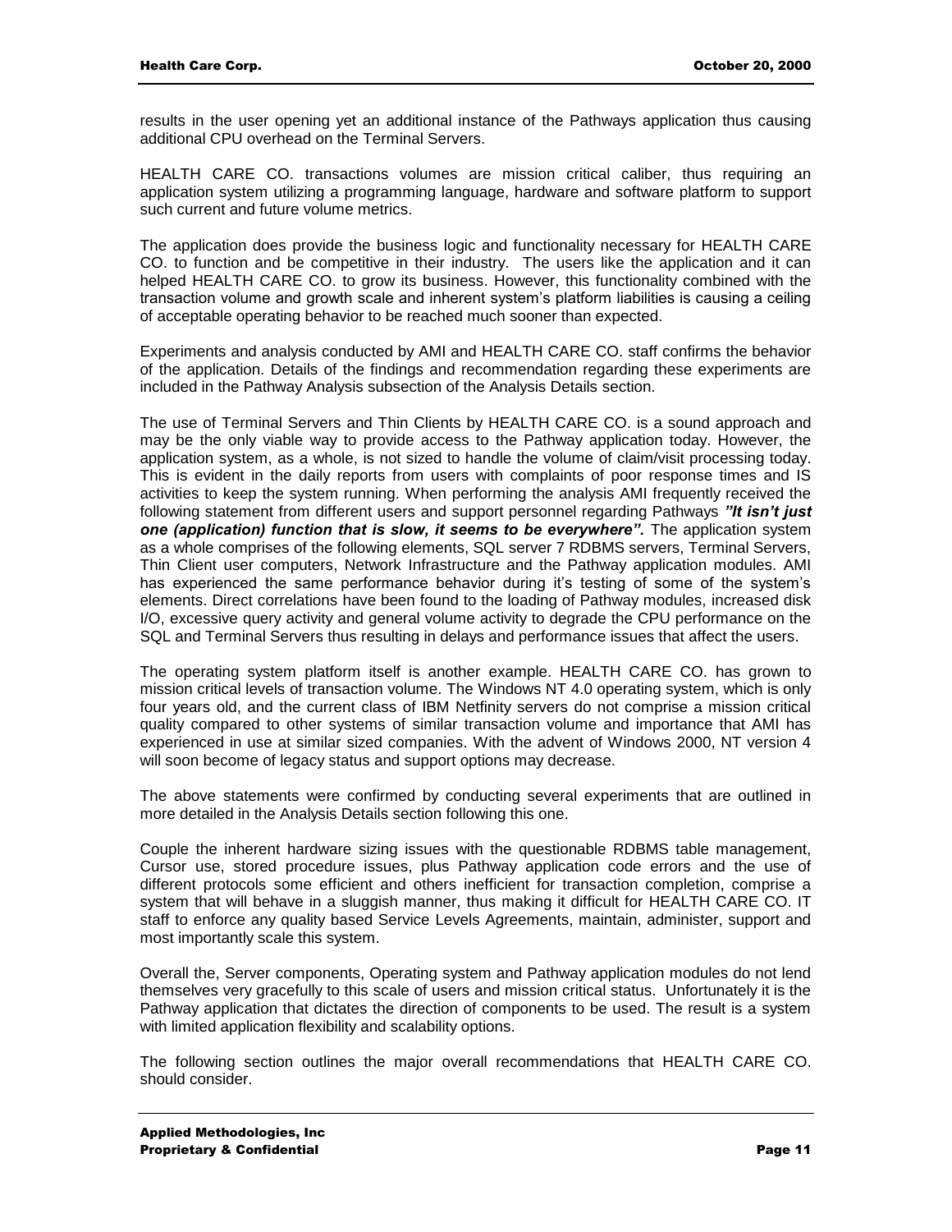results in the user opening yet an additional instance of the Pathways application thus causing additional CPU overhead on the Terminal Servers.

HEALTH CARE CO. transactions volumes are mission critical caliber, thus requiring an application system utilizing a programming language, hardware and software platform to support such current and future volume metrics.

The application does provide the business logic and functionality necessary for HEALTH CARE CO. to function and be competitive in their industry. The users like the application and it can helped HEALTH CARE CO. to grow its business. However, this functionality combined with the transaction volume and growth scale and inherent system's platform liabilities is causing a ceiling of acceptable operating behavior to be reached much sooner than expected.

Experiments and analysis conducted by AMI and HEALTH CARE CO. staff confirms the behavior of the application. Details of the findings and recommendation regarding these experiments are included in the Pathway Analysis subsection of the Analysis Details section.

The use of Terminal Servers and Thin Clients by HEALTH CARE CO. is a sound approach and may be the only viable way to provide access to the Pathway application today. However, the application system, as a whole, is not sized to handle the volume of claim/visit processing today. This is evident in the daily reports from users with complaints of poor response times and IS activities to keep the system running. When performing the analysis AMI frequently received the following statement from different users and support personnel regarding Pathways ***"It isn't just one (application) function that is slow, it seems to be everywhere".*** The application system as a whole comprises of the following elements, SQL server 7 RDBMS servers, Terminal Servers, Thin Client user computers, Network Infrastructure and the Pathway application modules. AMI has experienced the same performance behavior during it's testing of some of the system's elements. Direct correlations have been found to the loading of Pathway modules, increased disk I/O, excessive query activity and general volume activity to degrade the CPU performance on the SQL and Terminal Servers thus resulting in delays and performance issues that affect the users.

The operating system platform itself is another example. HEALTH CARE CO. has grown to mission critical levels of transaction volume. The Windows NT 4.0 operating system, which is only four years old, and the current class of IBM Netfinity servers do not comprise a mission critical quality compared to other systems of similar transaction volume and importance that AMI has experienced in use at similar sized companies. With the advent of Windows 2000, NT version 4 will soon become of legacy status and support options may decrease.

The above statements were confirmed by conducting several experiments that are outlined in more detailed in the Analysis Details section following this one.

Couple the inherent hardware sizing issues with the questionable RDBMS table management, Cursor use, stored procedure issues, plus Pathway application code errors and the use of different protocols some efficient and others inefficient for transaction completion, comprise a system that will behave in a sluggish manner, thus making it difficult for HEALTH CARE CO. IT staff to enforce any quality based Service Levels Agreements, maintain, administer, support and most importantly scale this system.

Overall the, Server components, Operating system and Pathway application modules do not lend themselves very gracefully to this scale of users and mission critical status. Unfortunately it is the Pathway application that dictates the direction of components to be used. The result is a system with limited application flexibility and scalability options.

The following section outlines the major overall recommendations that HEALTH CARE CO. should consider.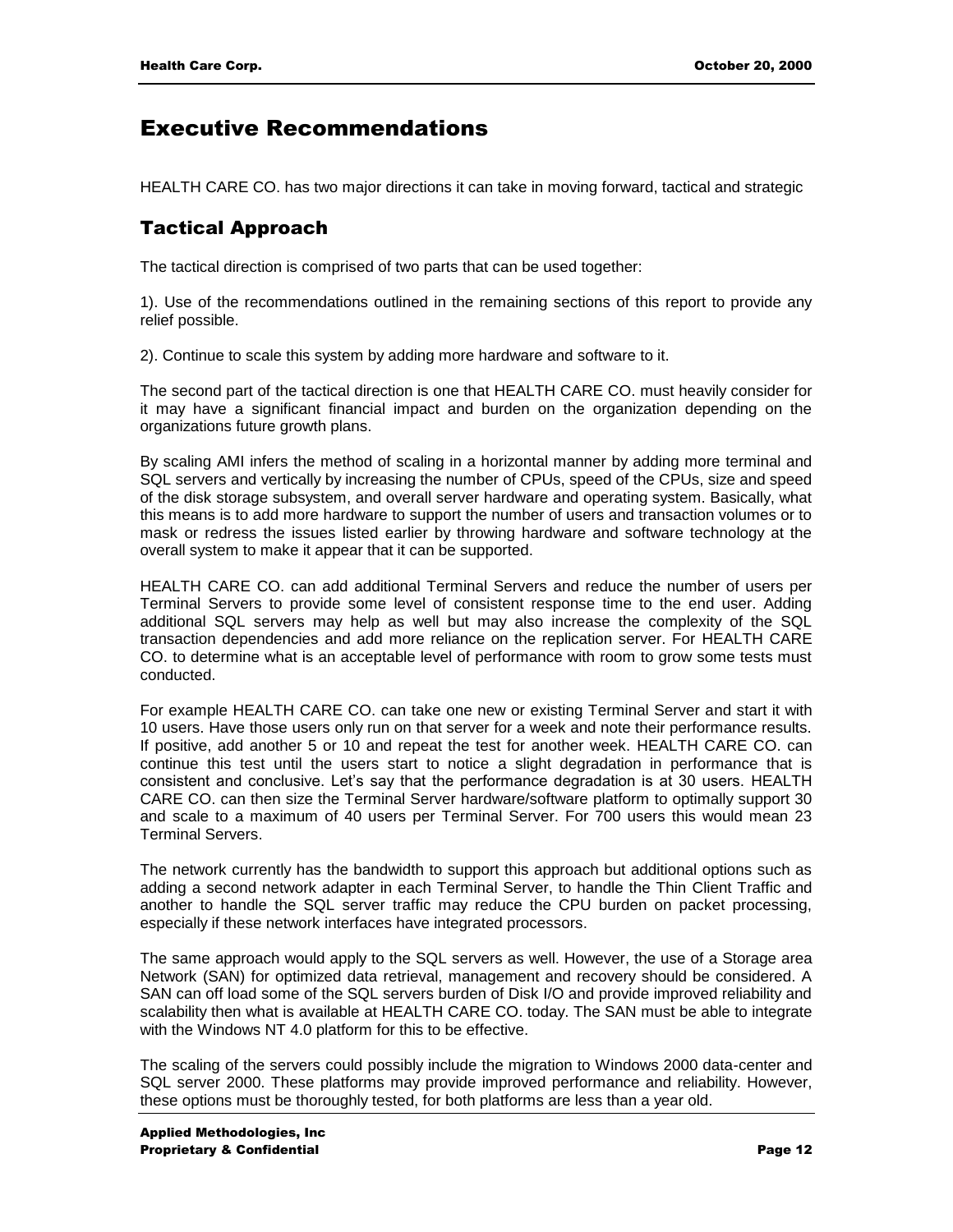# Executive Recommendations

HEALTH CARE CO. has two major directions it can take in moving forward, tactical and strategic

## Tactical Approach

The tactical direction is comprised of two parts that can be used together:

1). Use of the recommendations outlined in the remaining sections of this report to provide any relief possible.

2). Continue to scale this system by adding more hardware and software to it.

The second part of the tactical direction is one that HEALTH CARE CO. must heavily consider for it may have a significant financial impact and burden on the organization depending on the organizations future growth plans.

By scaling AMI infers the method of scaling in a horizontal manner by adding more terminal and SQL servers and vertically by increasing the number of CPUs, speed of the CPUs, size and speed of the disk storage subsystem, and overall server hardware and operating system. Basically, what this means is to add more hardware to support the number of users and transaction volumes or to mask or redress the issues listed earlier by throwing hardware and software technology at the overall system to make it appear that it can be supported.

HEALTH CARE CO. can add additional Terminal Servers and reduce the number of users per Terminal Servers to provide some level of consistent response time to the end user. Adding additional SQL servers may help as well but may also increase the complexity of the SQL transaction dependencies and add more reliance on the replication server. For HEALTH CARE CO. to determine what is an acceptable level of performance with room to grow some tests must conducted.

For example HEALTH CARE CO. can take one new or existing Terminal Server and start it with 10 users. Have those users only run on that server for a week and note their performance results. If positive, add another 5 or 10 and repeat the test for another week. HEALTH CARE CO. can continue this test until the users start to notice a slight degradation in performance that is consistent and conclusive. Let's say that the performance degradation is at 30 users. HEALTH CARE CO. can then size the Terminal Server hardware/software platform to optimally support 30 and scale to a maximum of 40 users per Terminal Server. For 700 users this would mean 23 Terminal Servers.

The network currently has the bandwidth to support this approach but additional options such as adding a second network adapter in each Terminal Server, to handle the Thin Client Traffic and another to handle the SQL server traffic may reduce the CPU burden on packet processing, especially if these network interfaces have integrated processors.

The same approach would apply to the SQL servers as well. However, the use of a Storage area Network (SAN) for optimized data retrieval, management and recovery should be considered. A SAN can off load some of the SQL servers burden of Disk I/O and provide improved reliability and scalability then what is available at HEALTH CARE CO. today. The SAN must be able to integrate with the Windows NT 4.0 platform for this to be effective.

The scaling of the servers could possibly include the migration to Windows 2000 data-center and SQL server 2000. These platforms may provide improved performance and reliability. However, these options must be thoroughly tested, for both platforms are less than a year old.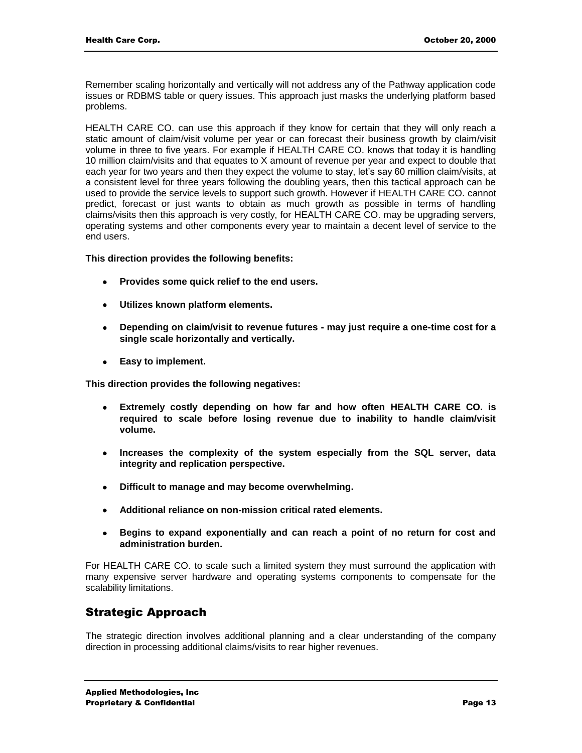Remember scaling horizontally and vertically will not address any of the Pathway application code issues or RDBMS table or query issues. This approach just masks the underlying platform based problems.

HEALTH CARE CO. can use this approach if they know for certain that they will only reach a static amount of claim/visit volume per year or can forecast their business growth by claim/visit volume in three to five years. For example if HEALTH CARE CO. knows that today it is handling 10 million claim/visits and that equates to X amount of revenue per year and expect to double that each year for two years and then they expect the volume to stay, let's say 60 million claim/visits, at a consistent level for three years following the doubling years, then this tactical approach can be used to provide the service levels to support such growth. However if HEALTH CARE CO. cannot predict, forecast or just wants to obtain as much growth as possible in terms of handling claims/visits then this approach is very costly, for HEALTH CARE CO. may be upgrading servers, operating systems and other components every year to maintain a decent level of service to the end users.

**This direction provides the following benefits:**

- **Provides some quick relief to the end users.**
- **Utilizes known platform elements.**
- **Depending on claim/visit to revenue futures - may just require a one-time cost for a single scale horizontally and vertically.**
- **Easy to implement.**

**This direction provides the following negatives:**

- **Extremely costly depending on how far and how often HEALTH CARE CO. is required to scale before losing revenue due to inability to handle claim/visit volume.**
- **Increases the complexity of the system especially from the SQL server, data integrity and replication perspective.**
- **Difficult to manage and may become overwhelming.**
- **Additional reliance on non-mission critical rated elements.**
- **Begins to expand exponentially and can reach a point of no return for cost and administration burden.**

For HEALTH CARE CO. to scale such a limited system they must surround the application with many expensive server hardware and operating systems components to compensate for the scalability limitations.

## Strategic Approach

The strategic direction involves additional planning and a clear understanding of the company direction in processing additional claims/visits to rear higher revenues.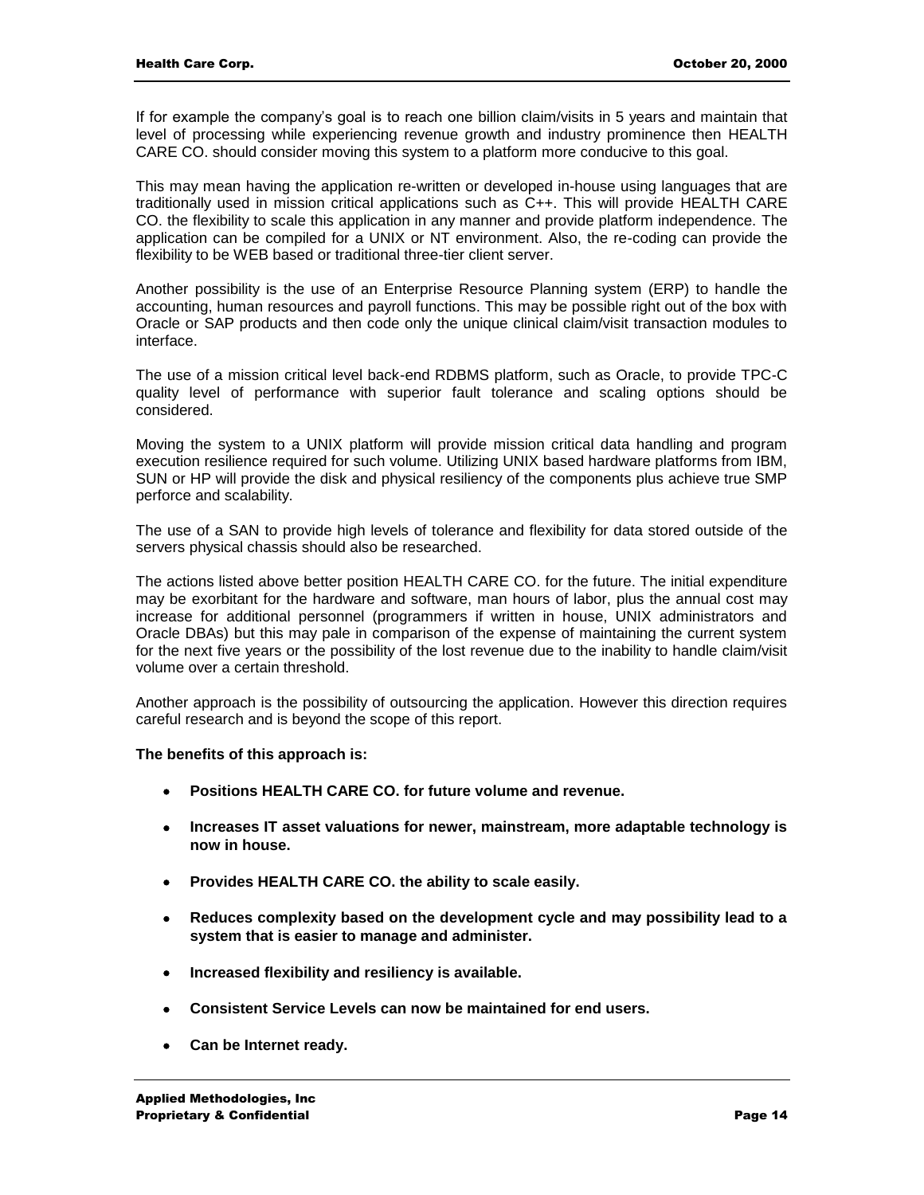If for example the company's goal is to reach one billion claim/visits in 5 years and maintain that level of processing while experiencing revenue growth and industry prominence then HEALTH CARE CO. should consider moving this system to a platform more conducive to this goal.

This may mean having the application re-written or developed in-house using languages that are traditionally used in mission critical applications such as C++. This will provide HEALTH CARE CO. the flexibility to scale this application in any manner and provide platform independence. The application can be compiled for a UNIX or NT environment. Also, the re-coding can provide the flexibility to be WEB based or traditional three-tier client server.

Another possibility is the use of an Enterprise Resource Planning system (ERP) to handle the accounting, human resources and payroll functions. This may be possible right out of the box with Oracle or SAP products and then code only the unique clinical claim/visit transaction modules to interface.

The use of a mission critical level back-end RDBMS platform, such as Oracle, to provide TPC-C quality level of performance with superior fault tolerance and scaling options should be considered.

Moving the system to a UNIX platform will provide mission critical data handling and program execution resilience required for such volume. Utilizing UNIX based hardware platforms from IBM, SUN or HP will provide the disk and physical resiliency of the components plus achieve true SMP perforce and scalability.

The use of a SAN to provide high levels of tolerance and flexibility for data stored outside of the servers physical chassis should also be researched.

The actions listed above better position HEALTH CARE CO. for the future. The initial expenditure may be exorbitant for the hardware and software, man hours of labor, plus the annual cost may increase for additional personnel (programmers if written in house, UNIX administrators and Oracle DBAs) but this may pale in comparison of the expense of maintaining the current system for the next five years or the possibility of the lost revenue due to the inability to handle claim/visit volume over a certain threshold.

Another approach is the possibility of outsourcing the application. However this direction requires careful research and is beyond the scope of this report.

**The benefits of this approach is:**

- **Positions HEALTH CARE CO. for future volume and revenue.**
- **Increases IT asset valuations for newer, mainstream, more adaptable technology is now in house.**
- **Provides HEALTH CARE CO. the ability to scale easily.**
- **Reduces complexity based on the development cycle and may possibility lead to a system that is easier to manage and administer.**
- **Increased flexibility and resiliency is available.**
- **Consistent Service Levels can now be maintained for end users.**
- **Can be Internet ready.**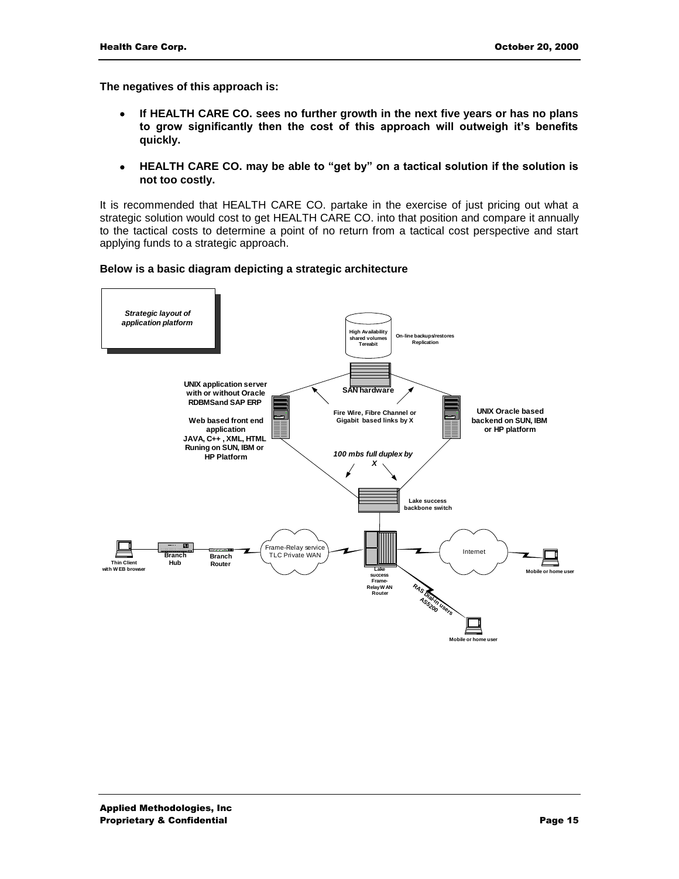**The negatives of this approach is:**

- **If HEALTH CARE CO. sees no further growth in the next five years or has no plans to grow significantly then the cost of this approach will outweigh it's benefits quickly.**

- **HEALTH CARE CO. may be able to "get by" on a tactical solution if the solution is not too costly.**

It is recommended that HEALTH CARE CO. partake in the exercise of just pricing out what a strategic solution would cost to get HEALTH CARE CO. into that position and compare it annually to the tactical costs to determine a point of no return from a tactical cost perspective and start applying funds to a strategic approach.

**Below is a basic diagram depicting a strategic architecture**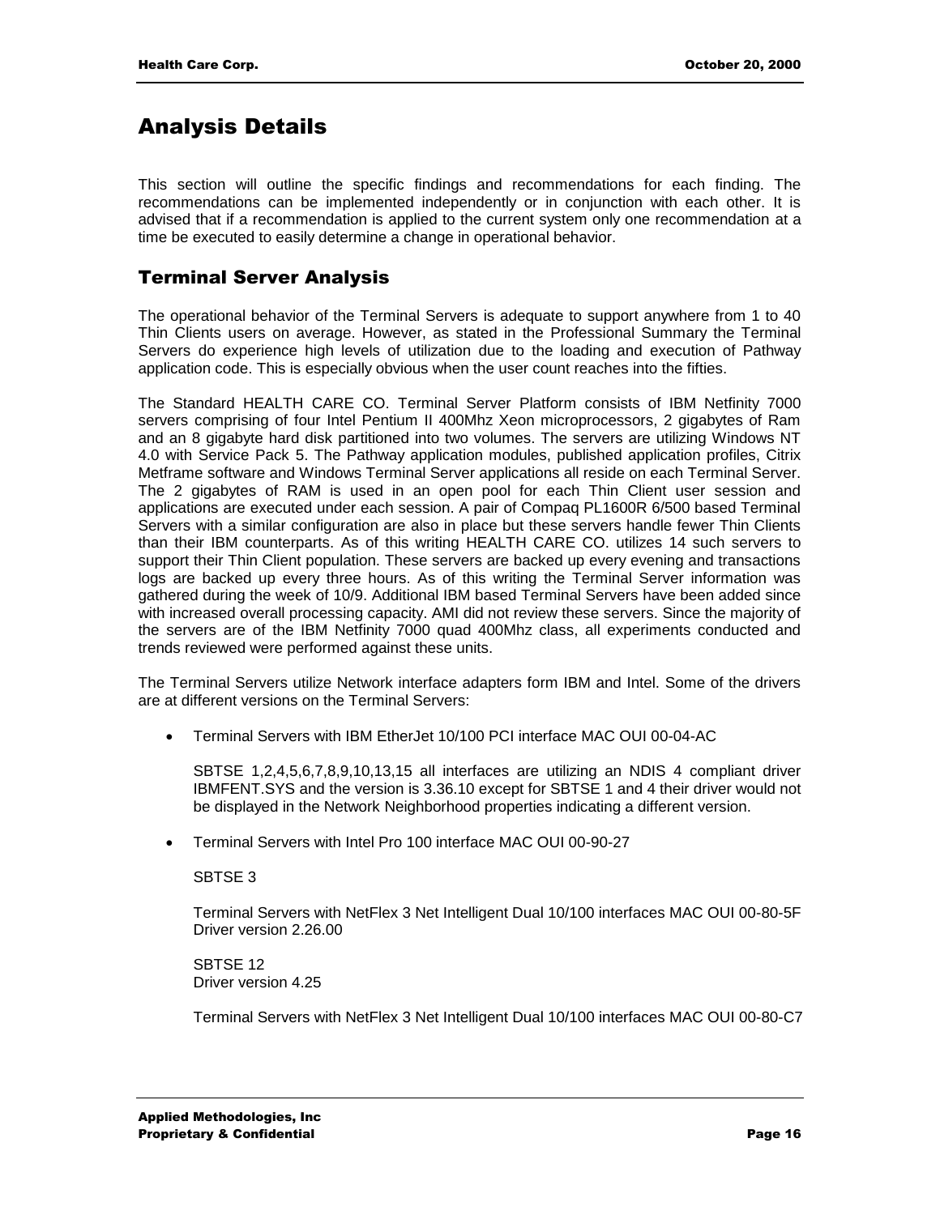# Analysis Details

This section will outline the specific findings and recommendations for each finding. The recommendations can be implemented independently or in conjunction with each other. It is advised that if a recommendation is applied to the current system only one recommendation at a time be executed to easily determine a change in operational behavior.

## Terminal Server Analysis

The operational behavior of the Terminal Servers is adequate to support anywhere from 1 to 40 Thin Clients users on average. However, as stated in the Professional Summary the Terminal Servers do experience high levels of utilization due to the loading and execution of Pathway application code. This is especially obvious when the user count reaches into the fifties.

The Standard HEALTH CARE CO. Terminal Server Platform consists of IBM Netfinity 7000 servers comprising of four Intel Pentium II 400Mhz Xeon microprocessors, 2 gigabytes of Ram and an 8 gigabyte hard disk partitioned into two volumes. The servers are utilizing Windows NT 4.0 with Service Pack 5. The Pathway application modules, published application profiles, Citrix Metframe software and Windows Terminal Server applications all reside on each Terminal Server. The 2 gigabytes of RAM is used in an open pool for each Thin Client user session and applications are executed under each session. A pair of Compaq PL1600R 6/500 based Terminal Servers with a similar configuration are also in place but these servers handle fewer Thin Clients than their IBM counterparts. As of this writing HEALTH CARE CO. utilizes 14 such servers to support their Thin Client population. These servers are backed up every evening and transactions logs are backed up every three hours. As of this writing the Terminal Server information was gathered during the week of 10/9. Additional IBM based Terminal Servers have been added since with increased overall processing capacity. AMI did not review these servers. Since the majority of the servers are of the IBM Netfinity 7000 quad 400Mhz class, all experiments conducted and trends reviewed were performed against these units.

The Terminal Servers utilize Network interface adapters form IBM and Intel. Some of the drivers are at different versions on the Terminal Servers:

- Terminal Servers with IBM EtherJet 10/100 PCI interface MAC OUI 00-04-AC

  SBTSE 1,2,4,5,6,7,8,9,10,13,15 all interfaces are utilizing an NDIS 4 compliant driver IBMFENT.SYS and the version is 3.36.10 except for SBTSE 1 and 4 their driver would not be displayed in the Network Neighborhood properties indicating a different version.

- Terminal Servers with Intel Pro 100 interface MAC OUI 00-90-27

  SBTSE 3

  Terminal Servers with NetFlex 3 Net Intelligent Dual 10/100 interfaces MAC OUI 00-80-5F
  Driver version 2.26.00

  SBTSE 12
  Driver version 4.25

  Terminal Servers with NetFlex 3 Net Intelligent Dual 10/100 interfaces MAC OUI 00-80-C7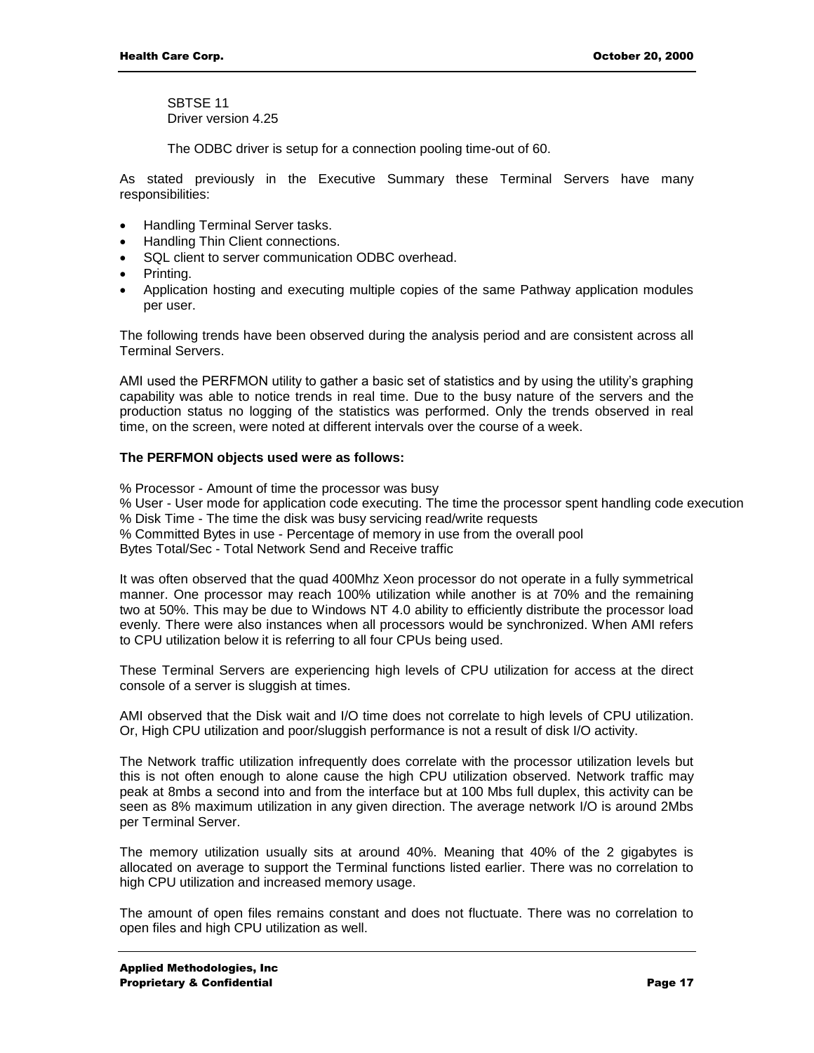SBTSE 11
Driver version 4.25

The ODBC driver is setup for a connection pooling time-out of 60.

As stated previously in the Executive Summary these Terminal Servers have many responsibilities:

- Handling Terminal Server tasks.
- Handling Thin Client connections.
- SQL client to server communication ODBC overhead.
- Printing.
- Application hosting and executing multiple copies of the same Pathway application modules per user.

The following trends have been observed during the analysis period and are consistent across all Terminal Servers.

AMI used the PERFMON utility to gather a basic set of statistics and by using the utility's graphing capability was able to notice trends in real time. Due to the busy nature of the servers and the production status no logging of the statistics was performed. Only the trends observed in real time, on the screen, were noted at different intervals over the course of a week.

**The PERFMON objects used were as follows:**

% Processor - Amount of time the processor was busy
% User - User mode for application code executing. The time the processor spent handling code execution
% Disk Time - The time the disk was busy servicing read/write requests
% Committed Bytes in use - Percentage of memory in use from the overall pool
Bytes Total/Sec - Total Network Send and Receive traffic

It was often observed that the quad 400Mhz Xeon processor do not operate in a fully symmetrical manner. One processor may reach 100% utilization while another is at 70% and the remaining two at 50%. This may be due to Windows NT 4.0 ability to efficiently distribute the processor load evenly. There were also instances when all processors would be synchronized. When AMI refers to CPU utilization below it is referring to all four CPUs being used.

These Terminal Servers are experiencing high levels of CPU utilization for access at the direct console of a server is sluggish at times.

AMI observed that the Disk wait and I/O time does not correlate to high levels of CPU utilization. Or, High CPU utilization and poor/sluggish performance is not a result of disk I/O activity.

The Network traffic utilization infrequently does correlate with the processor utilization levels but this is not often enough to alone cause the high CPU utilization observed. Network traffic may peak at 8mbs a second into and from the interface but at 100 Mbs full duplex, this activity can be seen as 8% maximum utilization in any given direction. The average network I/O is around 2Mbs per Terminal Server.

The memory utilization usually sits at around 40%. Meaning that 40% of the 2 gigabytes is allocated on average to support the Terminal functions listed earlier. There was no correlation to high CPU utilization and increased memory usage.

The amount of open files remains constant and does not fluctuate. There was no correlation to open files and high CPU utilization as well.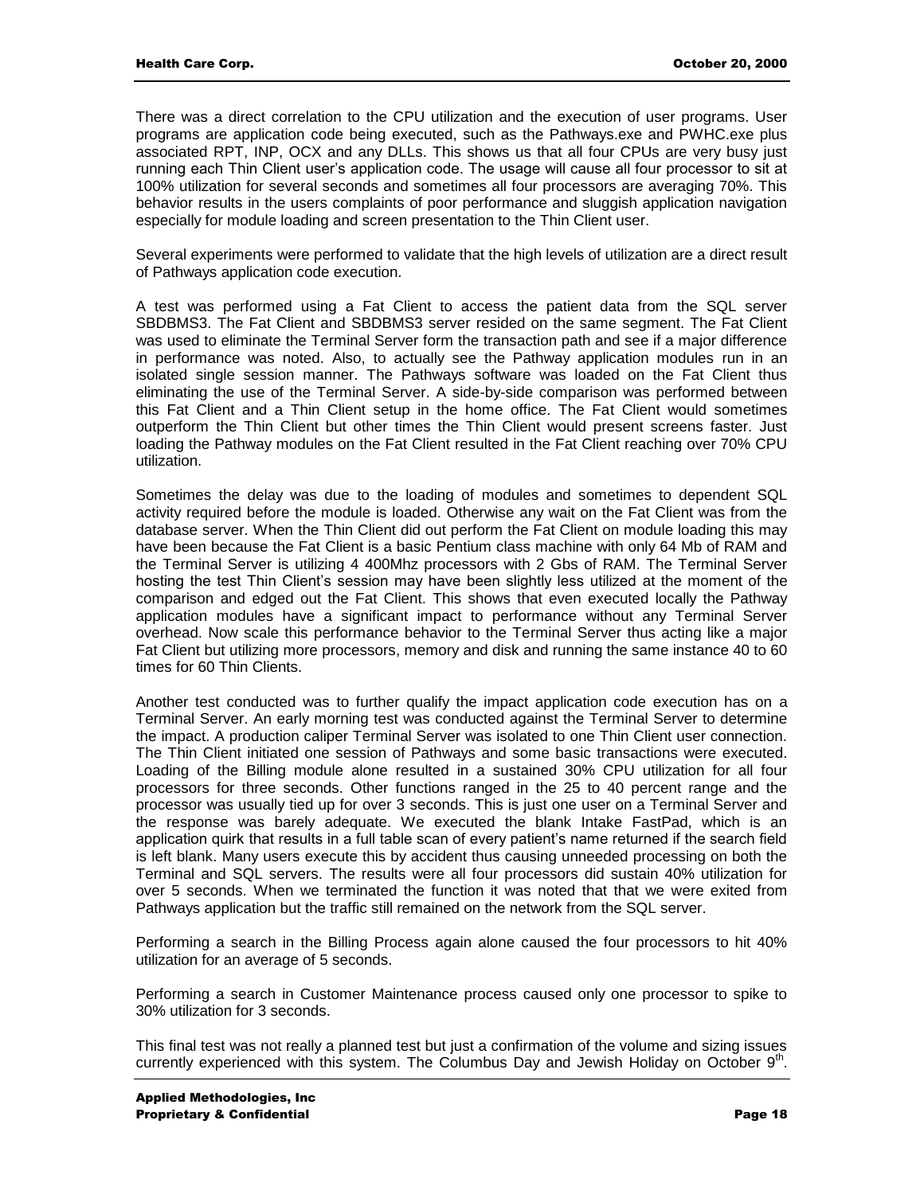There was a direct correlation to the CPU utilization and the execution of user programs. User programs are application code being executed, such as the Pathways.exe and PWHC.exe plus associated RPT, INP, OCX and any DLLs. This shows us that all four CPUs are very busy just running each Thin Client user's application code. The usage will cause all four processor to sit at 100% utilization for several seconds and sometimes all four processors are averaging 70%. This behavior results in the users complaints of poor performance and sluggish application navigation especially for module loading and screen presentation to the Thin Client user.

Several experiments were performed to validate that the high levels of utilization are a direct result of Pathways application code execution.

A test was performed using a Fat Client to access the patient data from the SQL server SBDBMS3. The Fat Client and SBDBMS3 server resided on the same segment. The Fat Client was used to eliminate the Terminal Server form the transaction path and see if a major difference in performance was noted. Also, to actually see the Pathway application modules run in an isolated single session manner. The Pathways software was loaded on the Fat Client thus eliminating the use of the Terminal Server. A side-by-side comparison was performed between this Fat Client and a Thin Client setup in the home office. The Fat Client would sometimes outperform the Thin Client but other times the Thin Client would present screens faster. Just loading the Pathway modules on the Fat Client resulted in the Fat Client reaching over 70% CPU utilization.

Sometimes the delay was due to the loading of modules and sometimes to dependent SQL activity required before the module is loaded. Otherwise any wait on the Fat Client was from the database server. When the Thin Client did out perform the Fat Client on module loading this may have been because the Fat Client is a basic Pentium class machine with only 64 Mb of RAM and the Terminal Server is utilizing 4 400Mhz processors with 2 Gbs of RAM. The Terminal Server hosting the test Thin Client's session may have been slightly less utilized at the moment of the comparison and edged out the Fat Client. This shows that even executed locally the Pathway application modules have a significant impact to performance without any Terminal Server overhead. Now scale this performance behavior to the Terminal Server thus acting like a major Fat Client but utilizing more processors, memory and disk and running the same instance 40 to 60 times for 60 Thin Clients.

Another test conducted was to further qualify the impact application code execution has on a Terminal Server. An early morning test was conducted against the Terminal Server to determine the impact. A production caliper Terminal Server was isolated to one Thin Client user connection. The Thin Client initiated one session of Pathways and some basic transactions were executed. Loading of the Billing module alone resulted in a sustained 30% CPU utilization for all four processors for three seconds. Other functions ranged in the 25 to 40 percent range and the processor was usually tied up for over 3 seconds. This is just one user on a Terminal Server and the response was barely adequate. We executed the blank Intake FastPad, which is an application quirk that results in a full table scan of every patient's name returned if the search field is left blank. Many users execute this by accident thus causing unneeded processing on both the Terminal and SQL servers. The results were all four processors did sustain 40% utilization for over 5 seconds. When we terminated the function it was noted that that we were exited from Pathways application but the traffic still remained on the network from the SQL server.

Performing a search in the Billing Process again alone caused the four processors to hit 40% utilization for an average of 5 seconds.

Performing a search in Customer Maintenance process caused only one processor to spike to 30% utilization for 3 seconds.

This final test was not really a planned test but just a confirmation of the volume and sizing issues currently experienced with this system. The Columbus Day and Jewish Holiday on October 9th.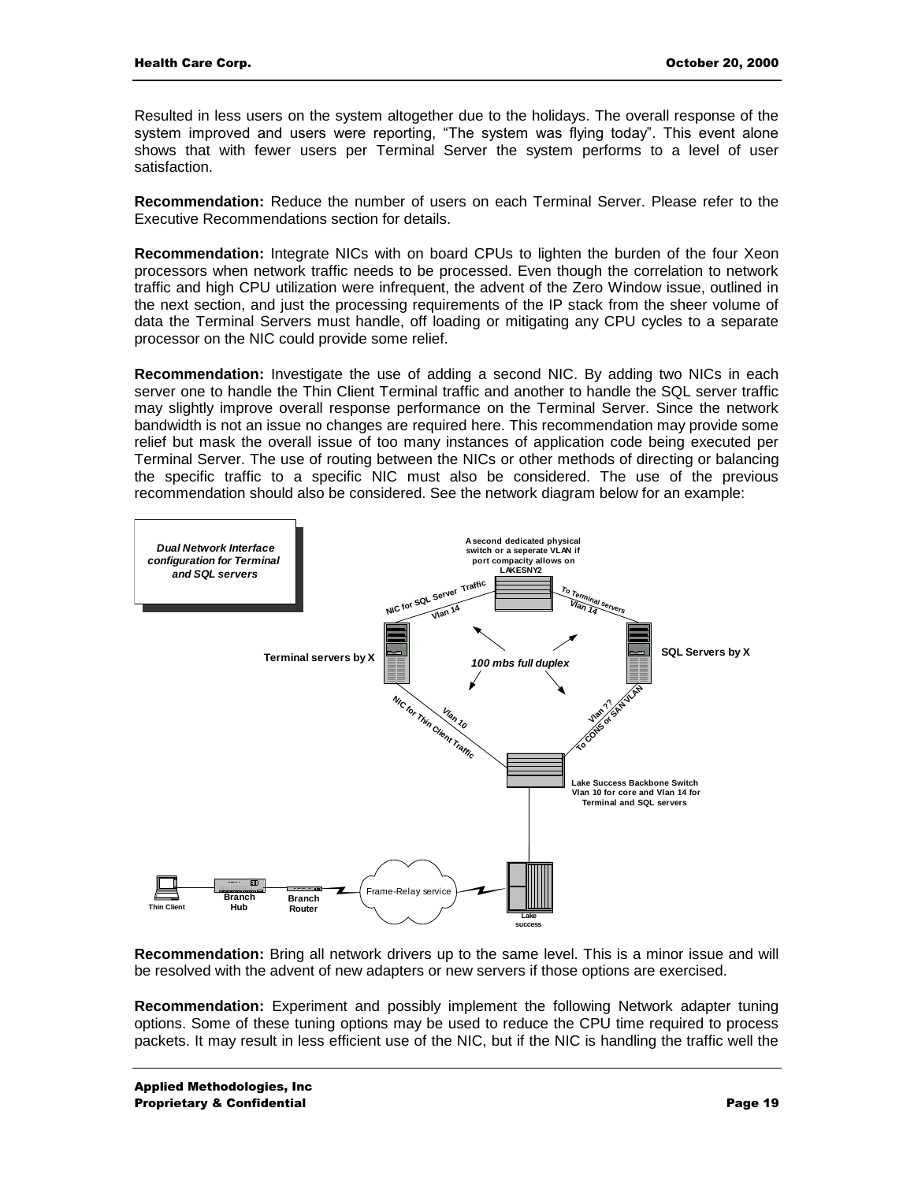Resulted in less users on the system altogether due to the holidays. The overall response of the system improved and users were reporting, "The system was flying today". This event alone shows that with fewer users per Terminal Server the system performs to a level of user satisfaction.

**Recommendation:** Reduce the number of users on each Terminal Server. Please refer to the Executive Recommendations section for details.

**Recommendation:** Integrate NICs with on board CPUs to lighten the burden of the four Xeon processors when network traffic needs to be processed. Even though the correlation to network traffic and high CPU utilization were infrequent, the advent of the Zero Window issue, outlined in the next section, and just the processing requirements of the IP stack from the sheer volume of data the Terminal Servers must handle, off loading or mitigating any CPU cycles to a separate processor on the NIC could provide some relief.

**Recommendation:** Investigate the use of adding a second NIC. By adding two NICs in each server one to handle the Thin Client Terminal traffic and another to handle the SQL server traffic may slightly improve overall response performance on the Terminal Server. Since the network bandwidth is not an issue no changes are required here. This recommendation may provide some relief but mask the overall issue of too many instances of application code being executed per Terminal Server. The use of routing between the NICs or other methods of directing or balancing the specific traffic to a specific NIC must also be considered. The use of the previous recommendation should also be considered. See the network diagram below for an example:

*Dual Network Interface configuration for Terminal and SQL servers*

A second dedicated physical switch or a seperate VLAN if port compacity allows on LAKESNY2

NIC for SQL Server Traffic Vlan 14 — To Terminal servers Vlan 14

Terminal servers by X — *100 mbs full duplex* — SQL Servers by X

NIC for Thin Client Traffic Vlan 10 — Vlan ?? To CONS or SAN VLAN

Lake Success Backbone Switch Vlan 10 for core and Vlan 14 for Terminal and SQL servers

Thin Client — Branch Hub — Branch Router — Frame-Relay service — Lake success

**Recommendation:** Bring all network drivers up to the same level. This is a minor issue and will be resolved with the advent of new adapters or new servers if those options are exercised.

**Recommendation:** Experiment and possibly implement the following Network adapter tuning options. Some of these tuning options may be used to reduce the CPU time required to process packets. It may result in less efficient use of the NIC, but if the NIC is handling the traffic well the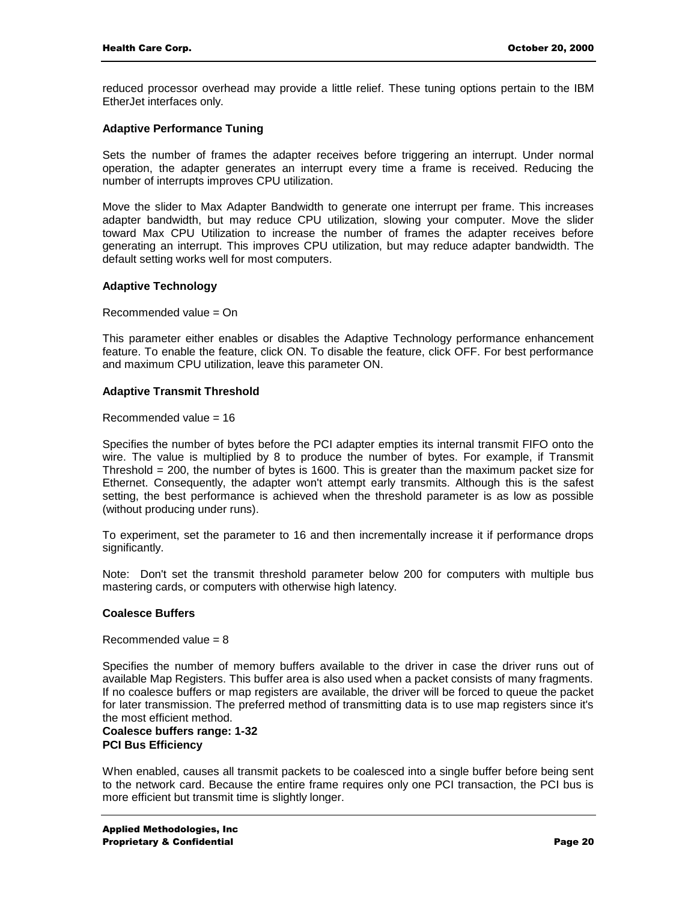reduced processor overhead may provide a little relief. These tuning options pertain to the IBM EtherJet interfaces only.

**Adaptive Performance Tuning**

Sets the number of frames the adapter receives before triggering an interrupt. Under normal operation, the adapter generates an interrupt every time a frame is received. Reducing the number of interrupts improves CPU utilization.

Move the slider to Max Adapter Bandwidth to generate one interrupt per frame. This increases adapter bandwidth, but may reduce CPU utilization, slowing your computer. Move the slider toward Max CPU Utilization to increase the number of frames the adapter receives before generating an interrupt. This improves CPU utilization, but may reduce adapter bandwidth. The default setting works well for most computers.

**Adaptive Technology**

Recommended value = On

This parameter either enables or disables the Adaptive Technology performance enhancement feature. To enable the feature, click ON. To disable the feature, click OFF. For best performance and maximum CPU utilization, leave this parameter ON.

**Adaptive Transmit Threshold**

Recommended value = 16

Specifies the number of bytes before the PCI adapter empties its internal transmit FIFO onto the wire. The value is multiplied by 8 to produce the number of bytes. For example, if Transmit Threshold = 200, the number of bytes is 1600. This is greater than the maximum packet size for Ethernet. Consequently, the adapter won't attempt early transmits. Although this is the safest setting, the best performance is achieved when the threshold parameter is as low as possible (without producing under runs).

To experiment, set the parameter to 16 and then incrementally increase it if performance drops significantly.

Note: Don't set the transmit threshold parameter below 200 for computers with multiple bus mastering cards, or computers with otherwise high latency.

**Coalesce Buffers**

Recommended value = 8

Specifies the number of memory buffers available to the driver in case the driver runs out of available Map Registers. This buffer area is also used when a packet consists of many fragments. If no coalesce buffers or map registers are available, the driver will be forced to queue the packet for later transmission. The preferred method of transmitting data is to use map registers since it's the most efficient method.

**Coalesce buffers range: 1-32**

**PCI Bus Efficiency**

When enabled, causes all transmit packets to be coalesced into a single buffer before being sent to the network card. Because the entire frame requires only one PCI transaction, the PCI bus is more efficient but transmit time is slightly longer.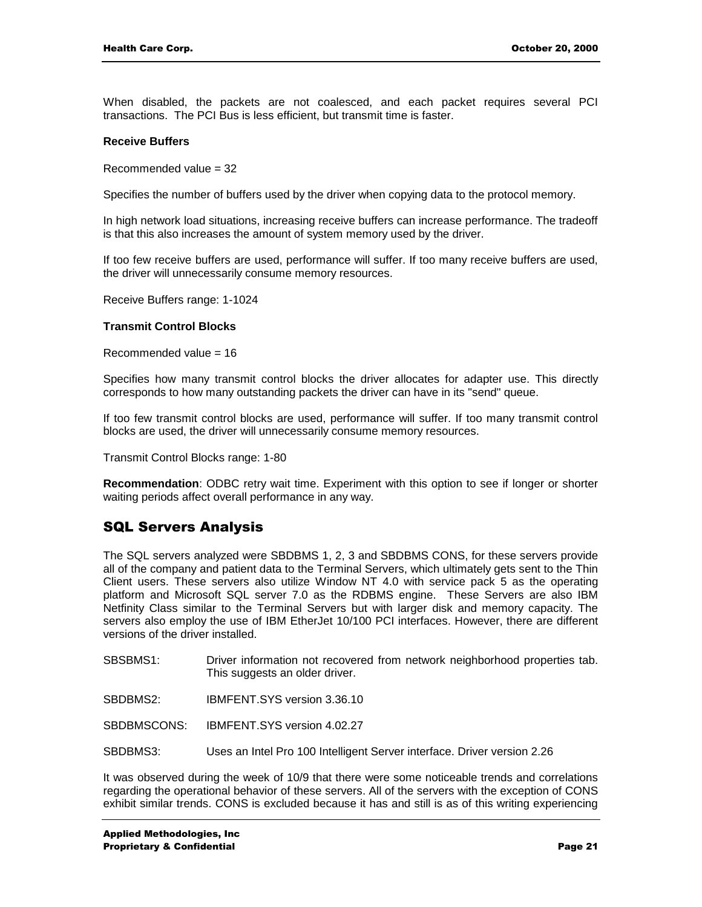When disabled, the packets are not coalesced, and each packet requires several PCI transactions. The PCI Bus is less efficient, but transmit time is faster.

**Receive Buffers**

Recommended value = 32

Specifies the number of buffers used by the driver when copying data to the protocol memory.

In high network load situations, increasing receive buffers can increase performance. The tradeoff is that this also increases the amount of system memory used by the driver.

If too few receive buffers are used, performance will suffer. If too many receive buffers are used, the driver will unnecessarily consume memory resources.

Receive Buffers range: 1-1024

**Transmit Control Blocks**

Recommended value = 16

Specifies how many transmit control blocks the driver allocates for adapter use. This directly corresponds to how many outstanding packets the driver can have in its "send" queue.

If too few transmit control blocks are used, performance will suffer. If too many transmit control blocks are used, the driver will unnecessarily consume memory resources.

Transmit Control Blocks range: 1-80

**Recommendation**: ODBC retry wait time. Experiment with this option to see if longer or shorter waiting periods affect overall performance in any way.

## SQL Servers Analysis

The SQL servers analyzed were SBDBMS 1, 2, 3 and SBDBMS CONS, for these servers provide all of the company and patient data to the Terminal Servers, which ultimately gets sent to the Thin Client users. These servers also utilize Window NT 4.0 with service pack 5 as the operating platform and Microsoft SQL server 7.0 as the RDBMS engine. These Servers are also IBM Netfinity Class similar to the Terminal Servers but with larger disk and memory capacity. The servers also employ the use of IBM EtherJet 10/100 PCI interfaces. However, there are different versions of the driver installed.

SBSBMS1: Driver information not recovered from network neighborhood properties tab. This suggests an older driver.

SBDBMS2: IBMFENT.SYS version 3.36.10

SBDBMSCONS: IBMFENT.SYS version 4.02.27

SBDBMS3: Uses an Intel Pro 100 Intelligent Server interface. Driver version 2.26

It was observed during the week of 10/9 that there were some noticeable trends and correlations regarding the operational behavior of these servers. All of the servers with the exception of CONS exhibit similar trends. CONS is excluded because it has and still is as of this writing experiencing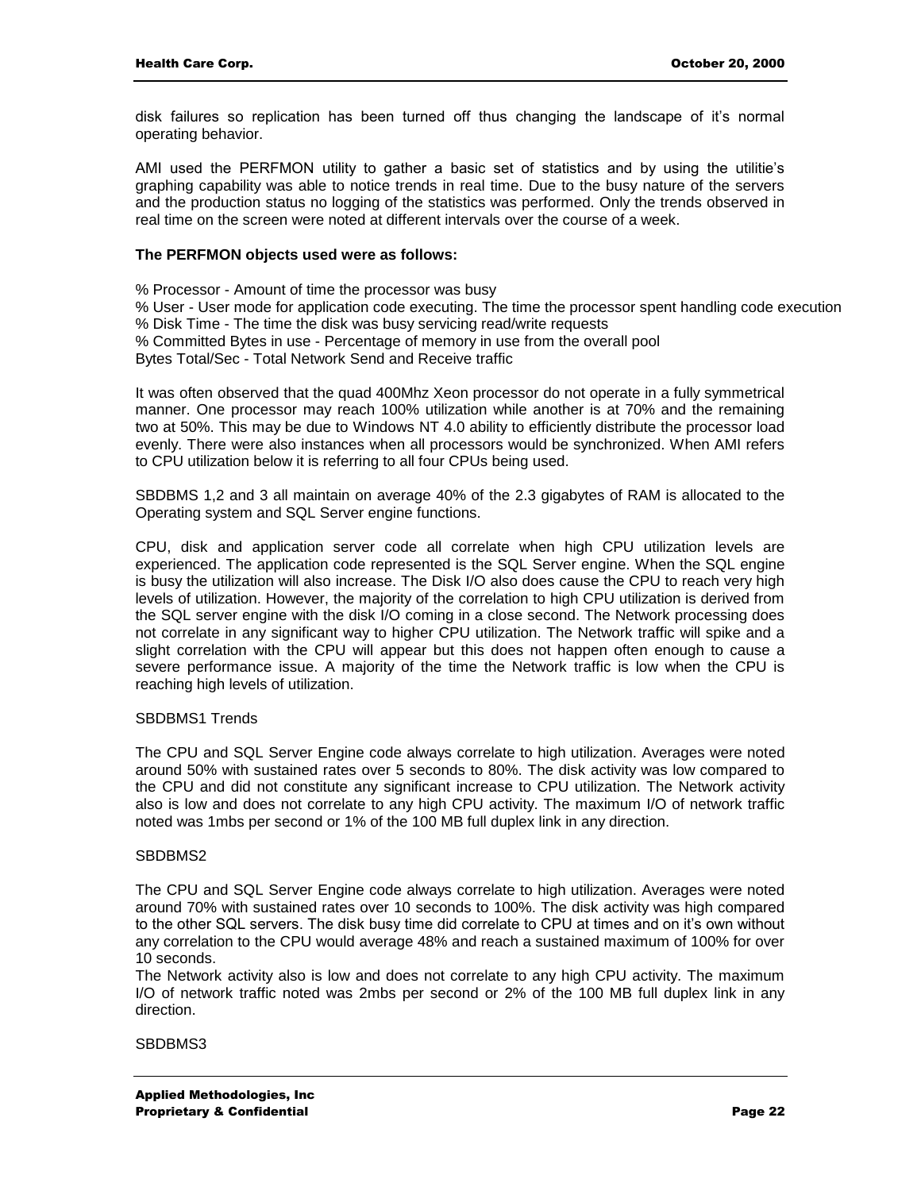disk failures so replication has been turned off thus changing the landscape of it's normal operating behavior.

AMI used the PERFMON utility to gather a basic set of statistics and by using the utilitie's graphing capability was able to notice trends in real time. Due to the busy nature of the servers and the production status no logging of the statistics was performed. Only the trends observed in real time on the screen were noted at different intervals over the course of a week.

**The PERFMON objects used were as follows:**

% Processor - Amount of time the processor was busy
% User - User mode for application code executing. The time the processor spent handling code execution
% Disk Time - The time the disk was busy servicing read/write requests
% Committed Bytes in use - Percentage of memory in use from the overall pool
Bytes Total/Sec - Total Network Send and Receive traffic

It was often observed that the quad 400Mhz Xeon processor do not operate in a fully symmetrical manner. One processor may reach 100% utilization while another is at 70% and the remaining two at 50%. This may be due to Windows NT 4.0 ability to efficiently distribute the processor load evenly. There were also instances when all processors would be synchronized. When AMI refers to CPU utilization below it is referring to all four CPUs being used.

SBDBMS 1,2 and 3 all maintain on average 40% of the 2.3 gigabytes of RAM is allocated to the Operating system and SQL Server engine functions.

CPU, disk and application server code all correlate when high CPU utilization levels are experienced. The application code represented is the SQL Server engine. When the SQL engine is busy the utilization will also increase. The Disk I/O also does cause the CPU to reach very high levels of utilization. However, the majority of the correlation to high CPU utilization is derived from the SQL server engine with the disk I/O coming in a close second. The Network processing does not correlate in any significant way to higher CPU utilization. The Network traffic will spike and a slight correlation with the CPU will appear but this does not happen often enough to cause a severe performance issue. A majority of the time the Network traffic is low when the CPU is reaching high levels of utilization.

SBDBMS1 Trends

The CPU and SQL Server Engine code always correlate to high utilization. Averages were noted around 50% with sustained rates over 5 seconds to 80%. The disk activity was low compared to the CPU and did not constitute any significant increase to CPU utilization. The Network activity also is low and does not correlate to any high CPU activity. The maximum I/O of network traffic noted was 1mbs per second or 1% of the 100 MB full duplex link in any direction.

SBDBMS2

The CPU and SQL Server Engine code always correlate to high utilization. Averages were noted around 70% with sustained rates over 10 seconds to 100%. The disk activity was high compared to the other SQL servers. The disk busy time did correlate to CPU at times and on it's own without any correlation to the CPU would average 48% and reach a sustained maximum of 100% for over 10 seconds.
The Network activity also is low and does not correlate to any high CPU activity. The maximum I/O of network traffic noted was 2mbs per second or 2% of the 100 MB full duplex link in any direction.

SBDBMS3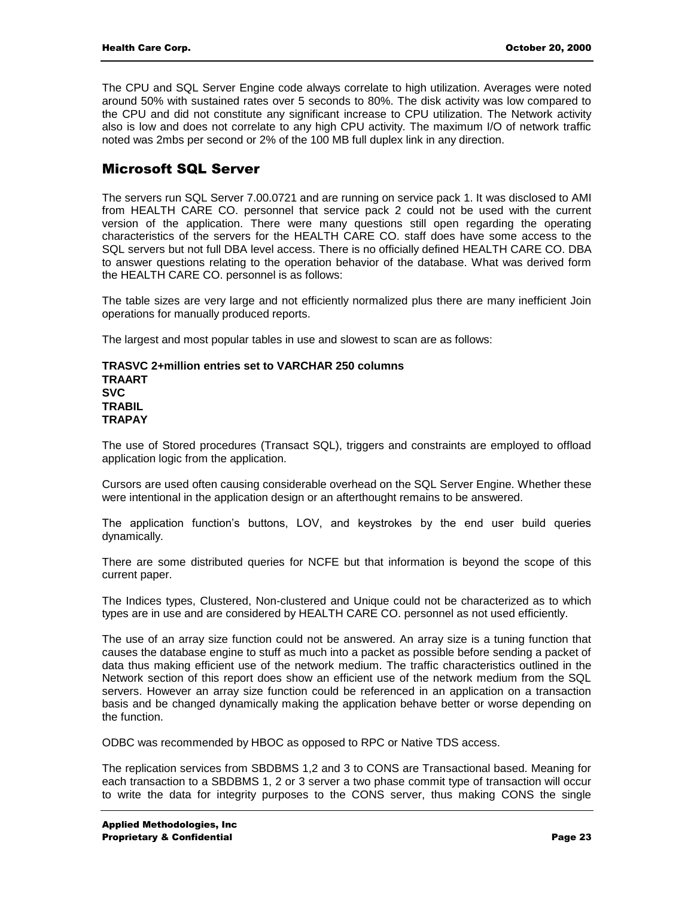The CPU and SQL Server Engine code always correlate to high utilization. Averages were noted around 50% with sustained rates over 5 seconds to 80%. The disk activity was low compared to the CPU and did not constitute any significant increase to CPU utilization. The Network activity also is low and does not correlate to any high CPU activity. The maximum I/O of network traffic noted was 2mbs per second or 2% of the 100 MB full duplex link in any direction.

## Microsoft SQL Server

The servers run SQL Server 7.00.0721 and are running on service pack 1. It was disclosed to AMI from HEALTH CARE CO. personnel that service pack 2 could not be used with the current version of the application. There were many questions still open regarding the operating characteristics of the servers for the HEALTH CARE CO. staff does have some access to the SQL servers but not full DBA level access. There is no officially defined HEALTH CARE CO. DBA to answer questions relating to the operation behavior of the database. What was derived form the HEALTH CARE CO. personnel is as follows:

The table sizes are very large and not efficiently normalized plus there are many inefficient Join operations for manually produced reports.

The largest and most popular tables in use and slowest to scan are as follows:

**TRASVC 2+million entries set to VARCHAR 250 columns**
**TRAART**
**SVC**
**TRABIL**
**TRAPAY**

The use of Stored procedures (Transact SQL), triggers and constraints are employed to offload application logic from the application.

Cursors are used often causing considerable overhead on the SQL Server Engine. Whether these were intentional in the application design or an afterthought remains to be answered.

The application function's buttons, LOV, and keystrokes by the end user build queries dynamically.

There are some distributed queries for NCFE but that information is beyond the scope of this current paper.

The Indices types, Clustered, Non-clustered and Unique could not be characterized as to which types are in use and are considered by HEALTH CARE CO. personnel as not used efficiently.

The use of an array size function could not be answered. An array size is a tuning function that causes the database engine to stuff as much into a packet as possible before sending a packet of data thus making efficient use of the network medium. The traffic characteristics outlined in the Network section of this report does show an efficient use of the network medium from the SQL servers. However an array size function could be referenced in an application on a transaction basis and be changed dynamically making the application behave better or worse depending on the function.

ODBC was recommended by HBOC as opposed to RPC or Native TDS access.

The replication services from SBDBMS 1,2 and 3 to CONS are Transactional based. Meaning for each transaction to a SBDBMS 1, 2 or 3 server a two phase commit type of transaction will occur to write the data for integrity purposes to the CONS server, thus making CONS the single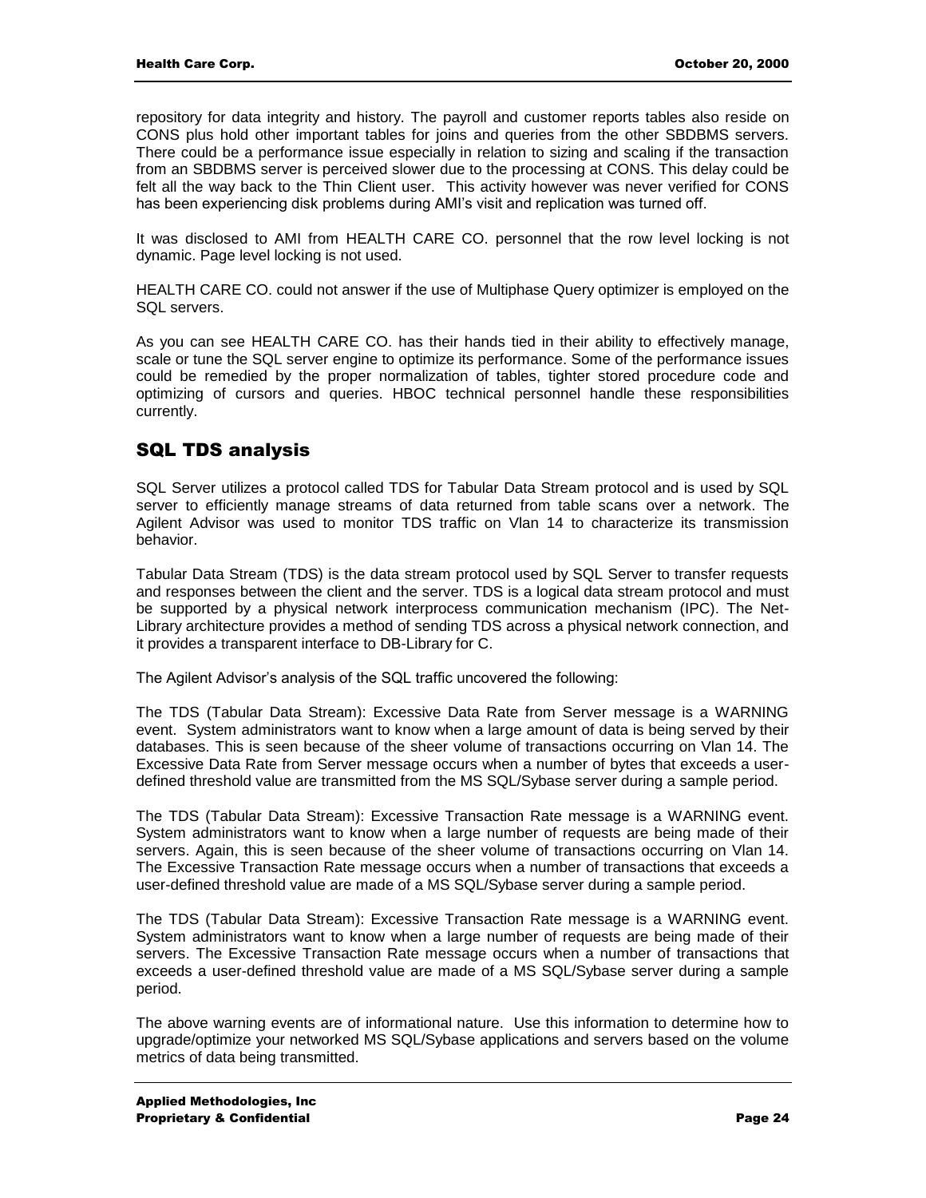repository for data integrity and history. The payroll and customer reports tables also reside on CONS plus hold other important tables for joins and queries from the other SBDBMS servers. There could be a performance issue especially in relation to sizing and scaling if the transaction from an SBDBMS server is perceived slower due to the processing at CONS. This delay could be felt all the way back to the Thin Client user. This activity however was never verified for CONS has been experiencing disk problems during AMI's visit and replication was turned off.

It was disclosed to AMI from HEALTH CARE CO. personnel that the row level locking is not dynamic. Page level locking is not used.

HEALTH CARE CO. could not answer if the use of Multiphase Query optimizer is employed on the SQL servers.

As you can see HEALTH CARE CO. has their hands tied in their ability to effectively manage, scale or tune the SQL server engine to optimize its performance. Some of the performance issues could be remedied by the proper normalization of tables, tighter stored procedure code and optimizing of cursors and queries. HBOC technical personnel handle these responsibilities currently.

## SQL TDS analysis

SQL Server utilizes a protocol called TDS for Tabular Data Stream protocol and is used by SQL server to efficiently manage streams of data returned from table scans over a network. The Agilent Advisor was used to monitor TDS traffic on Vlan 14 to characterize its transmission behavior.

Tabular Data Stream (TDS) is the data stream protocol used by SQL Server to transfer requests and responses between the client and the server. TDS is a logical data stream protocol and must be supported by a physical network interprocess communication mechanism (IPC). The Net-Library architecture provides a method of sending TDS across a physical network connection, and it provides a transparent interface to DB-Library for C.

The Agilent Advisor's analysis of the SQL traffic uncovered the following:

The TDS (Tabular Data Stream): Excessive Data Rate from Server message is a WARNING event. System administrators want to know when a large amount of data is being served by their databases. This is seen because of the sheer volume of transactions occurring on Vlan 14. The Excessive Data Rate from Server message occurs when a number of bytes that exceeds a user-defined threshold value are transmitted from the MS SQL/Sybase server during a sample period.

The TDS (Tabular Data Stream): Excessive Transaction Rate message is a WARNING event. System administrators want to know when a large number of requests are being made of their servers. Again, this is seen because of the sheer volume of transactions occurring on Vlan 14. The Excessive Transaction Rate message occurs when a number of transactions that exceeds a user-defined threshold value are made of a MS SQL/Sybase server during a sample period.

The TDS (Tabular Data Stream): Excessive Transaction Rate message is a WARNING event. System administrators want to know when a large number of requests are being made of their servers. The Excessive Transaction Rate message occurs when a number of transactions that exceeds a user-defined threshold value are made of a MS SQL/Sybase server during a sample period.

The above warning events are of informational nature. Use this information to determine how to upgrade/optimize your networked MS SQL/Sybase applications and servers based on the volume metrics of data being transmitted.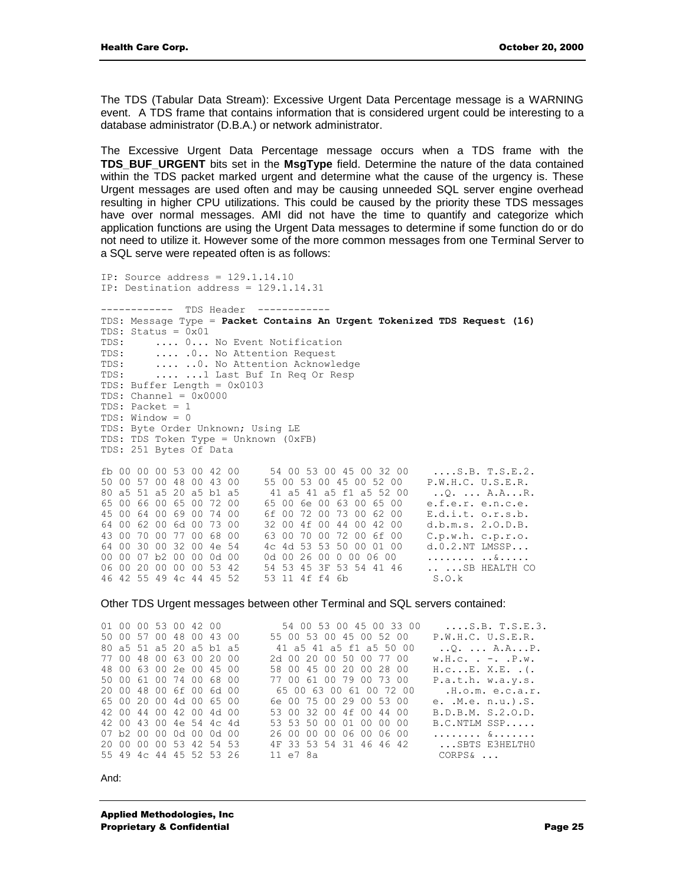The TDS (Tabular Data Stream): Excessive Urgent Data Percentage message is a WARNING event. A TDS frame that contains information that is considered urgent could be interesting to a database administrator (D.B.A.) or network administrator.

The Excessive Urgent Data Percentage message occurs when a TDS frame with the **TDS_BUF_URGENT** bits set in the **MsgType** field. Determine the nature of the data contained within the TDS packet marked urgent and determine what the cause of the urgency is. These Urgent messages are used often and may be causing unneeded SQL server engine overhead resulting in higher CPU utilizations. This could be caused by the priority these TDS messages have over normal messages. AMI did not have the time to quantify and categorize which application functions are using the Urgent Data messages to determine if some function do or do not need to utilize it. However some of the more common messages from one Terminal Server to a SQL serve were repeated often is as follows:

```
IP: Source address = 129.1.14.10
IP: Destination address = 129.1.14.31

------------  TDS Header  ------------
TDS: Message Type = Packet Contains An Urgent Tokenized TDS Request (16)
TDS: Status = 0x01
TDS:      .... 0... No Event Notification
TDS:      .... .0.. No Attention Request
TDS:      .... ..0. No Attention Acknowledge
TDS:      .... ...1 Last Buf In Req Or Resp
TDS: Buffer Length = 0x0103
TDS: Channel = 0x0000
TDS: Packet = 1
TDS: Window = 0
TDS: Byte Order Unknown; Using LE
TDS: TDS Token Type = Unknown (0xFB)
TDS: 251 Bytes Of Data

fb 00 00 00 53 00 42 00     54 00 53 00 45 00 32 00    ....S.B. T.S.E.2.
50 00 57 00 48 00 43 00     55 00 53 00 45 00 52 00    P.W.H.C. U.S.E.R.
80 a5 51 a5 20 a5 b1 a5     41 a5 41 a5 f1 a5 52 00    ..Q. ... A.A...R.
65 00 66 00 65 00 72 00     65 00 6e 00 63 00 65 00    e.f.e.r. e.n.c.e.
45 00 64 00 69 00 74 00     6f 00 72 00 73 00 62 00    E.d.i.t. o.r.s.b.
64 00 62 00 6d 00 73 00     32 00 4f 00 44 00 42 00    d.b.m.s. 2.O.D.B.
43 00 70 00 77 00 68 00     63 00 70 00 72 00 6f 00    C.p.w.h. c.p.r.o.
64 00 30 00 32 00 4e 54     4c 4d 53 53 50 00 01 00    d.0.2.NT LMSSP...
00 00 07 b2 00 00 0d 00     0d 00 26 00 0 00 06 00     ........ ..&.....
06 00 20 00 00 00 53 42     54 53 45 3F 53 54 41 46    .. ...SB HEALTH CO
46 42 55 49 4c 44 45 52     53 11 4f f4 6b             S.O.k
```

Other TDS Urgent messages between other Terminal and SQL servers contained:

```
01 00 00 53 00 42 00         54 00 53 00 45 00 33 00    ....S.B. T.S.E.3.
50 00 57 00 48 00 43 00      55 00 53 00 45 00 52 00    P.W.H.C. U.S.E.R.
80 a5 51 a5 20 a5 b1 a5      41 a5 41 a5 f1 a5 50 00    ..Q. ... A.A...P.
77 00 48 00 63 00 20 00      2d 00 20 00 50 00 77 00    w.H.c. . -. .P.w.
48 00 63 00 2e 00 45 00      58 00 45 00 20 00 28 00    H.c...E. X.E. .(.
50 00 61 00 74 00 68 00      77 00 61 00 79 00 73 00    P.a.t.h. w.a.y.s.
20 00 48 00 6f 00 6d 00      65 00 63 00 61 00 72 00    .H.o.m. e.c.a.r.
65 00 20 00 4d 00 65 00      6e 00 75 00 29 00 53 00    e. .M.e. n.u.).S.
42 00 44 00 42 00 4d 00      53 00 32 00 4f 00 44 00    B.D.B.M. S.2.O.D.
42 00 43 00 4e 54 4c 4d      53 53 50 00 01 00 00 00    B.C.NTLM SSP.....
07 b2 00 00 0d 00 0d 00      26 00 00 00 06 00 06 00    ........ &.......
20 00 00 00 53 42 54 53      4F 33 53 54 31 46 46 42    ...SBTS E3HELTH0
55 49 4c 44 45 52 53 26      11 e7 8a                   CORPS& ...
```

And: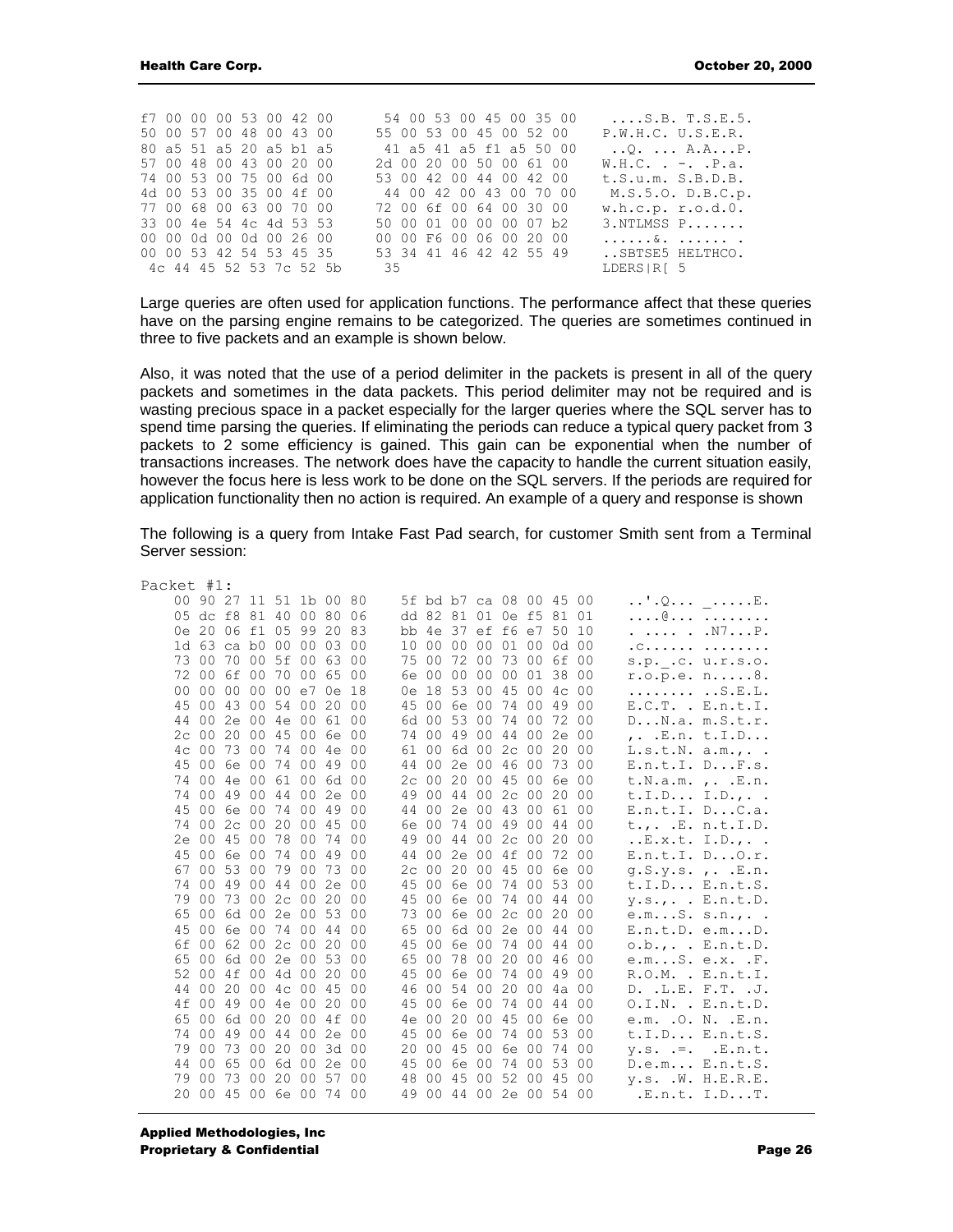```
f7 00 00 00 53 00 42 00    54 00 53 00 45 00 35 00    ....S.B. T.S.E.5.
50 00 57 00 48 00 43 00    55 00 53 00 45 00 52 00    P.W.H.C. U.S.E.R.
80 a5 51 a5 20 a5 b1 a5    41 a5 41 a5 f1 a5 50 00    ..Q. ... A.A...P.
57 00 48 00 43 00 20 00    2d 00 20 00 50 00 61 00    W.H.C. . -. .P.a.
74 00 53 00 75 00 6d 00    53 00 42 00 44 00 42 00    t.S.u.m. S.B.D.B.
4d 00 53 00 35 00 4f 00    44 00 42 00 43 00 70 00    M.S.5.O. D.B.C.p.
77 00 68 00 63 00 70 00    72 00 6f 00 64 00 30 00    w.h.c.p. r.o.d.0.
33 00 4e 54 4c 4d 53 53    50 00 01 00 00 00 07 b2    3.NTLMSS P.......
00 00 0d 00 0d 00 26 00    00 00 F6 00 06 00 20 00    ......&. ...... .
00 00 53 42 54 53 45 35    53 34 41 46 42 42 55 49    ..SBTSE5 HELTHCO.
 4c 44 45 52 53 7c 52 5b    35                         LDERS|R[ 5
```

Large queries are often used for application functions. The performance affect that these queries have on the parsing engine remains to be categorized. The queries are sometimes continued in three to five packets and an example is shown below.

Also, it was noted that the use of a period delimiter in the packets is present in all of the query packets and sometimes in the data packets. This period delimiter may not be required and is wasting precious space in a packet especially for the larger queries where the SQL server has to spend time parsing the queries. If eliminating the periods can reduce a typical query packet from 3 packets to 2 some efficiency is gained. This gain can be exponential when the number of transactions increases. The network does have the capacity to handle the current situation easily, however the focus here is less work to be done on the SQL servers. If the periods are required for application functionality then no action is required. An example of a query and response is shown

The following is a query from Intake Fast Pad search, for customer Smith sent from a Terminal Server session:

```
Packet #1:
    00 90 27 11 51 1b 00 80    5f bd b7 ca 08 00 45 00    ..'.Q... _.....E.
    05 dc f8 81 40 00 80 06    dd 82 81 01 0e f5 81 01    ....@... ........
    0e 20 06 f1 05 99 20 83    bb 4e 37 ef f6 e7 50 10    . .... . .N7...P.
    1d 63 ca b0 00 00 03 00    10 00 00 00 01 00 0d 00    .c...... ........
    73 00 70 00 5f 00 63 00    75 00 72 00 73 00 6f 00    s.p._.c. u.r.s.o.
    72 00 6f 00 70 00 65 00    6e 00 00 00 00 01 38 00    r.o.p.e. n.....8.
    00 00 00 00 00 e7 0e 18    0e 18 53 00 45 00 4c 00    ........ ..S.E.L.
    45 00 43 00 54 00 20 00    45 00 6e 00 74 00 49 00    E.C.T. . E.n.t.I.
    44 00 2e 00 4e 00 61 00    6d 00 53 00 74 00 72 00    D...N.a. m.S.t.r.
    2c 00 20 00 45 00 6e 00    74 00 49 00 44 00 2e 00    ,. .E.n. t.I.D...
    4c 00 73 00 74 00 4e 00    61 00 6d 00 2c 00 20 00    L.s.t.N. a.m.,. .
    45 00 6e 00 74 00 49 00    44 00 2e 00 46 00 73 00    E.n.t.I. D...F.s.
    74 00 4e 00 61 00 6d 00    2c 00 20 00 45 00 6e 00    t.N.a.m. ,. .E.n.
    74 00 49 00 44 00 2e 00    49 00 44 00 2c 00 20 00    t.I.D... I.D.,. .
    45 00 6e 00 74 00 49 00    44 00 2e 00 43 00 61 00    E.n.t.I. D...C.a.
    74 00 2c 00 20 00 45 00    6e 00 74 00 49 00 44 00    t.,. .E. n.t.I.D.
    2e 00 45 00 78 00 74 00    49 00 44 00 2c 00 20 00    ..E.x.t. I.D.,. .
    45 00 6e 00 74 00 49 00    44 00 2e 00 4f 00 72 00    E.n.t.I. D...O.r.
    67 00 53 00 79 00 73 00    2c 00 20 00 45 00 6e 00    g.S.y.s. ,. .E.n.
    74 00 49 00 44 00 2e 00    45 00 6e 00 74 00 53 00    t.I.D... E.n.t.S.
    79 00 73 00 2c 00 20 00    45 00 6e 00 74 00 44 00    y.s.,. . E.n.t.D.
    65 00 6d 00 2e 00 53 00    73 00 6e 00 2c 00 20 00    e.m...S. s.n.,. .
    45 00 6e 00 74 00 44 00    65 00 6d 00 2e 00 44 00    E.n.t.D. e.m...D.
    6f 00 62 00 2c 00 20 00    45 00 6e 00 74 00 44 00    o.b.,. . E.n.t.D.
    65 00 6d 00 2e 00 53 00    65 00 78 00 20 00 46 00    e.m...S. e.x. .F.
    52 00 4f 00 4d 00 20 00    45 00 6e 00 74 00 49 00    R.O.M. . E.n.t.I.
    44 00 20 00 4c 00 45 00    46 00 54 00 20 00 4a 00    D. .L.E. F.T. .J.
    4f 00 49 00 4e 00 20 00    45 00 6e 00 74 00 44 00    O.I.N. . E.n.t.D.
    65 00 6d 00 20 00 4f 00    4e 00 20 00 45 00 6e 00    e.m. .O. N. .E.n.
    74 00 49 00 44 00 2e 00    45 00 6e 00 74 00 53 00    t.I.D... E.n.t.S.
    79 00 73 00 20 00 3d 00    20 00 45 00 6e 00 74 00    y.s. .=. .E.n.t.
    44 00 65 00 6d 00 2e 00    45 00 6e 00 74 00 53 00    D.e.m... E.n.t.S.
    79 00 73 00 20 00 57 00    48 00 45 00 52 00 45 00    y.s. .W. H.E.R.E.
    20 00 45 00 6e 00 74 00    49 00 44 00 2e 00 54 00     .E.n.t. I.D...T.
```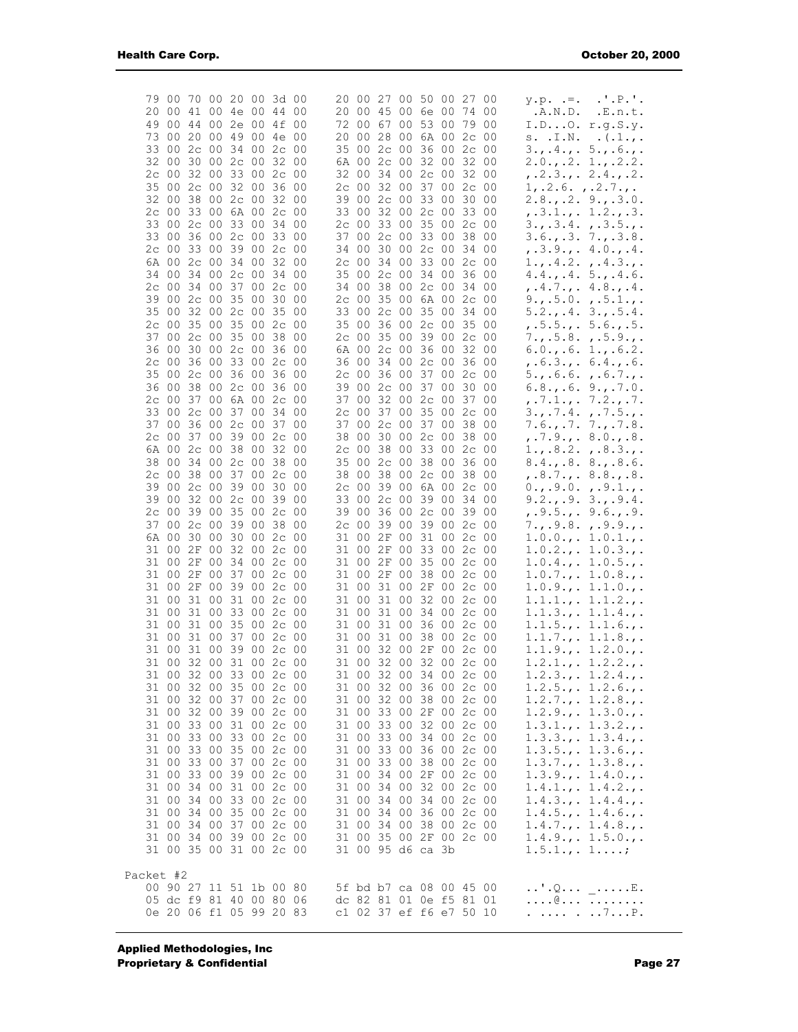```
79 00 70 00 20 00 3d 00   20 00 27 00 50 00 27 00   y.p. .=.  .'.P.'.
20 00 41 00 4e 00 44 00   20 00 45 00 6e 00 74 00    .A.N.D.  .E.n.t.
49 00 44 00 2e 00 4f 00   72 00 67 00 53 00 79 00   I.D...O. r.g.S.y.
73 00 20 00 49 00 4e 00   20 00 28 00 6A 00 2c 00   s. .I.N.  .(.1.,.
33 00 2c 00 34 00 2c 00   35 00 2c 00 36 00 2c 00   3.,.4.,. 5.,.6.,.
32 00 30 00 2c 00 32 00   6A 00 2c 00 32 00 32 00   2.0.,.2. 1.,.2.2.
2c 00 32 00 33 00 2c 00   32 00 34 00 2c 00 32 00   ,.2.3.,. 2.4.,.2.
35 00 2c 00 32 00 36 00   2c 00 32 00 37 00 2c 00   1,.2.6. ,.2.7.,.
32 00 38 00 2c 00 32 00   39 00 2c 00 33 00 30 00   2.8.,.2. 9.,.3.0.
2c 00 33 00 6A 00 2c 00   33 00 32 00 2c 00 33 00   ,.3.1.,. 1.2.,.3.
33 00 2c 00 33 00 34 00   2c 00 33 00 35 00 2c 00   3.,.3.4. ,.3.5.,.
33 00 36 00 2c 00 33 00   37 00 2c 00 33 00 38 00   3.6.,.3. 7.,.3.8.
2c 00 33 00 39 00 2c 00   34 00 30 00 2c 00 34 00   ,.3.9.,. 4.0.,.4.
6A 00 2c 00 34 00 32 00   2c 00 34 00 33 00 2c 00   1.,.4.2. ,.4.3.,.
34 00 34 00 2c 00 34 00   35 00 2c 00 34 00 36 00   4.4.,.4. 5.,.4.6.
2c 00 34 00 37 00 2c 00   34 00 38 00 2c 00 34 00   ,.4.7.,. 4.8.,.4.
39 00 2c 00 35 00 30 00   2c 00 35 00 6A 00 2c 00   9.,.5.0. ,.5.1.,.
35 00 32 00 2c 00 35 00   33 00 2c 00 35 00 34 00   5.2.,.4. 3.,.5.4.
2c 00 35 00 35 00 2c 00   35 00 36 00 2c 00 35 00   ,.5.5.,. 5.6.,.5.
37 00 2c 00 35 00 38 00   2c 00 35 00 39 00 2c 00   7.,.5.8. ,.5.9.,.
36 00 30 00 2c 00 36 00   6A 00 2c 00 36 00 32 00   6.0.,.6. 1.,.6.2.
2c 00 36 00 33 00 2c 00   36 00 34 00 2c 00 36 00   ,.6.3.,. 6.4.,.6.
35 00 2c 00 36 00 36 00   2c 00 36 00 37 00 2c 00   5.,.6.6. ,.6.7.,.
36 00 38 00 2c 00 36 00   39 00 2c 00 37 00 30 00   6.8.,.6. 9.,.7.0.
2c 00 37 00 6A 00 2c 00   37 00 32 00 2c 00 37 00   ,.7.1.,. 7.2.,.7.
33 00 2c 00 37 00 34 00   2c 00 37 00 35 00 2c 00   3.,.7.4. ,.7.5.,.
37 00 36 00 2c 00 37 00   37 00 2c 00 37 00 38 00   7.6.,.7. 7.,.7.8.
2c 00 37 00 39 00 2c 00   38 00 30 00 2c 00 38 00   ,.7.9.,. 8.0.,.8.
6A 00 2c 00 38 00 32 00   2c 00 38 00 33 00 2c 00   1.,.8.2. ,.8.3.,.
38 00 34 00 2c 00 38 00   35 00 2c 00 38 00 36 00   8.4.,.8. 8.,.8.6.
2c 00 38 00 37 00 2c 00   38 00 38 00 2c 00 38 00   ,.8.7.,. 8.8.,.8.
39 00 2c 00 39 00 30 00   2c 00 39 00 6A 00 2c 00   0.,.9.0. ,.9.1.,.
39 00 32 00 2c 00 39 00   33 00 2c 00 39 00 34 00   9.2.,.9. 3.,.9.4.
2c 00 39 00 35 00 2c 00   39 00 36 00 2c 00 39 00   ,.9.5.,. 9.6.,.9.
37 00 2c 00 39 00 38 00   2c 00 39 00 39 00 2c 00   7.,.9.8. ,.9.9.,.
6A 00 30 00 30 00 2c 00   31 00 2F 00 31 00 2c 00   1.0.0.,. 1.0.1.,.
31 00 2F 00 32 00 2c 00   31 00 2F 00 33 00 2c 00   1.0.2.,. 1.0.3.,.
31 00 2F 00 34 00 2c 00   31 00 2F 00 35 00 2c 00   1.0.4.,. 1.0.5.,.
31 00 2F 00 37 00 2c 00   31 00 2F 00 38 00 2c 00   1.0.7.,. 1.0.8.,.
31 00 2F 00 39 00 2c 00   31 00 31 00 2F 00 2c 00   1.0.9.,. 1.1.0.,.
31 00 31 00 31 00 2c 00   31 00 31 00 32 00 2c 00   1.1.1.,. 1.1.2.,.
31 00 31 00 33 00 2c 00   31 00 31 00 34 00 2c 00   1.1.3.,. 1.1.4.,.
31 00 31 00 35 00 2c 00   31 00 31 00 36 00 2c 00   1.1.5.,. 1.1.6.,.
31 00 31 00 37 00 2c 00   31 00 31 00 38 00 2c 00   1.1.7.,. 1.1.8.,.
31 00 31 00 39 00 2c 00   31 00 32 00 2F 00 2c 00   1.1.9.,. 1.2.0.,.
31 00 32 00 31 00 2c 00   31 00 32 00 32 00 2c 00   1.2.1.,. 1.2.2.,.
31 00 32 00 33 00 2c 00   31 00 32 00 34 00 2c 00   1.2.3.,. 1.2.4.,.
31 00 32 00 35 00 2c 00   31 00 32 00 36 00 2c 00   1.2.5.,. 1.2.6.,.
31 00 32 00 37 00 2c 00   31 00 32 00 38 00 2c 00   1.2.7.,. 1.2.8.,.
31 00 32 00 39 00 2c 00   31 00 33 00 2F 00 2c 00   1.2.9.,. 1.3.0.,.
31 00 33 00 31 00 2c 00   31 00 33 00 32 00 2c 00   1.3.1.,. 1.3.2.,.
31 00 33 00 33 00 2c 00   31 00 33 00 34 00 2c 00   1.3.3.,. 1.3.4.,.
31 00 33 00 35 00 2c 00   31 00 33 00 36 00 2c 00   1.3.5.,. 1.3.6.,.
31 00 33 00 37 00 2c 00   31 00 33 00 38 00 2c 00   1.3.7.,. 1.3.8.,.
31 00 33 00 39 00 2c 00   31 00 34 00 2F 00 2c 00   1.3.9.,. 1.4.0.,.
31 00 34 00 31 00 2c 00   31 00 34 00 32 00 2c 00   1.4.1.,. 1.4.2.,.
31 00 34 00 33 00 2c 00   31 00 34 00 34 00 2c 00   1.4.3.,. 1.4.4.,.
31 00 34 00 35 00 2c 00   31 00 34 00 36 00 2c 00   1.4.5.,. 1.4.6.,.
31 00 34 00 37 00 2c 00   31 00 34 00 38 00 2c 00   1.4.7.,. 1.4.8.,.
31 00 34 00 39 00 2c 00   31 00 35 00 2F 00 2c 00   1.4.9.,. 1.5.0.,.
31 00 35 00 31 00 2c 00   31 00 95 d6 ca 3b         1.5.1.,. 1....;

Packet #2
00 90 27 11 51 1b 00 80   5f bd b7 ca 08 00 45 00   ..'.Q... _.....E.
05 dc f9 81 40 00 80 06   dc 82 81 01 0e f5 81 01   ....@... ........
0e 20 06 f1 05 99 20 83   c1 02 37 ef f6 e7 50 10   . .... . ..7...P.
```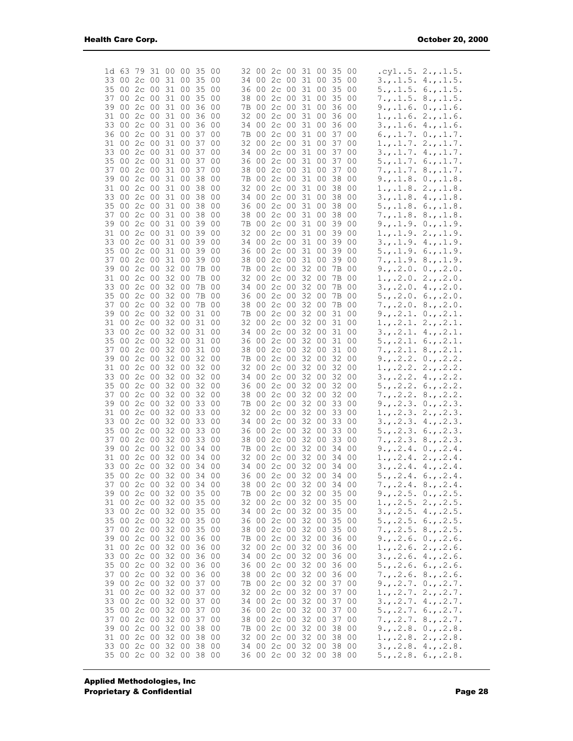```
1d 63 79 31 00 00 35 00   32 00 2c 00 31 00 35 00   .cy1..5. 2.,.1.5.
33 00 2c 00 31 00 35 00   34 00 2c 00 31 00 35 00   3.,.1.5. 4.,.1.5.
35 00 2c 00 31 00 35 00   36 00 2c 00 31 00 35 00   5.,.1.5. 6.,.1.5.
37 00 2c 00 31 00 35 00   38 00 2c 00 31 00 35 00   7.,.1.5. 8.,.1.5.
39 00 2c 00 31 00 36 00   7B 00 2c 00 31 00 36 00   9.,.1.6. 0.,.1.6.
31 00 2c 00 31 00 36 00   32 00 2c 00 31 00 36 00   1.,.1.6. 2.,.1.6.
33 00 2c 00 31 00 36 00   34 00 2c 00 31 00 36 00   3.,.1.6. 4.,.1.6.
36 00 2c 00 31 00 37 00   7B 00 2c 00 31 00 37 00   6.,.1.7. 0.,.1.7.
31 00 2c 00 31 00 37 00   32 00 2c 00 31 00 37 00   1.,.1.7. 2.,.1.7.
33 00 2c 00 31 00 37 00   34 00 2c 00 31 00 37 00   3.,.1.7. 4.,.1.7.
35 00 2c 00 31 00 37 00   36 00 2c 00 31 00 37 00   5.,.1.7. 6.,.1.7.
37 00 2c 00 31 00 37 00   38 00 2c 00 31 00 37 00   7.,.1.7. 8.,.1.7.
39 00 2c 00 31 00 38 00   7B 00 2c 00 31 00 38 00   9.,.1.8. 0.,.1.8.
31 00 2c 00 31 00 38 00   32 00 2c 00 31 00 38 00   1.,.1.8. 2.,.1.8.
33 00 2c 00 31 00 38 00   34 00 2c 00 31 00 38 00   3.,.1.8. 4.,.1.8.
35 00 2c 00 31 00 38 00   36 00 2c 00 31 00 38 00   5.,.1.8. 6.,.1.8.
37 00 2c 00 31 00 38 00   38 00 2c 00 31 00 38 00   7.,.1.8. 8.,.1.8.
39 00 2c 00 31 00 39 00   7B 00 2c 00 31 00 39 00   9.,.1.9. 0.,.1.9.
31 00 2c 00 31 00 39 00   32 00 2c 00 31 00 39 00   1.,.1.9. 2.,.1.9.
33 00 2c 00 31 00 39 00   34 00 2c 00 31 00 39 00   3.,.1.9. 4.,.1.9.
35 00 2c 00 31 00 39 00   36 00 2c 00 31 00 39 00   5.,.1.9. 6.,.1.9.
37 00 2c 00 31 00 39 00   38 00 2c 00 31 00 39 00   7.,.1.9. 8.,.1.9.
39 00 2c 00 32 00 7B 00   7B 00 2c 00 32 00 7B 00   9.,.2.0. 0.,.2.0.
31 00 2c 00 32 00 7B 00   32 00 2c 00 32 00 7B 00   1.,.2.0. 2.,.2.0.
33 00 2c 00 32 00 7B 00   34 00 2c 00 32 00 7B 00   3.,.2.0. 4.,.2.0.
35 00 2c 00 32 00 7B 00   36 00 2c 00 32 00 7B 00   5.,.2.0. 6.,.2.0.
37 00 2c 00 32 00 7B 00   38 00 2c 00 32 00 7B 00   7.,.2.0. 8.,.2.0.
39 00 2c 00 32 00 31 00   7B 00 2c 00 32 00 31 00   9.,.2.1. 0.,.2.1.
31 00 2c 00 32 00 31 00   32 00 2c 00 32 00 31 00   1.,.2.1. 2.,.2.1.
33 00 2c 00 32 00 31 00   34 00 2c 00 32 00 31 00   3.,.2.1. 4.,.2.1.
35 00 2c 00 32 00 31 00   36 00 2c 00 32 00 31 00   5.,.2.1. 6.,.2.1.
37 00 2c 00 32 00 31 00   38 00 2c 00 32 00 31 00   7.,.2.1. 8.,.2.1.
39 00 2c 00 32 00 32 00   7B 00 2c 00 32 00 32 00   9.,.2.2. 0.,.2.2.
31 00 2c 00 32 00 32 00   32 00 2c 00 32 00 32 00   1.,.2.2. 2.,.2.2.
33 00 2c 00 32 00 32 00   34 00 2c 00 32 00 32 00   3.,.2.2. 4.,.2.2.
35 00 2c 00 32 00 32 00   36 00 2c 00 32 00 32 00   5.,.2.2. 6.,.2.2.
37 00 2c 00 32 00 32 00   38 00 2c 00 32 00 32 00   7.,.2.2. 8.,.2.2.
39 00 2c 00 32 00 33 00   7B 00 2c 00 32 00 33 00   9.,.2.3. 0.,.2.3.
31 00 2c 00 32 00 33 00   32 00 2c 00 32 00 33 00   1.,.2.3. 2.,.2.3.
33 00 2c 00 32 00 33 00   34 00 2c 00 32 00 33 00   3.,.2.3. 4.,.2.3.
35 00 2c 00 32 00 33 00   36 00 2c 00 32 00 33 00   5.,.2.3. 6.,.2.3.
37 00 2c 00 32 00 33 00   38 00 2c 00 32 00 33 00   7.,.2.3. 8.,.2.3.
39 00 2c 00 32 00 34 00   7B 00 2c 00 32 00 34 00   9.,.2.4. 0.,.2.4.
31 00 2c 00 32 00 34 00   32 00 2c 00 32 00 34 00   1.,.2.4. 2.,.2.4.
33 00 2c 00 32 00 34 00   34 00 2c 00 32 00 34 00   3.,.2.4. 4.,.2.4.
35 00 2c 00 32 00 34 00   36 00 2c 00 32 00 34 00   5.,.2.4. 6.,.2.4.
37 00 2c 00 32 00 34 00   38 00 2c 00 32 00 34 00   7.,.2.4. 8.,.2.4.
39 00 2c 00 32 00 35 00   7B 00 2c 00 32 00 35 00   9.,.2.5. 0.,.2.5.
31 00 2c 00 32 00 35 00   32 00 2c 00 32 00 35 00   1.,.2.5. 2.,.2.5.
33 00 2c 00 32 00 35 00   34 00 2c 00 32 00 35 00   3.,.2.5. 4.,.2.5.
35 00 2c 00 32 00 35 00   36 00 2c 00 32 00 35 00   5.,.2.5. 6.,.2.5.
37 00 2c 00 32 00 35 00   38 00 2c 00 32 00 35 00   7.,.2.5. 8.,.2.5.
39 00 2c 00 32 00 36 00   7B 00 2c 00 32 00 36 00   9.,.2.6. 0.,.2.6.
31 00 2c 00 32 00 36 00   32 00 2c 00 32 00 36 00   1.,.2.6. 2.,.2.6.
33 00 2c 00 32 00 36 00   34 00 2c 00 32 00 36 00   3.,.2.6. 4.,.2.6.
35 00 2c 00 32 00 36 00   36 00 2c 00 32 00 36 00   5.,.2.6. 6.,.2.6.
37 00 2c 00 32 00 36 00   38 00 2c 00 32 00 36 00   7.,.2.6. 8.,.2.6.
39 00 2c 00 32 00 37 00   7B 00 2c 00 32 00 37 00   9.,.2.7. 0.,.2.7.
31 00 2c 00 32 00 37 00   32 00 2c 00 32 00 37 00   1.,.2.7. 2.,.2.7.
33 00 2c 00 32 00 37 00   34 00 2c 00 32 00 37 00   3.,.2.7. 4.,.2.7.
35 00 2c 00 32 00 37 00   36 00 2c 00 32 00 37 00   5.,.2.7. 6.,.2.7.
37 00 2c 00 32 00 37 00   38 00 2c 00 32 00 37 00   7.,.2.7. 8.,.2.7.
39 00 2c 00 32 00 38 00   7B 00 2c 00 32 00 38 00   9.,.2.8. 0.,.2.8.
31 00 2c 00 32 00 38 00   32 00 2c 00 32 00 38 00   1.,.2.8. 2.,.2.8.
33 00 2c 00 32 00 38 00   34 00 2c 00 32 00 38 00   3.,.2.8. 4.,.2.8.
35 00 2c 00 32 00 38 00   36 00 2c 00 32 00 38 00   5.,.2.8. 6.,.2.8.
```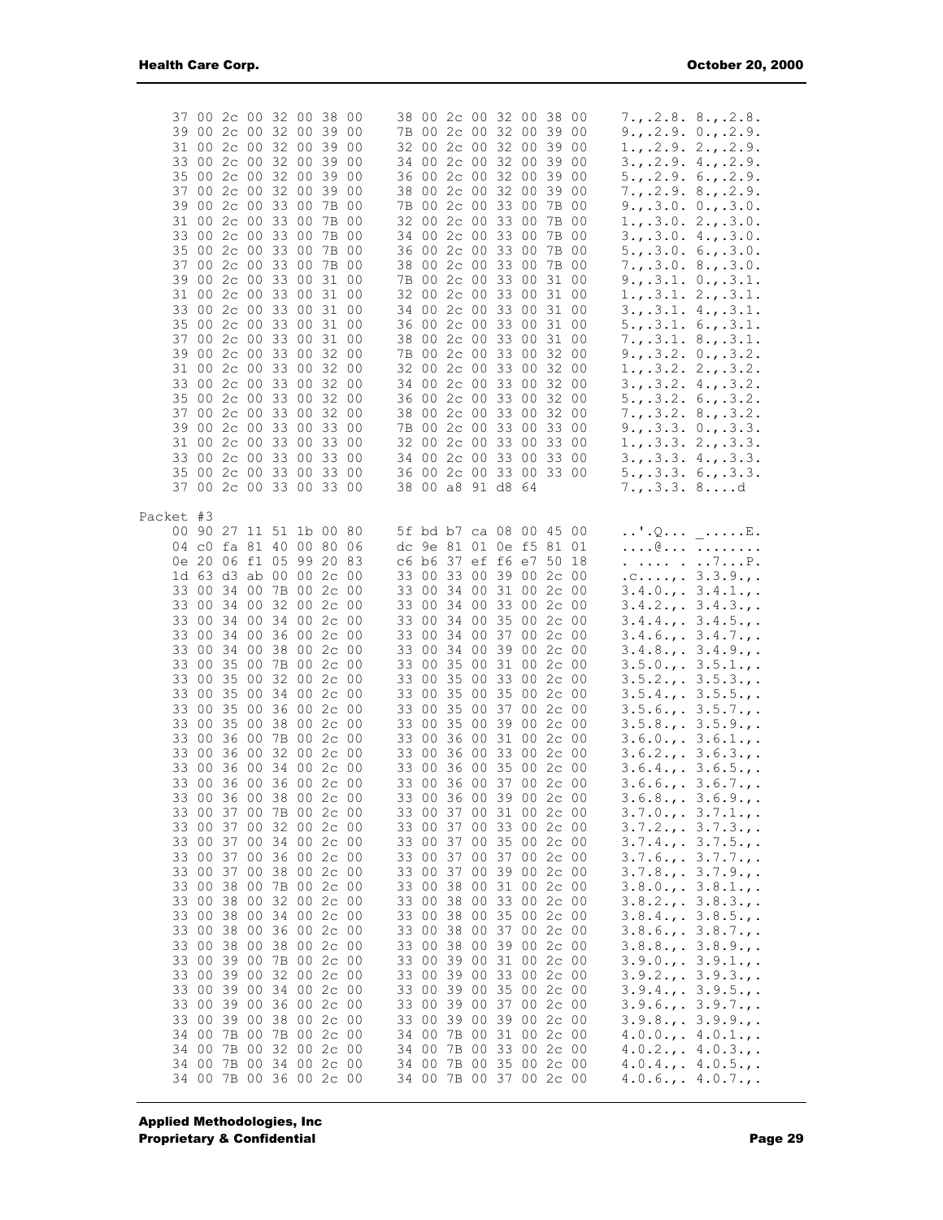```
  37 00 2c 00 32 00 38 00   38 00 2c 00 32 00 38 00    7.,.2.8. 8.,.2.8.
  39 00 2c 00 32 00 39 00   7B 00 2c 00 32 00 39 00    9.,.2.9. 0.,.2.9.
  31 00 2c 00 32 00 39 00   32 00 2c 00 32 00 39 00    1.,.2.9. 2.,.2.9.
  33 00 2c 00 32 00 39 00   34 00 2c 00 32 00 39 00    3.,.2.9. 4.,.2.9.
  35 00 2c 00 32 00 39 00   36 00 2c 00 32 00 39 00    5.,.2.9. 6.,.2.9.
  37 00 2c 00 32 00 39 00   38 00 2c 00 32 00 39 00    7.,.2.9. 8.,.2.9.
  39 00 2c 00 33 00 7B 00   7B 00 2c 00 33 00 7B 00    9.,.3.0. 0.,.3.0.
  31 00 2c 00 33 00 7B 00   32 00 2c 00 33 00 7B 00    1.,.3.0. 2.,.3.0.
  33 00 2c 00 33 00 7B 00   34 00 2c 00 33 00 7B 00    3.,.3.0. 4.,.3.0.
  35 00 2c 00 33 00 7B 00   36 00 2c 00 33 00 7B 00    5.,.3.0. 6.,.3.0.
  37 00 2c 00 33 00 7B 00   38 00 2c 00 33 00 7B 00    7.,.3.0. 8.,.3.0.
  39 00 2c 00 33 00 31 00   7B 00 2c 00 33 00 31 00    9.,.3.1. 0.,.3.1.
  31 00 2c 00 33 00 31 00   32 00 2c 00 33 00 31 00    1.,.3.1. 2.,.3.1.
  33 00 2c 00 33 00 31 00   34 00 2c 00 33 00 31 00    3.,.3.1. 4.,.3.1.
  35 00 2c 00 33 00 31 00   36 00 2c 00 33 00 31 00    5.,.3.1. 6.,.3.1.
  37 00 2c 00 33 00 31 00   38 00 2c 00 33 00 31 00    7.,.3.1. 8.,.3.1.
  39 00 2c 00 33 00 32 00   7B 00 2c 00 33 00 32 00    9.,.3.2. 0.,.3.2.
  31 00 2c 00 33 00 32 00   32 00 2c 00 33 00 32 00    1.,.3.2. 2.,.3.2.
  33 00 2c 00 33 00 32 00   34 00 2c 00 33 00 32 00    3.,.3.2. 4.,.3.2.
  35 00 2c 00 33 00 32 00   36 00 2c 00 33 00 32 00    5.,.3.2. 6.,.3.2.
  37 00 2c 00 33 00 32 00   38 00 2c 00 33 00 32 00    7.,.3.2. 8.,.3.2.
  39 00 2c 00 33 00 33 00   7B 00 2c 00 33 00 33 00    9.,.3.3. 0.,.3.3.
  31 00 2c 00 33 00 33 00   32 00 2c 00 33 00 33 00    1.,.3.3. 2.,.3.3.
  33 00 2c 00 33 00 33 00   34 00 2c 00 33 00 33 00    3.,.3.3. 4.,.3.3.
  35 00 2c 00 33 00 33 00   36 00 2c 00 33 00 33 00    5.,.3.3. 6.,.3.3.
  37 00 2c 00 33 00 33 00   38 00 a8 91 d8 64          7.,.3.3. 8....d

Packet #3
  00 90 27 11 51 1b 00 80   5f bd b7 ca 08 00 45 00    ..'.Q... _.....E.
  04 c0 fa 81 40 00 80 06   dc 9e 81 01 0e f5 81 01    ....@... ........
  0e 20 06 f1 05 99 20 83   c6 b6 37 ef f6 e7 50 18    . .... . ..7...P.
  1d 63 d3 ab 00 00 2c 00   33 00 33 00 39 00 2c 00    .c....,. 3.3.9.,.
  33 00 34 00 7B 00 2c 00   33 00 34 00 31 00 2c 00    3.4.0.,. 3.4.1.,.
  33 00 34 00 32 00 2c 00   33 00 34 00 33 00 2c 00    3.4.2.,. 3.4.3.,.
  33 00 34 00 34 00 2c 00   33 00 34 00 35 00 2c 00    3.4.4.,. 3.4.5.,.
  33 00 34 00 36 00 2c 00   33 00 34 00 37 00 2c 00    3.4.6.,. 3.4.7.,.
  33 00 34 00 38 00 2c 00   33 00 34 00 39 00 2c 00    3.4.8.,. 3.4.9.,.
  33 00 35 00 7B 00 2c 00   33 00 35 00 31 00 2c 00    3.5.0.,. 3.5.1.,.
  33 00 35 00 32 00 2c 00   33 00 35 00 33 00 2c 00    3.5.2.,. 3.5.3.,.
  33 00 35 00 34 00 2c 00   33 00 35 00 35 00 2c 00    3.5.4.,. 3.5.5.,.
  33 00 35 00 36 00 2c 00   33 00 35 00 37 00 2c 00    3.5.6.,. 3.5.7.,.
  33 00 35 00 38 00 2c 00   33 00 35 00 39 00 2c 00    3.5.8.,. 3.5.9.,.
  33 00 36 00 7B 00 2c 00   33 00 36 00 31 00 2c 00    3.6.0.,. 3.6.1.,.
  33 00 36 00 32 00 2c 00   33 00 36 00 33 00 2c 00    3.6.2.,. 3.6.3.,.
  33 00 36 00 34 00 2c 00   33 00 36 00 35 00 2c 00    3.6.4.,. 3.6.5.,.
  33 00 36 00 36 00 2c 00   33 00 36 00 37 00 2c 00    3.6.6.,. 3.6.7.,.
  33 00 36 00 38 00 2c 00   33 00 36 00 39 00 2c 00    3.6.8.,. 3.6.9.,.
  33 00 37 00 7B 00 2c 00   33 00 37 00 31 00 2c 00    3.7.0.,. 3.7.1.,.
  33 00 37 00 32 00 2c 00   33 00 37 00 33 00 2c 00    3.7.2.,. 3.7.3.,.
  33 00 37 00 34 00 2c 00   33 00 37 00 35 00 2c 00    3.7.4.,. 3.7.5.,.
  33 00 37 00 36 00 2c 00   33 00 37 00 37 00 2c 00    3.7.6.,. 3.7.7.,.
  33 00 37 00 38 00 2c 00   33 00 37 00 39 00 2c 00    3.7.8.,. 3.7.9.,.
  33 00 38 00 7B 00 2c 00   33 00 38 00 31 00 2c 00    3.8.0.,. 3.8.1.,.
  33 00 38 00 32 00 2c 00   33 00 38 00 33 00 2c 00    3.8.2.,. 3.8.3.,.
  33 00 38 00 34 00 2c 00   33 00 38 00 35 00 2c 00    3.8.4.,. 3.8.5.,.
  33 00 38 00 36 00 2c 00   33 00 38 00 37 00 2c 00    3.8.6.,. 3.8.7.,.
  33 00 38 00 38 00 2c 00   33 00 38 00 39 00 2c 00    3.8.8.,. 3.8.9.,.
  33 00 39 00 7B 00 2c 00   33 00 39 00 31 00 2c 00    3.9.0.,. 3.9.1.,.
  33 00 39 00 32 00 2c 00   33 00 39 00 33 00 2c 00    3.9.2.,. 3.9.3.,.
  33 00 39 00 34 00 2c 00   33 00 39 00 35 00 2c 00    3.9.4.,. 3.9.5.,.
  33 00 39 00 36 00 2c 00   33 00 39 00 37 00 2c 00    3.9.6.,. 3.9.7.,.
  33 00 39 00 38 00 2c 00   33 00 39 00 39 00 2c 00    3.9.8.,. 3.9.9.,.
  34 00 7B 00 7B 00 2c 00   34 00 7B 00 31 00 2c 00    4.0.0.,. 4.0.1.,.
  34 00 7B 00 32 00 2c 00   34 00 7B 00 33 00 2c 00    4.0.2.,. 4.0.3.,.
  34 00 7B 00 34 00 2c 00   34 00 7B 00 35 00 2c 00    4.0.4.,. 4.0.5.,.
  34 00 7B 00 36 00 2c 00   34 00 7B 00 37 00 2c 00    4.0.6.,. 4.0.7.,.
```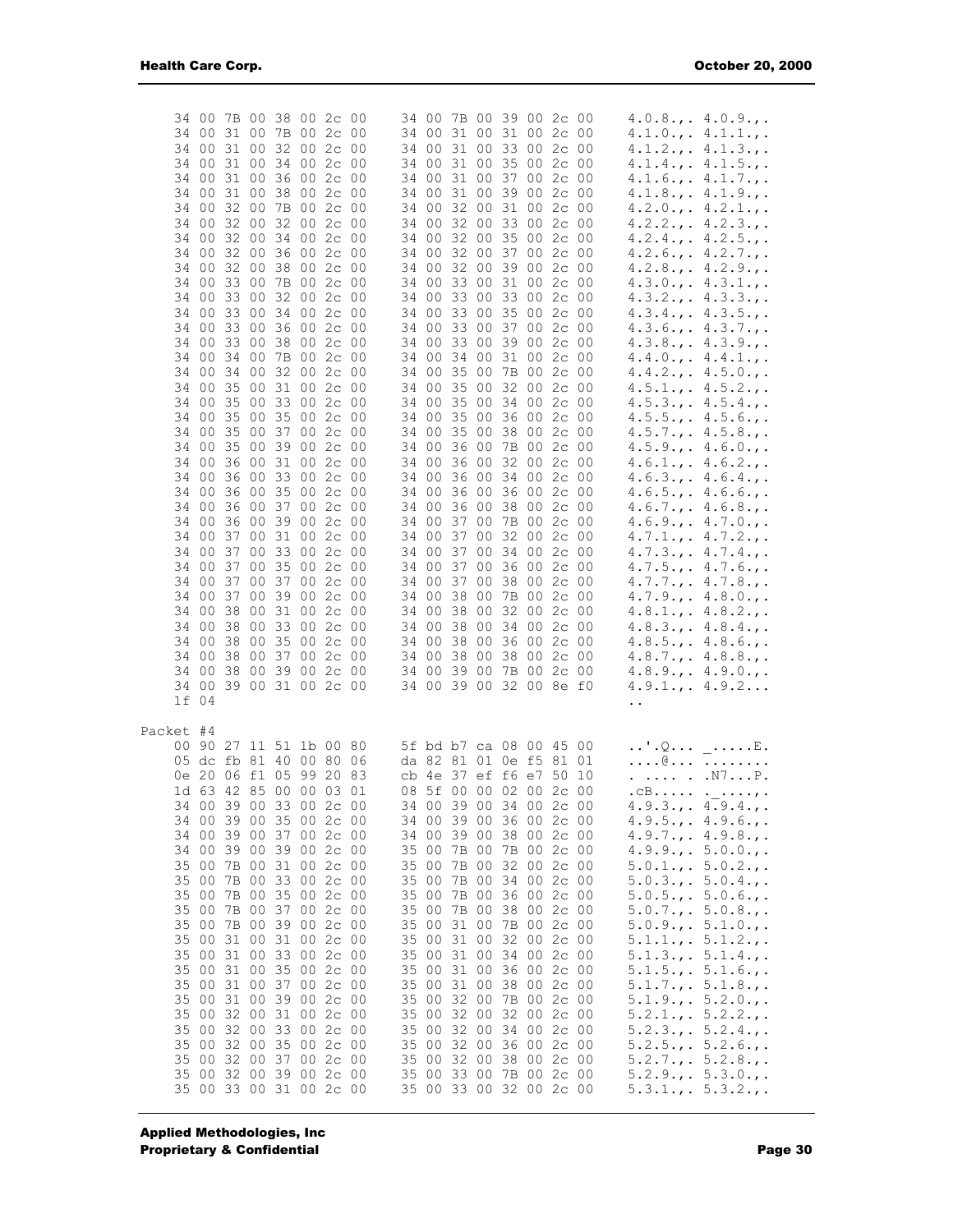```
    34 00 7B 00 38 00 2c 00    34 00 7B 00 39 00 2c 00    4.0.8.,. 4.0.9.,.
    34 00 31 00 7B 00 2c 00    34 00 31 00 31 00 2c 00    4.1.0.,. 4.1.1.,.
    34 00 31 00 32 00 2c 00    34 00 31 00 33 00 2c 00    4.1.2.,. 4.1.3.,.
    34 00 31 00 34 00 2c 00    34 00 31 00 35 00 2c 00    4.1.4.,. 4.1.5.,.
    34 00 31 00 36 00 2c 00    34 00 31 00 37 00 2c 00    4.1.6.,. 4.1.7.,.
    34 00 31 00 38 00 2c 00    34 00 31 00 39 00 2c 00    4.1.8.,. 4.1.9.,.
    34 00 32 00 7B 00 2c 00    34 00 32 00 31 00 2c 00    4.2.0.,. 4.2.1.,.
    34 00 32 00 32 00 2c 00    34 00 32 00 33 00 2c 00    4.2.2.,. 4.2.3.,.
    34 00 32 00 34 00 2c 00    34 00 32 00 35 00 2c 00    4.2.4.,. 4.2.5.,.
    34 00 32 00 36 00 2c 00    34 00 32 00 37 00 2c 00    4.2.6.,. 4.2.7.,.
    34 00 32 00 38 00 2c 00    34 00 32 00 39 00 2c 00    4.2.8.,. 4.2.9.,.
    34 00 33 00 7B 00 2c 00    34 00 33 00 31 00 2c 00    4.3.0.,. 4.3.1.,.
    34 00 33 00 32 00 2c 00    34 00 33 00 33 00 2c 00    4.3.2.,. 4.3.3.,.
    34 00 33 00 34 00 2c 00    34 00 33 00 35 00 2c 00    4.3.4.,. 4.3.5.,.
    34 00 33 00 36 00 2c 00    34 00 33 00 37 00 2c 00    4.3.6.,. 4.3.7.,.
    34 00 33 00 38 00 2c 00    34 00 33 00 39 00 2c 00    4.3.8.,. 4.3.9.,.
    34 00 34 00 7B 00 2c 00    34 00 34 00 31 00 2c 00    4.4.0.,. 4.4.1.,.
    34 00 34 00 32 00 2c 00    34 00 35 00 7B 00 2c 00    4.4.2.,. 4.5.0.,.
    34 00 35 00 31 00 2c 00    34 00 35 00 32 00 2c 00    4.5.1.,. 4.5.2.,.
    34 00 35 00 33 00 2c 00    34 00 35 00 34 00 2c 00    4.5.3.,. 4.5.4.,.
    34 00 35 00 35 00 2c 00    34 00 35 00 36 00 2c 00    4.5.5.,. 4.5.6.,.
    34 00 35 00 37 00 2c 00    34 00 35 00 38 00 2c 00    4.5.7.,. 4.5.8.,.
    34 00 35 00 39 00 2c 00    34 00 36 00 7B 00 2c 00    4.5.9.,. 4.6.0.,.
    34 00 36 00 31 00 2c 00    34 00 36 00 32 00 2c 00    4.6.1.,. 4.6.2.,.
    34 00 36 00 33 00 2c 00    34 00 36 00 34 00 2c 00    4.6.3.,. 4.6.4.,.
    34 00 36 00 35 00 2c 00    34 00 36 00 36 00 2c 00    4.6.5.,. 4.6.6.,.
    34 00 36 00 37 00 2c 00    34 00 36 00 38 00 2c 00    4.6.7.,. 4.6.8.,.
    34 00 36 00 39 00 2c 00    34 00 37 00 7B 00 2c 00    4.6.9.,. 4.7.0.,.
    34 00 37 00 31 00 2c 00    34 00 37 00 32 00 2c 00    4.7.1.,. 4.7.2.,.
    34 00 37 00 33 00 2c 00    34 00 37 00 34 00 2c 00    4.7.3.,. 4.7.4.,.
    34 00 37 00 35 00 2c 00    34 00 37 00 36 00 2c 00    4.7.5.,. 4.7.6.,.
    34 00 37 00 37 00 2c 00    34 00 37 00 38 00 2c 00    4.7.7.,. 4.7.8.,.
    34 00 37 00 39 00 2c 00    34 00 38 00 7B 00 2c 00    4.7.9.,. 4.8.0.,.
    34 00 38 00 31 00 2c 00    34 00 38 00 32 00 2c 00    4.8.1.,. 4.8.2.,.
    34 00 38 00 33 00 2c 00    34 00 38 00 34 00 2c 00    4.8.3.,. 4.8.4.,.
    34 00 38 00 35 00 2c 00    34 00 38 00 36 00 2c 00    4.8.5.,. 4.8.6.,.
    34 00 38 00 37 00 2c 00    34 00 38 00 38 00 2c 00    4.8.7.,. 4.8.8.,.
    34 00 38 00 39 00 2c 00    34 00 39 00 7B 00 2c 00    4.8.9.,. 4.9.0.,.
    34 00 39 00 31 00 2c 00    34 00 39 00 32 00 8e f0    4.9.1.,. 4.9.2...
    1f 04                                                 ..

Packet #4
    00 90 27 11 51 1b 00 80    5f bd b7 ca 08 00 45 00    ..'.Q... _.....E.
    05 dc fb 81 40 00 80 06    da 82 81 01 0e f5 81 01    ....@... ........
    0e 20 06 f1 05 99 20 83    cb 4e 37 ef f6 e7 50 10    . ..... .N7...P.
    1d 63 42 85 00 00 03 01    08 5f 00 00 02 00 2c 00    .cB..... ._....,.
    34 00 39 00 33 00 2c 00    34 00 39 00 34 00 2c 00    4.9.3.,. 4.9.4.,.
    34 00 39 00 35 00 2c 00    34 00 39 00 36 00 2c 00    4.9.5.,. 4.9.6.,.
    34 00 39 00 37 00 2c 00    34 00 39 00 38 00 2c 00    4.9.7.,. 4.9.8.,.
    34 00 39 00 39 00 2c 00    35 00 7B 00 7B 00 2c 00    4.9.9.,. 5.0.0.,.
    35 00 7B 00 31 00 2c 00    35 00 7B 00 32 00 2c 00    5.0.1.,. 5.0.2.,.
    35 00 7B 00 33 00 2c 00    35 00 7B 00 34 00 2c 00    5.0.3.,. 5.0.4.,.
    35 00 7B 00 35 00 2c 00    35 00 7B 00 36 00 2c 00    5.0.5.,. 5.0.6.,.
    35 00 7B 00 37 00 2c 00    35 00 7B 00 38 00 2c 00    5.0.7.,. 5.0.8.,.
    35 00 7B 00 39 00 2c 00    35 00 31 00 7B 00 2c 00    5.0.9.,. 5.1.0.,.
    35 00 31 00 31 00 2c 00    35 00 31 00 32 00 2c 00    5.1.1.,. 5.1.2.,.
    35 00 31 00 33 00 2c 00    35 00 31 00 34 00 2c 00    5.1.3.,. 5.1.4.,.
    35 00 31 00 35 00 2c 00    35 00 31 00 36 00 2c 00    5.1.5.,. 5.1.6.,.
    35 00 31 00 37 00 2c 00    35 00 31 00 38 00 2c 00    5.1.7.,. 5.1.8.,.
    35 00 31 00 39 00 2c 00    35 00 32 00 7B 00 2c 00    5.1.9.,. 5.2.0.,.
    35 00 32 00 31 00 2c 00    35 00 32 00 32 00 2c 00    5.2.1.,. 5.2.2.,.
    35 00 32 00 33 00 2c 00    35 00 32 00 34 00 2c 00    5.2.3.,. 5.2.4.,.
    35 00 32 00 35 00 2c 00    35 00 32 00 36 00 2c 00    5.2.5.,. 5.2.6.,.
    35 00 32 00 37 00 2c 00    35 00 32 00 38 00 2c 00    5.2.7.,. 5.2.8.,.
    35 00 32 00 39 00 2c 00    35 00 33 00 7B 00 2c 00    5.2.9.,. 5.3.0.,.
    35 00 33 00 31 00 2c 00    35 00 33 00 32 00 2c 00    5.3.1.,. 5.3.2.,.
```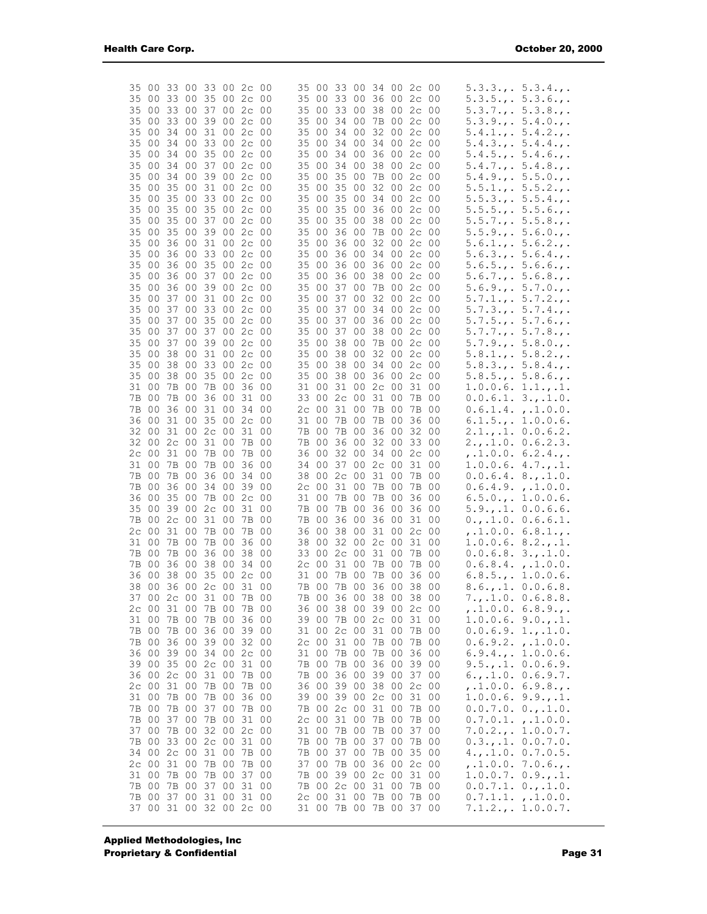```
35 00 33 00 33 00 2c 00    35 00 33 00 34 00 2c 00    5.3.3.,. 5.3.4.,.
35 00 33 00 35 00 2c 00    35 00 33 00 36 00 2c 00    5.3.5.,. 5.3.6.,.
35 00 33 00 37 00 2c 00    35 00 33 00 38 00 2c 00    5.3.7.,. 5.3.8.,.
35 00 33 00 39 00 2c 00    35 00 34 00 7B 00 2c 00    5.3.9.,. 5.4.0.,.
35 00 34 00 31 00 2c 00    35 00 34 00 32 00 2c 00    5.4.1.,. 5.4.2.,.
35 00 34 00 33 00 2c 00    35 00 34 00 34 00 2c 00    5.4.3.,. 5.4.4.,.
35 00 34 00 35 00 2c 00    35 00 34 00 36 00 2c 00    5.4.5.,. 5.4.6.,.
35 00 34 00 37 00 2c 00    35 00 34 00 38 00 2c 00    5.4.7.,. 5.4.8.,.
35 00 34 00 39 00 2c 00    35 00 35 00 7B 00 2c 00    5.4.9.,. 5.5.0.,.
35 00 35 00 31 00 2c 00    35 00 35 00 32 00 2c 00    5.5.1.,. 5.5.2.,.
35 00 35 00 33 00 2c 00    35 00 35 00 34 00 2c 00    5.5.3.,. 5.5.4.,.
35 00 35 00 35 00 2c 00    35 00 35 00 36 00 2c 00    5.5.5.,. 5.5.6.,.
35 00 35 00 37 00 2c 00    35 00 35 00 38 00 2c 00    5.5.7.,. 5.5.8.,.
35 00 35 00 39 00 2c 00    35 00 36 00 7B 00 2c 00    5.5.9.,. 5.6.0.,.
35 00 36 00 31 00 2c 00    35 00 36 00 32 00 2c 00    5.6.1.,. 5.6.2.,.
35 00 36 00 33 00 2c 00    35 00 36 00 34 00 2c 00    5.6.3.,. 5.6.4.,.
35 00 36 00 35 00 2c 00    35 00 36 00 36 00 2c 00    5.6.5.,. 5.6.6.,.
35 00 36 00 37 00 2c 00    35 00 36 00 38 00 2c 00    5.6.7.,. 5.6.8.,.
35 00 36 00 39 00 2c 00    35 00 37 00 7B 00 2c 00    5.6.9.,. 5.7.0.,.
35 00 37 00 31 00 2c 00    35 00 37 00 32 00 2c 00    5.7.1.,. 5.7.2.,.
35 00 37 00 33 00 2c 00    35 00 37 00 34 00 2c 00    5.7.3.,. 5.7.4.,.
35 00 37 00 35 00 2c 00    35 00 37 00 36 00 2c 00    5.7.5.,. 5.7.6.,.
35 00 37 00 37 00 2c 00    35 00 37 00 38 00 2c 00    5.7.7.,. 5.7.8.,.
35 00 37 00 39 00 2c 00    35 00 38 00 7B 00 2c 00    5.7.9.,. 5.8.0.,.
35 00 38 00 31 00 2c 00    35 00 38 00 32 00 2c 00    5.8.1.,. 5.8.2.,.
35 00 38 00 33 00 2c 00    35 00 38 00 34 00 2c 00    5.8.3.,. 5.8.4.,.
35 00 38 00 35 00 2c 00    35 00 38 00 36 00 2c 00    5.8.5.,. 5.8.6.,.
31 00 7B 00 7B 00 36 00    31 00 31 00 2c 00 31 00    1.0.0.6. 1.1.,.1.
7B 00 7B 00 36 00 31 00    33 00 2c 00 31 00 7B 00    0.0.6.1. 3.,.1.0.
7B 00 36 00 31 00 34 00    2c 00 31 00 7B 00 7B 00    0.6.1.4. ,.1.0.0.
36 00 31 00 35 00 2c 00    31 00 7B 00 7B 00 36 00    6.1.5.,. 1.0.0.6.
32 00 31 00 2c 00 31 00    7B 00 7B 00 36 00 32 00    2.1.,.1. 0.0.6.2.
32 00 2c 00 31 00 7B 00    7B 00 36 00 32 00 33 00    2.,.1.0. 0.6.2.3.
2c 00 31 00 7B 00 7B 00    36 00 32 00 34 00 2c 00    ,.1.0.0. 6.2.4.,.
31 00 7B 00 7B 00 36 00    34 00 37 00 2c 00 31 00    1.0.0.6. 4.7.,.1.
7B 00 7B 00 36 00 34 00    38 00 2c 00 31 00 7B 00    0.0.6.4. 8.,.1.0.
7B 00 36 00 34 00 39 00    2c 00 31 00 7B 00 7B 00    0.6.4.9. ,.1.0.0.
36 00 35 00 7B 00 2c 00    31 00 7B 00 7B 00 36 00    6.5.0.,. 1.0.0.6.
35 00 39 00 2c 00 31 00    7B 00 7B 00 36 00 36 00    5.9.,.1. 0.0.6.6.
7B 00 2c 00 31 00 7B 00    7B 00 36 00 36 00 31 00    0.,.1.0. 0.6.6.1.
2c 00 31 00 7B 00 7B 00    36 00 38 00 31 00 2c 00    ,.1.0.0. 6.8.1.,.
31 00 7B 00 7B 00 36 00    38 00 32 00 2c 00 31 00    1.0.0.6. 8.2.,.1.
7B 00 7B 00 36 00 38 00    33 00 2c 00 31 00 7B 00    0.0.6.8. 3.,.1.0.
7B 00 36 00 38 00 34 00    2c 00 31 00 7B 00 7B 00    0.6.8.4. ,.1.0.0.
36 00 38 00 35 00 2c 00    31 00 7B 00 7B 00 36 00    6.8.5.,. 1.0.0.6.
38 00 36 00 2c 00 31 00    7B 00 7B 00 36 00 38 00    8.6.,.1. 0.0.6.8.
37 00 2c 00 31 00 7B 00    7B 00 36 00 38 00 38 00    7.,.1.0. 0.6.8.8.
2c 00 31 00 7B 00 7B 00    36 00 38 00 39 00 2c 00    ,.1.0.0. 6.8.9.,.
31 00 7B 00 7B 00 36 00    39 00 7B 00 2c 00 31 00    1.0.0.6. 9.0.,.1.
7B 00 7B 00 36 00 39 00    31 00 2c 00 31 00 7B 00    0.0.6.9. 1.,.1.0.
7B 00 36 00 39 00 32 00    2c 00 31 00 7B 00 7B 00    0.6.9.2. ,.1.0.0.
36 00 39 00 34 00 2c 00    31 00 7B 00 7B 00 36 00    6.9.4.,. 1.0.0.6.
39 00 35 00 2c 00 31 00    7B 00 7B 00 36 00 39 00    9.5.,.1. 0.0.6.9.
36 00 2c 00 31 00 7B 00    7B 00 36 00 39 00 37 00    6.,.1.0. 0.6.9.7.
2c 00 31 00 7B 00 7B 00    36 00 39 00 38 00 2c 00    ,.1.0.0. 6.9.8.,.
31 00 7B 00 7B 00 36 00    39 00 39 00 2c 00 31 00    1.0.0.6. 9.9.,.1.
7B 00 7B 00 37 00 7B 00    7B 00 2c 00 31 00 7B 00    0.0.7.0. 0.,.1.0.
7B 00 37 00 7B 00 31 00    2c 00 31 00 7B 00 7B 00    0.7.0.1. ,.1.0.0.
37 00 7B 00 32 00 2c 00    31 00 7B 00 7B 00 37 00    7.0.2.,. 1.0.0.7.
7B 00 33 00 2c 00 31 00    7B 00 7B 00 37 00 7B 00    0.3.,.1. 0.0.7.0.
34 00 2c 00 31 00 7B 00    7B 00 37 00 7B 00 35 00    4.,.1.0. 0.7.0.5.
2c 00 31 00 7B 00 7B 00    37 00 7B 00 36 00 2c 00    ,.1.0.0. 7.0.6.,.
31 00 7B 00 7B 00 37 00    7B 00 39 00 2c 00 31 00    1.0.0.7. 0.9.,.1.
7B 00 7B 00 37 00 31 00    7B 00 2c 00 31 00 7B 00    0.0.7.1. 0.,.1.0.
7B 00 37 00 31 00 31 00    2c 00 31 00 7B 00 7B 00    0.7.1.1. ,.1.0.0.
37 00 31 00 32 00 2c 00    31 00 7B 00 7B 00 37 00    7.1.2.,. 1.0.0.7.
```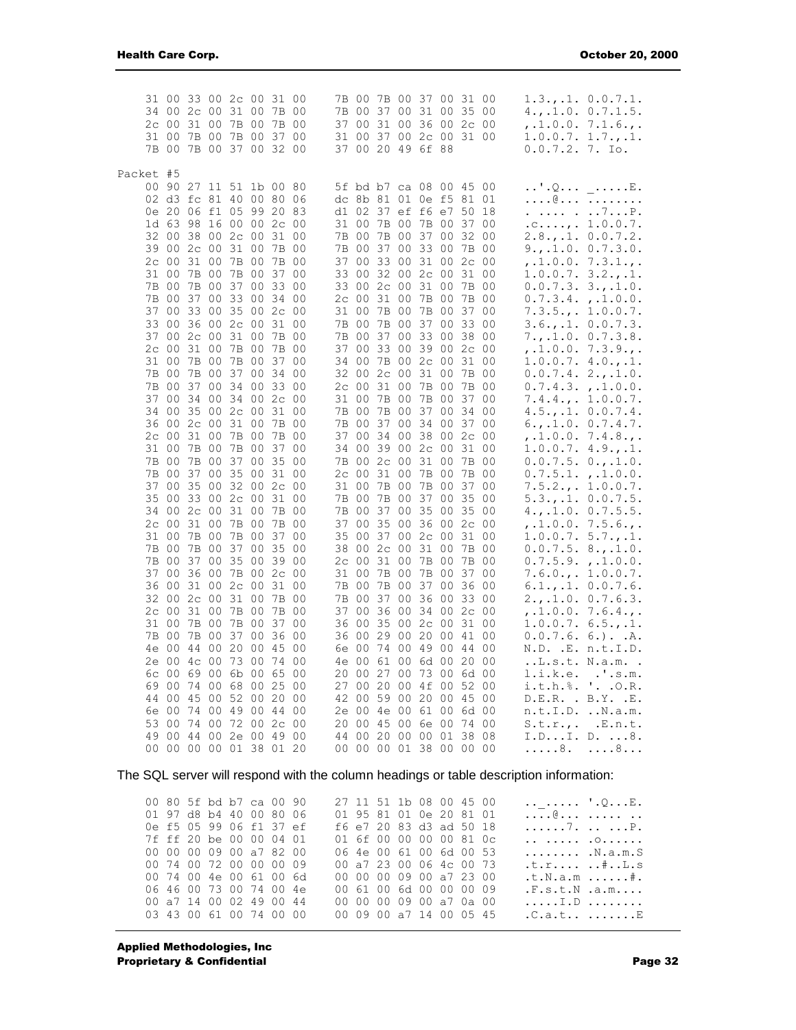```
31 00 33 00 2c 00 31 00   7B 00 7B 00 37 00 31 00    1.3.,.1. 0.0.7.1.
34 00 2c 00 31 00 7B 00   7B 00 37 00 31 00 35 00    4.,.1.0. 0.7.1.5.
2c 00 31 00 7B 00 7B 00   37 00 31 00 36 00 2c 00    ,.1.0.0. 7.1.6.,.
31 00 7B 00 7B 00 37 00   31 00 37 00 2c 00 31 00    1.0.0.7. 1.7.,.1.
7B 00 7B 00 37 00 32 00   37 00 20 49 6f 88          0.0.7.2. 7. Io.
```

```
Packet #5
00 90 27 11 51 1b 00 80   5f bd b7 ca 08 00 45 00    ..'.Q... _.....E.
02 d3 fc 81 40 00 80 06   dc 8b 81 01 0e f5 81 01    ....@... ........
0e 20 06 f1 05 99 20 83   d1 02 37 ef f6 e7 50 18    . .... . ..7...P.
1d 63 98 16 00 00 2c 00   31 00 7B 00 7B 00 37 00    .c....,. 1.0.0.7.
32 00 38 00 2c 00 31 00   7B 00 7B 00 37 00 32 00    2.8.,.1. 0.0.7.2.
39 00 2c 00 31 00 7B 00   7B 00 37 00 33 00 7B 00    9.,.1.0. 0.7.3.0.
2c 00 31 00 7B 00 7B 00   37 00 33 00 31 00 2c 00    ,.1.0.0. 7.3.1.,.
31 00 7B 00 7B 00 37 00   33 00 32 00 2c 00 31 00    1.0.0.7. 3.2.,.1.
7B 00 7B 00 37 00 33 00   33 00 2c 00 31 00 7B 00    0.0.7.3. 3.,.1.0.
7B 00 37 00 33 00 34 00   2c 00 31 00 7B 00 7B 00    0.7.3.4. ,.1.0.0.
37 00 33 00 35 00 2c 00   31 00 7B 00 7B 00 37 00    7.3.5.,. 1.0.0.7.
33 00 36 00 2c 00 31 00   7B 00 7B 00 37 00 33 00    3.6.,.1. 0.0.7.3.
37 00 2c 00 31 00 7B 00   7B 00 37 00 33 00 38 00    7.,.1.0. 0.7.3.8.
2c 00 31 00 7B 00 7B 00   37 00 33 00 39 00 2c 00    ,.1.0.0. 7.3.9.,.
31 00 7B 00 7B 00 37 00   34 00 7B 00 2c 00 31 00    1.0.0.7. 4.0.,.1.
7B 00 7B 00 37 00 34 00   32 00 2c 00 31 00 7B 00    0.0.7.4. 2.,.1.0.
7B 00 37 00 34 00 33 00   2c 00 31 00 7B 00 7B 00    0.7.4.3. ,.1.0.0.
37 00 34 00 34 00 2c 00   31 00 7B 00 7B 00 37 00    7.4.4.,. 1.0.0.7.
34 00 35 00 2c 00 31 00   7B 00 7B 00 37 00 34 00    4.5.,.1. 0.0.7.4.
36 00 2c 00 31 00 7B 00   7B 00 37 00 34 00 37 00    6.,.1.0. 0.7.4.7.
2c 00 31 00 7B 00 7B 00   37 00 34 00 38 00 2c 00    ,.1.0.0. 7.4.8.,.
31 00 7B 00 7B 00 37 00   34 00 39 00 2c 00 31 00    1.0.0.7. 4.9.,.1.
7B 00 7B 00 37 00 35 00   7B 00 2c 00 31 00 7B 00    0.0.7.5. 0.,.1.0.
7B 00 37 00 35 00 31 00   2c 00 31 00 7B 00 7B 00    0.7.5.1. ,.1.0.0.
37 00 35 00 32 00 2c 00   31 00 7B 00 7B 00 37 00    7.5.2.,. 1.0.0.7.
35 00 33 00 2c 00 31 00   7B 00 7B 00 37 00 35 00    5.3.,.1. 0.0.7.5.
34 00 2c 00 31 00 7B 00   7B 00 37 00 35 00 35 00    4.,.1.0. 0.7.5.5.
2c 00 31 00 7B 00 7B 00   37 00 35 00 36 00 2c 00    ,.1.0.0. 7.5.6.,.
31 00 7B 00 7B 00 37 00   35 00 37 00 2c 00 31 00    1.0.0.7. 5.7.,.1.
7B 00 7B 00 37 00 35 00   38 00 2c 00 31 00 7B 00    0.0.7.5. 8.,.1.0.
7B 00 37 00 35 00 39 00   2c 00 31 00 7B 00 7B 00    0.7.5.9. ,.1.0.0.
37 00 36 00 7B 00 2c 00   31 00 7B 00 7B 00 37 00    7.6.0.,. 1.0.0.7.
36 00 31 00 2c 00 31 00   7B 00 7B 00 37 00 36 00    6.1.,.1. 0.0.7.6.
32 00 2c 00 31 00 7B 00   7B 00 37 00 36 00 33 00    2.,.1.0. 0.7.6.3.
2c 00 31 00 7B 00 7B 00   37 00 36 00 34 00 2c 00    ,.1.0.0. 7.6.4.,.
31 00 7B 00 7B 00 37 00   36 00 35 00 2c 00 31 00    1.0.0.7. 6.5.,.1.
7B 00 7B 00 37 00 36 00   36 00 29 00 20 00 41 00    0.0.7.6. 6.). .A.
4e 00 44 00 20 00 45 00   6e 00 74 00 49 00 44 00    N.D. .E. n.t.I.D.
2e 00 4c 00 73 00 74 00   4e 00 61 00 6d 00 20 00    ..L.s.t. N.a.m. .
6c 00 69 00 6b 00 65 00   20 00 27 00 73 00 6d 00    l.i.k.e. .'.s.m.
69 00 74 00 68 00 25 00   27 00 20 00 4f 00 52 00    i.t.h.%. '. .O.R.
44 00 45 00 52 00 20 00   42 00 59 00 20 00 45 00    D.E.R. . B.Y. .E.
6e 00 74 00 49 00 44 00   2e 00 4e 00 61 00 6d 00    n.t.I.D. ..N.a.m.
53 00 74 00 72 00 2c 00   20 00 45 00 6e 00 74 00    S.t.r.,. .E.n.t.
49 00 44 00 2e 00 49 00   44 00 20 00 00 01 38 08    I.D...I. D. ...8.
00 00 00 00 01 38 01 20   00 00 00 01 38 00 00 00    .....8.  ....8...
```

The SQL server will respond with the column headings or table description information:

```
00 80 5f bd b7 ca 00 90   27 11 51 1b 08 00 45 00    .._..... '.Q...E.
01 97 d8 b4 40 00 80 06   01 95 81 01 0e 20 81 01    ....@... ...... ..
0e f5 05 99 06 f1 37 ef   f6 e7 20 83 d3 ad 50 18    ......7. .. ...P.
7f ff 20 be 00 00 04 01   01 6f 00 00 00 00 81 0c    .. ..... .o......
00 00 00 09 00 a7 82 00   06 4e 00 61 00 6d 00 53    ........ .N.a.m.S
00 74 00 72 00 00 00 09   00 a7 23 00 06 4c 00 73    .t.r.... ..#..L.s
00 74 00 4e 00 61 00 6d   00 00 00 09 00 a7 23 00    .t.N.a.m ......#.
06 46 00 73 00 74 00 4e   00 61 00 6d 00 00 00 09    .F.s.t.N .a.m....
00 a7 14 00 02 49 00 44   00 00 00 09 00 a7 0a 00    .....I.D ........
03 43 00 61 00 74 00 00   00 09 00 a7 14 00 05 45    .C.a.t.. .......E
```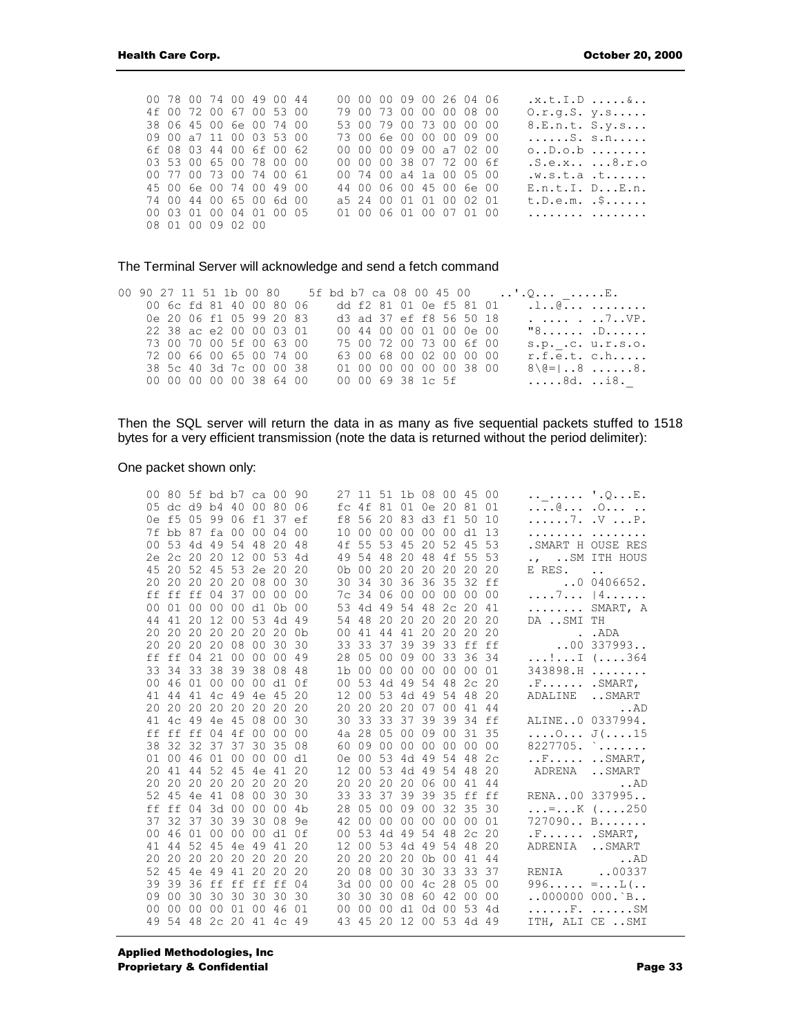```
00 78 00 74 00 49 00 44    00 00 00 09 00 26 04 06    .x.t.I.D .....&..
4f 00 72 00 67 00 53 00    79 00 73 00 00 00 08 00    O.r.g.S. y.s.....
38 06 45 00 6e 00 74 00    53 00 79 00 73 00 00 00    8.E.n.t. S.y.s...
09 00 a7 11 00 03 53 00    73 00 6e 00 00 00 09 00    ......S. s.n.....
6f 08 03 44 00 6f 00 62    00 00 00 09 00 a7 02 00    o..D.o.b ........
03 53 00 65 00 78 00 00    00 00 00 38 07 72 00 6f    .S.e.x.. ...8.r.o
00 77 00 73 00 74 00 61    00 74 00 a4 1a 00 05 00    .w.s.t.a .t......
45 00 6e 00 74 00 49 00    44 00 06 00 45 00 6e 00    E.n.t.I. D...E.n.
74 00 44 00 65 00 6d 00    a5 24 00 01 01 00 02 01    t.D.e.m. .$......
00 03 01 00 04 01 00 05    01 00 06 01 00 07 01 00    ........ ........
08 01 00 09 02 00
```

The Terminal Server will acknowledge and send a fetch command

```
00 90 27 11 51 1b 00 80    5f bd b7 ca 08 00 45 00    ..'.Q... _.....E.
00 6c fd 81 40 00 80 06    dd f2 81 01 0e f5 81 01    .l..@... ........
0e 20 06 f1 05 99 20 83    d3 ad 37 ef f8 56 50 18    . .... . ..7..VP.
22 38 ac e2 00 00 03 01    00 44 00 00 01 00 0e 00    "8...... .D......
73 00 70 00 5f 00 63 00    75 00 72 00 73 00 6f 00    s.p._.c. u.r.s.o.
72 00 66 00 65 00 74 00    63 00 68 00 02 00 00 00    r.f.e.t. c.h.....
38 5c 40 3d 7c 00 00 38    01 00 00 00 00 00 38 00    8\@=|..8 ......8.
00 00 00 00 00 38 64 00    00 00 69 38 1c 5f          .....8d. ..i8._
```

Then the SQL server will return the data in as many as five sequential packets stuffed to 1518 bytes for a very efficient transmission (note the data is returned without the period delimiter):

One packet shown only:

```
00 80 5f bd b7 ca 00 90    27 11 51 1b 08 00 45 00    .._..... '.Q...E.
05 dc d9 b4 40 00 80 06    fc 4f 81 01 0e 20 81 01    ....@... .O... ..
0e f5 05 99 06 f1 37 ef    f8 56 20 83 d3 f1 50 10    ......7. .V ...P.
7f bb 87 fa 00 00 04 00    10 00 00 00 00 00 d1 13    ........ ........
00 53 4d 49 54 48 20 48    4f 55 53 45 20 52 45 53    .SMART H OUSE RES
2e 2c 20 20 12 00 53 4d    49 54 48 20 48 4f 55 53    .,  ..SM ITH HOUS
45 20 52 45 53 2e 20 20    0b 00 20 20 20 20 20 20    E RES.   ..
20 20 20 20 20 08 00 30    30 34 30 36 36 35 32 ff         ..0 0406652.
ff ff ff 04 37 00 00 00    7c 34 06 00 00 00 00 00    ....7... |4......
00 01 00 00 00 d1 0b 00    53 4d 49 54 48 2c 20 41    ........ SMART, A
44 41 20 12 00 53 4d 49    54 48 20 20 20 20 20 20    DA ..SMI TH
20 20 20 20 20 20 20 0b    00 41 44 41 20 20 20 20           . .ADA
20 20 20 20 08 00 30 30    33 33 37 39 39 33 ff ff        ..00 337993..
ff ff 04 21 00 00 00 49    28 05 00 09 00 33 36 34    ...!...I (....364
33 34 33 38 39 38 08 48    1b 00 00 00 00 00 00 01    343898.H ........
00 46 01 00 00 00 d1 0f    00 53 4d 49 54 48 2c 20    .F...... .SMART,
41 44 41 4c 49 4e 45 20    12 00 53 4d 49 54 48 20    ADALINE  ..SMART
20 20 20 20 20 20 20 20    20 20 20 20 07 00 41 44                 ..AD
41 4c 49 4e 45 08 00 30    30 33 33 37 39 39 34 ff    ALINE..0 0337994.
ff ff ff 04 4f 00 00 00    4a 28 05 00 09 00 31 35    ....O... J(....15
38 32 32 37 37 30 35 08    60 09 00 00 00 00 00 00    8227705. `.......
01 00 46 01 00 00 00 d1    0e 00 53 4d 49 54 48 2c    ..F..... ..SMART,
20 41 44 52 45 4e 41 20    12 00 53 4d 49 54 48 20     ADRENA  ..SMART
20 20 20 20 20 20 20 20    20 20 20 20 06 00 41 44                 ..AD
52 45 4e 41 08 00 30 30    33 33 37 39 39 35 ff ff    RENA..00 337995..
ff ff 04 3d 00 00 00 4b    28 05 00 09 00 32 35 30    ...=...K (....250
37 32 37 30 39 30 08 9e    42 00 00 00 00 00 00 01    727090.. B.......
00 46 01 00 00 00 d1 0f    00 53 4d 49 54 48 2c 20    .F...... .SMART,
41 44 52 45 4e 49 41 20    12 00 53 4d 49 54 48 20    ADRENIA  ..SMART
20 20 20 20 20 20 20 20    20 20 20 20 0b 00 41 44                 ..AD
52 45 4e 49 41 20 20 20    20 08 00 30 30 33 33 37    RENIA     ..00337
39 39 36 ff ff ff ff 04    3d 00 00 00 4c 28 05 00    996..... =...L(..
09 00 30 30 30 30 30 30    30 30 30 08 60 42 00 00    ..000000 000.`B..
00 00 00 00 01 00 46 01    00 00 00 d1 0d 00 53 4d    ......F. ......SM
49 54 48 2c 20 41 4c 49    43 45 20 12 00 53 4d 49    ITH, ALI CE ..SMI
```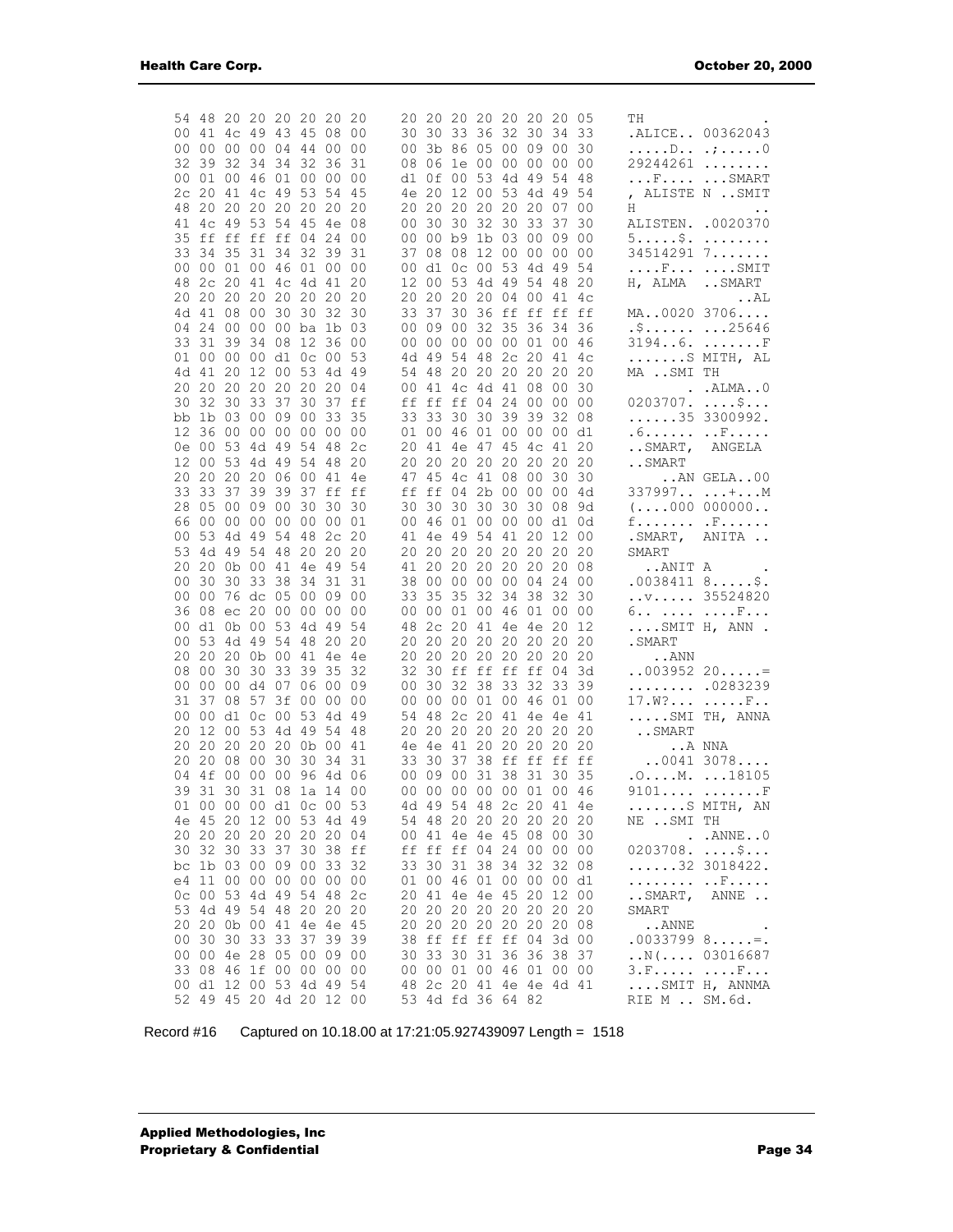```
54 48 20 20 20 20 20 20   20 20 20 20 20 20 20 05   TH               .
00 41 4c 49 43 45 08 00   30 30 33 36 32 30 34 33   .ALICE.. 00362043
00 00 00 00 04 44 00 00   00 3b 86 05 00 09 00 30   .....D.. .;.....0
32 39 32 34 34 32 36 31   08 06 1e 00 00 00 00 00   29244261 ........
00 01 00 46 01 00 00 00   d1 0f 00 53 4d 49 54 48   ...F.... ...SMART
2c 20 41 4c 49 53 54 45   4e 20 12 00 53 4d 49 54   , ALISTE N ..SMIT
48 20 20 20 20 20 20 20   20 20 20 20 20 20 07 00   H              ..
41 4c 49 53 54 45 4e 08   00 30 30 32 30 33 37 30   ALISTEN. .0020370
35 ff ff ff ff 04 24 00   00 00 b9 1b 03 00 09 00   5.....$. ........
33 34 35 31 34 32 39 31   37 08 08 12 00 00 00 00   34514291 7.......
00 00 01 00 46 01 00 00   00 d1 0c 00 53 4d 49 54   ....F... ....SMIT
48 2c 20 41 4c 4d 41 20   12 00 53 4d 49 54 48 20   H, ALMA  ..SMART
20 20 20 20 20 20 20 20   20 20 20 20 04 00 41 4c                ..AL
4d 41 08 00 30 30 32 30   33 37 30 36 ff ff ff ff   MA..0020 3706....
04 24 00 00 00 ba 1b 03   00 09 00 32 35 36 34 36   .$...... ...25646
33 31 39 34 08 12 36 00   00 00 00 00 00 01 00 46   3194..6. .......F
01 00 00 00 d1 0c 00 53   4d 49 54 48 2c 20 41 4c   .......S MITH, AL
4d 41 20 12 00 53 4d 49   54 48 20 20 20 20 20 20   MA ..SMI TH
20 20 20 20 20 20 20 04   00 41 4c 4d 41 08 00 30          . .ALMA..0
30 32 30 33 37 30 37 ff   ff ff ff 04 24 00 00 00   0203707. ....$...
bb 1b 03 00 09 00 33 35   33 33 30 30 39 39 32 08   ......35 3300992.
12 36 00 00 00 00 00 00   01 00 46 01 00 00 00 d1   .6...... ..F.....
0e 00 53 4d 49 54 48 2c   20 41 4e 47 45 4c 41 20   ..SMART,  ANGELA
12 00 53 4d 49 54 48 20   20 20 20 20 20 20 20 20   ..SMART
20 20 20 20 06 00 41 4e   47 45 4c 41 08 00 30 30       ..AN GELA..00
33 33 37 39 39 37 ff ff   ff ff 04 2b 00 00 00 4d   337997.. ...+...M
28 05 00 09 00 30 30 30   30 30 30 30 30 30 08 9d   (....000 000000..
66 00 00 00 00 00 00 01   00 46 01 00 00 00 d1 0d   f....... .F......
00 53 4d 49 54 48 2c 20   41 4e 49 54 41 20 12 00   .SMART,  ANITA ..
53 4d 49 54 48 20 20 20   20 20 20 20 20 20 20 20   SMART
20 20 0b 00 41 4e 49 54   41 20 20 20 20 20 20 08     ..ANIT A      .
00 30 30 33 38 34 31 31   38 00 00 00 00 04 24 00   .0038411 8.....$.
00 00 76 dc 05 00 09 00   33 35 35 32 34 38 32 30   ..v..... 35524820
36 08 ec 20 00 00 00 00   00 00 01 00 46 01 00 00   6.. .... ....F...
00 d1 0b 00 53 4d 49 54   48 2c 20 41 4e 4e 20 12   ....SMIT H, ANN .
00 53 4d 49 54 48 20 20   20 20 20 20 20 20 20 20   .SMART
20 20 20 0b 00 41 4e 4e   20 20 20 20 20 20 20 20      ..ANN
08 00 30 30 33 39 35 32   32 30 ff ff ff ff 04 3d   ..003952 20.....=
00 00 00 d4 07 06 00 09   00 30 32 38 33 32 33 39   ........ .0283239
31 37 08 57 3f 00 00 00   00 00 00 01 00 46 01 00   17.W?... .....F..
00 00 d1 0c 00 53 4d 49   54 48 2c 20 41 4e 4e 41   .....SMI TH, ANNA
20 12 00 53 4d 49 54 48   20 20 20 20 20 20 20 20    ..SMART
20 20 20 20 20 0b 00 41   4e 4e 41 20 20 20 20 20        ..A NNA
20 20 08 00 30 30 34 31   33 30 37 38 ff ff ff ff     ..0041 3078....
04 4f 00 00 00 96 4d 06   00 09 00 31 38 31 30 35   .O....M. ...18105
39 31 30 31 08 1a 14 00   00 00 00 00 00 01 00 46   9101.... .......F
01 00 00 00 d1 0c 00 53   4d 49 54 48 2c 20 41 4e   .......S MITH, AN
4e 45 20 12 00 53 4d 49   54 48 20 20 20 20 20 20   NE ..SMI TH
20 20 20 20 20 20 20 04   00 41 4e 4e 45 08 00 30          . .ANNE..0
30 32 30 33 37 30 38 ff   ff ff ff 04 24 00 00 00   0203708. ....$...
bc 1b 03 00 09 00 33 32   33 30 31 38 34 32 32 08   ......32 3018422.
e4 11 00 00 00 00 00 00   01 00 46 01 00 00 00 d1   ........ ..F.....
0c 00 53 4d 49 54 48 2c   20 41 4e 4e 45 20 12 00   ..SMART,  ANNE ..
53 4d 49 54 48 20 20 20   20 20 20 20 20 20 20 20   SMART
20 20 0b 00 41 4e 4e 45   20 20 20 20 20 20 20 08     ..ANNE        .
00 30 30 33 33 37 39 39   38 ff ff ff ff 04 3d 00   .0033799 8.....=.
00 00 4e 28 05 00 09 00   30 33 30 31 36 36 38 37   ..N(.... 03016687
33 08 46 1f 00 00 00 00   00 00 01 00 46 01 00 00   3.F..... ....F...
00 d1 12 00 53 4d 49 54   48 2c 20 41 4e 4e 4d 41   ....SMIT H, ANNMA
52 49 45 20 4d 20 12 00   53 4d fd 36 64 82         RIE M .. SM.6d.
```

Record #16     Captured on 10.18.00 at 17:21:05.927439097 Length = 1518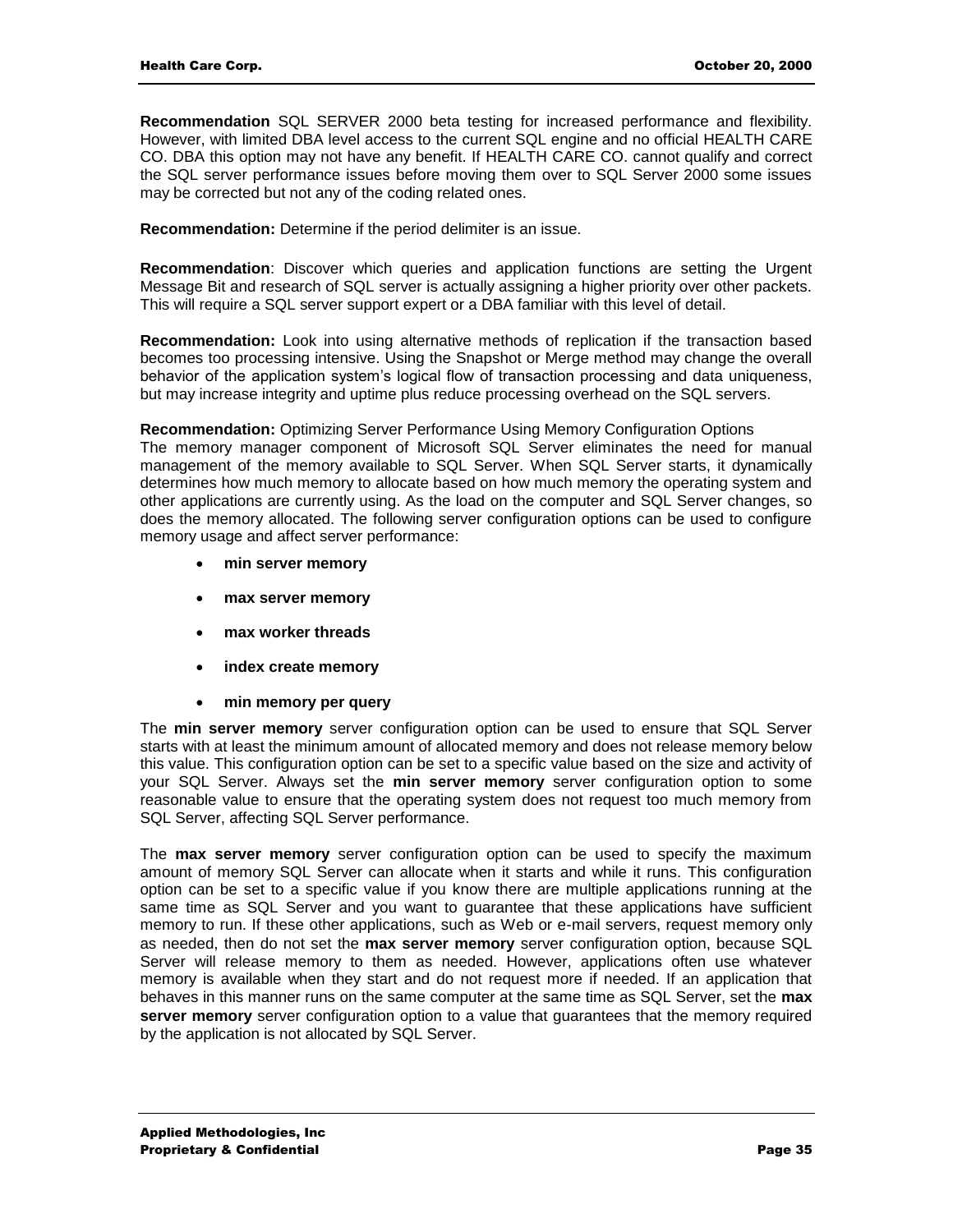**Recommendation** SQL SERVER 2000 beta testing for increased performance and flexibility. However, with limited DBA level access to the current SQL engine and no official HEALTH CARE CO. DBA this option may not have any benefit. If HEALTH CARE CO. cannot qualify and correct the SQL server performance issues before moving them over to SQL Server 2000 some issues may be corrected but not any of the coding related ones.

**Recommendation:** Determine if the period delimiter is an issue.

**Recommendation**: Discover which queries and application functions are setting the Urgent Message Bit and research of SQL server is actually assigning a higher priority over other packets. This will require a SQL server support expert or a DBA familiar with this level of detail.

**Recommendation:** Look into using alternative methods of replication if the transaction based becomes too processing intensive. Using the Snapshot or Merge method may change the overall behavior of the application system's logical flow of transaction processing and data uniqueness, but may increase integrity and uptime plus reduce processing overhead on the SQL servers.

**Recommendation:** Optimizing Server Performance Using Memory Configuration Options
The memory manager component of Microsoft SQL Server eliminates the need for manual management of the memory available to SQL Server. When SQL Server starts, it dynamically determines how much memory to allocate based on how much memory the operating system and other applications are currently using. As the load on the computer and SQL Server changes, so does the memory allocated. The following server configuration options can be used to configure memory usage and affect server performance:

- **min server memory**
- **max server memory**
- **max worker threads**
- **index create memory**
- **min memory per query**

The **min server memory** server configuration option can be used to ensure that SQL Server starts with at least the minimum amount of allocated memory and does not release memory below this value. This configuration option can be set to a specific value based on the size and activity of your SQL Server. Always set the **min server memory** server configuration option to some reasonable value to ensure that the operating system does not request too much memory from SQL Server, affecting SQL Server performance.

The **max server memory** server configuration option can be used to specify the maximum amount of memory SQL Server can allocate when it starts and while it runs. This configuration option can be set to a specific value if you know there are multiple applications running at the same time as SQL Server and you want to guarantee that these applications have sufficient memory to run. If these other applications, such as Web or e-mail servers, request memory only as needed, then do not set the **max server memory** server configuration option, because SQL Server will release memory to them as needed. However, applications often use whatever memory is available when they start and do not request more if needed. If an application that behaves in this manner runs on the same computer at the same time as SQL Server, set the **max server memory** server configuration option to a value that guarantees that the memory required by the application is not allocated by SQL Server.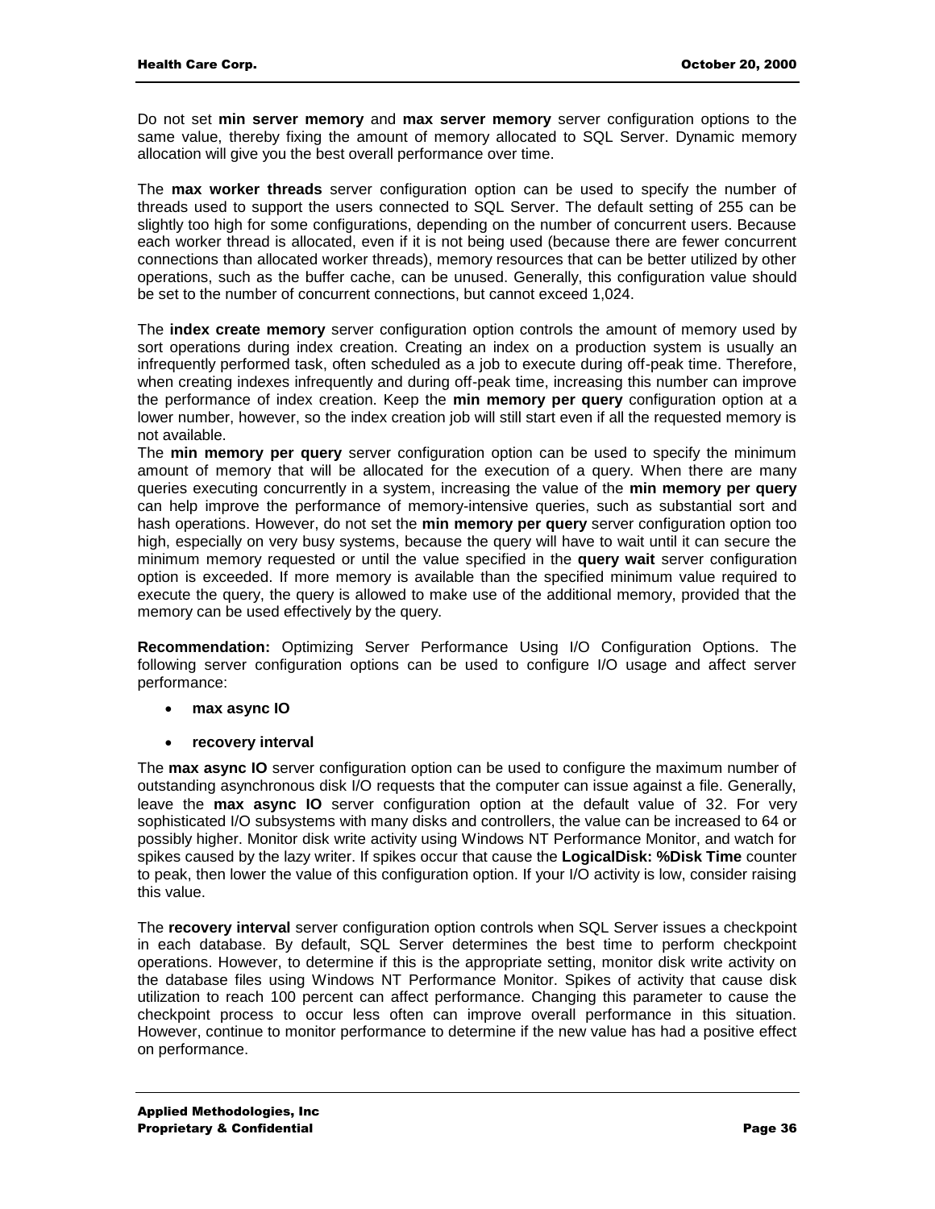Do not set **min server memory** and **max server memory** server configuration options to the same value, thereby fixing the amount of memory allocated to SQL Server. Dynamic memory allocation will give you the best overall performance over time.

The **max worker threads** server configuration option can be used to specify the number of threads used to support the users connected to SQL Server. The default setting of 255 can be slightly too high for some configurations, depending on the number of concurrent users. Because each worker thread is allocated, even if it is not being used (because there are fewer concurrent connections than allocated worker threads), memory resources that can be better utilized by other operations, such as the buffer cache, can be unused. Generally, this configuration value should be set to the number of concurrent connections, but cannot exceed 1,024.

The **index create memory** server configuration option controls the amount of memory used by sort operations during index creation. Creating an index on a production system is usually an infrequently performed task, often scheduled as a job to execute during off-peak time. Therefore, when creating indexes infrequently and during off-peak time, increasing this number can improve the performance of index creation. Keep the **min memory per query** configuration option at a lower number, however, so the index creation job will still start even if all the requested memory is not available.

The **min memory per query** server configuration option can be used to specify the minimum amount of memory that will be allocated for the execution of a query. When there are many queries executing concurrently in a system, increasing the value of the **min memory per query** can help improve the performance of memory-intensive queries, such as substantial sort and hash operations. However, do not set the **min memory per query** server configuration option too high, especially on very busy systems, because the query will have to wait until it can secure the minimum memory requested or until the value specified in the **query wait** server configuration option is exceeded. If more memory is available than the specified minimum value required to execute the query, the query is allowed to make use of the additional memory, provided that the memory can be used effectively by the query.

**Recommendation:** Optimizing Server Performance Using I/O Configuration Options. The following server configuration options can be used to configure I/O usage and affect server performance:

- **max async IO**
- **recovery interval**

The **max async IO** server configuration option can be used to configure the maximum number of outstanding asynchronous disk I/O requests that the computer can issue against a file. Generally, leave the **max async IO** server configuration option at the default value of 32. For very sophisticated I/O subsystems with many disks and controllers, the value can be increased to 64 or possibly higher. Monitor disk write activity using Windows NT Performance Monitor, and watch for spikes caused by the lazy writer. If spikes occur that cause the **LogicalDisk: %Disk Time** counter to peak, then lower the value of this configuration option. If your I/O activity is low, consider raising this value.

The **recovery interval** server configuration option controls when SQL Server issues a checkpoint in each database. By default, SQL Server determines the best time to perform checkpoint operations. However, to determine if this is the appropriate setting, monitor disk write activity on the database files using Windows NT Performance Monitor. Spikes of activity that cause disk utilization to reach 100 percent can affect performance. Changing this parameter to cause the checkpoint process to occur less often can improve overall performance in this situation. However, continue to monitor performance to determine if the new value has had a positive effect on performance.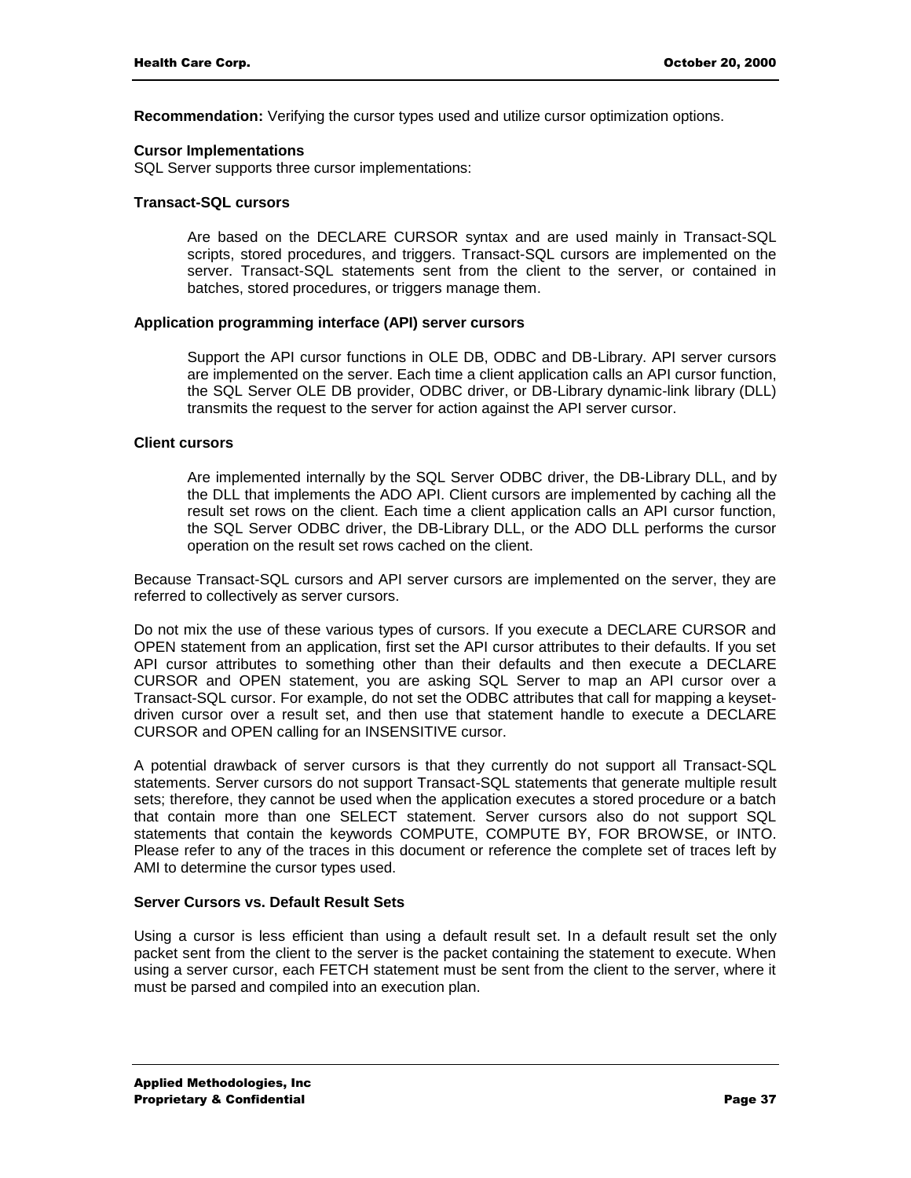**Recommendation:** Verifying the cursor types used and utilize cursor optimization options.

**Cursor Implementations**

SQL Server supports three cursor implementations:

**Transact-SQL cursors**

Are based on the DECLARE CURSOR syntax and are used mainly in Transact-SQL scripts, stored procedures, and triggers. Transact-SQL cursors are implemented on the server. Transact-SQL statements sent from the client to the server, or contained in batches, stored procedures, or triggers manage them.

**Application programming interface (API) server cursors**

Support the API cursor functions in OLE DB, ODBC and DB-Library. API server cursors are implemented on the server. Each time a client application calls an API cursor function, the SQL Server OLE DB provider, ODBC driver, or DB-Library dynamic-link library (DLL) transmits the request to the server for action against the API server cursor.

**Client cursors**

Are implemented internally by the SQL Server ODBC driver, the DB-Library DLL, and by the DLL that implements the ADO API. Client cursors are implemented by caching all the result set rows on the client. Each time a client application calls an API cursor function, the SQL Server ODBC driver, the DB-Library DLL, or the ADO DLL performs the cursor operation on the result set rows cached on the client.

Because Transact-SQL cursors and API server cursors are implemented on the server, they are referred to collectively as server cursors.

Do not mix the use of these various types of cursors. If you execute a DECLARE CURSOR and OPEN statement from an application, first set the API cursor attributes to their defaults. If you set API cursor attributes to something other than their defaults and then execute a DECLARE CURSOR and OPEN statement, you are asking SQL Server to map an API cursor over a Transact-SQL cursor. For example, do not set the ODBC attributes that call for mapping a keyset-driven cursor over a result set, and then use that statement handle to execute a DECLARE CURSOR and OPEN calling for an INSENSITIVE cursor.

A potential drawback of server cursors is that they currently do not support all Transact-SQL statements. Server cursors do not support Transact-SQL statements that generate multiple result sets; therefore, they cannot be used when the application executes a stored procedure or a batch that contain more than one SELECT statement. Server cursors also do not support SQL statements that contain the keywords COMPUTE, COMPUTE BY, FOR BROWSE, or INTO. Please refer to any of the traces in this document or reference the complete set of traces left by AMI to determine the cursor types used.

**Server Cursors vs. Default Result Sets**

Using a cursor is less efficient than using a default result set. In a default result set the only packet sent from the client to the server is the packet containing the statement to execute. When using a server cursor, each FETCH statement must be sent from the client to the server, where it must be parsed and compiled into an execution plan.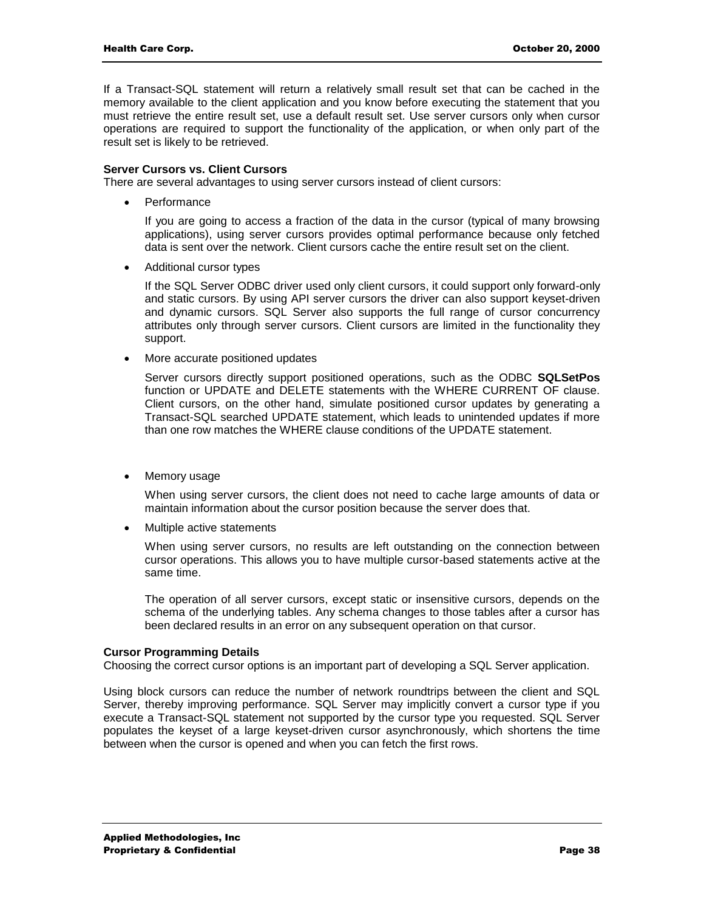If a Transact-SQL statement will return a relatively small result set that can be cached in the memory available to the client application and you know before executing the statement that you must retrieve the entire result set, use a default result set. Use server cursors only when cursor operations are required to support the functionality of the application, or when only part of the result set is likely to be retrieved.

**Server Cursors vs. Client Cursors**

There are several advantages to using server cursors instead of client cursors:

- Performance

  If you are going to access a fraction of the data in the cursor (typical of many browsing applications), using server cursors provides optimal performance because only fetched data is sent over the network. Client cursors cache the entire result set on the client.

- Additional cursor types

  If the SQL Server ODBC driver used only client cursors, it could support only forward-only and static cursors. By using API server cursors the driver can also support keyset-driven and dynamic cursors. SQL Server also supports the full range of cursor concurrency attributes only through server cursors. Client cursors are limited in the functionality they support.

- More accurate positioned updates

  Server cursors directly support positioned operations, such as the ODBC **SQLSetPos** function or UPDATE and DELETE statements with the WHERE CURRENT OF clause. Client cursors, on the other hand, simulate positioned cursor updates by generating a Transact-SQL searched UPDATE statement, which leads to unintended updates if more than one row matches the WHERE clause conditions of the UPDATE statement.

- Memory usage

  When using server cursors, the client does not need to cache large amounts of data or maintain information about the cursor position because the server does that.

- Multiple active statements

  When using server cursors, no results are left outstanding on the connection between cursor operations. This allows you to have multiple cursor-based statements active at the same time.

  The operation of all server cursors, except static or insensitive cursors, depends on the schema of the underlying tables. Any schema changes to those tables after a cursor has been declared results in an error on any subsequent operation on that cursor.

**Cursor Programming Details**

Choosing the correct cursor options is an important part of developing a SQL Server application.

Using block cursors can reduce the number of network roundtrips between the client and SQL Server, thereby improving performance. SQL Server may implicitly convert a cursor type if you execute a Transact-SQL statement not supported by the cursor type you requested. SQL Server populates the keyset of a large keyset-driven cursor asynchronously, which shortens the time between when the cursor is opened and when you can fetch the first rows.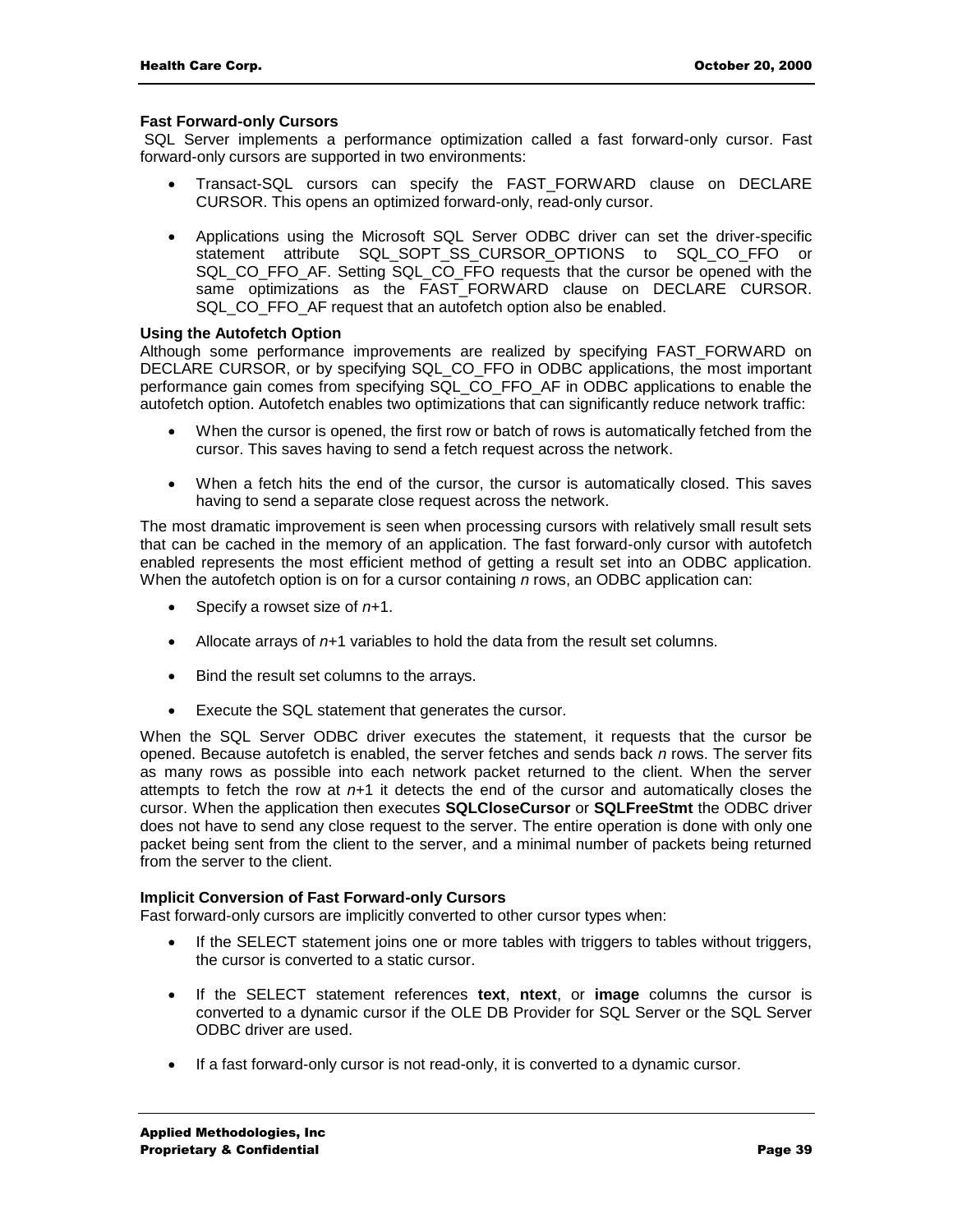### Fast Forward-only Cursors

SQL Server implements a performance optimization called a fast forward-only cursor. Fast forward-only cursors are supported in two environments:

- Transact-SQL cursors can specify the FAST_FORWARD clause on DECLARE CURSOR. This opens an optimized forward-only, read-only cursor.
- Applications using the Microsoft SQL Server ODBC driver can set the driver-specific statement attribute SQL_SOPT_SS_CURSOR_OPTIONS to SQL_CO_FFO or SQL_CO_FFO_AF. Setting SQL_CO_FFO requests that the cursor be opened with the same optimizations as the FAST_FORWARD clause on DECLARE CURSOR. SQL_CO_FFO_AF request that an autofetch option also be enabled.

### Using the Autofetch Option

Although some performance improvements are realized by specifying FAST_FORWARD on DECLARE CURSOR, or by specifying SQL_CO_FFO in ODBC applications, the most important performance gain comes from specifying SQL_CO_FFO_AF in ODBC applications to enable the autofetch option. Autofetch enables two optimizations that can significantly reduce network traffic:

- When the cursor is opened, the first row or batch of rows is automatically fetched from the cursor. This saves having to send a fetch request across the network.
- When a fetch hits the end of the cursor, the cursor is automatically closed. This saves having to send a separate close request across the network.

The most dramatic improvement is seen when processing cursors with relatively small result sets that can be cached in the memory of an application. The fast forward-only cursor with autofetch enabled represents the most efficient method of getting a result set into an ODBC application. When the autofetch option is on for a cursor containing *n* rows, an ODBC application can:

- Specify a rowset size of *n*+1.
- Allocate arrays of *n*+1 variables to hold the data from the result set columns.
- Bind the result set columns to the arrays.
- Execute the SQL statement that generates the cursor.

When the SQL Server ODBC driver executes the statement, it requests that the cursor be opened. Because autofetch is enabled, the server fetches and sends back *n* rows. The server fits as many rows as possible into each network packet returned to the client. When the server attempts to fetch the row at *n*+1 it detects the end of the cursor and automatically closes the cursor. When the application then executes **SQLCloseCursor** or **SQLFreeStmt** the ODBC driver does not have to send any close request to the server. The entire operation is done with only one packet being sent from the client to the server, and a minimal number of packets being returned from the server to the client.

### Implicit Conversion of Fast Forward-only Cursors

Fast forward-only cursors are implicitly converted to other cursor types when:

- If the SELECT statement joins one or more tables with triggers to tables without triggers, the cursor is converted to a static cursor.
- If the SELECT statement references **text**, **ntext**, or **image** columns the cursor is converted to a dynamic cursor if the OLE DB Provider for SQL Server or the SQL Server ODBC driver are used.
- If a fast forward-only cursor is not read-only, it is converted to a dynamic cursor.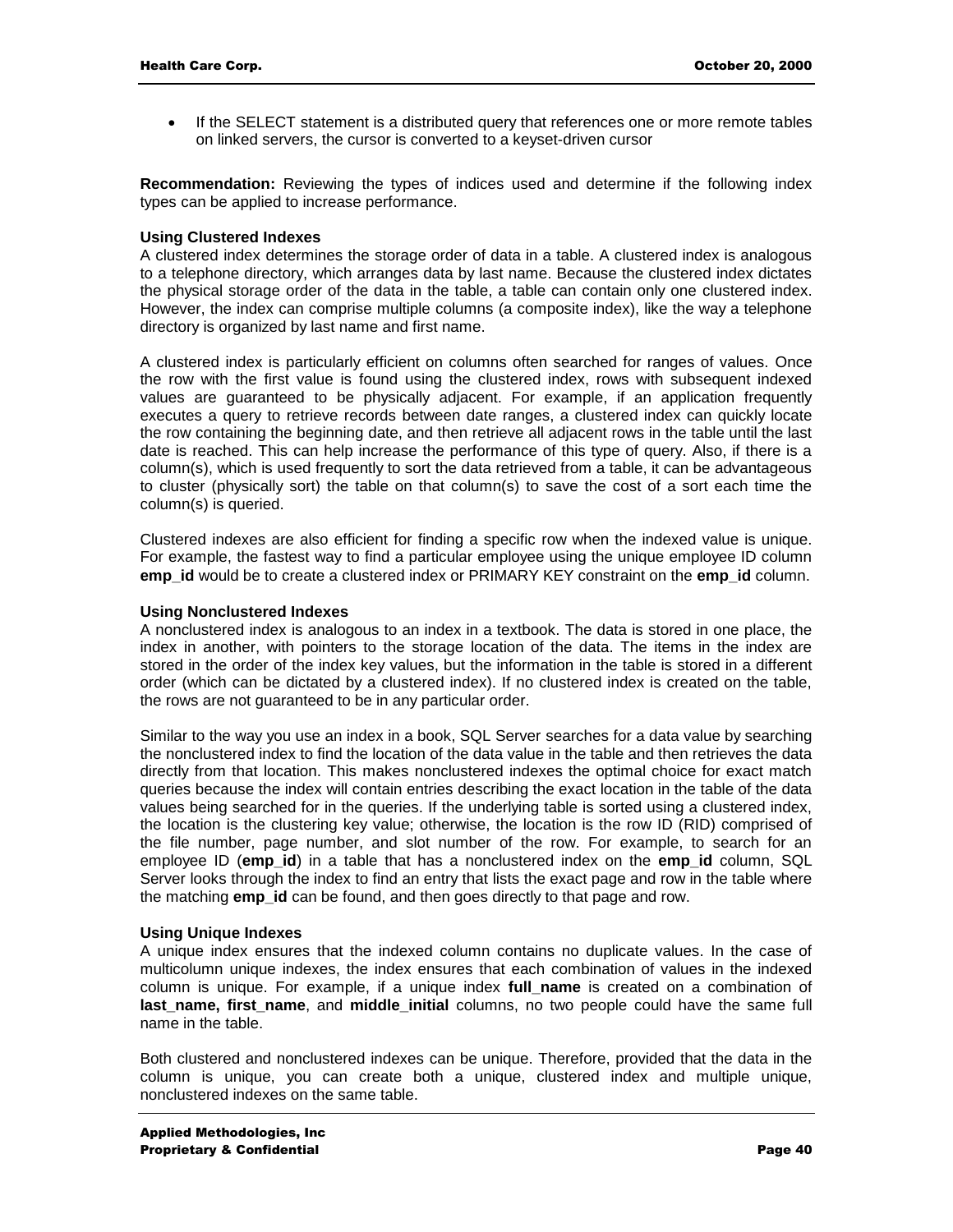- If the SELECT statement is a distributed query that references one or more remote tables on linked servers, the cursor is converted to a keyset-driven cursor

**Recommendation:** Reviewing the types of indices used and determine if the following index types can be applied to increase performance.

**Using Clustered Indexes**

A clustered index determines the storage order of data in a table. A clustered index is analogous to a telephone directory, which arranges data by last name. Because the clustered index dictates the physical storage order of the data in the table, a table can contain only one clustered index. However, the index can comprise multiple columns (a composite index), like the way a telephone directory is organized by last name and first name.

A clustered index is particularly efficient on columns often searched for ranges of values. Once the row with the first value is found using the clustered index, rows with subsequent indexed values are guaranteed to be physically adjacent. For example, if an application frequently executes a query to retrieve records between date ranges, a clustered index can quickly locate the row containing the beginning date, and then retrieve all adjacent rows in the table until the last date is reached. This can help increase the performance of this type of query. Also, if there is a column(s), which is used frequently to sort the data retrieved from a table, it can be advantageous to cluster (physically sort) the table on that column(s) to save the cost of a sort each time the column(s) is queried.

Clustered indexes are also efficient for finding a specific row when the indexed value is unique. For example, the fastest way to find a particular employee using the unique employee ID column **emp_id** would be to create a clustered index or PRIMARY KEY constraint on the **emp_id** column.

**Using Nonclustered Indexes**

A nonclustered index is analogous to an index in a textbook. The data is stored in one place, the index in another, with pointers to the storage location of the data. The items in the index are stored in the order of the index key values, but the information in the table is stored in a different order (which can be dictated by a clustered index). If no clustered index is created on the table, the rows are not guaranteed to be in any particular order.

Similar to the way you use an index in a book, SQL Server searches for a data value by searching the nonclustered index to find the location of the data value in the table and then retrieves the data directly from that location. This makes nonclustered indexes the optimal choice for exact match queries because the index will contain entries describing the exact location in the table of the data values being searched for in the queries. If the underlying table is sorted using a clustered index, the location is the clustering key value; otherwise, the location is the row ID (RID) comprised of the file number, page number, and slot number of the row. For example, to search for an employee ID (**emp_id**) in a table that has a nonclustered index on the **emp_id** column, SQL Server looks through the index to find an entry that lists the exact page and row in the table where the matching **emp_id** can be found, and then goes directly to that page and row.

**Using Unique Indexes**

A unique index ensures that the indexed column contains no duplicate values. In the case of multicolumn unique indexes, the index ensures that each combination of values in the indexed column is unique. For example, if a unique index **full_name** is created on a combination of **last_name, first_name**, and **middle_initial** columns, no two people could have the same full name in the table.

Both clustered and nonclustered indexes can be unique. Therefore, provided that the data in the column is unique, you can create both a unique, clustered index and multiple unique, nonclustered indexes on the same table.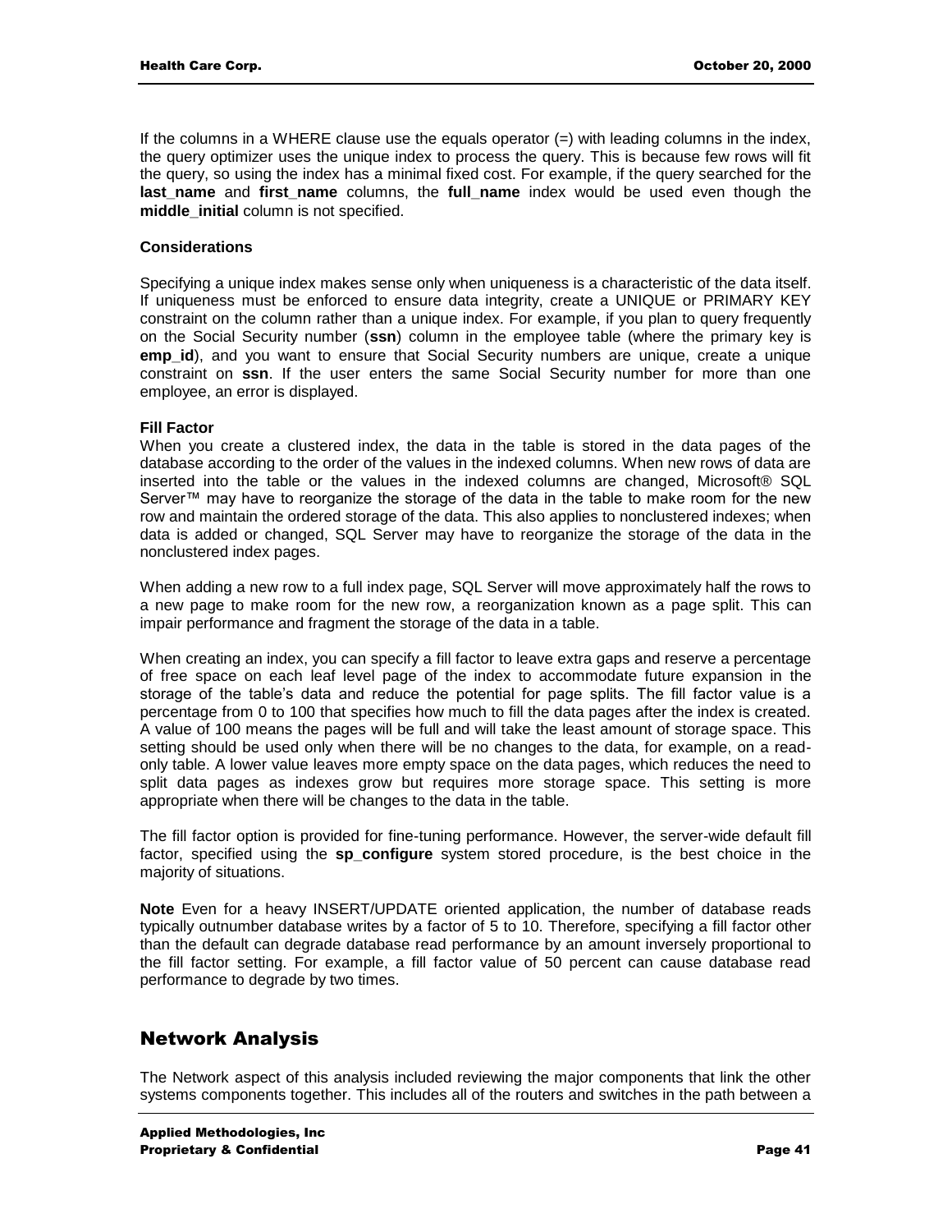If the columns in a WHERE clause use the equals operator (=) with leading columns in the index, the query optimizer uses the unique index to process the query. This is because few rows will fit the query, so using the index has a minimal fixed cost. For example, if the query searched for the **last_name** and **first_name** columns, the **full_name** index would be used even though the **middle_initial** column is not specified.

**Considerations**

Specifying a unique index makes sense only when uniqueness is a characteristic of the data itself. If uniqueness must be enforced to ensure data integrity, create a UNIQUE or PRIMARY KEY constraint on the column rather than a unique index. For example, if you plan to query frequently on the Social Security number (**ssn**) column in the employee table (where the primary key is **emp_id**), and you want to ensure that Social Security numbers are unique, create a unique constraint on **ssn**. If the user enters the same Social Security number for more than one employee, an error is displayed.

**Fill Factor**

When you create a clustered index, the data in the table is stored in the data pages of the database according to the order of the values in the indexed columns. When new rows of data are inserted into the table or the values in the indexed columns are changed, Microsoft® SQL Server™ may have to reorganize the storage of the data in the table to make room for the new row and maintain the ordered storage of the data. This also applies to nonclustered indexes; when data is added or changed, SQL Server may have to reorganize the storage of the data in the nonclustered index pages.

When adding a new row to a full index page, SQL Server will move approximately half the rows to a new page to make room for the new row, a reorganization known as a page split. This can impair performance and fragment the storage of the data in a table.

When creating an index, you can specify a fill factor to leave extra gaps and reserve a percentage of free space on each leaf level page of the index to accommodate future expansion in the storage of the table's data and reduce the potential for page splits. The fill factor value is a percentage from 0 to 100 that specifies how much to fill the data pages after the index is created. A value of 100 means the pages will be full and will take the least amount of storage space. This setting should be used only when there will be no changes to the data, for example, on a read-only table. A lower value leaves more empty space on the data pages, which reduces the need to split data pages as indexes grow but requires more storage space. This setting is more appropriate when there will be changes to the data in the table.

The fill factor option is provided for fine-tuning performance. However, the server-wide default fill factor, specified using the **sp_configure** system stored procedure, is the best choice in the majority of situations.

**Note** Even for a heavy INSERT/UPDATE oriented application, the number of database reads typically outnumber database writes by a factor of 5 to 10. Therefore, specifying a fill factor other than the default can degrade database read performance by an amount inversely proportional to the fill factor setting. For example, a fill factor value of 50 percent can cause database read performance to degrade by two times.

## Network Analysis

The Network aspect of this analysis included reviewing the major components that link the other systems components together. This includes all of the routers and switches in the path between a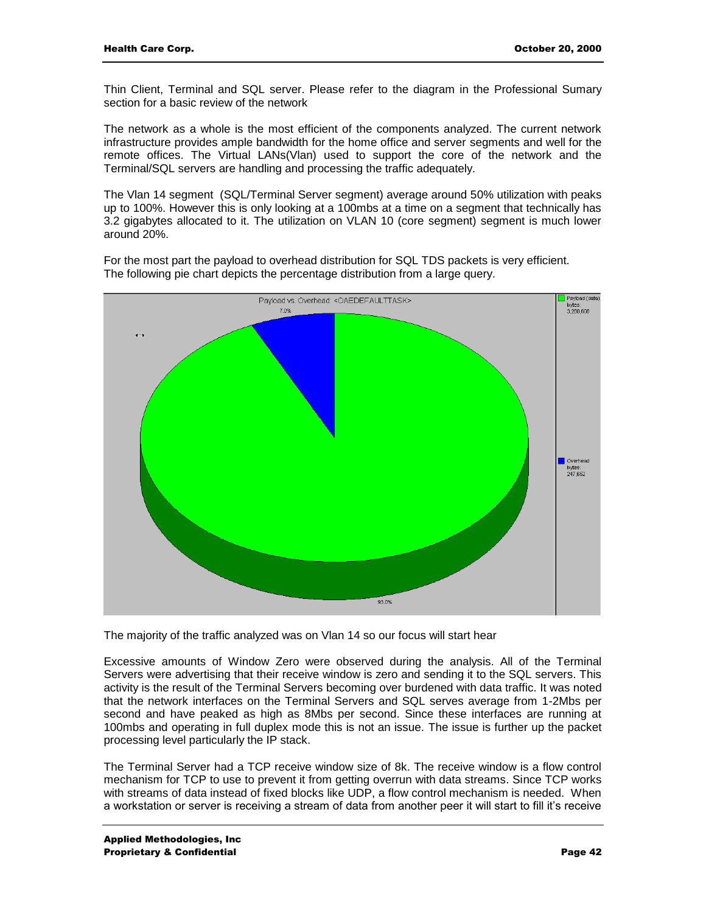Thin Client, Terminal and SQL server. Please refer to the diagram in the Professional Sumary section for a basic review of the network

The network as a whole is the most efficient of the components analyzed. The current network infrastructure provides ample bandwidth for the home office and server segments and well for the remote offices. The Virtual LANs(Vlan) used to support the core of the network and the Terminal/SQL servers are handling and processing the traffic adequately.

The Vlan 14 segment (SQL/Terminal Server segment) average around 50% utilization with peaks up to 100%. However this is only looking at a 100mbs at a time on a segment that technically has 3.2 gigabytes allocated to it. The utilization on VLAN 10 (core segment) segment is much lower around 20%.

For the most part the payload to overhead distribution for SQL TDS packets is very efficient. The following pie chart depicts the percentage distribution from a large query.

The majority of the traffic analyzed was on Vlan 14 so our focus will start hear

Excessive amounts of Window Zero were observed during the analysis. All of the Terminal Servers were advertising that their receive window is zero and sending it to the SQL servers. This activity is the result of the Terminal Servers becoming over burdened with data traffic. It was noted that the network interfaces on the Terminal Servers and SQL serves average from 1-2Mbs per second and have peaked as high as 8Mbs per second. Since these interfaces are running at 100mbs and operating in full duplex mode this is not an issue. The issue is further up the packet processing level particularly the IP stack.

The Terminal Server had a TCP receive window size of 8k. The receive window is a flow control mechanism for TCP to use to prevent it from getting overrun with data streams. Since TCP works with streams of data instead of fixed blocks like UDP, a flow control mechanism is needed. When a workstation or server is receiving a stream of data from another peer it will start to fill it's receive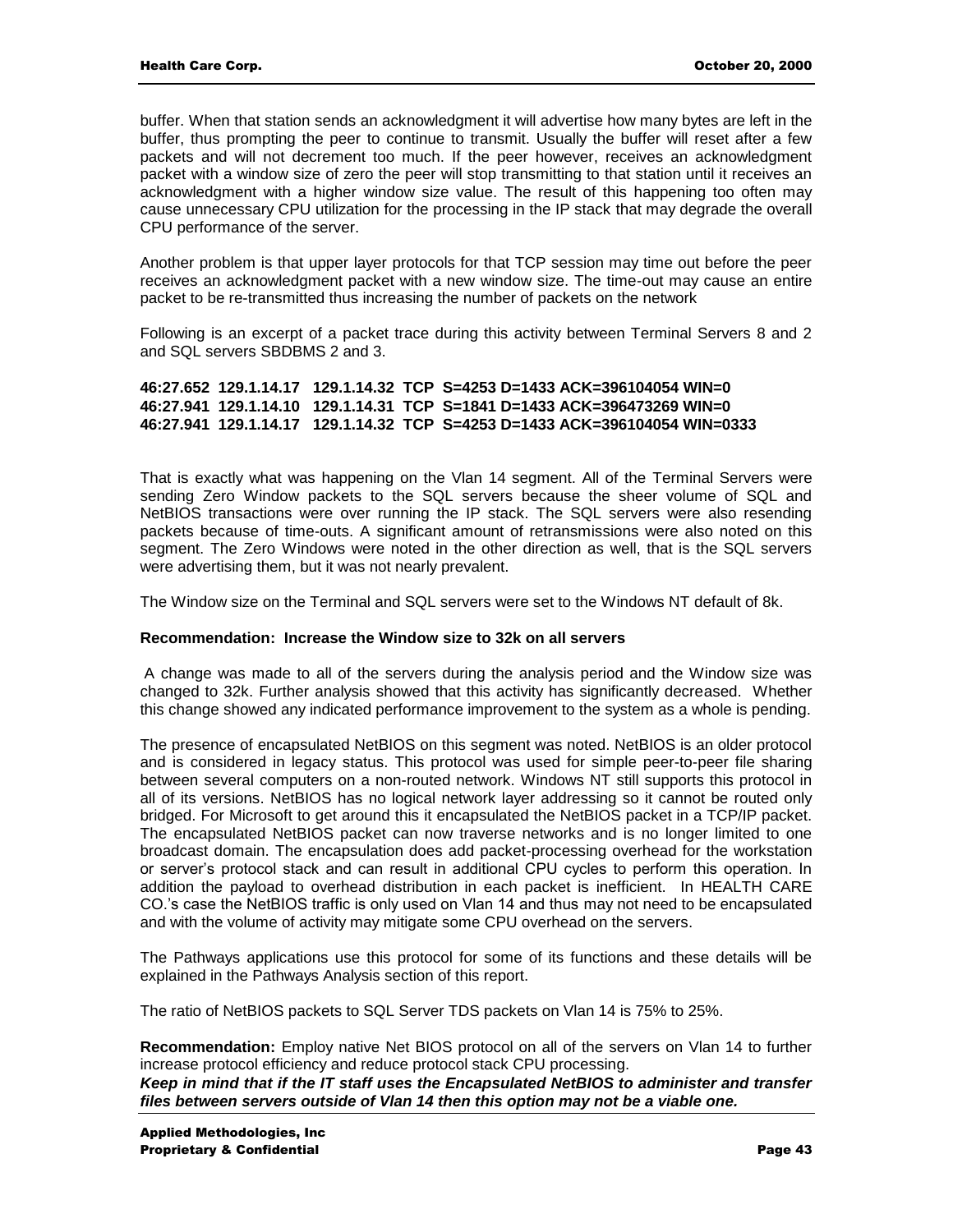buffer. When that station sends an acknowledgment it will advertise how many bytes are left in the buffer, thus prompting the peer to continue to transmit. Usually the buffer will reset after a few packets and will not decrement too much. If the peer however, receives an acknowledgment packet with a window size of zero the peer will stop transmitting to that station until it receives an acknowledgment with a higher window size value. The result of this happening too often may cause unnecessary CPU utilization for the processing in the IP stack that may degrade the overall CPU performance of the server.

Another problem is that upper layer protocols for that TCP session may time out before the peer receives an acknowledgment packet with a new window size. The time-out may cause an entire packet to be re-transmitted thus increasing the number of packets on the network

Following is an excerpt of a packet trace during this activity between Terminal Servers 8 and 2 and SQL servers SBDBMS 2 and 3.

**46:27.652 129.1.14.17 129.1.14.32 TCP S=4253 D=1433 ACK=396104054 WIN=0**
**46:27.941 129.1.14.10 129.1.14.31 TCP S=1841 D=1433 ACK=396473269 WIN=0**
**46:27.941 129.1.14.17 129.1.14.32 TCP S=4253 D=1433 ACK=396104054 WIN=0333**

That is exactly what was happening on the Vlan 14 segment. All of the Terminal Servers were sending Zero Window packets to the SQL servers because the sheer volume of SQL and NetBIOS transactions were over running the IP stack. The SQL servers were also resending packets because of time-outs. A significant amount of retransmissions were also noted on this segment. The Zero Windows were noted in the other direction as well, that is the SQL servers were advertising them, but it was not nearly prevalent.

The Window size on the Terminal and SQL servers were set to the Windows NT default of 8k.

**Recommendation: Increase the Window size to 32k on all servers**

A change was made to all of the servers during the analysis period and the Window size was changed to 32k. Further analysis showed that this activity has significantly decreased. Whether this change showed any indicated performance improvement to the system as a whole is pending.

The presence of encapsulated NetBIOS on this segment was noted. NetBIOS is an older protocol and is considered in legacy status. This protocol was used for simple peer-to-peer file sharing between several computers on a non-routed network. Windows NT still supports this protocol in all of its versions. NetBIOS has no logical network layer addressing so it cannot be routed only bridged. For Microsoft to get around this it encapsulated the NetBIOS packet in a TCP/IP packet. The encapsulated NetBIOS packet can now traverse networks and is no longer limited to one broadcast domain. The encapsulation does add packet-processing overhead for the workstation or server's protocol stack and can result in additional CPU cycles to perform this operation. In addition the payload to overhead distribution in each packet is inefficient. In HEALTH CARE CO.'s case the NetBIOS traffic is only used on Vlan 14 and thus may not need to be encapsulated and with the volume of activity may mitigate some CPU overhead on the servers.

The Pathways applications use this protocol for some of its functions and these details will be explained in the Pathways Analysis section of this report.

The ratio of NetBIOS packets to SQL Server TDS packets on Vlan 14 is 75% to 25%.

**Recommendation:** Employ native Net BIOS protocol on all of the servers on Vlan 14 to further increase protocol efficiency and reduce protocol stack CPU processing.
***Keep in mind that if the IT staff uses the Encapsulated NetBIOS to administer and transfer files between servers outside of Vlan 14 then this option may not be a viable one.***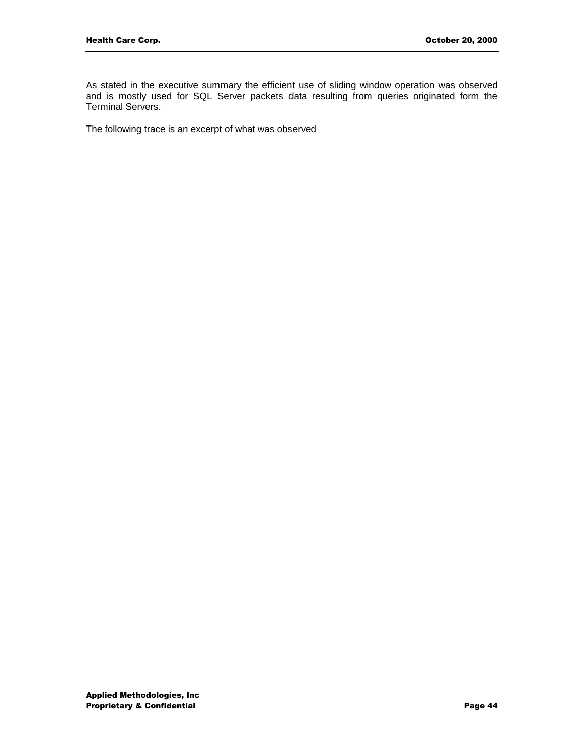As stated in the executive summary the efficient use of sliding window operation was observed and is mostly used for SQL Server packets data resulting from queries originated form the Terminal Servers.

The following trace is an excerpt of what was observed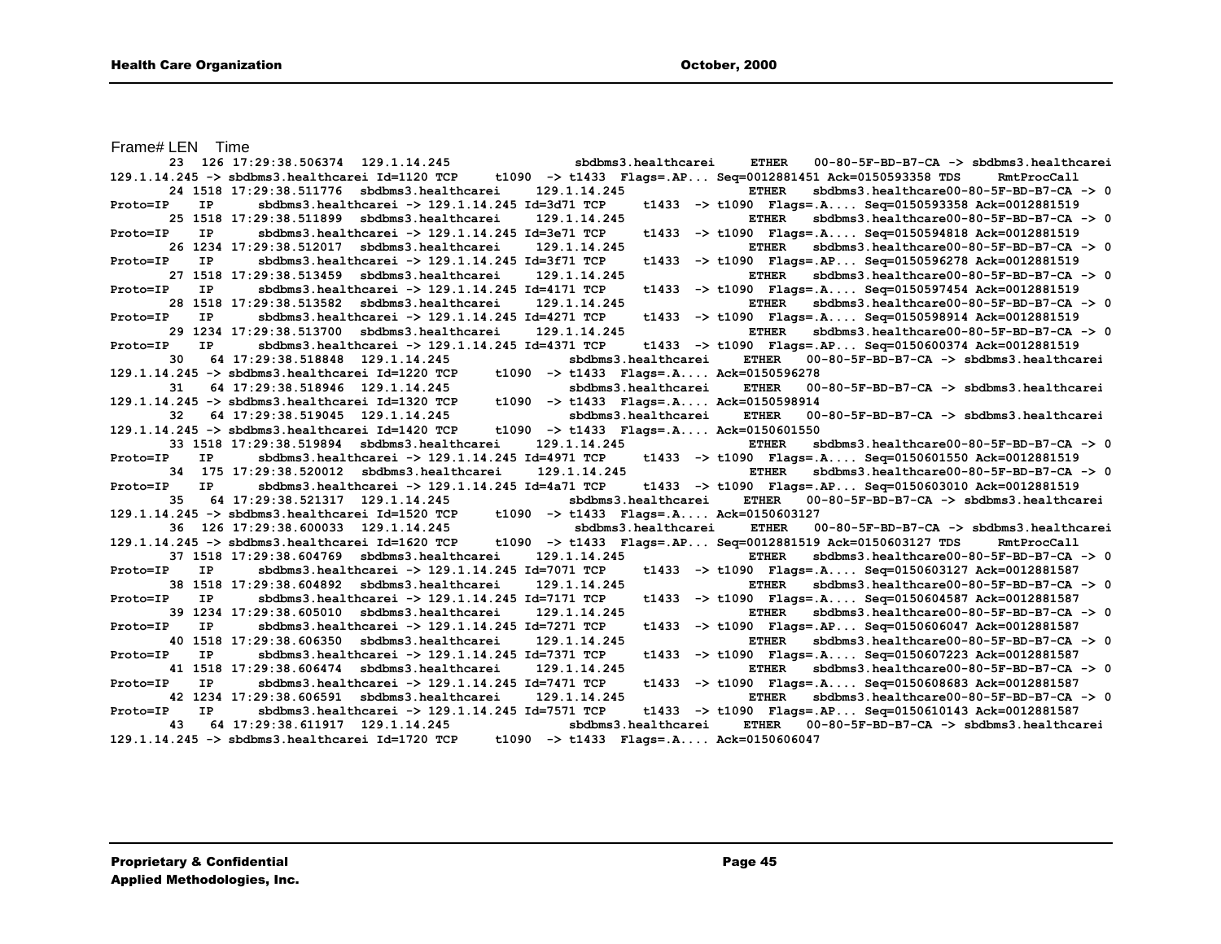```
Frame# LEN   Time
      23  126 17:29:38.506374  129.1.14.245              sbdbms3.healthcarei    ETHER   00-80-5F-BD-B7-CA -> sbdbms3.healthcarei
129.1.14.245 -> sbdbms3.healthcarei Id=1120 TCP     t1090  -> t1433  Flags=.AP... Seq=0012881451 Ack=0150593358 TDS     RmtProcCall
      24 1518 17:29:38.511776  sbdbms3.healthcarei    129.1.14.245              ETHER   sbdbms3.healthcare00-80-5F-BD-B7-CA -> 0
Proto=IP    IP      sbdbms3.healthcarei -> 129.1.14.245 Id=3d71 TCP     t1433  -> t1090  Flags=.A.... Seq=0150593358 Ack=0012881519
      25 1518 17:29:38.511899  sbdbms3.healthcarei    129.1.14.245              ETHER   sbdbms3.healthcare00-80-5F-BD-B7-CA -> 0
Proto=IP    IP      sbdbms3.healthcarei -> 129.1.14.245 Id=3e71 TCP     t1433  -> t1090  Flags=.A.... Seq=0150594818 Ack=0012881519
      26 1234 17:29:38.512017  sbdbms3.healthcarei    129.1.14.245              ETHER   sbdbms3.healthcare00-80-5F-BD-B7-CA -> 0
Proto=IP    IP      sbdbms3.healthcarei -> 129.1.14.245 Id=3f71 TCP     t1433  -> t1090  Flags=.AP... Seq=0150596278 Ack=0012881519
      27 1518 17:29:38.513459  sbdbms3.healthcarei    129.1.14.245              ETHER   sbdbms3.healthcare00-80-5F-BD-B7-CA -> 0
Proto=IP    IP      sbdbms3.healthcarei -> 129.1.14.245 Id=4171 TCP     t1433  -> t1090  Flags=.A.... Seq=0150597454 Ack=0012881519
      28 1518 17:29:38.513582  sbdbms3.healthcarei    129.1.14.245              ETHER   sbdbms3.healthcare00-80-5F-BD-B7-CA -> 0
Proto=IP    IP      sbdbms3.healthcarei -> 129.1.14.245 Id=4271 TCP     t1433  -> t1090  Flags=.A.... Seq=0150598914 Ack=0012881519
      29 1234 17:29:38.513700  sbdbms3.healthcarei    129.1.14.245              ETHER   sbdbms3.healthcare00-80-5F-BD-B7-CA -> 0
Proto=IP    IP      sbdbms3.healthcarei -> 129.1.14.245 Id=4371 TCP     t1433  -> t1090  Flags=.AP... Seq=0150600374 Ack=0012881519
      30   64 17:29:38.518848  129.1.14.245              sbdbms3.healthcarei    ETHER   00-80-5F-BD-B7-CA -> sbdbms3.healthcarei
129.1.14.245 -> sbdbms3.healthcarei Id=1220 TCP     t1090  -> t1433  Flags=.A.... Ack=0150596278
      31   64 17:29:38.518946  129.1.14.245              sbdbms3.healthcarei    ETHER   00-80-5F-BD-B7-CA -> sbdbms3.healthcarei
129.1.14.245 -> sbdbms3.healthcarei Id=1320 TCP     t1090  -> t1433  Flags=.A.... Ack=0150598914
      32   64 17:29:38.519045  129.1.14.245              sbdbms3.healthcarei    ETHER   00-80-5F-BD-B7-CA -> sbdbms3.healthcarei
129.1.14.245 -> sbdbms3.healthcarei Id=1420 TCP     t1090  -> t1433  Flags=.A.... Ack=0150601550
      33 1518 17:29:38.519894  sbdbms3.healthcarei    129.1.14.245              ETHER   sbdbms3.healthcare00-80-5F-BD-B7-CA -> 0
Proto=IP    IP      sbdbms3.healthcarei -> 129.1.14.245 Id=4971 TCP     t1433  -> t1090  Flags=.A.... Seq=0150601550 Ack=0012881519
      34  175 17:29:38.520012  sbdbms3.healthcarei    129.1.14.245              ETHER   sbdbms3.healthcare00-80-5F-BD-B7-CA -> 0
Proto=IP    IP      sbdbms3.healthcarei -> 129.1.14.245 Id=4a71 TCP     t1433  -> t1090  Flags=.AP... Seq=0150603010 Ack=0012881519
      35   64 17:29:38.521317  129.1.14.245              sbdbms3.healthcarei    ETHER   00-80-5F-BD-B7-CA -> sbdbms3.healthcarei
129.1.14.245 -> sbdbms3.healthcarei Id=1520 TCP     t1090  -> t1433  Flags=.A.... Ack=0150603127
      36  126 17:29:38.600033  129.1.14.245              sbdbms3.healthcarei    ETHER   00-80-5F-BD-B7-CA -> sbdbms3.healthcarei
129.1.14.245 -> sbdbms3.healthcarei Id=1620 TCP     t1090  -> t1433  Flags=.AP... Seq=0012881519 Ack=0150603127 TDS     RmtProcCall
      37 1518 17:29:38.604769  sbdbms3.healthcarei    129.1.14.245              ETHER   sbdbms3.healthcare00-80-5F-BD-B7-CA -> 0
Proto=IP    IP      sbdbms3.healthcarei -> 129.1.14.245 Id=7071 TCP     t1433  -> t1090  Flags=.A.... Seq=0150603127 Ack=0012881587
      38 1518 17:29:38.604892  sbdbms3.healthcarei    129.1.14.245              ETHER   sbdbms3.healthcare00-80-5F-BD-B7-CA -> 0
Proto=IP    IP      sbdbms3.healthcarei -> 129.1.14.245 Id=7171 TCP     t1433  -> t1090  Flags=.A.... Seq=0150604587 Ack=0012881587
      39 1234 17:29:38.605010  sbdbms3.healthcarei    129.1.14.245              ETHER   sbdbms3.healthcare00-80-5F-BD-B7-CA -> 0
Proto=IP    IP      sbdbms3.healthcarei -> 129.1.14.245 Id=7271 TCP     t1433  -> t1090  Flags=.AP... Seq=0150606047 Ack=0012881587
      40 1518 17:29:38.606350  sbdbms3.healthcarei    129.1.14.245              ETHER   sbdbms3.healthcare00-80-5F-BD-B7-CA -> 0
Proto=IP    IP      sbdbms3.healthcarei -> 129.1.14.245 Id=7371 TCP     t1433  -> t1090  Flags=.A.... Seq=0150607223 Ack=0012881587
      41 1518 17:29:38.606474  sbdbms3.healthcarei    129.1.14.245              ETHER   sbdbms3.healthcare00-80-5F-BD-B7-CA -> 0
Proto=IP    IP      sbdbms3.healthcarei -> 129.1.14.245 Id=7471 TCP     t1433  -> t1090  Flags=.A.... Seq=0150608683 Ack=0012881587
      42 1234 17:29:38.606591  sbdbms3.healthcarei    129.1.14.245              ETHER   sbdbms3.healthcare00-80-5F-BD-B7-CA -> 0
Proto=IP    IP      sbdbms3.healthcarei -> 129.1.14.245 Id=7571 TCP     t1433  -> t1090  Flags=.AP... Seq=0150610143 Ack=0012881587
      43   64 17:29:38.611917  129.1.14.245              sbdbms3.healthcarei    ETHER   00-80-5F-BD-B7-CA -> sbdbms3.healthcarei
129.1.14.245 -> sbdbms3.healthcarei Id=1720 TCP     t1090  -> t1433  Flags=.A.... Ack=0150606047
```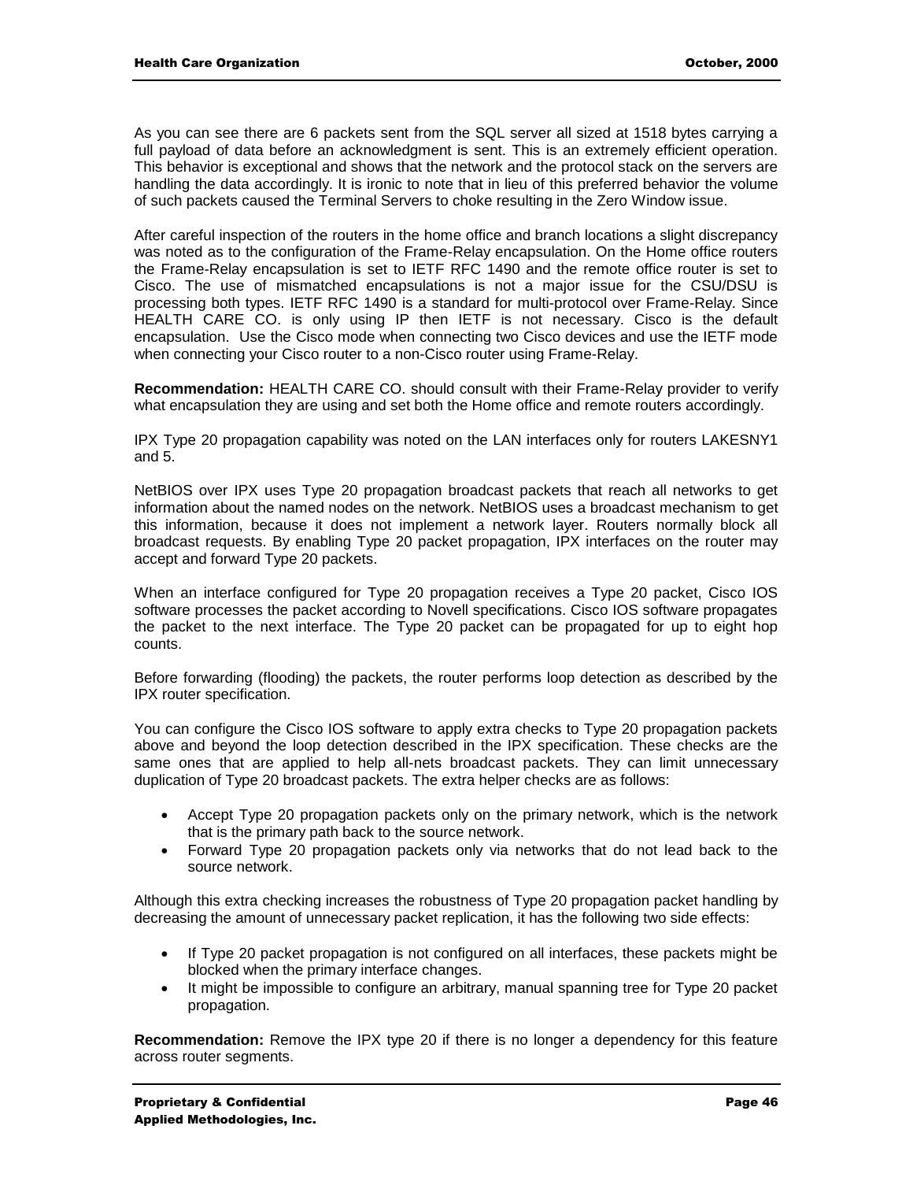As you can see there are 6 packets sent from the SQL server all sized at 1518 bytes carrying a full payload of data before an acknowledgment is sent. This is an extremely efficient operation. This behavior is exceptional and shows that the network and the protocol stack on the servers are handling the data accordingly. It is ironic to note that in lieu of this preferred behavior the volume of such packets caused the Terminal Servers to choke resulting in the Zero Window issue.

After careful inspection of the routers in the home office and branch locations a slight discrepancy was noted as to the configuration of the Frame-Relay encapsulation. On the Home office routers the Frame-Relay encapsulation is set to IETF RFC 1490 and the remote office router is set to Cisco. The use of mismatched encapsulations is not a major issue for the CSU/DSU is processing both types. IETF RFC 1490 is a standard for multi-protocol over Frame-Relay. Since HEALTH CARE CO. is only using IP then IETF is not necessary. Cisco is the default encapsulation. Use the Cisco mode when connecting two Cisco devices and use the IETF mode when connecting your Cisco router to a non-Cisco router using Frame-Relay.

**Recommendation:** HEALTH CARE CO. should consult with their Frame-Relay provider to verify what encapsulation they are using and set both the Home office and remote routers accordingly.

IPX Type 20 propagation capability was noted on the LAN interfaces only for routers LAKESNY1 and 5.

NetBIOS over IPX uses Type 20 propagation broadcast packets that reach all networks to get information about the named nodes on the network. NetBIOS uses a broadcast mechanism to get this information, because it does not implement a network layer. Routers normally block all broadcast requests. By enabling Type 20 packet propagation, IPX interfaces on the router may accept and forward Type 20 packets.

When an interface configured for Type 20 propagation receives a Type 20 packet, Cisco IOS software processes the packet according to Novell specifications. Cisco IOS software propagates the packet to the next interface. The Type 20 packet can be propagated for up to eight hop counts.

Before forwarding (flooding) the packets, the router performs loop detection as described by the IPX router specification.

You can configure the Cisco IOS software to apply extra checks to Type 20 propagation packets above and beyond the loop detection described in the IPX specification. These checks are the same ones that are applied to help all-nets broadcast packets. They can limit unnecessary duplication of Type 20 broadcast packets. The extra helper checks are as follows:

- Accept Type 20 propagation packets only on the primary network, which is the network that is the primary path back to the source network.
- Forward Type 20 propagation packets only via networks that do not lead back to the source network.

Although this extra checking increases the robustness of Type 20 propagation packet handling by decreasing the amount of unnecessary packet replication, it has the following two side effects:

- If Type 20 packet propagation is not configured on all interfaces, these packets might be blocked when the primary interface changes.
- It might be impossible to configure an arbitrary, manual spanning tree for Type 20 packet propagation.

**Recommendation:** Remove the IPX type 20 if there is no longer a dependency for this feature across router segments.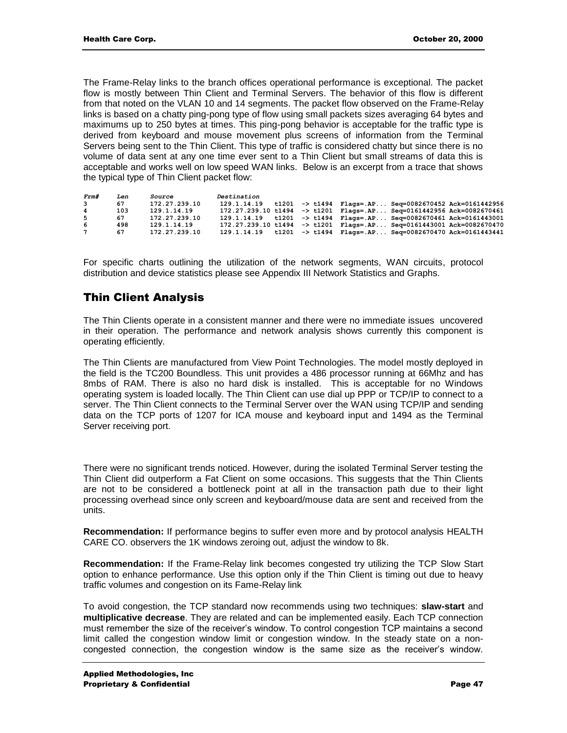The Frame-Relay links to the branch offices operational performance is exceptional. The packet flow is mostly between Thin Client and Terminal Servers. The behavior of this flow is different from that noted on the VLAN 10 and 14 segments. The packet flow observed on the Frame-Relay links is based on a chatty ping-pong type of flow using small packets sizes averaging 64 bytes and maximums up to 250 bytes at times. This ping-pong behavior is acceptable for the traffic type is derived from keyboard and mouse movement plus screens of information from the Terminal Servers being sent to the Thin Client. This type of traffic is considered chatty but since there is no volume of data sent at any one time ever sent to a Thin Client but small streams of data this is acceptable and works well on low speed WAN links. Below is an excerpt from a trace that shows the typical type of Thin Client packet flow:

```
Frm#   Len    Source          Destination
3      67     172.27.239.10   129.1.14.19   t1201  -> t1494  Flags=.AP... Seq=0082670452 Ack=0161442956
4      103    129.1.14.19     172.27.239.10 t1494  -> t1201  Flags=.AP... Seq=0161442956 Ack=0082670461
5      67     172.27.239.10   129.1.14.19   t1201  -> t1494  Flags=.AP... Seq=0082670461 Ack=0161443001
6      498    129.1.14.19     172.27.239.10 t1494  -> t1201  Flags=.AP... Seq=0161443001 Ack=0082670470
7      67     172.27.239.10   129.1.14.19   t1201  -> t1494  Flags=.AP... Seq=0082670470 Ack=0161443441
```

For specific charts outlining the utilization of the network segments, WAN circuits, protocol distribution and device statistics please see Appendix III Network Statistics and Graphs.

## Thin Client Analysis

The Thin Clients operate in a consistent manner and there were no immediate issues uncovered in their operation. The performance and network analysis shows currently this component is operating efficiently.

The Thin Clients are manufactured from View Point Technologies. The model mostly deployed in the field is the TC200 Boundless. This unit provides a 486 processor running at 66Mhz and has 8mbs of RAM. There is also no hard disk is installed. This is acceptable for no Windows operating system is loaded locally. The Thin Client can use dial up PPP or TCP/IP to connect to a server. The Thin Client connects to the Terminal Server over the WAN using TCP/IP and sending data on the TCP ports of 1207 for ICA mouse and keyboard input and 1494 as the Terminal Server receiving port.

There were no significant trends noticed. However, during the isolated Terminal Server testing the Thin Client did outperform a Fat Client on some occasions. This suggests that the Thin Clients are not to be considered a bottleneck point at all in the transaction path due to their light processing overhead since only screen and keyboard/mouse data are sent and received from the units.

**Recommendation:** If performance begins to suffer even more and by protocol analysis HEALTH CARE CO. observers the 1K windows zeroing out, adjust the window to 8k.

**Recommendation:** If the Frame-Relay link becomes congested try utilizing the TCP Slow Start option to enhance performance. Use this option only if the Thin Client is timing out due to heavy traffic volumes and congestion on its Fame-Relay link

To avoid congestion, the TCP standard now recommends using two techniques: **slaw-start** and **multiplicative decrease**. They are related and can be implemented easily. Each TCP connection must remember the size of the receiver's window. To control congestion TCP maintains a second limit called the congestion window limit or congestion window. In the steady state on a non-congested connection, the congestion window is the same size as the receiver's window.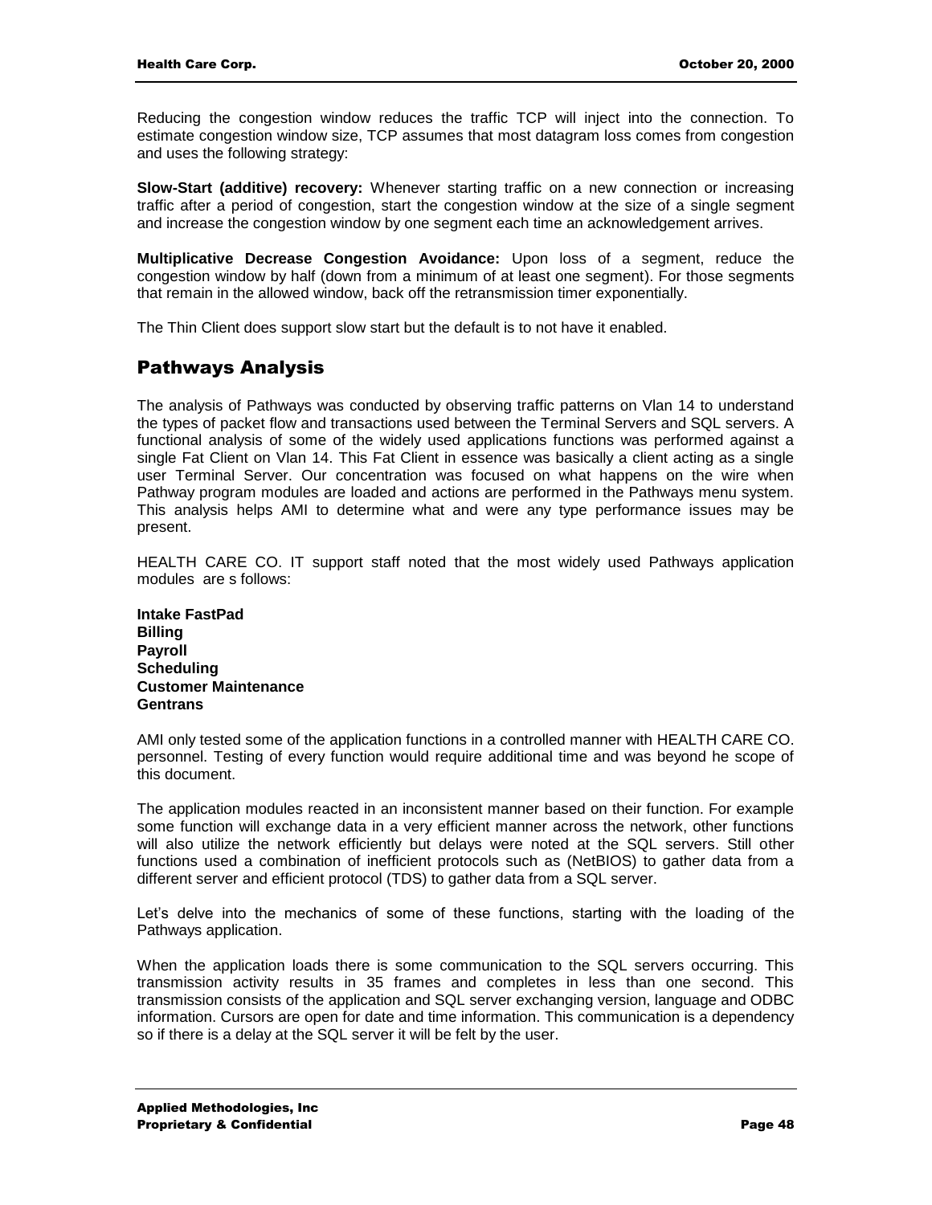Reducing the congestion window reduces the traffic TCP will inject into the connection. To estimate congestion window size, TCP assumes that most datagram loss comes from congestion and uses the following strategy:

**Slow-Start (additive) recovery:** Whenever starting traffic on a new connection or increasing traffic after a period of congestion, start the congestion window at the size of a single segment and increase the congestion window by one segment each time an acknowledgement arrives.

**Multiplicative Decrease Congestion Avoidance:** Upon loss of a segment, reduce the congestion window by half (down from a minimum of at least one segment). For those segments that remain in the allowed window, back off the retransmission timer exponentially.

The Thin Client does support slow start but the default is to not have it enabled.

## Pathways Analysis

The analysis of Pathways was conducted by observing traffic patterns on Vlan 14 to understand the types of packet flow and transactions used between the Terminal Servers and SQL servers. A functional analysis of some of the widely used applications functions was performed against a single Fat Client on Vlan 14. This Fat Client in essence was basically a client acting as a single user Terminal Server. Our concentration was focused on what happens on the wire when Pathway program modules are loaded and actions are performed in the Pathways menu system. This analysis helps AMI to determine what and were any type performance issues may be present.

HEALTH CARE CO. IT support staff noted that the most widely used Pathways application modules are s follows:

**Intake FastPad**
**Billing**
**Payroll**
**Scheduling**
**Customer Maintenance**
**Gentrans**

AMI only tested some of the application functions in a controlled manner with HEALTH CARE CO. personnel. Testing of every function would require additional time and was beyond he scope of this document.

The application modules reacted in an inconsistent manner based on their function. For example some function will exchange data in a very efficient manner across the network, other functions will also utilize the network efficiently but delays were noted at the SQL servers. Still other functions used a combination of inefficient protocols such as (NetBIOS) to gather data from a different server and efficient protocol (TDS) to gather data from a SQL server.

Let's delve into the mechanics of some of these functions, starting with the loading of the Pathways application.

When the application loads there is some communication to the SQL servers occurring. This transmission activity results in 35 frames and completes in less than one second. This transmission consists of the application and SQL server exchanging version, language and ODBC information. Cursors are open for date and time information. This communication is a dependency so if there is a delay at the SQL server it will be felt by the user.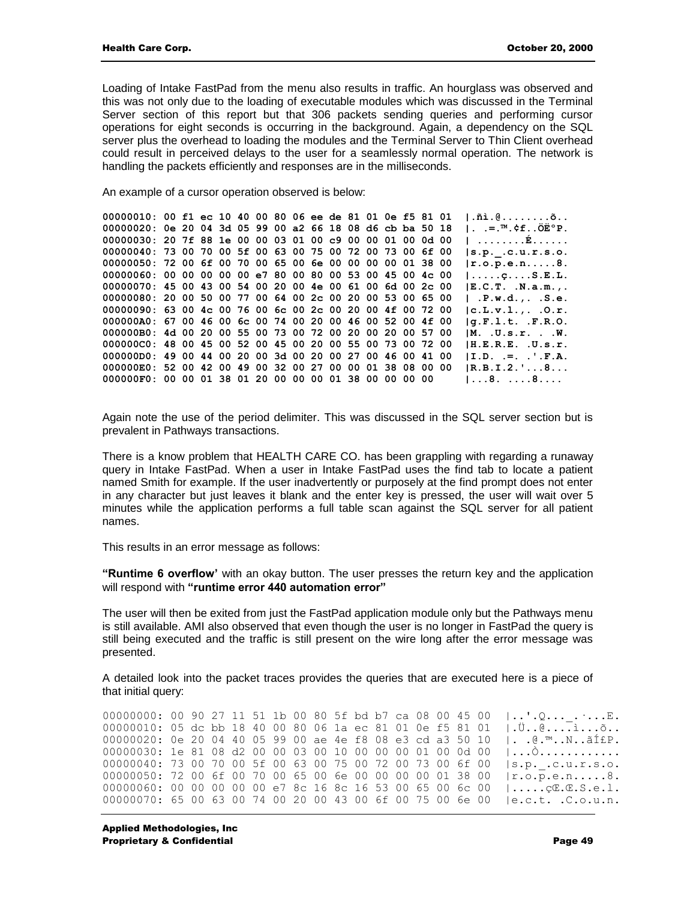Loading of Intake FastPad from the menu also results in traffic. An hourglass was observed and this was not only due to the loading of executable modules which was discussed in the Terminal Server section of this report but that 306 packets sending queries and performing cursor operations for eight seconds is occurring in the background. Again, a dependency on the SQL server plus the overhead to loading the modules and the Terminal Server to Thin Client overhead could result in perceived delays to the user for a seamlessly normal operation. The network is handling the packets efficiently and responses are in the milliseconds.

An example of a cursor operation observed is below:

```
00000010: 00 f1 ec 10 40 00 80 06 ee de 81 01 0e f5 81 01  |.ñì.@........õ..
00000020: 0e 20 04 3d 05 99 00 a2 66 18 08 d6 cb ba 50 18  |. .=.™.¢f..ÖË°P.
00000030: 20 7f 88 1e 00 00 03 01 00 c9 00 00 01 00 0d 00  | ........É......
00000040: 73 00 70 00 5f 00 63 00 75 00 72 00 73 00 6f 00  |s.p._.c.u.r.s.o.
00000050: 72 00 6f 00 70 00 65 00 6e 00 00 00 00 01 38 00  |r.o.p.e.n.....8.
00000060: 00 00 00 00 00 e7 80 00 80 00 53 00 45 00 4c 00  |.....ç....S.E.L.
00000070: 45 00 43 00 54 00 20 00 4e 00 61 00 6d 00 2c 00  |E.C.T. .N.a.m.,.
00000080: 20 00 50 00 77 00 64 00 2c 00 20 00 53 00 65 00  | .P.w.d.,. .S.e.
00000090: 63 00 4c 00 76 00 6c 00 2c 00 20 00 4f 00 72 00  |c.L.v.l.,. .O.r.
000000A0: 67 00 46 00 6c 00 74 00 20 00 46 00 52 00 4f 00  |g.F.l.t. .F.R.O.
000000B0: 4d 00 20 00 55 00 73 00 72 00 20 00 20 00 57 00  |M. .U.s.r. . .W.
000000C0: 48 00 45 00 52 00 45 00 20 00 55 00 73 00 72 00  |H.E.R.E. .U.s.r.
000000D0: 49 00 44 00 20 00 3d 00 20 00 27 00 46 00 41 00  |I.D. .=. .'.F.A.
000000E0: 52 00 42 00 49 00 32 00 27 00 00 01 38 08 00 00  |R.B.I.2.'...8...
000000F0: 00 00 01 38 01 20 00 00 00 01 38 00 00 00 00     |...8. ....8....
```

Again note the use of the period delimiter. This was discussed in the SQL server section but is prevalent in Pathways transactions.

There is a know problem that HEALTH CARE CO. has been grappling with regarding a runaway query in Intake FastPad. When a user in Intake FastPad uses the find tab to locate a patient named Smith for example. If the user inadvertently or purposely at the find prompt does not enter in any character but just leaves it blank and the enter key is pressed, the user will wait over 5 minutes while the application performs a full table scan against the SQL server for all patient names.

This results in an error message as follows:

**"Runtime 6 overflow'** with an okay button. The user presses the return key and the application will respond with **"runtime error 440 automation error"**

The user will then be exited from just the FastPad application module only but the Pathways menu is still available. AMI also observed that even though the user is no longer in FastPad the query is still being executed and the traffic is still present on the wire long after the error message was presented.

A detailed look into the packet traces provides the queries that are executed here is a piece of that initial query:

```
00000000: 00 90 27 11 51 1b 00 80 5f bd b7 ca 08 00 45 00  |..'.Q..._.·...E.
00000010: 05 dc bb 18 40 00 80 06 1a ec 81 01 0e f5 81 01  |.Ü..@....ì...õ..
00000020: 0e 20 04 40 05 99 00 ae 4e f8 08 e3 cd a3 50 10  |. .@.™..N..ãÍ£P.
00000030: 1e 81 08 d2 00 00 03 00 10 00 00 00 01 00 0d 00  |...Ò...........
00000040: 73 00 70 00 5f 00 63 00 75 00 72 00 73 00 6f 00  |s.p._.c.u.r.s.o.
00000050: 72 00 6f 00 70 00 65 00 6e 00 00 00 00 01 38 00  |r.o.p.e.n.....8.
00000060: 00 00 00 00 00 e7 8c 16 8c 16 53 00 65 00 6c 00  |.....çŒ.Œ.S.e.l.
00000070: 65 00 63 00 74 00 20 00 43 00 6f 00 75 00 6e 00  |e.c.t. .C.o.u.n.
```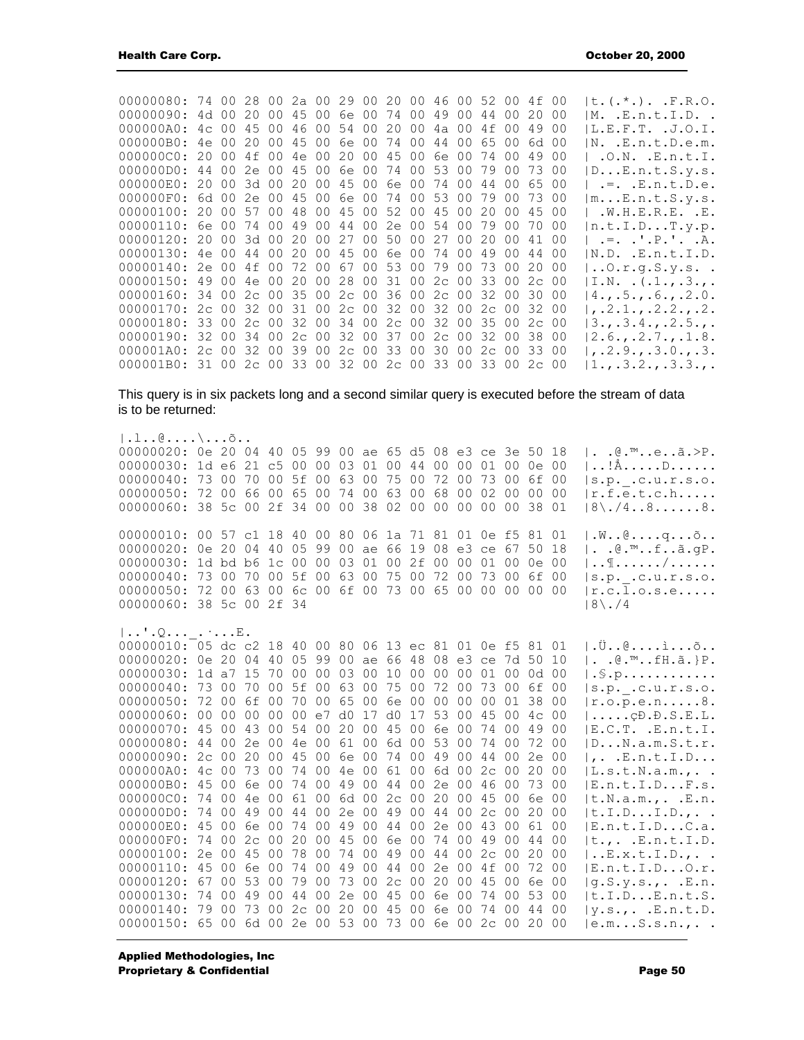```
00000080: 74 00 28 00 2a 00 29 00 20 00 46 00 52 00 4f 00  |t.(.*.). .F.R.O.
00000090: 4d 00 20 00 45 00 6e 00 74 00 49 00 44 00 20 00  |M. .E.n.t.I.D. .
000000A0: 4c 00 45 00 46 00 54 00 20 00 4a 00 4f 00 49 00  |L.E.F.T. .J.O.I.
000000B0: 4e 00 20 00 45 00 6e 00 74 00 44 00 65 00 6d 00  |N. .E.n.t.D.e.m.
000000C0: 20 00 4f 00 4e 00 20 00 45 00 6e 00 74 00 49 00  | .O.N. .E.n.t.I.
000000D0: 44 00 2e 00 45 00 6e 00 74 00 53 00 79 00 73 00  |D...E.n.t.S.y.s.
000000E0: 20 00 3d 00 20 00 45 00 6e 00 74 00 44 00 65 00  | .=. .E.n.t.D.e.
000000F0: 6d 00 2e 00 45 00 6e 00 74 00 53 00 79 00 73 00  |m...E.n.t.S.y.s.
00000100: 20 00 57 00 48 00 45 00 52 00 45 00 20 00 45 00  | .W.H.E.R.E. .E.
00000110: 6e 00 74 00 49 00 44 00 2e 00 54 00 79 00 70 00  |n.t.I.D...T.y.p.
00000120: 20 00 3d 00 20 00 27 00 50 00 27 00 20 00 41 00  | .=. .'.P.'. .A.
00000130: 4e 00 44 00 20 00 45 00 6e 00 74 00 49 00 44 00  |N.D. .E.n.t.I.D.
00000140: 2e 00 4f 00 72 00 67 00 53 00 79 00 73 00 20 00  |..O.r.g.S.y.s. .
00000150: 49 00 4e 00 20 00 28 00 31 00 2c 00 33 00 2c 00  |I.N. .(.1.,.3.,.
00000160: 34 00 2c 00 35 00 2c 00 36 00 2c 00 32 00 30 00  |4.,.5.,.6.,.2.0.
00000170: 2c 00 32 00 31 00 2c 00 32 00 32 00 2c 00 32 00  |,.2.1.,.2.2.,.2.
00000180: 33 00 2c 00 32 00 34 00 2c 00 32 00 35 00 2c 00  |3.,.3.4.,.2.5.,.
00000190: 32 00 34 00 2c 00 32 00 37 00 2c 00 32 00 38 00  |2.6.,.2.7.,.1.8.
000001A0: 2c 00 32 00 39 00 2c 00 33 00 30 00 2c 00 33 00  |,.2.9.,.3.0.,.3.
000001B0: 31 00 2c 00 33 00 32 00 2c 00 33 00 33 00 2c 00  |1.,.3.2.,.3.3.,.
```

This query is in six packets long and a second similar query is executed before the stream of data is to be returned:

```
|.l..@....\...õ..
00000020: 0e 20 04 40 05 99 00 ae 65 d5 08 e3 ce 3e 50 18  |. .@.™..e..ã.>P.
00000030: 1d e6 21 c5 00 00 03 01 00 44 00 00 01 00 0e 00  |..!Å.....D......
00000040: 73 00 70 00 5f 00 63 00 75 00 72 00 73 00 6f 00  |s.p._.c.u.r.s.o.
00000050: 72 00 66 00 65 00 74 00 63 00 68 00 02 00 00 00  |r.f.e.t.c.h.....
00000060: 38 5c 00 2f 34 00 00 38 02 00 00 00 00 00 38 01  |8\./4..8......8.

00000010: 00 57 c1 18 40 00 80 06 1a 71 81 01 0e f5 81 01  |.W..@....q...õ..
00000020: 0e 20 04 40 05 99 00 ae 66 19 08 e3 ce 67 50 18  |. .@.™..f..ã.gP.
00000030: 1d bd b6 1c 00 00 03 01 00 2f 00 00 01 00 0e 00  |..¶....../......
00000040: 73 00 70 00 5f 00 63 00 75 00 72 00 73 00 6f 00  |s.p._.c.u.r.s.o.
00000050: 72 00 63 00 6c 00 6f 00 73 00 65 00 00 00 00 00  |r.c.l.o.s.e.....
00000060: 38 5c 00 2f 34                                   |8\./4

|..'.Q..._.·...E.
00000010: 05 dc c2 18 40 00 80 06 13 ec 81 01 0e f5 81 01  |.Ü..@....ì...õ..
00000020: 0e 20 04 40 05 99 00 ae 66 48 08 e3 ce 7d 50 10  |. .@.™..fH.ã.}P.
00000030: 1d a7 15 70 00 00 03 00 10 00 00 00 01 00 0d 00  |.§.p............
00000040: 73 00 70 00 5f 00 63 00 75 00 72 00 73 00 6f 00  |s.p._.c.u.r.s.o.
00000050: 72 00 6f 00 70 00 65 00 6e 00 00 00 00 01 38 00  |r.o.p.e.n.....8.
00000060: 00 00 00 00 00 e7 d0 17 d0 17 53 00 45 00 4c 00  |.....çÐ.Ð.S.E.L.
00000070: 45 00 43 00 54 00 20 00 45 00 6e 00 74 00 49 00  |E.C.T. .E.n.t.I.
00000080: 44 00 2e 00 4e 00 61 00 6d 00 53 00 74 00 72 00  |D...N.a.m.S.t.r.
00000090: 2c 00 20 00 45 00 6e 00 74 00 49 00 44 00 2e 00  |,. .E.n.t.I.D...
000000A0: 4c 00 73 00 74 00 4e 00 61 00 6d 00 2c 00 20 00  |L.s.t.N.a.m.,. .
000000B0: 45 00 6e 00 74 00 49 00 44 00 2e 00 46 00 73 00  |E.n.t.I.D...F.s.
000000C0: 74 00 4e 00 61 00 6d 00 2c 00 20 00 45 00 6e 00  |t.N.a.m.,. .E.n.
000000D0: 74 00 49 00 44 00 2e 00 49 00 44 00 2c 00 20 00  |t.I.D...I.D.,. .
000000E0: 45 00 6e 00 74 00 49 00 44 00 2e 00 43 00 61 00  |E.n.t.I.D...C.a.
000000F0: 74 00 2c 00 20 00 45 00 6e 00 74 00 49 00 44 00  |t.,. .E.n.t.I.D.
00000100: 2e 00 45 00 78 00 74 00 49 00 44 00 2c 00 20 00  |..E.x.t.I.D.,. .
00000110: 45 00 6e 00 74 00 49 00 44 00 2e 00 4f 00 72 00  |E.n.t.I.D...O.r.
00000120: 67 00 53 00 79 00 73 00 2c 00 20 00 45 00 6e 00  |g.S.y.s.,. .E.n.
00000130: 74 00 49 00 44 00 2e 00 45 00 6e 00 74 00 53 00  |t.I.D...E.n.t.S.
00000140: 79 00 73 00 2c 00 20 00 45 00 6e 00 74 00 44 00  |y.s.,. .E.n.t.D.
00000150: 65 00 6d 00 2e 00 53 00 73 00 6e 00 2c 00 20 00  |e.m...S.s.n.,. .
```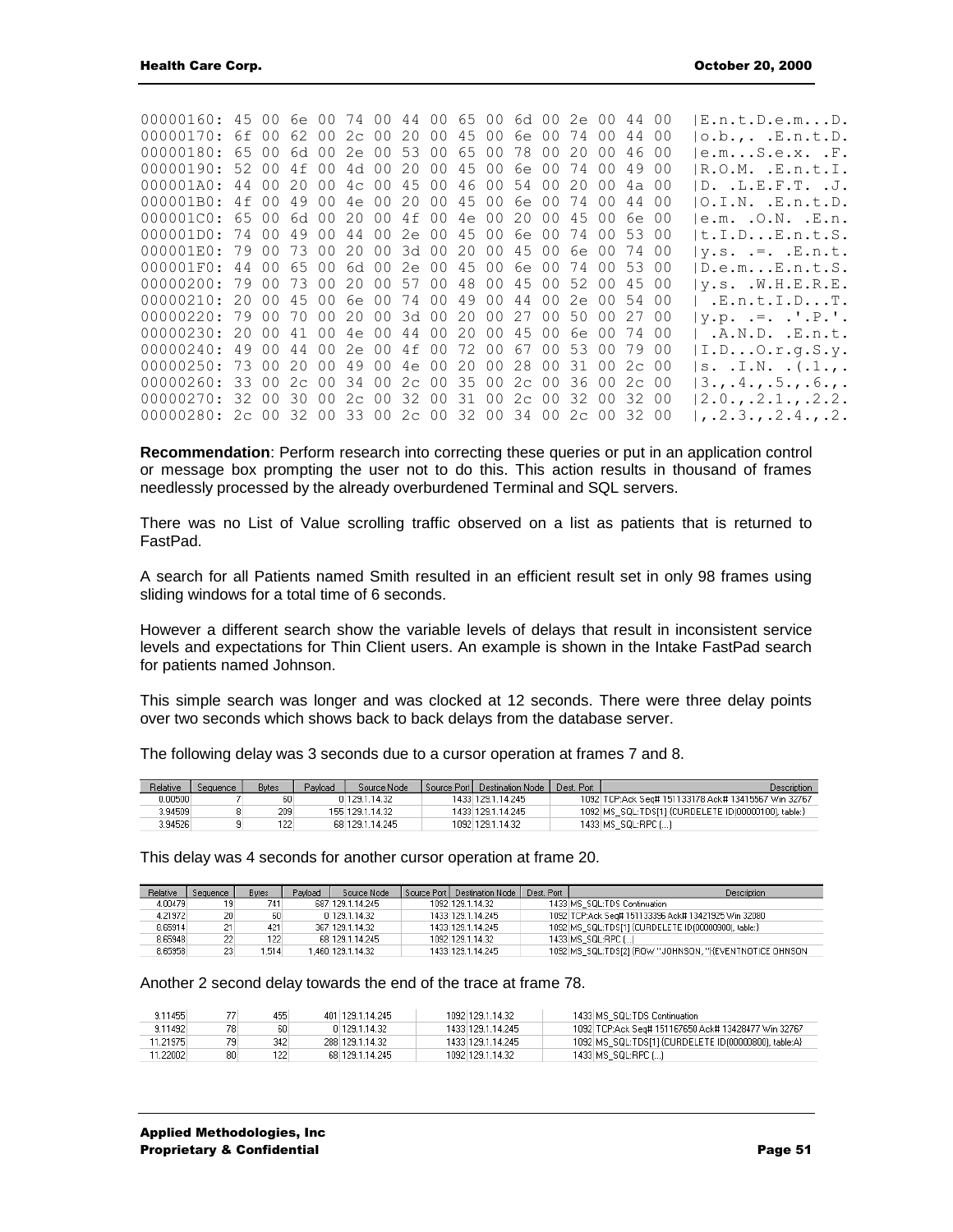```
00000160: 45 00 6e 00 74 00 44 00 65 00 6d 00 2e 00 44 00  |E.n.t.D.e.m...D.
00000170: 6f 00 62 00 2c 00 20 00 45 00 6e 00 74 00 44 00  |o.b.,. .E.n.t.D.
00000180: 65 00 6d 00 2e 00 53 00 65 00 78 00 20 00 46 00  |e.m...S.e.x. .F.
00000190: 52 00 4f 00 4d 00 20 00 45 00 6e 00 74 00 49 00  |R.O.M. .E.n.t.I.
000001A0: 44 00 20 00 4c 00 45 00 46 00 54 00 20 00 4a 00  |D. .L.E.F.T. .J.
000001B0: 4f 00 49 00 4e 00 20 00 45 00 6e 00 74 00 44 00  |O.I.N. .E.n.t.D.
000001C0: 65 00 6d 00 20 00 4f 00 4e 00 20 00 45 00 6e 00  |e.m. .O.N. .E.n.
000001D0: 74 00 49 00 44 00 2e 00 45 00 6e 00 74 00 53 00  |t.I.D...E.n.t.S.
000001E0: 79 00 73 00 20 00 3d 00 20 00 45 00 6e 00 74 00  |y.s. .=. .E.n.t.
000001F0: 44 00 65 00 6d 00 2e 00 45 00 6e 00 74 00 53 00  |D.e.m...E.n.t.S.
00000200: 79 00 73 00 20 00 57 00 48 00 45 00 52 00 45 00  |y.s. .W.H.E.R.E.
00000210: 20 00 45 00 6e 00 74 00 49 00 44 00 2e 00 54 00  | .E.n.t.I.D...T.
00000220: 79 00 70 00 20 00 3d 00 20 00 27 00 50 00 27 00  |y.p. .=. .'.P.'.
00000230: 20 00 41 00 4e 00 44 00 20 00 45 00 6e 00 74 00  | .A.N.D. .E.n.t.
00000240: 49 00 44 00 2e 00 4f 00 72 00 67 00 53 00 79 00  |I.D...O.r.g.S.y.
00000250: 73 00 20 00 49 00 4e 00 20 00 28 00 31 00 2c 00  |s. .I.N. .(.1.,.
00000260: 33 00 2c 00 34 00 2c 00 35 00 2c 00 36 00 2c 00  |3.,.4.,.5.,.6.,.
00000270: 32 00 30 00 2c 00 32 00 31 00 2c 00 32 00 32 00  |2.0.,.2.1.,.2.2.
00000280: 2c 00 32 00 33 00 2c 00 32 00 34 00 2c 00 32 00  |,.2.3.,.2.4.,.2.
```

**Recommendation**: Perform research into correcting these queries or put in an application control or message box prompting the user not to do this. This action results in thousand of frames needlessly processed by the already overburdened Terminal and SQL servers.

There was no List of Value scrolling traffic observed on a list as patients that is returned to FastPad.

A search for all Patients named Smith resulted in an efficient result set in only 98 frames using sliding windows for a total time of 6 seconds.

However a different search show the variable levels of delays that result in inconsistent service levels and expectations for Thin Client users. An example is shown in the Intake FastPad search for patients named Johnson.

This simple search was longer and was clocked at 12 seconds. There were three delay points over two seconds which shows back to back delays from the database server.

The following delay was 3 seconds due to a cursor operation at frames 7 and 8.

| Relative | Sequence | Bytes | Payload | Source Node | Source Port | Destination Node | Dest. Port | Description |
|---|---|---|---|---|---|---|---|---|
| 0.00500 | 7 | 60 | 0 | 129.1.14.32 | 1433 | 129.1.14.245 | 1092 | TCP:Ack Seq# 151133178 Ack# 13415567 Win 32767 |
| 3.94509 | 8 | 209 | 155 | 129.1.14.32 | 1433 | 129.1.14.245 | 1092 | MS_SQL:TDS[1] {CURDELETE ID(00000100), table:} |
| 3.94526 | 9 | 122 | 68 | 129.1.14.245 | 1092 | 129.1.14.32 | 1433 | MS_SQL:RPC (...) |

This delay was 4 seconds for another cursor operation at frame 20.

| Relative | Sequence | Bytes | Payload | Source Node | Source Port | Destination Node | Dest. Port | Description |
|---|---|---|---|---|---|---|---|---|
| 4.00479 | 19 | 741 | 687 | 129.1.14.245 | 1092 | 129.1.14.32 | 1433 | MS_SQL:TDS Continuation |
| 4.21972 | 20 | 60 | 0 | 129.1.14.32 | 1433 | 129.1.14.245 | 1092 | TCP:Ack Seq# 151133396 Ack# 13421925 Win 32080 |
| 8.65914 | 21 | 421 | 367 | 129.1.14.32 | 1433 | 129.1.14.245 | 1092 | MS_SQL:TDS[1] {CURDELETE ID(00000300), table:} |
| 8.65948 | 22 | 122 | 68 | 129.1.14.245 | 1092 | 129.1.14.32 | 1433 | MS_SQL:RPC (...) |
| 8.65958 | 23 | 1,514 | 1,460 | 129.1.14.32 | 1433 | 129.1.14.245 | 1092 | MS_SQL:TDS[2] {ROW "JOHNSON, "}{EVENTNOTICE OHNSON |

Another 2 second delay towards the end of the trace at frame 78.

| Relative | Sequence | Bytes | Payload | Source Node | Source Port | Destination Node | Dest. Port | Description |
|---|---|---|---|---|---|---|---|---|
| 9.11455 | 77 | 455 | 401 | 129.1.14.245 | 1092 | 129.1.14.32 | 1433 | MS_SQL:TDS Continuation |
| 9.11492 | 78 | 60 | 0 | 129.1.14.32 | 1433 | 129.1.14.245 | 1092 | TCP:Ack Seq# 151167650 Ack# 13428477 Win 32767 |
| 11.21975 | 79 | 342 | 288 | 129.1.14.32 | 1433 | 129.1.14.245 | 1092 | MS_SQL:TDS[1] {CURDELETE ID(00000800), table:A} |
| 11.22002 | 80 | 122 | 68 | 129.1.14.245 | 1092 | 129.1.14.32 | 1433 | MS_SQL:RPC (...) |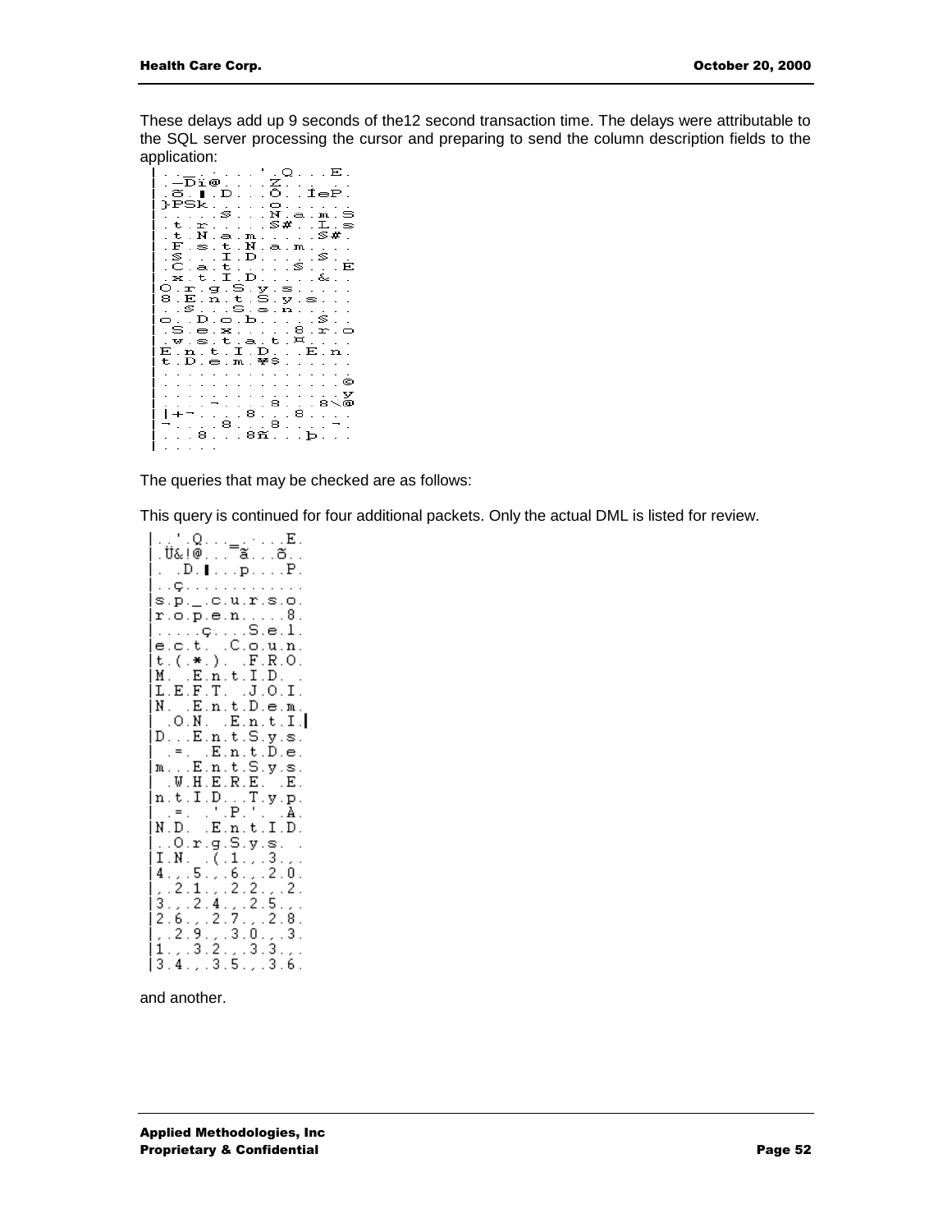These delays add up 9 seconds of the12 second transaction time. The delays were attributable to the SQL server processing the cursor and preparing to send the column description fields to the application:

```
|. . . . . . . '.Q. . .E.
|.—Dî@. . . .Z. . . . .
|.õ ▮.D. . .Ô. .ÎeP.
}PSk. . . . .o. . . . .
|. . . .S. . .N.a.m.S
|.t.r. . . . .S#. .L.s
|.t.N.a.m. . . . .S#.
|.F.s.t.N.a.m. . . .
|.S. . .I.D. . . .S. .
|.C.a.t. . . . .S. . .E
|.x.t.I.D. . . . .&. .
|O.r.g.S.y.s. . . . .
|8.E.n.t.S.y.s. . . .
|.S. . .S.s.n. . . . .
|o. .D.o.b. . . . .S. .
|.S.e.x. . . . .8.r.o
|.w.s.t.a.t.¤. . . .
|E.n.t.I.D. . .E.n.
|t.D.e.m.¥$. . . . .
|. . . . . . . . . . . . . . .
|. . . . . . . . . . . . . .©
|. . . . . . . . . . . . . .y
|. . . .¬. . .8. . .8\@
||+¬. . . .8. . .8. . . .
|¬. . . .8. . .8. . . .¬.
|. . .8. . .8ñ. . .þ. . .
|. . . . .
```

The queries that may be checked are as follows:

This query is continued for four additional packets. Only the actual DML is listed for review.

```
|..'.Q..._.....E.
|.Ü&!@...=ã...õ..
|. .D.▮...p....P.
|..ç.............
|s.p._.c.u.r.s.o.
|r.o.p.e.n.....8.
|.....ç....S.e.l.
|e.c.t. .C.o.u.n.
|t.(.*.). .F.R.O.
|M. .E.n.t.I.D. .
|L.E.F.T. .J.O.I.
|N. .E.n.t.D.e.m.
| .O.N. .E.n.t.I.|
|D...E.n.t.S.y.s.
| .=. .E.n.t.D.e.
|m...E.n.t.S.y.s.
| .W.H.E.R.E. .E.
|n.t.I.D...T.y.p.
| .=. .'.P.'. ..À.
|N.D. .E.n.t.I.D.
|..O.r.g.S.y.s. .
|I.N. .(.1.,.3.,.
|4.,.5.,.6.,.2.0.
|,.2.1.,.2.2.,.2.
|3.,.2.4.,.2.5.,.
|2.6.,.2.7.,.2.8.
|,.2.9.,.3.0.,.3.
|1.,.3.2.,.3.3.,.
|3.4.,.3.5.,.3.6.
```

and another.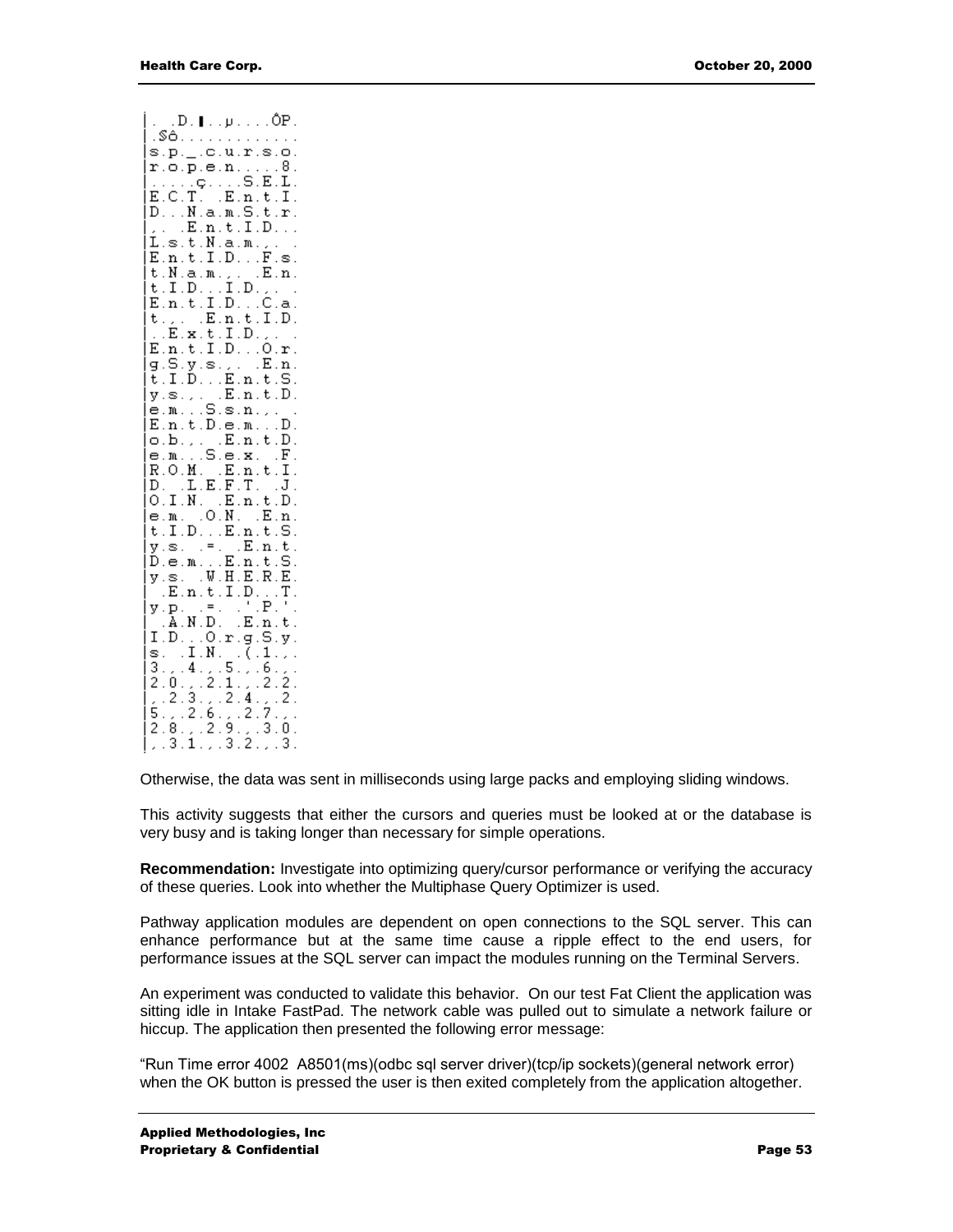```
|. .D.▌..µ....ÔP.
|.Sô............
|s.p._.c.u.r.s.o.
|r.o.p.e.n.....8.
|.....ç...S.E.L.
|E.C.T. .E.n.t.I.
|D...N.a.m.S.t.r.
|,. .E.n.t.I.D...
|L.s.t.N.a.m.,. .
|E.n.t.I.D...F.s.
|t.N.a.m.,. .E.n.
|t.I.D...I.D.,. .
|E.n.t.I.D...C.a.
|t.,. .E.n.t.I.D.
|..E.x.t.I.D.,. .
|E.n.t.I.D...O.r.
|g.S.y.s.,. .E.n.
|t.I.D...E.n.t.S.
|y.s.,. .E.n.t.D.
|e.m...S.s.n.,. .
|E.n.t.D.e.m...D.
|o.b.,. .E.n.t.D.
|e.m...S.e.x. .F.
|R.O.M. .E.n.t.I.
|D. .L.E.F.T. .J.
|O.I.N. .E.n.t.D.
|e.m. .O.N. .E.n.
|t.I.D...E.n.t.S.
|y.s. .=. .E.n.t.
|D.e.m...E.n.t.S.
|y.s. .W.H.E.R.E.
| .E.n.t.I.D...T.
|y.p. .=. .'.P.'.
| .A.N.D. .E.n.t.
|I.D...O.r.g.S.y.
|s. .I.N. .(.1.,.
|3.,.4.,.5.,.6.,.
|2.0.,.2.1.,.2.2.
|,.2.3.,.2.4.,.2.
|5.,.2.6.,.2.7.,.
|2.8.,.2.9.,.3.0.
|,.3.1.,.3.2.,.3.
```

Otherwise, the data was sent in milliseconds using large packs and employing sliding windows.

This activity suggests that either the cursors and queries must be looked at or the database is very busy and is taking longer than necessary for simple operations.

**Recommendation:** Investigate into optimizing query/cursor performance or verifying the accuracy of these queries. Look into whether the Multiphase Query Optimizer is used.

Pathway application modules are dependent on open connections to the SQL server. This can enhance performance but at the same time cause a ripple effect to the end users, for performance issues at the SQL server can impact the modules running on the Terminal Servers.

An experiment was conducted to validate this behavior. On our test Fat Client the application was sitting idle in Intake FastPad. The network cable was pulled out to simulate a network failure or hiccup. The application then presented the following error message:

"Run Time error 4002 A8501(ms)(odbc sql server driver)(tcp/ip sockets)(general network error) when the OK button is pressed the user is then exited completely from the application altogether.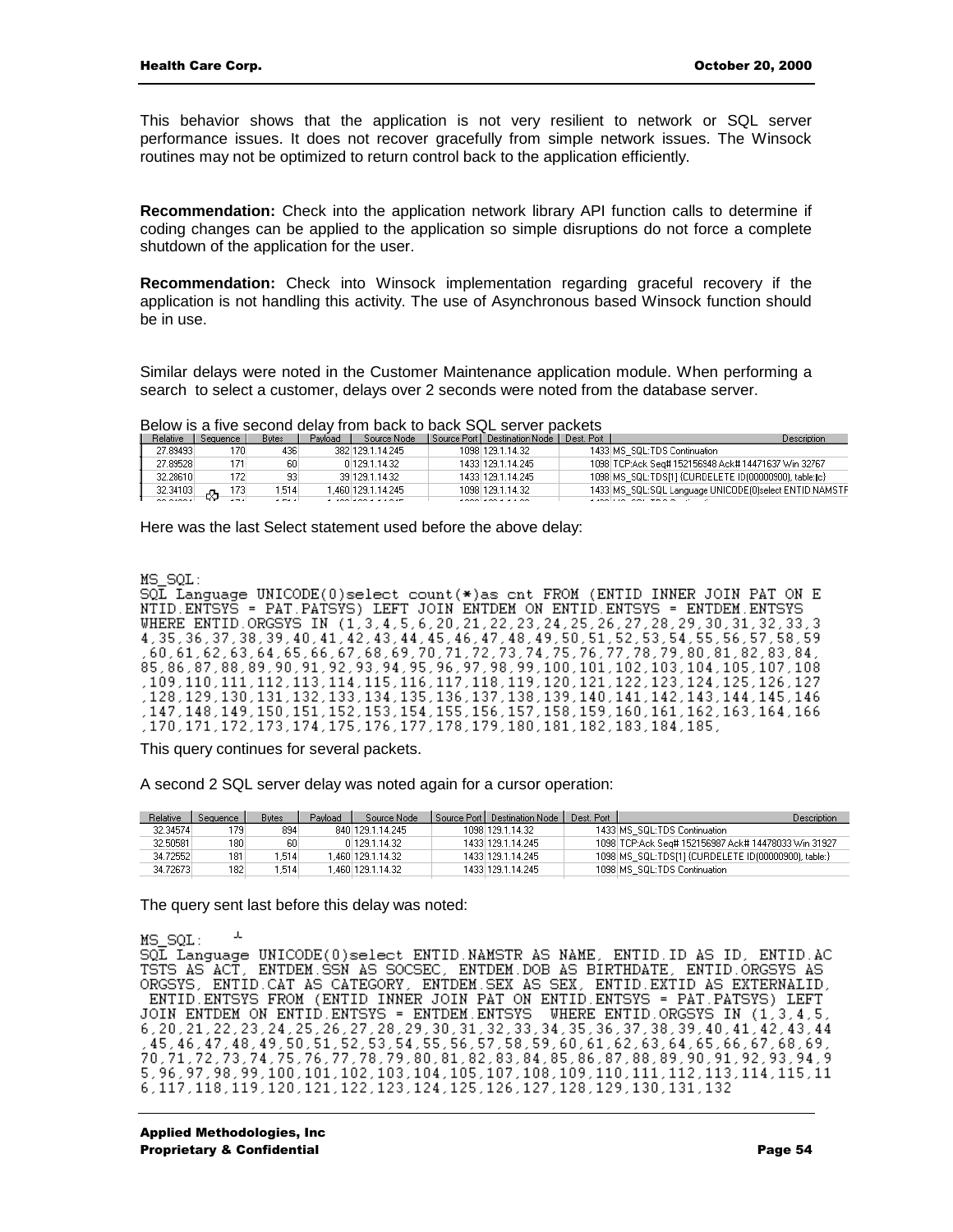This behavior shows that the application is not very resilient to network or SQL server performance issues. It does not recover gracefully from simple network issues. The Winsock routines may not be optimized to return control back to the application efficiently.

**Recommendation:** Check into the application network library API function calls to determine if coding changes can be applied to the application so simple disruptions do not force a complete shutdown of the application for the user.

**Recommendation:** Check into Winsock implementation regarding graceful recovery if the application is not handling this activity. The use of Asynchronous based Winsock function should be in use.

Similar delays were noted in the Customer Maintenance application module. When performing a search to select a customer, delays over 2 seconds were noted from the database server.

Below is a five second delay from back to back SQL server packets

| Relative | Sequence | Bytes | Payload | Source Node | Source Port | Destination Node | Dest. Port | Description |
|---|---|---|---|---|---|---|---|---|
| 27.89493 | 170 | 436 | 382 | 129.1.14.245 | 1098 | 129.1.14.32 | 1433 | MS_SQL:TDS Continuation |
| 27.89528 | 171 | 60 | 0 | 129.1.14.32 | 1433 | 129.1.14.245 | 1098 | TCP:Ack Seq# 152156948 Ack# 14471637 Win 32767 |
| 32.28610 | 172 | 93 | 39 | 129.1.14.32 | 1433 | 129.1.14.245 | 1098 | MS_SQL:TDS[1] {CURDELETE ID(00000900), table:|c} |
| 32.34103 | 173 | 1,514 | 1,460 | 129.1.14.245 | 1098 | 129.1.14.32 | 1433 | MS_SQL:SQL Language UNICODE(0)select ENTID.NAMSTR |

Here was the last Select statement used before the above delay:

```
MS_SQL:
SQL Language UNICODE(0)select count(*)as cnt FROM (ENTID INNER JOIN PAT ON E
NTID.ENTSYS = PAT.PATSYS) LEFT JOIN ENTDEM ON ENTID.ENTSYS = ENTDEM.ENTSYS
WHERE ENTID.ORGSYS IN (1,3,4,5,6,20,21,22,23,24,25,26,27,28,29,30,31,32,33,3
4,35,36,37,38,39,40,41,42,43,44,45,46,47,48,49,50,51,52,53,54,55,56,57,58,59
,60,61,62,63,64,65,66,67,68,69,70,71,72,73,74,75,76,77,78,79,80,81,82,83,84,
85,86,87,88,89,90,91,92,93,94,95,96,97,98,99,100,101,102,103,104,105,107,108
,109,110,111,112,113,114,115,116,117,118,119,120,121,122,123,124,125,126,127
,128,129,130,131,132,133,134,135,136,137,138,139,140,141,142,143,144,145,146
,147,148,149,150,151,152,153,154,155,156,157,158,159,160,161,162,163,164,166
,170,171,172,173,174,175,176,177,178,179,180,181,182,183,184,185,
```

This query continues for several packets.

A second 2 SQL server delay was noted again for a cursor operation:

| Relative | Sequence | Bytes | Payload | Source Node | Source Port | Destination Node | Dest. Port | Description |
|---|---|---|---|---|---|---|---|---|
| 32.34574 | 179 | 894 | 840 | 129.1.14.245 | 1098 | 129.1.14.32 | 1433 | MS_SQL:TDS Continuation |
| 32.50581 | 180 | 60 | 0 | 129.1.14.32 | 1433 | 129.1.14.245 | 1098 | TCP:Ack Seq# 152156987 Ack# 14478033 Win 31927 |
| 34.72552 | 181 | 1,514 | 1,460 | 129.1.14.32 | 1433 | 129.1.14.245 | 1098 | MS_SQL:TDS[1] {CURDELETE ID(00000900), table:} |
| 34.72673 | 182 | 1,514 | 1,460 | 129.1.14.32 | 1433 | 129.1.14.245 | 1098 | MS_SQL:TDS Continuation |

The query sent last before this delay was noted:

```
MS_SQL:
SQL Language UNICODE(0)select ENTID.NAMSTR AS NAME, ENTID.ID AS ID, ENTID.AC
TSTS AS ACT, ENTDEM.SSN AS SOCSEC, ENTDEM.DOB AS BIRTHDATE, ENTID.ORGSYS AS
ORGSYS, ENTID.CAT AS CATEGORY, ENTDEM.SEX AS SEX, ENTID.EXTID AS EXTERNALID,
 ENTID.ENTSYS FROM (ENTID INNER JOIN PAT ON ENTID.ENTSYS = PAT.PATSYS) LEFT
JOIN ENTDEM ON ENTID.ENTSYS = ENTDEM.ENTSYS  WHERE ENTID.ORGSYS IN (1,3,4,5,
6,20,21,22,23,24,25,26,27,28,29,30,31,32,33,34,35,36,37,38,39,40,41,42,43,44
,45,46,47,48,49,50,51,52,53,54,55,56,57,58,59,60,61,62,63,64,65,66,67,68,69,
70,71,72,73,74,75,76,77,78,79,80,81,82,83,84,85,86,87,88,89,90,91,92,93,94,9
5,96,97,98,99,100,101,102,103,104,105,107,108,109,110,111,112,113,114,115,11
6,117,118,119,120,121,122,123,124,125,126,127,128,129,130,131,132
```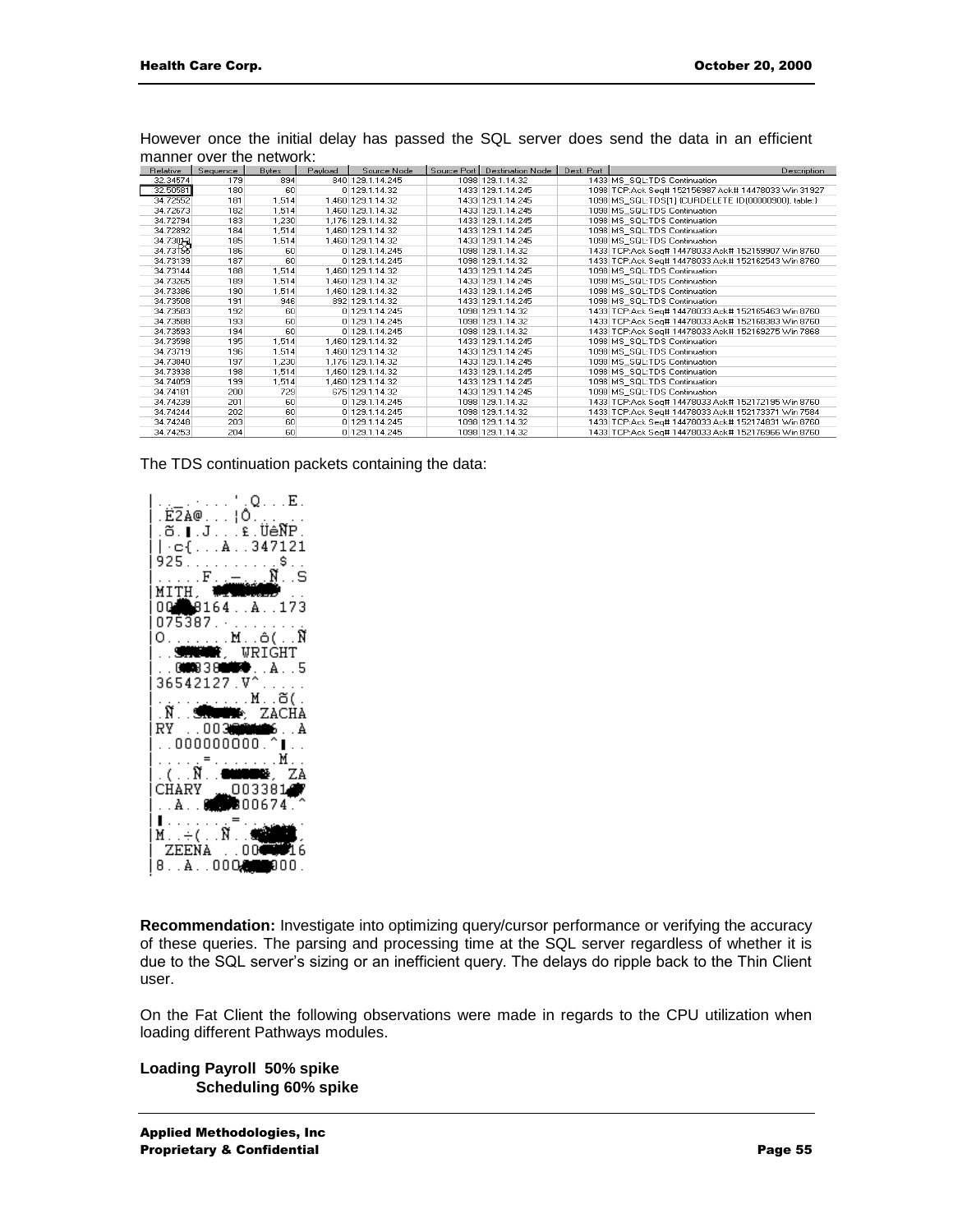However once the initial delay has passed the SQL server does send the data in an efficient manner over the network:

| Relative | Sequence | Bytes | Payload | Source Node | Source Port | Destination Node | Dest. Port | Description |
|---|---|---|---|---|---|---|---|---|
| 32.34574 | 179 | 894 | 840 | 129.1.14.245 | 1098 | 129.1.14.32 | 1433 | MS_SQL:TDS Continuation |
| 32.50581 | 180 | 60 | 0 | 129.1.14.32 | 1433 | 129.1.14.245 | 1098 | TCP:Ack Seq# 152156987 Ack# 14478033 Win 31927 |
| 34.72552 | 181 | 1,514 | 1,460 | 129.1.14.32 | 1433 | 129.1.14.245 | 1098 | MS_SQL:TDS[1] (CURDELETE ID(00000900), table:) |
| 34.72673 | 182 | 1,514 | 1,460 | 129.1.14.32 | 1433 | 129.1.14.245 | 1098 | MS_SQL:TDS Continuation |
| 34.72794 | 183 | 1,230 | 1,176 | 129.1.14.32 | 1433 | 129.1.14.245 | 1098 | MS_SQL:TDS Continuation |
| 34.72892 | 184 | 1,514 | 1,460 | 129.1.14.32 | 1433 | 129.1.14.245 | 1098 | MS_SQL:TDS Continuation |
| 34.73013 | 185 | 1,514 | 1,460 | 129.1.14.32 | 1433 | 129.1.14.245 | 1098 | MS_SQL:TDS Continuation |
| 34.73135 | 186 | 60 | 0 | 129.1.14.245 | 1098 | 129.1.14.32 | 1433 | TCP:Ack Seq# 14478033 Ack# 152159907 Win 8760 |
| 34.73139 | 187 | 60 | 0 | 129.1.14.245 | 1098 | 129.1.14.32 | 1433 | TCP:Ack Seq# 14478033 Ack# 152162543 Win 8760 |
| 34.73144 | 188 | 1,514 | 1,460 | 129.1.14.32 | 1433 | 129.1.14.245 | 1098 | MS_SQL:TDS Continuation |
| 34.73265 | 189 | 1,514 | 1,460 | 129.1.14.32 | 1433 | 129.1.14.245 | 1098 | MS_SQL:TDS Continuation |
| 34.73386 | 190 | 1,514 | 1,460 | 129.1.14.32 | 1433 | 129.1.14.245 | 1098 | MS_SQL:TDS Continuation |
| 34.73508 | 191 | 946 | 892 | 129.1.14.32 | 1433 | 129.1.14.245 | 1098 | MS_SQL:TDS Continuation |
| 34.73583 | 192 | 60 | 0 | 129.1.14.245 | 1098 | 129.1.14.32 | 1433 | TCP:Ack Seq# 14478033 Ack# 152165463 Win 8760 |
| 34.73588 | 193 | 60 | 0 | 129.1.14.245 | 1098 | 129.1.14.32 | 1433 | TCP:Ack Seq# 14478033 Ack# 152168383 Win 8760 |
| 34.73593 | 194 | 60 | 0 | 129.1.14.245 | 1098 | 129.1.14.32 | 1433 | TCP:Ack Seq# 14478033 Ack# 152169275 Win 7868 |
| 34.73598 | 195 | 1,514 | 1,460 | 129.1.14.32 | 1433 | 129.1.14.245 | 1098 | MS_SQL:TDS Continuation |
| 34.73719 | 196 | 1,514 | 1,460 | 129.1.14.32 | 1433 | 129.1.14.245 | 1098 | MS_SQL:TDS Continuation |
| 34.73840 | 197 | 1,230 | 1,176 | 129.1.14.32 | 1433 | 129.1.14.245 | 1098 | MS_SQL:TDS Continuation |
| 34.73938 | 198 | 1,514 | 1,460 | 129.1.14.32 | 1433 | 129.1.14.245 | 1098 | MS_SQL:TDS Continuation |
| 34.74059 | 199 | 1,514 | 1,460 | 129.1.14.32 | 1433 | 129.1.14.245 | 1098 | MS_SQL:TDS Continuation |
| 34.74181 | 200 | 729 | 675 | 129.1.14.32 | 1433 | 129.1.14.245 | 1098 | MS_SQL:TDS Continuation |
| 34.74239 | 201 | 60 | 0 | 129.1.14.245 | 1098 | 129.1.14.32 | 1433 | TCP:Ack Seq# 14478033 Ack# 152172195 Win 8760 |
| 34.74244 | 202 | 60 | 0 | 129.1.14.245 | 1098 | 129.1.14.32 | 1433 | TCP:Ack Seq# 14478033 Ack# 152173371 Win 7584 |
| 34.74248 | 203 | 60 | 0 | 129.1.14.245 | 1098 | 129.1.14.32 | 1433 | TCP:Ack Seq# 14478033 Ack# 152174831 Win 8760 |
| 34.74253 | 204 | 60 | 0 | 129.1.14.245 | 1098 | 129.1.14.32 | 1433 | TCP:Ack Seq# 14478033 Ack# 152176966 Win 8760 |

The TDS continuation packets containing the data:

```
|.._.....'.Q...E.
|.E2A@...¦Ô......
|.õ.▌.J...£.ÜèÑP.
|·c{...À..347121
|925..........$..
|.....F..—...Ñ..S
|MITH, ███████ ..
|00██8164..A..173
|075387.·........
|O.......M..ô(..Ñ
|..█████, WRIGHT
|..████38████..A..5
|36542127.V^.....
|..........M..õ(.
|.Ñ..█████, ZACHA
|RY ..003██████..A
|..000000000.^▌..
|.....=.......M..
|.(..Ñ..██████, ZA
|CHARY ..003381██
|..A..████00674.^
|▌.......=.......
|M..÷(..Ñ..█████,
| ZEENA ..00████16
|8..A..000█████000.
```

**Recommendation:** Investigate into optimizing query/cursor performance or verifying the accuracy of these queries. The parsing and processing time at the SQL server regardless of whether it is due to the SQL server's sizing or an inefficient query. The delays do ripple back to the Thin Client user.

On the Fat Client the following observations were made in regards to the CPU utilization when loading different Pathways modules.

**Loading Payroll 50% spike**
**Scheduling 60% spike**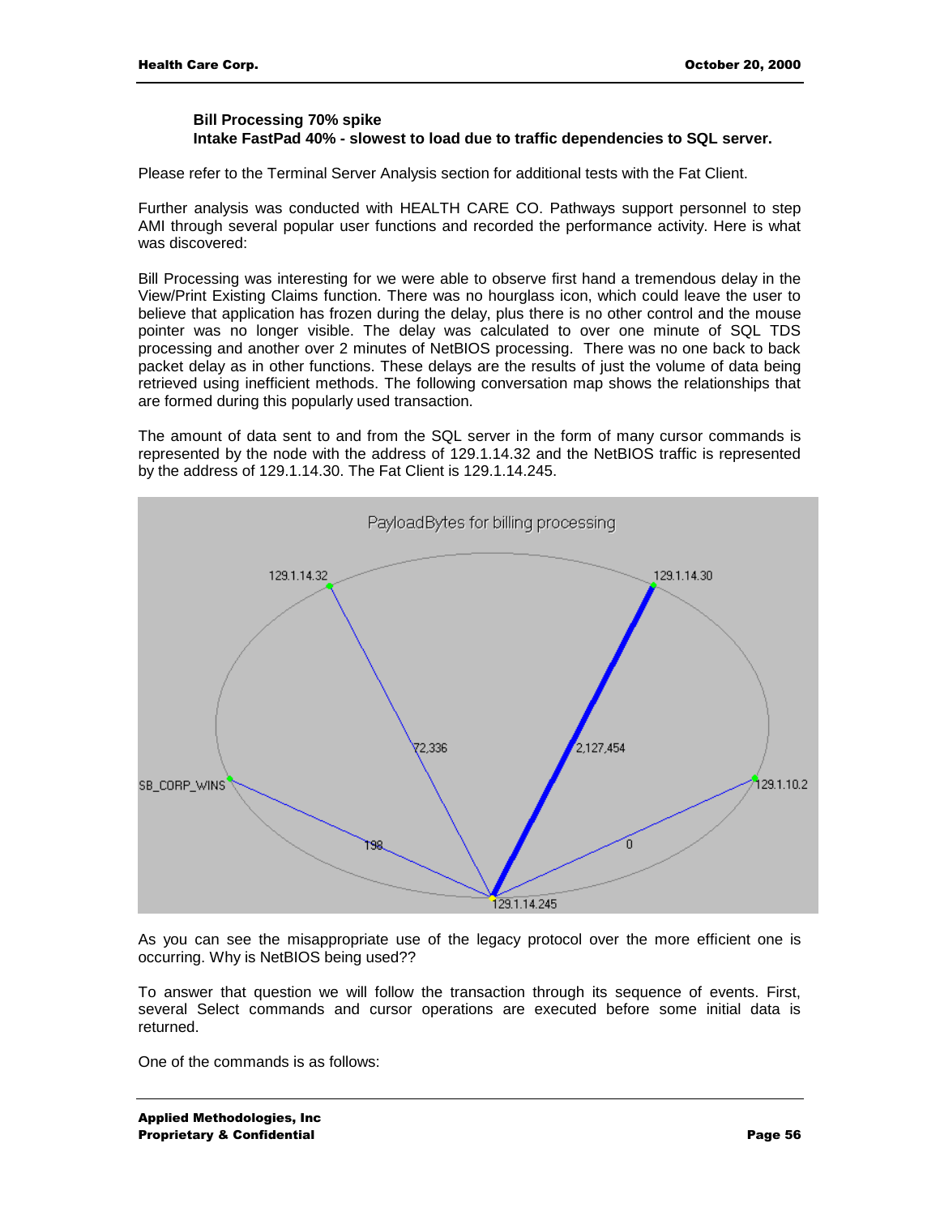**Bill Processing 70% spike**
**Intake FastPad 40% - slowest to load due to traffic dependencies to SQL server.**

Please refer to the Terminal Server Analysis section for additional tests with the Fat Client.

Further analysis was conducted with HEALTH CARE CO. Pathways support personnel to step AMI through several popular user functions and recorded the performance activity. Here is what was discovered:

Bill Processing was interesting for we were able to observe first hand a tremendous delay in the View/Print Existing Claims function. There was no hourglass icon, which could leave the user to believe that application has frozen during the delay, plus there is no other control and the mouse pointer was no longer visible. The delay was calculated to over one minute of SQL TDS processing and another over 2 minutes of NetBIOS processing. There was no one back to back packet delay as in other functions. These delays are the results of just the volume of data being retrieved using inefficient methods. The following conversation map shows the relationships that are formed during this popularly used transaction.

The amount of data sent to and from the SQL server in the form of many cursor commands is represented by the node with the address of 129.1.14.32 and the NetBIOS traffic is represented by the address of 129.1.14.30. The Fat Client is 129.1.14.245.

As you can see the misappropriate use of the legacy protocol over the more efficient one is occurring. Why is NetBIOS being used??

To answer that question we will follow the transaction through its sequence of events. First, several Select commands and cursor operations are executed before some initial data is returned.

One of the commands is as follows: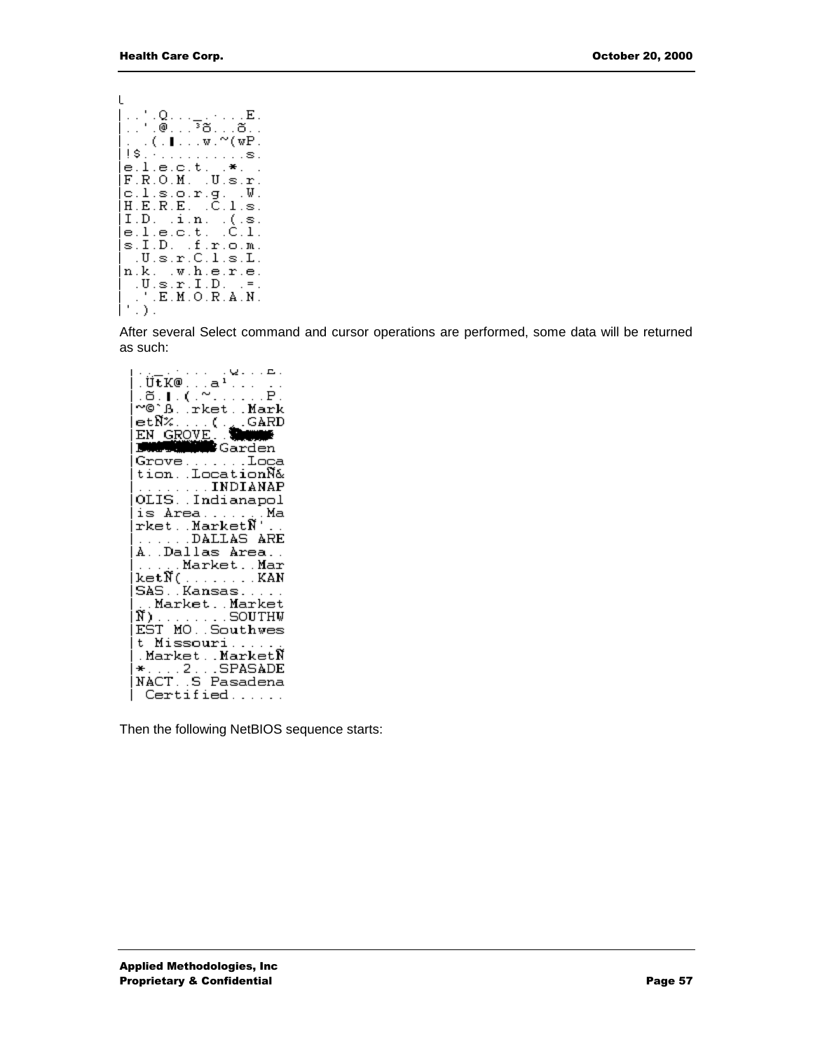```
|..'.Q..._....E.
|..'.@...³õ...õ..
|..(.▌...w.~(wP.
|!$...........s.
|e.l.e.c.t. .*. .
|F.R.O.M. .U.s.r.
|c.l.s.o.r.g. .W.
|H.E.R.E. .C.l.s.
|I.D. .i.n. .(.s.
|e.l.e.c.t. .C.l.
|s.I.D. .f.r.o.m.
| .U.s.r.C.l.s.L.
|n.k. .w.h.e.r.e.
| .U.s.r.I.D. .=.
| .'.E.M.O.R.A.N.
|'.).
```

After several Select command and cursor operations are performed, some data will be returned as such:

```
|.._.....  .Q...E.
|.ÜtK@...a¹...  ..
|.õ.▌.(.~......P.
|~©`ß..rket..Mark
|etÑ%....(...GARD
|EN GROVE..
|          Garden
|Grove.......Loca
|tion..LocationÑ&
|........INDIANAP
|OLIS..Indianapol
|is Area.......Ma
|rket..MarketÑ'..
|......DALLAS ARE
|A..Dallas Area..
|.....Market..Mar
|ketÑ(........KAN
|SAS..Kansas.....
|..Market..Market
|Ñ)........SOUTHW
|EST MO..Southwes
|t Missouri......
|.Market..MarketÑ
|*....2...SPASADE
|NACT..S Pasadena
| Certified......
```

Then the following NetBIOS sequence starts: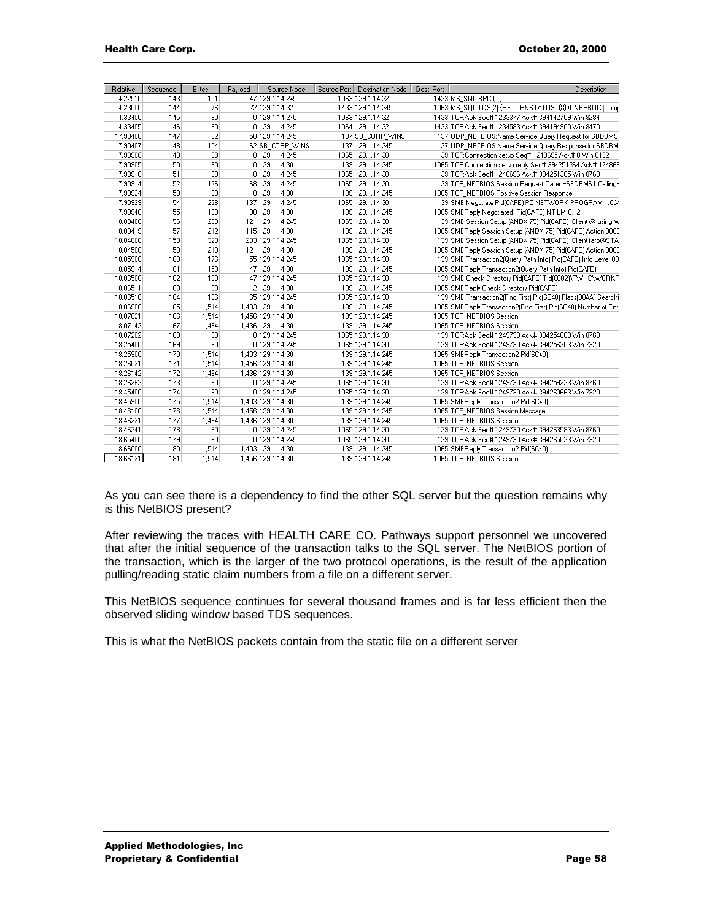| Relative | Sequence | Bytes | Payload | Source Node | Source Port | Destination Node | Dest. Port | Description |
|---|---|---|---|---|---|---|---|---|
| 4.22510 | 143 | 101 | 47 | 129.1.14.245 | 1063 | 129.1.14.32 | 1433 | MS_SQL:RPC (...) |
| 4.23000 | 144 | 76 | 22 | 129.1.14.32 | 1433 | 129.1.14.245 | 1063 | MS_SQL:TDS[2] {RETURNSTATUS 0}{DONEPROC (Comp |
| 4.33400 | 145 | 60 | 0 | 129.1.14.245 | 1063 | 129.1.14.32 | 1433 | TCP:Ack Seq# 1233377 Ack# 394142709 Win 8284 |
| 4.33405 | 146 | 60 | 0 | 129.1.14.245 | 1064 | 129.1.14.32 | 1433 | TCP:Ack Seq# 1234583 Ack# 394194900 Win 8470 |
| 17.90400 | 147 | 92 | 50 | 129.1.14.245 | 137 | SB_CORP_WINS | 137 | UDP_NETBIOS:Name Service Query Request for SBDBMS |
| 17.90407 | 148 | 104 | 62 | SB_CORP_WINS | 137 | 129.1.14.245 | 137 | UDP_NETBIOS:Name Service Query Response for SBDBM |
| 17.90900 | 149 | 60 | 0 | 129.1.14.245 | 1065 | 129.1.14.30 | 139 | TCP:Connection setup Seq# 1248695 Ack# 0 Win 8192 |
| 17.90905 | 150 | 60 | 0 | 129.1.14.30 | 139 | 129.1.14.245 | 1065 | TCP:Connection setup reply Seq# 394251364 Ack# 124869 |
| 17.90910 | 151 | 60 | 0 | 129.1.14.245 | 1065 | 129.1.14.30 | 139 | TCP:Ack Seq# 1248696 Ack# 394251365 Win 8760 |
| 17.90914 | 152 | 126 | 68 | 129.1.14.245 | 1065 | 129.1.14.30 | 139 | TCP_NETBIOS:Session Request Called=SBDBMS1 Calling= |
| 17.90924 | 153 | 60 | 0 | 129.1.14.30 | 139 | 129.1.14.245 | 1065 | TCP_NETBIOS:Positive Session Response |
| 17.90929 | 154 | 228 | 137 | 129.1.14.245 | 1065 | 129.1.14.30 | 139 | SMB:Negotiate Pid(CAFE) PC NETWORK PROGRAM 1.0,X |
| 17.90948 | 155 | 163 | 38 | 129.1.14.30 | 139 | 129.1.14.245 | 1065 | SMBReply:Negotiated Pid(CAFE) NT LM 0.12 |
| 18.00400 | 156 | 238 | 121 | 129.1.14.245 | 1065 | 129.1.14.30 | 139 | SMB:Session Setup (ANDX 75) Pid(CAFE) Client @ using W |
| 18.00419 | 157 | 212 | 115 | 129.1.14.30 | 139 | 129.1.14.245 | 1065 | SMBReply:Session Setup (ANDX 75) Pid(CAFE) Action 000C |
| 18.04000 | 158 | 320 | 203 | 129.1.14.245 | 1065 | 129.1.14.30 | 139 | SMB:Session Setup (ANDX 75) Pid(CAFE) Client farb@STA |
| 18.04500 | 159 | 218 | 121 | 129.1.14.30 | 139 | 129.1.14.245 | 1065 | SMBReply:Session Setup (ANDX 75) Pid(CAFE) Action 000C |
| 18.05900 | 160 | 176 | 55 | 129.1.14.245 | 1065 | 129.1.14.30 | 139 | SMB:Transaction2(Query Path Info) Pid(CAFE) Info Level 00 |
| 18.05914 | 161 | 158 | 47 | 129.1.14.30 | 139 | 129.1.14.245 | 1065 | SMBReply:Transaction2(Query Path Info) Pid(CAFE) |
| 18.06500 | 162 | 138 | 47 | 129.1.14.245 | 1065 | 129.1.14.30 | 139 | SMB:Check Directory Pid(CAFE) Tid(0802)\PWHC\WORKF |
| 18.06511 | 163 | 93 | 2 | 129.1.14.30 | 139 | 129.1.14.245 | 1065 | SMBReply:Check Directory Pid(CAFE) |
| 18.06518 | 164 | 186 | 65 | 129.1.14.245 | 1065 | 129.1.14.30 | 139 | SMB:Transaction2(Find First) Pid(6C40) Flags(00AA) Searchi |
| 18.06900 | 165 | 1,514 | 1,403 | 129.1.14.30 | 139 | 129.1.14.245 | 1065 | SMBReply:Transaction2(Find First) Pid(6C40) Number of Ent |
| 18.07021 | 166 | 1,514 | 1,456 | 129.1.14.30 | 139 | 129.1.14.245 | 1065 | TCP_NETBIOS:Session |
| 18.07142 | 167 | 1,494 | 1,436 | 129.1.14.30 | 139 | 129.1.14.245 | 1065 | TCP_NETBIOS:Session |
| 18.07262 | 168 | 60 | 0 | 129.1.14.245 | 1065 | 129.1.14.30 | 139 | TCP:Ack Seq# 1249730 Ack# 394254863 Win 8760 |
| 18.25400 | 169 | 60 | 0 | 129.1.14.245 | 1065 | 129.1.14.30 | 139 | TCP:Ack Seq# 1249730 Ack# 394256303 Win 7320 |
| 18.25900 | 170 | 1,514 | 1,403 | 129.1.14.30 | 139 | 129.1.14.245 | 1065 | SMBReply:Transaction2 Pid(6C40) |
| 18.26021 | 171 | 1,514 | 1,456 | 129.1.14.30 | 139 | 129.1.14.245 | 1065 | TCP_NETBIOS:Session |
| 18.26142 | 172 | 1,494 | 1,436 | 129.1.14.30 | 139 | 129.1.14.245 | 1065 | TCP_NETBIOS:Session |
| 18.26262 | 173 | 60 | 0 | 129.1.14.245 | 1065 | 129.1.14.30 | 139 | TCP:Ack Seq# 1249730 Ack# 394259223 Win 8760 |
| 18.45400 | 174 | 60 | 0 | 129.1.14.245 | 1065 | 129.1.14.30 | 139 | TCP:Ack Seq# 1249730 Ack# 394260663 Win 7320 |
| 18.45900 | 175 | 1,514 | 1,403 | 129.1.14.30 | 139 | 129.1.14.245 | 1065 | SMBReply:Transaction2 Pid(6C40) |
| 18.46100 | 176 | 1,514 | 1,456 | 129.1.14.30 | 139 | 129.1.14.245 | 1065 | TCP_NETBIOS:Session Message |
| 18.46221 | 177 | 1,494 | 1,436 | 129.1.14.30 | 139 | 129.1.14.245 | 1065 | TCP_NETBIOS:Session |
| 18.46341 | 178 | 60 | 0 | 129.1.14.245 | 1065 | 129.1.14.30 | 139 | TCP:Ack Seq# 1249730 Ack# 394263583 Win 8760 |
| 18.65400 | 179 | 60 | 0 | 129.1.14.245 | 1065 | 129.1.14.30 | 139 | TCP:Ack Seq# 1249730 Ack# 394265023 Win 7320 |
| 18.66000 | 180 | 1,514 | 1,403 | 129.1.14.30 | 139 | 129.1.14.245 | 1065 | SMBReply:Transaction2 Pid(6C40) |
| 18.66121 | 181 | 1,514 | 1,456 | 129.1.14.30 | 139 | 129.1.14.245 | 1065 | TCP_NETBIOS:Session |

As you can see there is a dependency to find the other SQL server but the question remains why is this NetBIOS present?

After reviewing the traces with HEALTH CARE CO. Pathways support personnel we uncovered that after the initial sequence of the transaction talks to the SQL server. The NetBIOS portion of the transaction, which is the larger of the two protocol operations, is the result of the application pulling/reading static claim numbers from a file on a different server.

This NetBIOS sequence continues for several thousand frames and is far less efficient then the observed sliding window based TDS sequences.

This is what the NetBIOS packets contain from the static file on a different server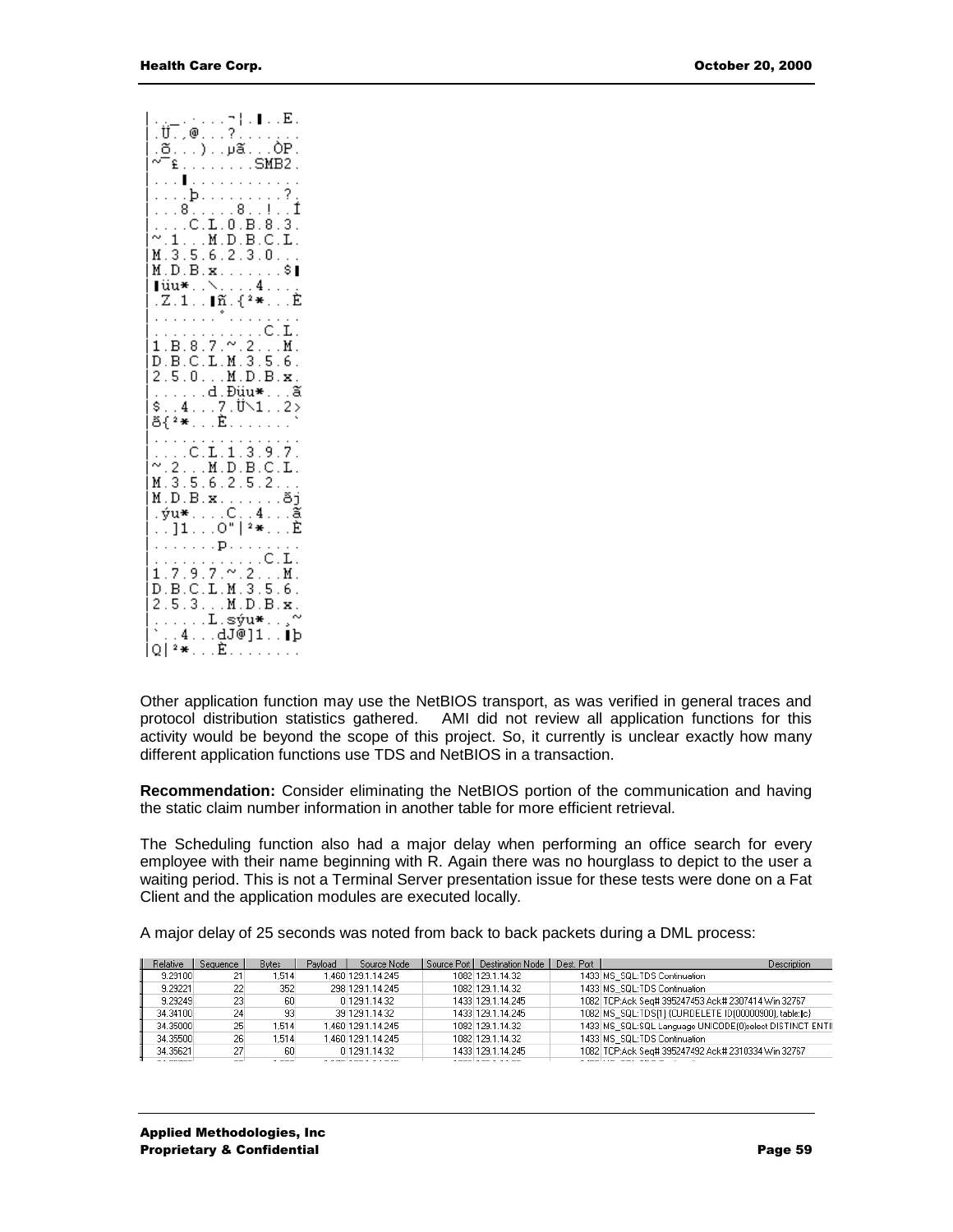```
|.._.....¬|.▮..E.
|.Ü..@...?.......
|.õ...)..µã...ÒP.
|~¯£........SMB2.
|...▮............
|....þ.........?.
|...8.....8..!..Í
|....C.L.0.B.8.3.
|~.1...M.D.B.C.L.
|M.3.5.6.2.3.0...
|M.D.B.x.......$▮
|▮üu*..\....4....
|.Z.1..▮ñ.{²*...È
|.......°........
|...........C.L.
|1.B.8.7.~.2...M.
|D.B.C.L.M.3.5.6.
|2.5.0...M.D.B.x.
|......d.Ðüu*...ã
|$..4...7.Ü\1..2>
|ð{²*...È.......`
|................
|....C.L.1.3.9.7.
|~.2...M.D.B.C.L.
|M.3.5.6.2.5.2...
|M.D.B.x.......ðj
|.ýu*....C..4...ã
|..]1...O"|²*...È
|.......p........
|...........C.L.
|1.7.9.7.~.2...M.
|D.B.C.L.M.3.5.6.
|2.5.3...M.D.B.x.
|......L.sýu*..¸~
|`..4...dJ@]1..▮þ
|Q|²*...È........
```

Other application function may use the NetBIOS transport, as was verified in general traces and protocol distribution statistics gathered. AMI did not review all application functions for this activity would be beyond the scope of this project. So, it currently is unclear exactly how many different application functions use TDS and NetBIOS in a transaction.

**Recommendation:** Consider eliminating the NetBIOS portion of the communication and having the static claim number information in another table for more efficient retrieval.

The Scheduling function also had a major delay when performing an office search for every employee with their name beginning with R. Again there was no hourglass to depict to the user a waiting period. This is not a Terminal Server presentation issue for these tests were done on a Fat Client and the application modules are executed locally.

A major delay of 25 seconds was noted from back to back packets during a DML process:

| Relative | Sequence | Bytes | Payload | Source Node | Source Port | Destination Node | Dest. Port | Description |
|---|---|---|---|---|---|---|---|---|
| 9.29100 | 21 | 1,514 | 1,460 | 129.1.14.245 | 1082 | 129.1.14.32 | 1433 | MS_SQL:TDS Continuation |
| 9.29221 | 22 | 352 | 298 | 129.1.14.245 | 1082 | 129.1.14.32 | 1433 | MS_SQL:TDS Continuation |
| 9.29249 | 23 | 60 | 0 | 129.1.14.32 | 1433 | 129.1.14.245 | 1082 | TCP:Ack Seq# 395247453 Ack# 2307414 Win 32767 |
| 34.34100 | 24 | 93 | 39 | 129.1.14.32 | 1433 | 129.1.14.245 | 1082 | MS_SQL:TDS[1] (CURDELETE ID(00000900), table:|c) |
| 34.35000 | 25 | 1,514 | 1,460 | 129.1.14.245 | 1082 | 129.1.14.32 | 1433 | MS_SQL:SQL Language UNICODE(0)select DISTINCT ENTI |
| 34.35500 | 26 | 1,514 | 1,460 | 129.1.14.245 | 1082 | 129.1.14.32 | 1433 | MS_SQL:TDS Continuation |
| 34.35621 | 27 | 60 | 0 | 129.1.14.32 | 1433 | 129.1.14.245 | 1082 | TCP:Ack Seq# 395247492 Ack# 2310334 Win 32767 |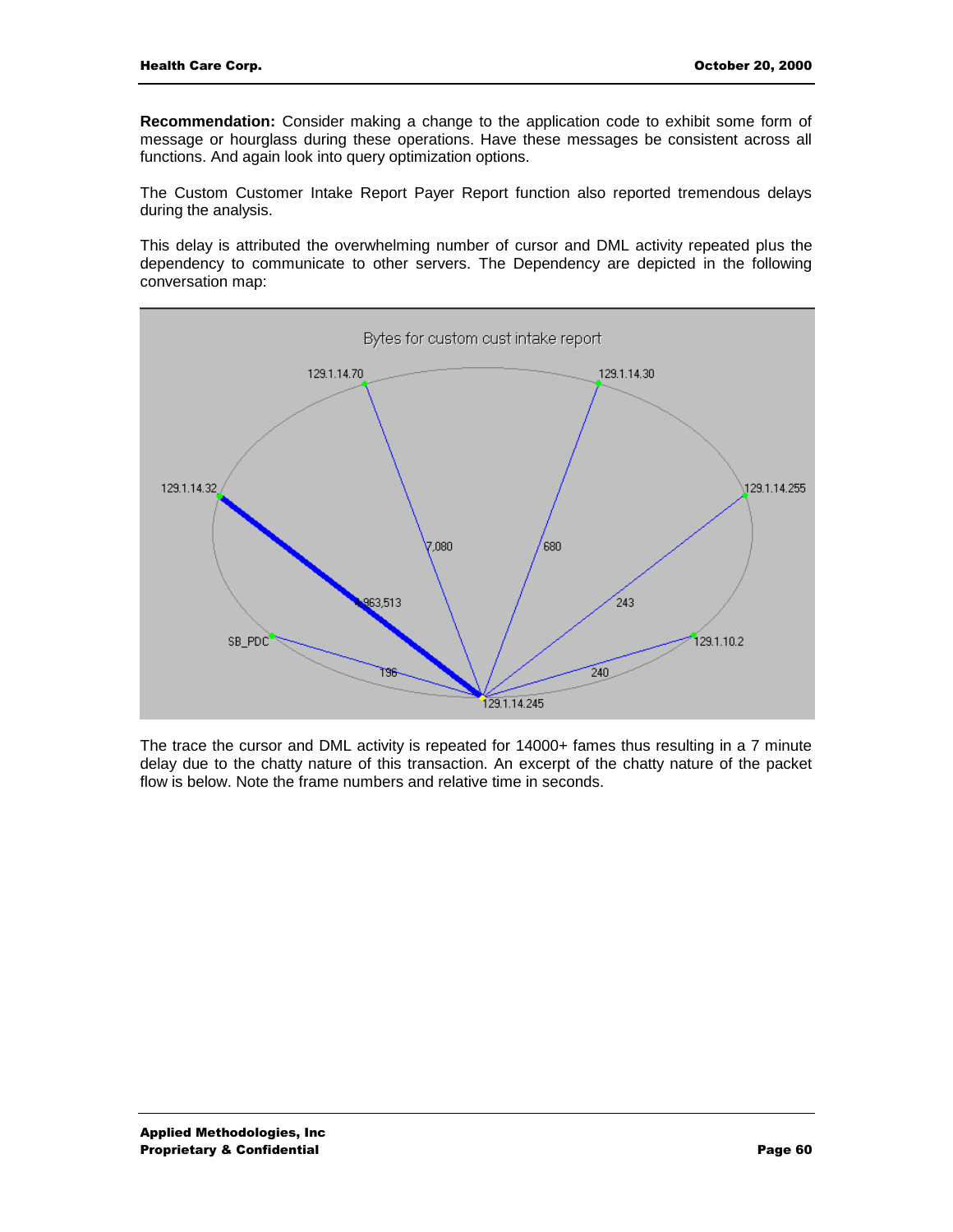**Recommendation:** Consider making a change to the application code to exhibit some form of message or hourglass during these operations. Have these messages be consistent across all functions. And again look into query optimization options.

The Custom Customer Intake Report Payer Report function also reported tremendous delays during the analysis.

This delay is attributed the overwhelming number of cursor and DML activity repeated plus the dependency to communicate to other servers. The Dependency are depicted in the following conversation map:

Bytes for custom cust intake report

The trace the cursor and DML activity is repeated for 14000+ fames thus resulting in a 7 minute delay due to the chatty nature of this transaction. An excerpt of the chatty nature of the packet flow is below. Note the frame numbers and relative time in seconds.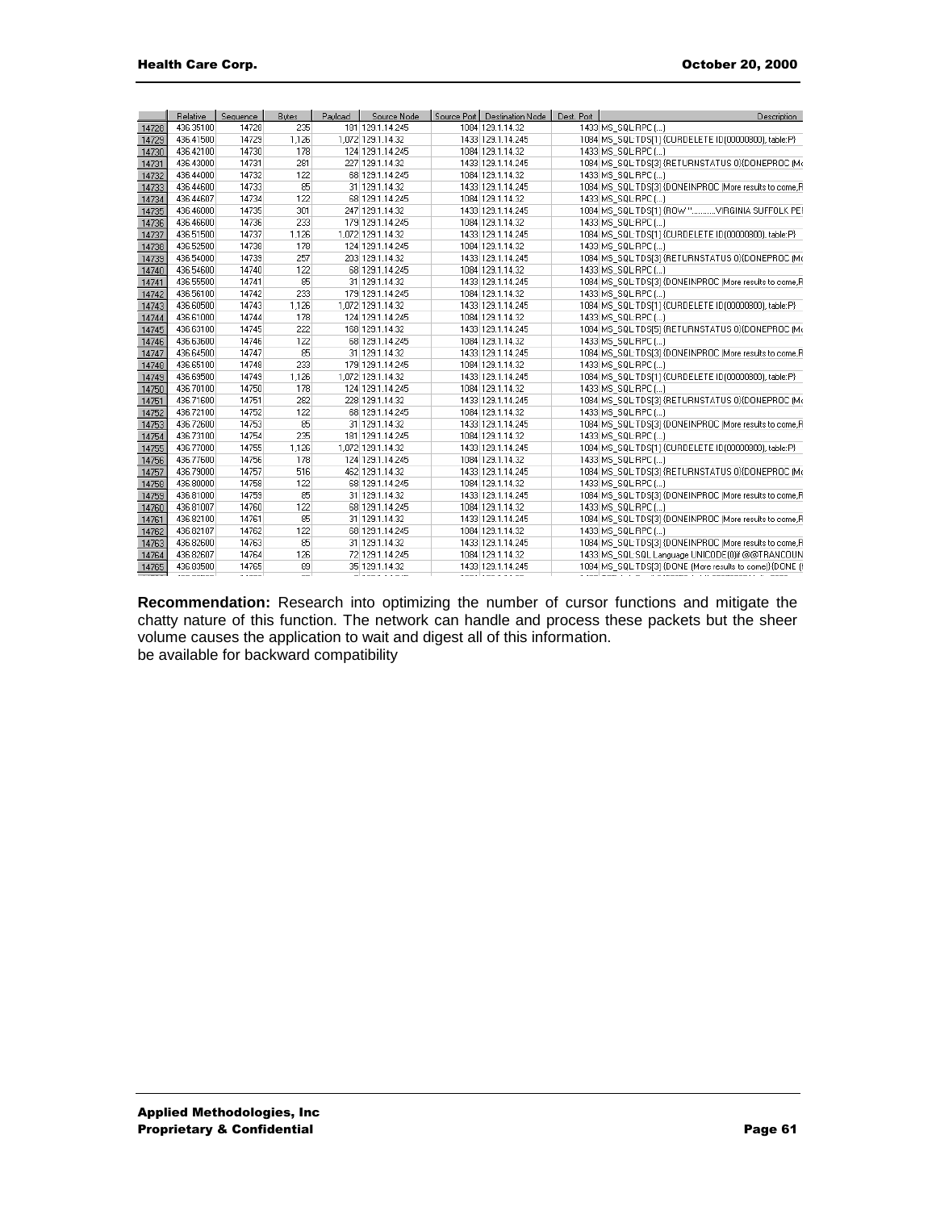| | Relative | Sequence | Bytes | Payload | Source Node | Source Port | Destination Node | Dest. Port | Description |
|---|---|---|---|---|---|---|---|---|---|
| 14728 | 436.35100 | 14728 | 235 | 181 | 129.1.14.245 | 1084 | 129.1.14.32 | 1433 | MS_SQL:RPC (...) |
| 14729 | 436.41500 | 14729 | 1,126 | 1,072 | 129.1.14.32 | 1433 | 129.1.14.245 | 1084 | MS_SQL:TDS[1] {CURDELETE ID(00000800), table:P} |
| 14730 | 436.42100 | 14730 | 178 | 124 | 129.1.14.245 | 1084 | 129.1.14.32 | 1433 | MS_SQL:RPC (...) |
| 14731 | 436.43000 | 14731 | 281 | 227 | 129.1.14.32 | 1433 | 129.1.14.245 | 1084 | MS_SQL:TDS[3] {RETURNSTATUS 0}{DONEPROC (Mo |
| 14732 | 436.44000 | 14732 | 122 | 68 | 129.1.14.245 | 1084 | 129.1.14.32 | 1433 | MS_SQL:RPC (...) |
| 14733 | 436.44600 | 14733 | 85 | 31 | 129.1.14.32 | 1433 | 129.1.14.245 | 1084 | MS_SQL:TDS[3] {DONEINPROC (More results to come,R |
| 14734 | 436.44607 | 14734 | 122 | 68 | 129.1.14.245 | 1084 | 129.1.14.32 | 1433 | MS_SQL:RPC (...) |
| 14735 | 436.46000 | 14735 | 301 | 247 | 129.1.14.32 | 1433 | 129.1.14.245 | 1084 | MS_SQL:TDS[1] {ROW ".........VIRGINIA SUFFOLK PEI |
| 14736 | 436.46600 | 14736 | 233 | 179 | 129.1.14.245 | 1084 | 129.1.14.32 | 1433 | MS_SQL:RPC (...) |
| 14737 | 436.51500 | 14737 | 1,126 | 1,072 | 129.1.14.32 | 1433 | 129.1.14.245 | 1084 | MS_SQL:TDS[1] {CURDELETE ID(00000800), table:P} |
| 14738 | 436.52500 | 14738 | 178 | 124 | 129.1.14.245 | 1084 | 129.1.14.32 | 1433 | MS_SQL:RPC (...) |
| 14739 | 436.54000 | 14739 | 257 | 203 | 129.1.14.32 | 1433 | 129.1.14.245 | 1084 | MS_SQL:TDS[3] {RETURNSTATUS 0}{DONEPROC (Mo |
| 14740 | 436.54600 | 14740 | 122 | 68 | 129.1.14.245 | 1084 | 129.1.14.32 | 1433 | MS_SQL:RPC (...) |
| 14741 | 436.55500 | 14741 | 85 | 31 | 129.1.14.32 | 1433 | 129.1.14.245 | 1084 | MS_SQL:TDS[3] {DONEINPROC (More results to come,R |
| 14742 | 436.56100 | 14742 | 233 | 179 | 129.1.14.245 | 1084 | 129.1.14.32 | 1433 | MS_SQL:RPC (...) |
| 14743 | 436.60500 | 14743 | 1,126 | 1,072 | 129.1.14.32 | 1433 | 129.1.14.245 | 1084 | MS_SQL:TDS[1] {CURDELETE ID(00000800), table:P} |
| 14744 | 436.61000 | 14744 | 178 | 124 | 129.1.14.245 | 1084 | 129.1.14.32 | 1433 | MS_SQL:RPC (...) |
| 14745 | 436.63100 | 14745 | 222 | 168 | 129.1.14.32 | 1433 | 129.1.14.245 | 1084 | MS_SQL:TDS[5] {RETURNSTATUS 0}{DONEPROC (Mo |
| 14746 | 436.63600 | 14746 | 122 | 68 | 129.1.14.245 | 1084 | 129.1.14.32 | 1433 | MS_SQL:RPC (...) |
| 14747 | 436.64500 | 14747 | 85 | 31 | 129.1.14.32 | 1433 | 129.1.14.245 | 1084 | MS_SQL:TDS[3] {DONEINPROC (More results to come,R |
| 14748 | 436.65100 | 14748 | 233 | 179 | 129.1.14.245 | 1084 | 129.1.14.32 | 1433 | MS_SQL:RPC (...) |
| 14749 | 436.69500 | 14749 | 1,126 | 1,072 | 129.1.14.32 | 1433 | 129.1.14.245 | 1084 | MS_SQL:TDS[1] {CURDELETE ID(00000800), table:P} |
| 14750 | 436.70100 | 14750 | 178 | 124 | 129.1.14.245 | 1084 | 129.1.14.32 | 1433 | MS_SQL:RPC (...) |
| 14751 | 436.71600 | 14751 | 282 | 228 | 129.1.14.32 | 1433 | 129.1.14.245 | 1084 | MS_SQL:TDS[3] {RETURNSTATUS 0}{DONEPROC (Mo |
| 14752 | 436.72100 | 14752 | 122 | 68 | 129.1.14.245 | 1084 | 129.1.14.32 | 1433 | MS_SQL:RPC (...) |
| 14753 | 436.72600 | 14753 | 85 | 31 | 129.1.14.32 | 1433 | 129.1.14.245 | 1084 | MS_SQL:TDS[3] {DONEINPROC (More results to come,R |
| 14754 | 436.73100 | 14754 | 235 | 181 | 129.1.14.245 | 1084 | 129.1.14.32 | 1433 | MS_SQL:RPC (...) |
| 14755 | 436.77000 | 14755 | 1,126 | 1,072 | 129.1.14.32 | 1433 | 129.1.14.245 | 1084 | MS_SQL:TDS[1] {CURDELETE ID(00000800), table:P} |
| 14756 | 436.77600 | 14756 | 178 | 124 | 129.1.14.245 | 1084 | 129.1.14.32 | 1433 | MS_SQL:RPC (...) |
| 14757 | 436.79000 | 14757 | 516 | 462 | 129.1.14.32 | 1433 | 129.1.14.245 | 1084 | MS_SQL:TDS[3] {RETURNSTATUS 0}{DONEPROC (Mo |
| 14758 | 436.80000 | 14758 | 122 | 68 | 129.1.14.245 | 1084 | 129.1.14.32 | 1433 | MS_SQL:RPC (...) |
| 14759 | 436.81000 | 14759 | 85 | 31 | 129.1.14.32 | 1433 | 129.1.14.245 | 1084 | MS_SQL:TDS[3] {DONEINPROC (More results to come,R |
| 14760 | 436.81007 | 14760 | 122 | 68 | 129.1.14.245 | 1084 | 129.1.14.32 | 1433 | MS_SQL:RPC (...) |
| 14761 | 436.82100 | 14761 | 85 | 31 | 129.1.14.32 | 1433 | 129.1.14.245 | 1084 | MS_SQL:TDS[3] {DONEINPROC (More results to come,R |
| 14762 | 436.82107 | 14762 | 122 | 68 | 129.1.14.245 | 1084 | 129.1.14.32 | 1433 | MS_SQL:RPC (...) |
| 14763 | 436.82600 | 14763 | 85 | 31 | 129.1.14.32 | 1433 | 129.1.14.245 | 1084 | MS_SQL:TDS[3] {DONEINPROC (More results to come,R |
| 14764 | 436.82607 | 14764 | 126 | 72 | 129.1.14.245 | 1084 | 129.1.14.32 | 1433 | MS_SQL:SQL Language UNICODE(0)if @@TRANCOUN |
| 14765 | 436.83500 | 14765 | 89 | 35 | 129.1.14.32 | 1433 | 129.1.14.245 | 1084 | MS_SQL:TDS[3] {DONE (More results to come)}{DONE (I |

**Recommendation:** Research into optimizing the number of cursor functions and mitigate the chatty nature of this function. The network can handle and process these packets but the sheer volume causes the application to wait and digest all of this information.
be available for backward compatibility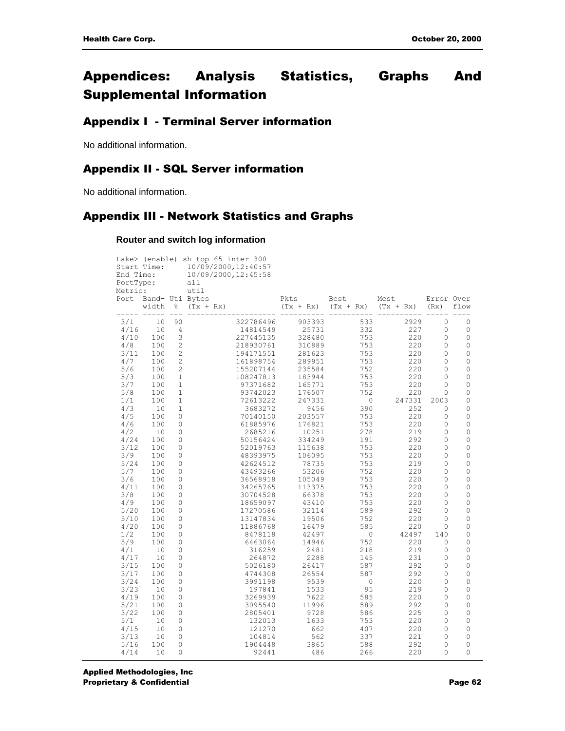# Appendices: Analysis Statistics, Graphs And Supplemental Information

## Appendix I - Terminal Server information

No additional information.

## Appendix II - SQL Server information

No additional information.

## Appendix III - Network Statistics and Graphs

**Router and switch log information**

```
Lake> (enable) sh top 65 inter 300
Start Time:     10/09/2000,12:40:57
End Time:       10/09/2000,12:45:58
PortType:       all
Metric:         util
Port  Band- Uti Bytes                Pkts       Bcst       Mcst       Error Over
      width %   (Tx + Rx)            (Tx + Rx)  (Tx + Rx)  (Tx + Rx)  (Rx)  flow
----- ----- --- -------------------- ---------- ---------- ---------- ----- ----
 3/1     10  90            322786496     903393        533       2929     0    0
 4/16    10   4             14814549      25731        332        227     0    0
 4/10   100   3            227445135     328480        753        220     0    0
 4/8    100   2            218930761     310889        753        220     0    0
 3/11   100   2            194171551     281623        753        220     0    0
 4/7    100   2            161898754     289951        753        220     0    0
 5/6    100   2            155207144     235584        752        220     0    0
 5/3    100   1            108247813     183944        753        220     0    0
 3/7    100   1             97371682     165771        753        220     0    0
 5/8    100   1             93742023     176507        752        220     0    0
 1/1    100   1             72613222     247331          0     247331  2003    0
 4/3     10   1              3683272       9456        390        252     0    0
 4/5    100   0             70140150     203557        753        220     0    0
 4/6    100   0             61885976     176821        753        220     0    0
 4/2     10   0              2685216      10251        278        219     0    0
 4/24   100   0             50156424     334249        191        292     0    0
 3/12   100   0             52019763     115638        753        220     0    0
 3/9    100   0             48393975     106095        753        220     0    0
 5/24   100   0             42624512      78735        753        219     0    0
 5/7    100   0             43493266      53206        752        220     0    0
 3/6    100   0             36568918     105049        753        220     0    0
 4/11   100   0             34265765     113375        753        220     0    0
 3/8    100   0             30704528      66378        753        220     0    0
 4/9    100   0             18659097      43410        753        220     0    0
 5/20   100   0             17270586      32114        589        292     0    0
 5/10   100   0             13147834      19506        752        220     0    0
 4/20   100   0             11886768      16479        585        220     0    0
 1/2    100   0              8478118      42497          0      42497   140    0
 5/9    100   0              6463064      14946        752        220     0    0
 4/1     10   0               316259       2481        218        219     0    0
 4/17    10   0               264872       2288        145        231     0    0
 3/15   100   0              5026180      26417        587        292     0    0
 3/17   100   0              4744308      26554        587        292     0    0
 3/24   100   0              3991198       9539          0        220     0    0
 3/23    10   0               197841       1533         95        219     0    0
 4/19   100   0              3269939       7622        585        220     0    0
 5/21   100   0              3095540      11996        589        292     0    0
 3/22   100   0              2805401       9728        586        225     0    0
 5/1     10   0               132013       1633        753        220     0    0
 4/15    10   0               121270        662        407        220     0    0
 3/13    10   0               104814        562        337        221     0    0
 5/16   100   0              1904448       3865        588        292     0    0
 4/14    10   0                92441        486        266        220     0    0
```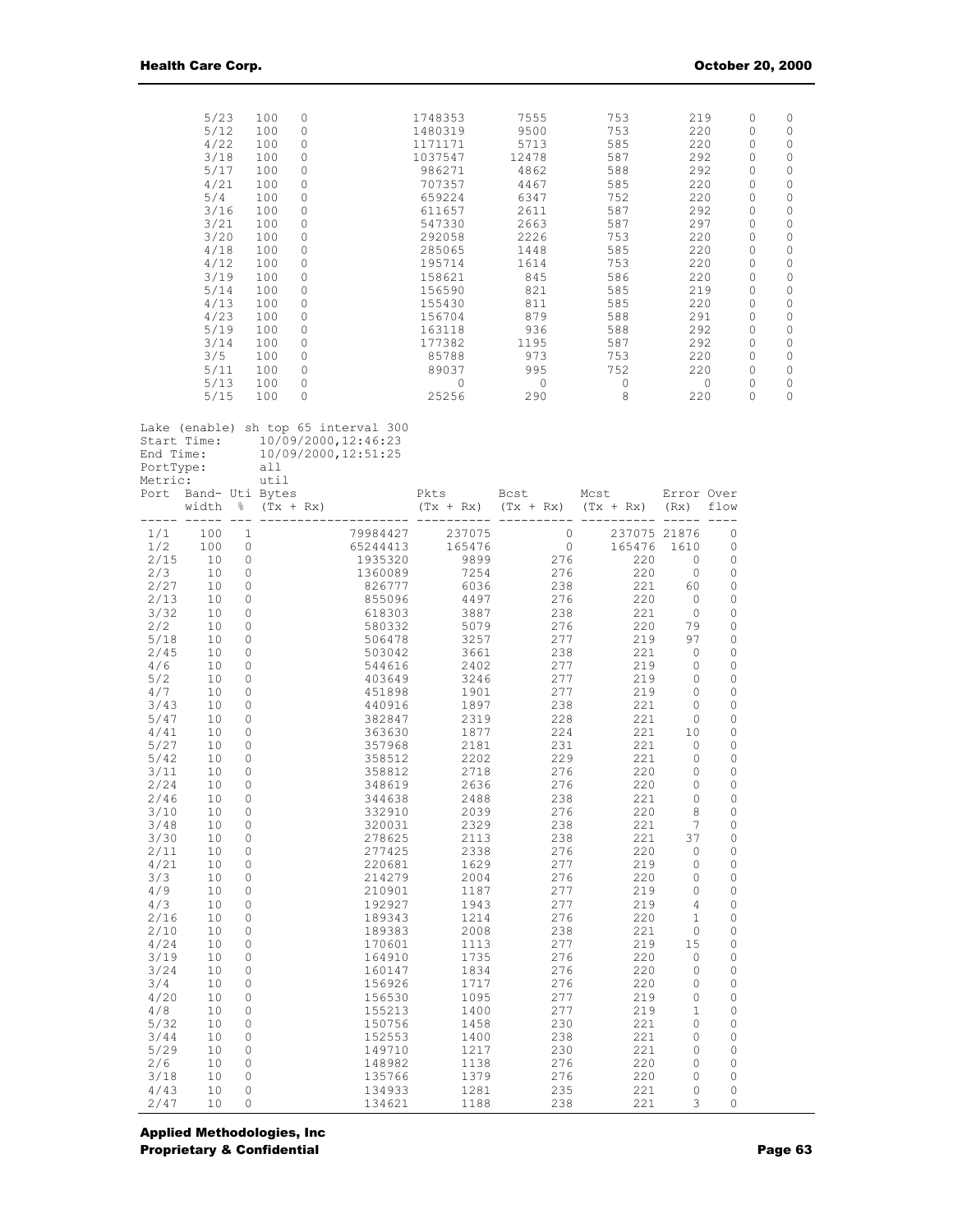```
          5/23   100   0               1748353      7555       753         219      0     0
          5/12   100   0               1480319      9500       753         220      0     0
          4/22   100   0               1171171      5713       585         220      0     0
          3/18   100   0               1037547     12478       587         292      0     0
          5/17   100   0                986271      4862       588         292      0     0
          4/21   100   0                707357      4467       585         220      0     0
          5/4    100   0                659224      6347       752         220      0     0
          3/16   100   0                611657      2611       587         292      0     0
          3/21   100   0                547330      2663       587         297      0     0
          3/20   100   0                292058      2226       753         220      0     0
          4/18   100   0                285065      1448       585         220      0     0
          4/12   100   0                195714      1614       753         220      0     0
          3/19   100   0                158621       845       586         220      0     0
          5/14   100   0                156590       821       585         219      0     0
          4/13   100   0                155430       811       585         220      0     0
          4/23   100   0                156704       879       588         291      0     0
          5/19   100   0                163118       936       588         292      0     0
          3/14   100   0                177382      1195       587         292      0     0
          3/5    100   0                 85788       973       753         220      0     0
          5/11   100   0                 89037       995       752         220      0     0
          5/13   100   0                     0         0         0           0      0     0
          5/15   100   0                 25256       290         8         220      0     0

Lake (enable) sh top 65 interval 300
Start Time:     10/09/2000,12:46:23
End Time:       10/09/2000,12:51:25
PortType:       all
Metric:         util
Port  Band- Uti Bytes                  Pkts        Bcst        Mcst        Error Over
      width  %  (Tx + Rx)              (Tx + Rx)   (Tx + Rx)   (Tx + Rx)   (Rx)  flow
----- ----- --- -------------------- ---------- ---------- ---------- ----- ----
 1/1    100   1             79984427     237075          0     237075 21876    0
 1/2    100   0             65244413     165476          0     165476  1610    0
 2/15    10   0              1935320       9899        276        220     0    0
 2/3     10   0              1360089       7254        276        220     0    0
 2/27    10   0               826777       6036        238        221    60    0
 2/13    10   0               855096       4497        276        220     0    0
 3/32    10   0               618303       3887        238        221     0    0
 2/2     10   0               580332       5079        276        220    79    0
 5/18    10   0               506478       3257        277        219    97    0
 2/45    10   0               503042       3661        238        221     0    0
 4/6     10   0               544616       2402        277        219     0    0
 5/2     10   0               403649       3246        277        219     0    0
 4/7     10   0               451898       1901        277        219     0    0
 3/43    10   0               440916       1897        238        221     0    0
 5/47    10   0               382847       2319        228        221     0    0
 4/41    10   0               363630       1877        224        221    10    0
 5/27    10   0               357968       2181        231        221     0    0
 5/42    10   0               358512       2202        229        221     0    0
 3/11    10   0               358812       2718        276        220     0    0
 2/24    10   0               348619       2636        276        220     0    0
 2/46    10   0               344638       2488        238        221     0    0
 3/10    10   0               332910       2039        276        220     8    0
 3/48    10   0               320031       2329        238        221     7    0
 3/30    10   0               278625       2113        238        221    37    0
 2/11    10   0               277425       2338        276        220     0    0
 4/21    10   0               220681       1629        277        219     0    0
 3/3     10   0               214279       2004        276        220     0    0
 4/9     10   0               210901       1187        277        219     0    0
 4/3     10   0               192927       1943        277        219     4    0
 2/16    10   0               189343       1214        276        220     1    0
 2/10    10   0               189383       2008        238        221     0    0
 4/24    10   0               170601       1113        277        219    15    0
 3/19    10   0               164910       1735        276        220     0    0
 3/24    10   0               160147       1834        276        220     0    0
 3/4     10   0               156926       1717        276        220     0    0
 4/20    10   0               156530       1095        277        219     0    0
 4/8     10   0               155213       1400        277        219     1    0
 5/32    10   0               150756       1458        230        221     0    0
 3/44    10   0               152553       1400        238        221     0    0
 5/29    10   0               149710       1217        230        221     0    0
 2/6     10   0               148982       1138        276        220     0    0
 3/18    10   0               135766       1379        276        220     0    0
 4/43    10   0               134933       1281        235        221     0    0
 2/47    10   0               134621       1188        238        221     3    0
```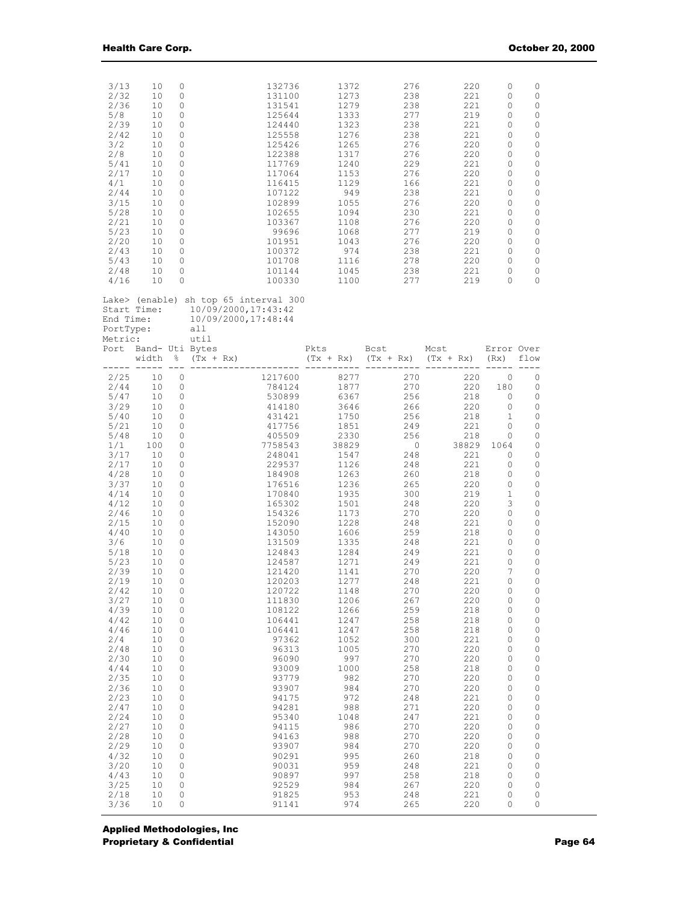| | | | | | | | | | |
|---|---|---|---|---|---|---|---|---|---|
| 3/13 | 10 | 0 | 132736 | 1372 | 276 | 220 | 0 | 0 |
| 2/32 | 10 | 0 | 131100 | 1273 | 238 | 221 | 0 | 0 |
| 2/36 | 10 | 0 | 131541 | 1279 | 238 | 221 | 0 | 0 |
| 5/8 | 10 | 0 | 125644 | 1333 | 277 | 219 | 0 | 0 |
| 2/39 | 10 | 0 | 124440 | 1323 | 238 | 221 | 0 | 0 |
| 2/42 | 10 | 0 | 125558 | 1276 | 238 | 221 | 0 | 0 |
| 3/2 | 10 | 0 | 125426 | 1265 | 276 | 220 | 0 | 0 |
| 2/8 | 10 | 0 | 122388 | 1317 | 276 | 220 | 0 | 0 |
| 5/41 | 10 | 0 | 117769 | 1240 | 229 | 221 | 0 | 0 |
| 2/17 | 10 | 0 | 117064 | 1153 | 276 | 220 | 0 | 0 |
| 4/1 | 10 | 0 | 116415 | 1129 | 166 | 221 | 0 | 0 |
| 2/44 | 10 | 0 | 107122 | 949 | 238 | 221 | 0 | 0 |
| 3/15 | 10 | 0 | 102899 | 1055 | 276 | 220 | 0 | 0 |
| 5/28 | 10 | 0 | 102655 | 1094 | 230 | 221 | 0 | 0 |
| 2/21 | 10 | 0 | 103367 | 1108 | 276 | 220 | 0 | 0 |
| 5/23 | 10 | 0 | 99696 | 1068 | 277 | 219 | 0 | 0 |
| 2/20 | 10 | 0 | 101951 | 1043 | 276 | 220 | 0 | 0 |
| 2/43 | 10 | 0 | 100372 | 974 | 238 | 221 | 0 | 0 |
| 5/43 | 10 | 0 | 101708 | 1116 | 278 | 220 | 0 | 0 |
| 2/48 | 10 | 0 | 101144 | 1045 | 238 | 221 | 0 | 0 |
| 4/16 | 10 | 0 | 100330 | 1100 | 277 | 219 | 0 | 0 |

```
Lake> (enable) sh top 65 interval 300
Start Time:     10/09/2000,17:43:42
End Time:       10/09/2000,17:48:44
PortType:       all
Metric:         util
```

| Port | Band-width | Uti % | Bytes (Tx + Rx) | Pkts (Tx + Rx) | Bcst (Tx + Rx) | Mcst (Tx + Rx) | Error (Rx) | Over flow |
|---|---|---|---|---|---|---|---|---|
| 2/25 | 10 | 0 | 1217600 | 8277 | 270 | 220 | 0 | 0 |
| 2/44 | 10 | 0 | 784124 | 1877 | 270 | 220 | 180 | 0 |
| 5/47 | 10 | 0 | 530899 | 6367 | 256 | 218 | 0 | 0 |
| 3/29 | 10 | 0 | 414180 | 3646 | 266 | 220 | 0 | 0 |
| 5/40 | 10 | 0 | 431421 | 1750 | 256 | 218 | 1 | 0 |
| 5/21 | 10 | 0 | 417756 | 1851 | 249 | 221 | 0 | 0 |
| 5/48 | 10 | 0 | 405509 | 2330 | 256 | 218 | 0 | 0 |
| 1/1 | 100 | 0 | 7758543 | 38829 | 0 | 38829 | 1064 | 0 |
| 3/17 | 10 | 0 | 248041 | 1547 | 248 | 221 | 0 | 0 |
| 2/17 | 10 | 0 | 229537 | 1126 | 248 | 221 | 0 | 0 |
| 4/28 | 10 | 0 | 184908 | 1263 | 260 | 218 | 0 | 0 |
| 3/37 | 10 | 0 | 176516 | 1236 | 265 | 220 | 0 | 0 |
| 4/14 | 10 | 0 | 170840 | 1935 | 300 | 219 | 1 | 0 |
| 4/12 | 10 | 0 | 165302 | 1501 | 248 | 220 | 3 | 0 |
| 2/46 | 10 | 0 | 154326 | 1173 | 270 | 220 | 0 | 0 |
| 2/15 | 10 | 0 | 152090 | 1228 | 248 | 221 | 0 | 0 |
| 4/40 | 10 | 0 | 143050 | 1606 | 259 | 218 | 0 | 0 |
| 3/6 | 10 | 0 | 131509 | 1335 | 248 | 221 | 0 | 0 |
| 5/18 | 10 | 0 | 124843 | 1284 | 249 | 221 | 0 | 0 |
| 5/23 | 10 | 0 | 124587 | 1271 | 249 | 221 | 0 | 0 |
| 2/39 | 10 | 0 | 121420 | 1141 | 270 | 220 | 7 | 0 |
| 2/19 | 10 | 0 | 120203 | 1277 | 248 | 221 | 0 | 0 |
| 2/42 | 10 | 0 | 120722 | 1148 | 270 | 220 | 0 | 0 |
| 3/27 | 10 | 0 | 111830 | 1206 | 267 | 220 | 0 | 0 |
| 4/39 | 10 | 0 | 108122 | 1266 | 259 | 218 | 0 | 0 |
| 4/42 | 10 | 0 | 106441 | 1247 | 258 | 218 | 0 | 0 |
| 4/46 | 10 | 0 | 106441 | 1247 | 258 | 218 | 0 | 0 |
| 2/4 | 10 | 0 | 97362 | 1052 | 300 | 221 | 0 | 0 |
| 2/48 | 10 | 0 | 96313 | 1005 | 270 | 220 | 0 | 0 |
| 2/30 | 10 | 0 | 96090 | 997 | 270 | 220 | 0 | 0 |
| 4/44 | 10 | 0 | 93009 | 1000 | 258 | 218 | 0 | 0 |
| 2/35 | 10 | 0 | 93779 | 982 | 270 | 220 | 0 | 0 |
| 2/36 | 10 | 0 | 93907 | 984 | 270 | 220 | 0 | 0 |
| 2/23 | 10 | 0 | 94175 | 972 | 248 | 221 | 0 | 0 |
| 2/47 | 10 | 0 | 94281 | 988 | 271 | 220 | 0 | 0 |
| 2/24 | 10 | 0 | 95340 | 1048 | 247 | 221 | 0 | 0 |
| 2/27 | 10 | 0 | 94115 | 986 | 270 | 220 | 0 | 0 |
| 2/28 | 10 | 0 | 94163 | 988 | 270 | 220 | 0 | 0 |
| 2/29 | 10 | 0 | 93907 | 984 | 270 | 220 | 0 | 0 |
| 4/32 | 10 | 0 | 90291 | 995 | 260 | 218 | 0 | 0 |
| 3/20 | 10 | 0 | 90031 | 959 | 248 | 221 | 0 | 0 |
| 4/43 | 10 | 0 | 90897 | 997 | 258 | 218 | 0 | 0 |
| 3/25 | 10 | 0 | 92529 | 984 | 267 | 220 | 0 | 0 |
| 2/18 | 10 | 0 | 91825 | 953 | 248 | 221 | 0 | 0 |
| 3/36 | 10 | 0 | 91141 | 974 | 265 | 220 | 0 | 0 |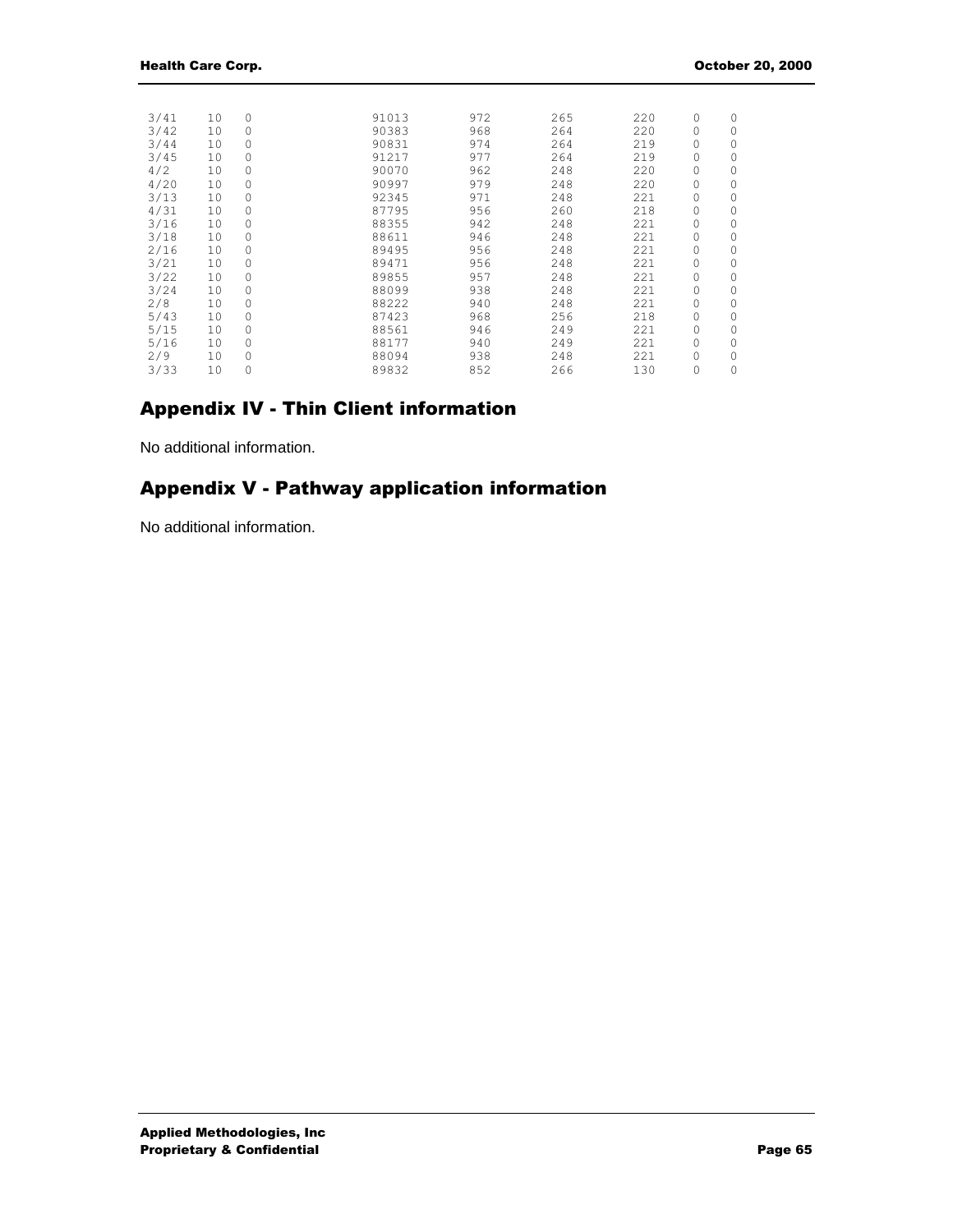| | | | | | | | | | |
|---|---|---|---|---|---|---|---|---|---|
| 3/41 | 10 | 0 | 91013 | 972 | 265 | 220 | 0 | 0 |
| 3/42 | 10 | 0 | 90383 | 968 | 264 | 220 | 0 | 0 |
| 3/44 | 10 | 0 | 90831 | 974 | 264 | 219 | 0 | 0 |
| 3/45 | 10 | 0 | 91217 | 977 | 264 | 219 | 0 | 0 |
| 4/2 | 10 | 0 | 90070 | 962 | 248 | 220 | 0 | 0 |
| 4/20 | 10 | 0 | 90997 | 979 | 248 | 220 | 0 | 0 |
| 3/13 | 10 | 0 | 92345 | 971 | 248 | 221 | 0 | 0 |
| 4/31 | 10 | 0 | 87795 | 956 | 260 | 218 | 0 | 0 |
| 3/16 | 10 | 0 | 88355 | 942 | 248 | 221 | 0 | 0 |
| 3/18 | 10 | 0 | 88611 | 946 | 248 | 221 | 0 | 0 |
| 2/16 | 10 | 0 | 89495 | 956 | 248 | 221 | 0 | 0 |
| 3/21 | 10 | 0 | 89471 | 956 | 248 | 221 | 0 | 0 |
| 3/22 | 10 | 0 | 89855 | 957 | 248 | 221 | 0 | 0 |
| 3/24 | 10 | 0 | 88099 | 938 | 248 | 221 | 0 | 0 |
| 2/8 | 10 | 0 | 88222 | 940 | 248 | 221 | 0 | 0 |
| 5/43 | 10 | 0 | 87423 | 968 | 256 | 218 | 0 | 0 |
| 5/15 | 10 | 0 | 88561 | 946 | 249 | 221 | 0 | 0 |
| 5/16 | 10 | 0 | 88177 | 940 | 249 | 221 | 0 | 0 |
| 2/9 | 10 | 0 | 88094 | 938 | 248 | 221 | 0 | 0 |
| 3/33 | 10 | 0 | 89832 | 852 | 266 | 130 | 0 | 0 |

## Appendix IV - Thin Client information

No additional information.

## Appendix V - Pathway application information

No additional information.